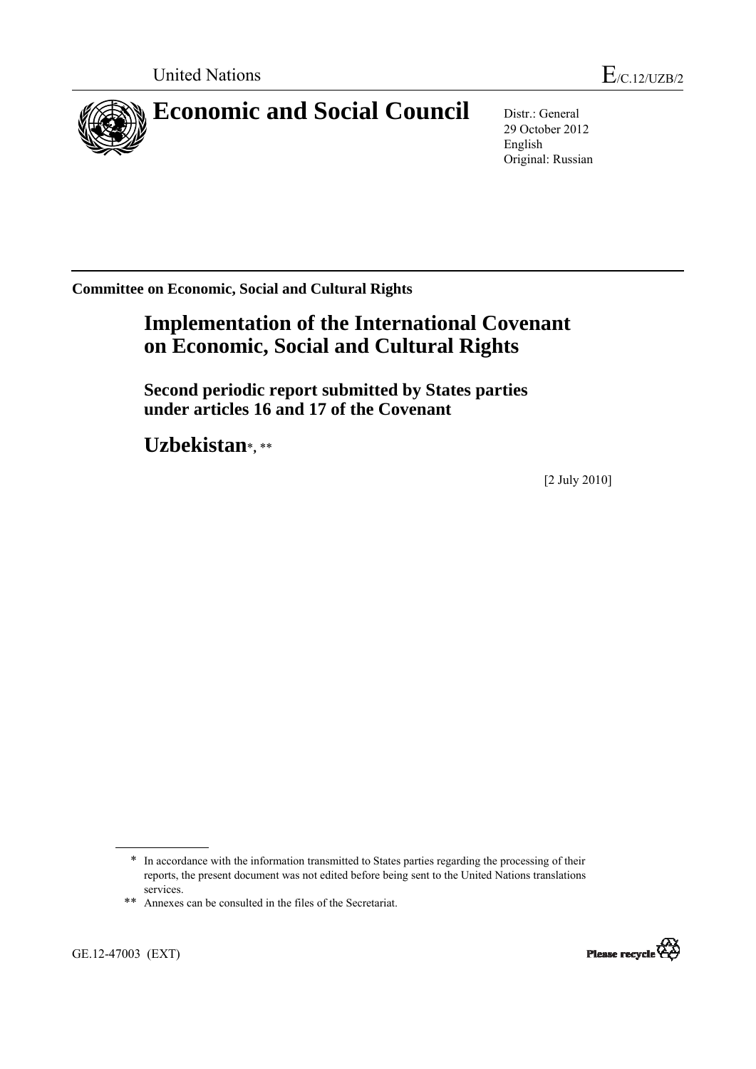United Nations

E/C.12/UZB/2

# Economic and Social Council

Distr.: General
29 October 2012
English
Original: Russian

**Committee on Economic, Social and Cultural Rights**

## Implementation of the International Covenant on Economic, Social and Cultural Rights

### Second periodic report submitted by States parties under articles 16 and 17 of the Covenant

## Uzbekistan*, **

[2 July 2010]

---

\* In accordance with the information transmitted to States parties regarding the processing of their reports, the present document was not edited before being sent to the United Nations translations services.

\*\* Annexes can be consulted in the files of the Secretariat.

GE.12-47003 (EXT)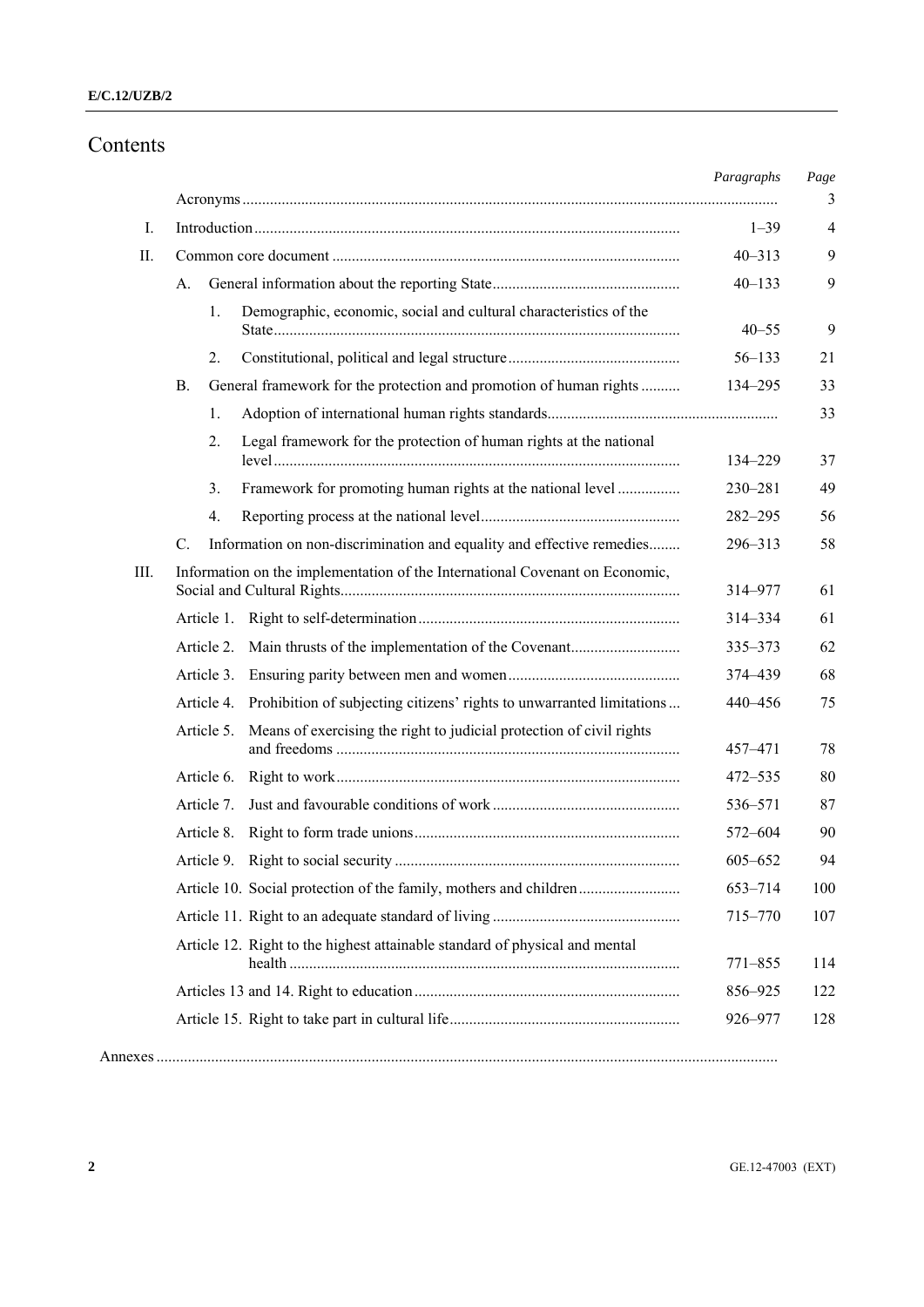# Contents

| | | Paragraphs | Page |
|---|---|---|---|
| | Acronyms | | 3 |
| I. | Introduction | 1–39 | 4 |
| II. | Common core document | 40–313 | 9 |
| | A. General information about the reporting State | 40–133 | 9 |
| | 1. Demographic, economic, social and cultural characteristics of the State | 40–55 | 9 |
| | 2. Constitutional, political and legal structure | 56–133 | 21 |
| | B. General framework for the protection and promotion of human rights | 134–295 | 33 |
| | 1. Adoption of international human rights standards | | 33 |
| | 2. Legal framework for the protection of human rights at the national level | 134–229 | 37 |
| | 3. Framework for promoting human rights at the national level | 230–281 | 49 |
| | 4. Reporting process at the national level | 282–295 | 56 |
| | C. Information on non-discrimination and equality and effective remedies | 296–313 | 58 |
| III. | Information on the implementation of the International Covenant on Economic, Social and Cultural Rights | 314–977 | 61 |
| | Article 1. Right to self-determination | 314–334 | 61 |
| | Article 2. Main thrusts of the implementation of the Covenant | 335–373 | 62 |
| | Article 3. Ensuring parity between men and women | 374–439 | 68 |
| | Article 4. Prohibition of subjecting citizens' rights to unwarranted limitations | 440–456 | 75 |
| | Article 5. Means of exercising the right to judicial protection of civil rights and freedoms | 457–471 | 78 |
| | Article 6. Right to work | 472–535 | 80 |
| | Article 7. Just and favourable conditions of work | 536–571 | 87 |
| | Article 8. Right to form trade unions | 572–604 | 90 |
| | Article 9. Right to social security | 605–652 | 94 |
| | Article 10. Social protection of the family, mothers and children | 653–714 | 100 |
| | Article 11. Right to an adequate standard of living | 715–770 | 107 |
| | Article 12. Right to the highest attainable standard of physical and mental health | 771–855 | 114 |
| | Articles 13 and 14. Right to education | 856–925 | 122 |
| | Article 15. Right to take part in cultural life | 926–977 | 128 |
| Annexes | | | |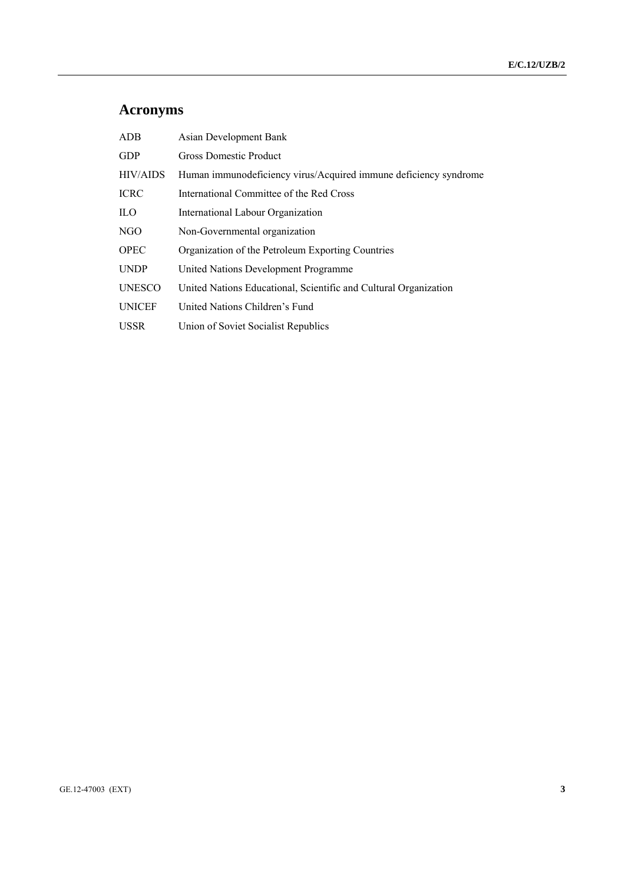# Acronyms

| | |
|---|---|
| ADB | Asian Development Bank |
| GDP | Gross Domestic Product |
| HIV/AIDS | Human immunodeficiency virus/Acquired immune deficiency syndrome |
| ICRC | International Committee of the Red Cross |
| ILO | International Labour Organization |
| NGO | Non-Governmental organization |
| OPEC | Organization of the Petroleum Exporting Countries |
| UNDP | United Nations Development Programme |
| UNESCO | United Nations Educational, Scientific and Cultural Organization |
| UNICEF | United Nations Children's Fund |
| USSR | Union of Soviet Socialist Republics |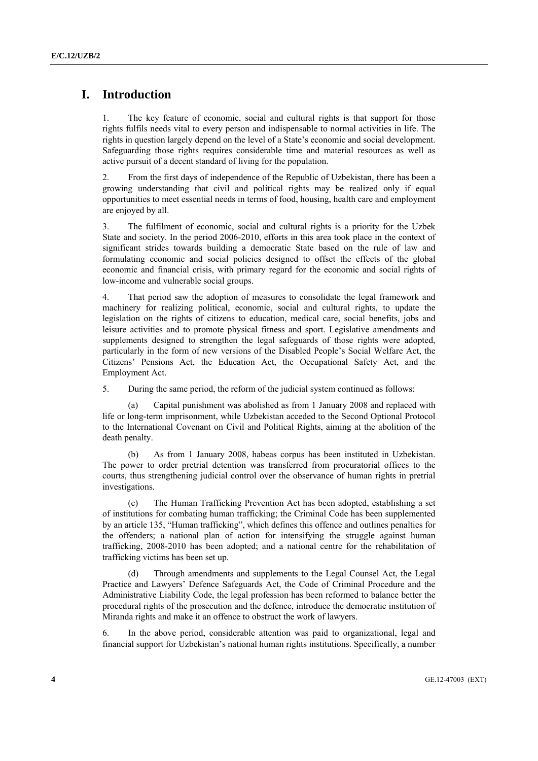# I. Introduction

1. The key feature of economic, social and cultural rights is that support for those rights fulfils needs vital to every person and indispensable to normal activities in life. The rights in question largely depend on the level of a State's economic and social development. Safeguarding those rights requires considerable time and material resources as well as active pursuit of a decent standard of living for the population.

2. From the first days of independence of the Republic of Uzbekistan, there has been a growing understanding that civil and political rights may be realized only if equal opportunities to meet essential needs in terms of food, housing, health care and employment are enjoyed by all.

3. The fulfilment of economic, social and cultural rights is a priority for the Uzbek State and society. In the period 2006-2010, efforts in this area took place in the context of significant strides towards building a democratic State based on the rule of law and formulating economic and social policies designed to offset the effects of the global economic and financial crisis, with primary regard for the economic and social rights of low-income and vulnerable social groups.

4. That period saw the adoption of measures to consolidate the legal framework and machinery for realizing political, economic, social and cultural rights, to update the legislation on the rights of citizens to education, medical care, social benefits, jobs and leisure activities and to promote physical fitness and sport. Legislative amendments and supplements designed to strengthen the legal safeguards of those rights were adopted, particularly in the form of new versions of the Disabled People's Social Welfare Act, the Citizens' Pensions Act, the Education Act, the Occupational Safety Act, and the Employment Act.

5. During the same period, the reform of the judicial system continued as follows:

(a) Capital punishment was abolished as from 1 January 2008 and replaced with life or long-term imprisonment, while Uzbekistan acceded to the Second Optional Protocol to the International Covenant on Civil and Political Rights, aiming at the abolition of the death penalty.

(b) As from 1 January 2008, habeas corpus has been instituted in Uzbekistan. The power to order pretrial detention was transferred from procuratorial offices to the courts, thus strengthening judicial control over the observance of human rights in pretrial investigations.

(c) The Human Trafficking Prevention Act has been adopted, establishing a set of institutions for combating human trafficking; the Criminal Code has been supplemented by an article 135, "Human trafficking", which defines this offence and outlines penalties for the offenders; a national plan of action for intensifying the struggle against human trafficking, 2008-2010 has been adopted; and a national centre for the rehabilitation of trafficking victims has been set up.

(d) Through amendments and supplements to the Legal Counsel Act, the Legal Practice and Lawyers' Defence Safeguards Act, the Code of Criminal Procedure and the Administrative Liability Code, the legal profession has been reformed to balance better the procedural rights of the prosecution and the defence, introduce the democratic institution of Miranda rights and make it an offence to obstruct the work of lawyers.

6. In the above period, considerable attention was paid to organizational, legal and financial support for Uzbekistan's national human rights institutions. Specifically, a number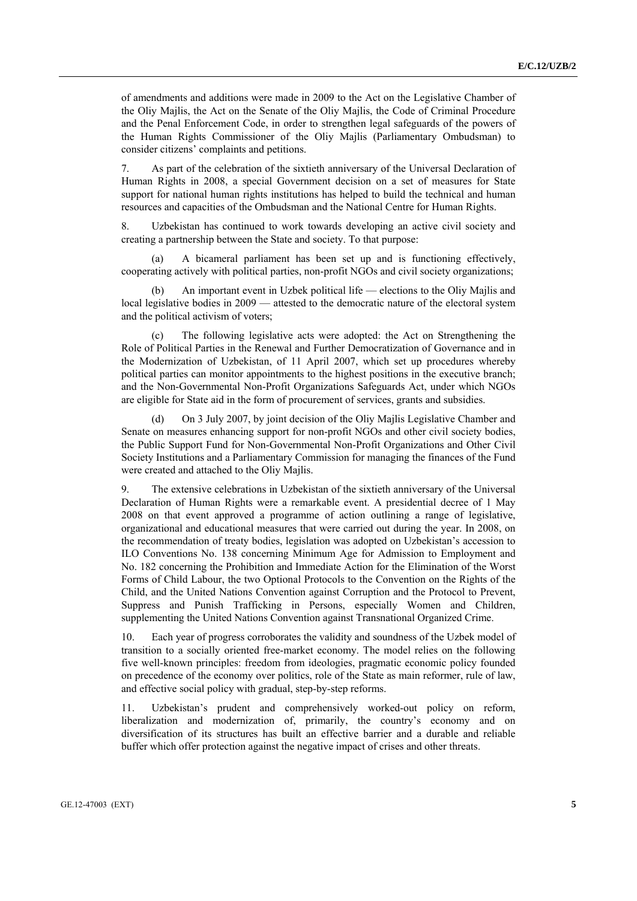of amendments and additions were made in 2009 to the Act on the Legislative Chamber of the Oliy Majlis, the Act on the Senate of the Oliy Majlis, the Code of Criminal Procedure and the Penal Enforcement Code, in order to strengthen legal safeguards of the powers of the Human Rights Commissioner of the Oliy Majlis (Parliamentary Ombudsman) to consider citizens' complaints and petitions.

7. As part of the celebration of the sixtieth anniversary of the Universal Declaration of Human Rights in 2008, a special Government decision on a set of measures for State support for national human rights institutions has helped to build the technical and human resources and capacities of the Ombudsman and the National Centre for Human Rights.

8. Uzbekistan has continued to work towards developing an active civil society and creating a partnership between the State and society. To that purpose:

(a) A bicameral parliament has been set up and is functioning effectively, cooperating actively with political parties, non-profit NGOs and civil society organizations;

(b) An important event in Uzbek political life — elections to the Oliy Majlis and local legislative bodies in 2009 — attested to the democratic nature of the electoral system and the political activism of voters;

(c) The following legislative acts were adopted: the Act on Strengthening the Role of Political Parties in the Renewal and Further Democratization of Governance and in the Modernization of Uzbekistan, of 11 April 2007, which set up procedures whereby political parties can monitor appointments to the highest positions in the executive branch; and the Non-Governmental Non-Profit Organizations Safeguards Act, under which NGOs are eligible for State aid in the form of procurement of services, grants and subsidies.

(d) On 3 July 2007, by joint decision of the Oliy Majlis Legislative Chamber and Senate on measures enhancing support for non-profit NGOs and other civil society bodies, the Public Support Fund for Non-Governmental Non-Profit Organizations and Other Civil Society Institutions and a Parliamentary Commission for managing the finances of the Fund were created and attached to the Oliy Majlis.

9. The extensive celebrations in Uzbekistan of the sixtieth anniversary of the Universal Declaration of Human Rights were a remarkable event. A presidential decree of 1 May 2008 on that event approved a programme of action outlining a range of legislative, organizational and educational measures that were carried out during the year. In 2008, on the recommendation of treaty bodies, legislation was adopted on Uzbekistan's accession to ILO Conventions No. 138 concerning Minimum Age for Admission to Employment and No. 182 concerning the Prohibition and Immediate Action for the Elimination of the Worst Forms of Child Labour, the two Optional Protocols to the Convention on the Rights of the Child, and the United Nations Convention against Corruption and the Protocol to Prevent, Suppress and Punish Trafficking in Persons, especially Women and Children, supplementing the United Nations Convention against Transnational Organized Crime.

10. Each year of progress corroborates the validity and soundness of the Uzbek model of transition to a socially oriented free-market economy. The model relies on the following five well-known principles: freedom from ideologies, pragmatic economic policy founded on precedence of the economy over politics, role of the State as main reformer, rule of law, and effective social policy with gradual, step-by-step reforms.

11. Uzbekistan's prudent and comprehensively worked-out policy on reform, liberalization and modernization of, primarily, the country's economy and on diversification of its structures has built an effective barrier and a durable and reliable buffer which offer protection against the negative impact of crises and other threats.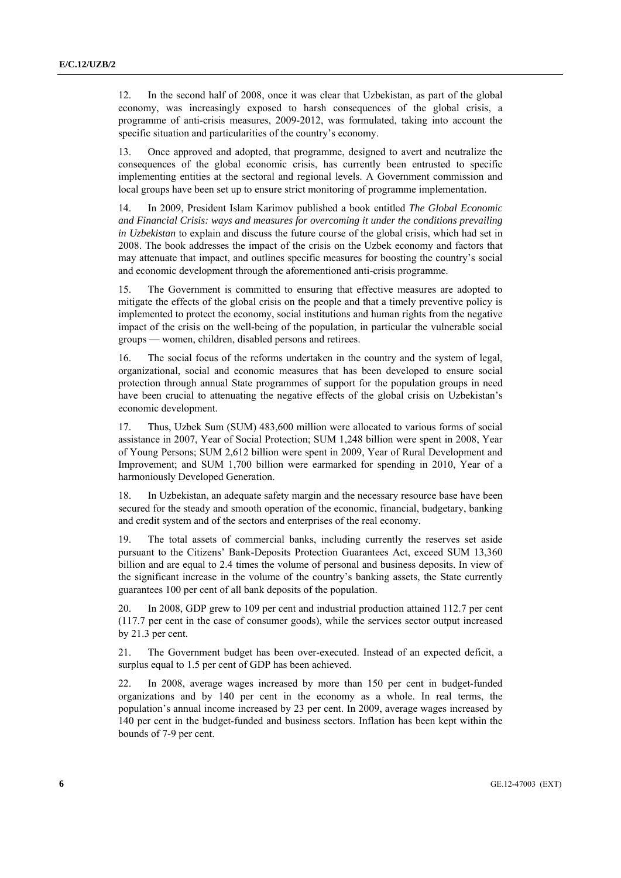12. In the second half of 2008, once it was clear that Uzbekistan, as part of the global economy, was increasingly exposed to harsh consequences of the global crisis, a programme of anti-crisis measures, 2009-2012, was formulated, taking into account the specific situation and particularities of the country's economy.

13. Once approved and adopted, that programme, designed to avert and neutralize the consequences of the global economic crisis, has currently been entrusted to specific implementing entities at the sectoral and regional levels. A Government commission and local groups have been set up to ensure strict monitoring of programme implementation.

14. In 2009, President Islam Karimov published a book entitled *The Global Economic and Financial Crisis: ways and measures for overcoming it under the conditions prevailing in Uzbekistan* to explain and discuss the future course of the global crisis, which had set in 2008. The book addresses the impact of the crisis on the Uzbek economy and factors that may attenuate that impact, and outlines specific measures for boosting the country's social and economic development through the aforementioned anti-crisis programme.

15. The Government is committed to ensuring that effective measures are adopted to mitigate the effects of the global crisis on the people and that a timely preventive policy is implemented to protect the economy, social institutions and human rights from the negative impact of the crisis on the well-being of the population, in particular the vulnerable social groups — women, children, disabled persons and retirees.

16. The social focus of the reforms undertaken in the country and the system of legal, organizational, social and economic measures that has been developed to ensure social protection through annual State programmes of support for the population groups in need have been crucial to attenuating the negative effects of the global crisis on Uzbekistan's economic development.

17. Thus, Uzbek Sum (SUM) 483,600 million were allocated to various forms of social assistance in 2007, Year of Social Protection; SUM 1,248 billion were spent in 2008, Year of Young Persons; SUM 2,612 billion were spent in 2009, Year of Rural Development and Improvement; and SUM 1,700 billion were earmarked for spending in 2010, Year of a harmoniously Developed Generation.

18. In Uzbekistan, an adequate safety margin and the necessary resource base have been secured for the steady and smooth operation of the economic, financial, budgetary, banking and credit system and of the sectors and enterprises of the real economy.

19. The total assets of commercial banks, including currently the reserves set aside pursuant to the Citizens' Bank-Deposits Protection Guarantees Act, exceed SUM 13,360 billion and are equal to 2.4 times the volume of personal and business deposits. In view of the significant increase in the volume of the country's banking assets, the State currently guarantees 100 per cent of all bank deposits of the population.

20. In 2008, GDP grew to 109 per cent and industrial production attained 112.7 per cent (117.7 per cent in the case of consumer goods), while the services sector output increased by 21.3 per cent.

21. The Government budget has been over-executed. Instead of an expected deficit, a surplus equal to 1.5 per cent of GDP has been achieved.

22. In 2008, average wages increased by more than 150 per cent in budget-funded organizations and by 140 per cent in the economy as a whole. In real terms, the population's annual income increased by 23 per cent. In 2009, average wages increased by 140 per cent in the budget-funded and business sectors. Inflation has been kept within the bounds of 7-9 per cent.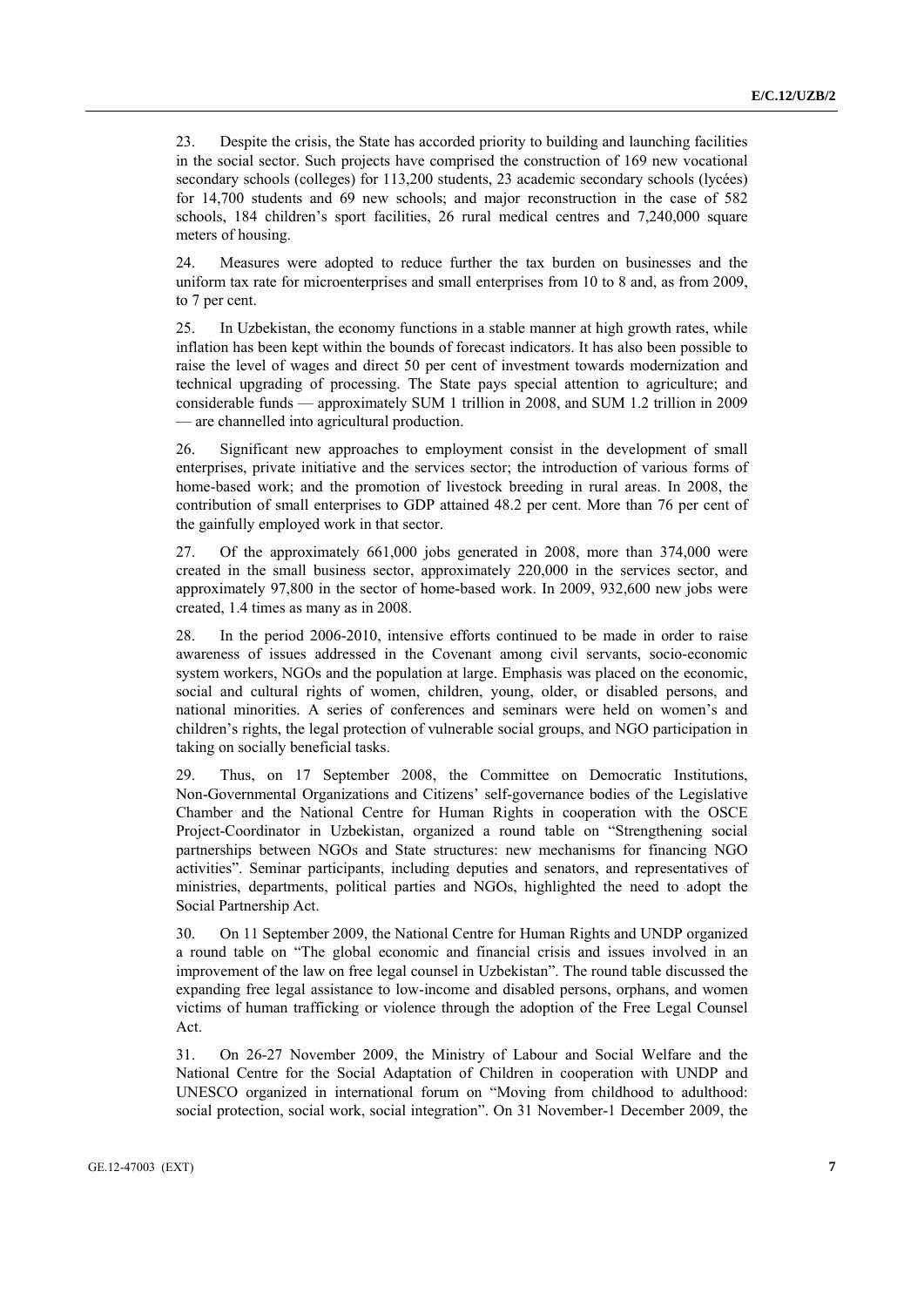23. Despite the crisis, the State has accorded priority to building and launching facilities in the social sector. Such projects have comprised the construction of 169 new vocational secondary schools (colleges) for 113,200 students, 23 academic secondary schools (lycées) for 14,700 students and 69 new schools; and major reconstruction in the case of 582 schools, 184 children's sport facilities, 26 rural medical centres and 7,240,000 square meters of housing.

24. Measures were adopted to reduce further the tax burden on businesses and the uniform tax rate for microenterprises and small enterprises from 10 to 8 and, as from 2009, to 7 per cent.

25. In Uzbekistan, the economy functions in a stable manner at high growth rates, while inflation has been kept within the bounds of forecast indicators. It has also been possible to raise the level of wages and direct 50 per cent of investment towards modernization and technical upgrading of processing. The State pays special attention to agriculture; and considerable funds — approximately SUM 1 trillion in 2008, and SUM 1.2 trillion in 2009 — are channelled into agricultural production.

26. Significant new approaches to employment consist in the development of small enterprises, private initiative and the services sector; the introduction of various forms of home-based work; and the promotion of livestock breeding in rural areas. In 2008, the contribution of small enterprises to GDP attained 48.2 per cent. More than 76 per cent of the gainfully employed work in that sector.

27. Of the approximately 661,000 jobs generated in 2008, more than 374,000 were created in the small business sector, approximately 220,000 in the services sector, and approximately 97,800 in the sector of home-based work. In 2009, 932,600 new jobs were created, 1.4 times as many as in 2008.

28. In the period 2006-2010, intensive efforts continued to be made in order to raise awareness of issues addressed in the Covenant among civil servants, socio-economic system workers, NGOs and the population at large. Emphasis was placed on the economic, social and cultural rights of women, children, young, older, or disabled persons, and national minorities. A series of conferences and seminars were held on women's and children's rights, the legal protection of vulnerable social groups, and NGO participation in taking on socially beneficial tasks.

29. Thus, on 17 September 2008, the Committee on Democratic Institutions, Non-Governmental Organizations and Citizens' self-governance bodies of the Legislative Chamber and the National Centre for Human Rights in cooperation with the OSCE Project-Coordinator in Uzbekistan, organized a round table on "Strengthening social partnerships between NGOs and State structures: new mechanisms for financing NGO activities". Seminar participants, including deputies and senators, and representatives of ministries, departments, political parties and NGOs, highlighted the need to adopt the Social Partnership Act.

30. On 11 September 2009, the National Centre for Human Rights and UNDP organized a round table on "The global economic and financial crisis and issues involved in an improvement of the law on free legal counsel in Uzbekistan". The round table discussed the expanding free legal assistance to low-income and disabled persons, orphans, and women victims of human trafficking or violence through the adoption of the Free Legal Counsel Act.

31. On 26-27 November 2009, the Ministry of Labour and Social Welfare and the National Centre for the Social Adaptation of Children in cooperation with UNDP and UNESCO organized in international forum on "Moving from childhood to adulthood: social protection, social work, social integration". On 31 November-1 December 2009, the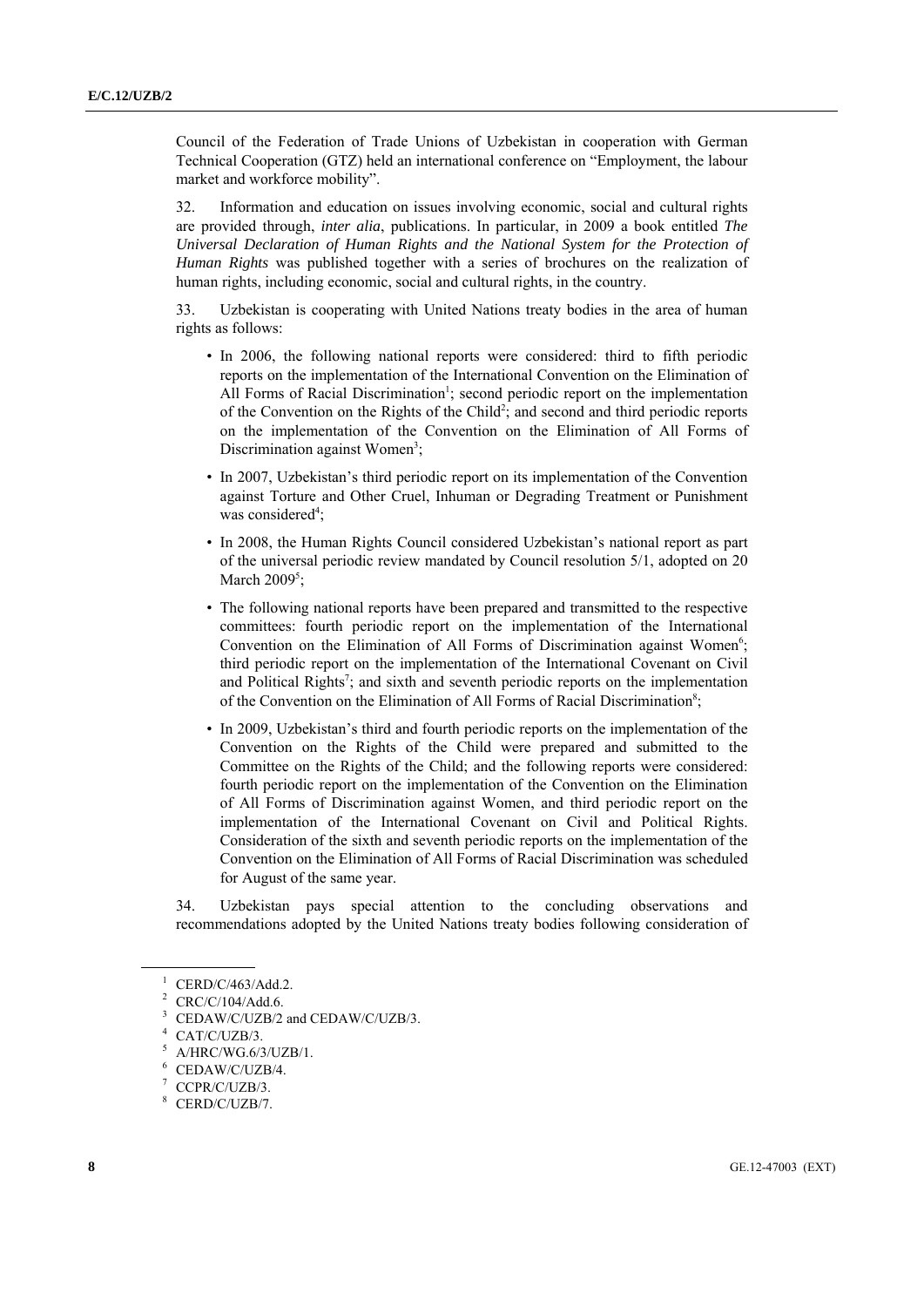Council of the Federation of Trade Unions of Uzbekistan in cooperation with German Technical Cooperation (GTZ) held an international conference on "Employment, the labour market and workforce mobility".

32. Information and education on issues involving economic, social and cultural rights are provided through, *inter alia*, publications. In particular, in 2009 a book entitled *The Universal Declaration of Human Rights and the National System for the Protection of Human Rights* was published together with a series of brochures on the realization of human rights, including economic, social and cultural rights, in the country.

33. Uzbekistan is cooperating with United Nations treaty bodies in the area of human rights as follows:

- In 2006, the following national reports were considered: third to fifth periodic reports on the implementation of the International Convention on the Elimination of All Forms of Racial Discrimination[1]; second periodic report on the implementation of the Convention on the Rights of the Child[2]; and second and third periodic reports on the implementation of the Convention on the Elimination of All Forms of Discrimination against Women[3];
- In 2007, Uzbekistan's third periodic report on its implementation of the Convention against Torture and Other Cruel, Inhuman or Degrading Treatment or Punishment was considered[4];
- In 2008, the Human Rights Council considered Uzbekistan's national report as part of the universal periodic review mandated by Council resolution 5/1, adopted on 20 March 2009[5];
- The following national reports have been prepared and transmitted to the respective committees: fourth periodic report on the implementation of the International Convention on the Elimination of All Forms of Discrimination against Women[6]; third periodic report on the implementation of the International Covenant on Civil and Political Rights[7]; and sixth and seventh periodic reports on the implementation of the Convention on the Elimination of All Forms of Racial Discrimination[8];
- In 2009, Uzbekistan's third and fourth periodic reports on the implementation of the Convention on the Rights of the Child were prepared and submitted to the Committee on the Rights of the Child; and the following reports were considered: fourth periodic report on the implementation of the Convention on the Elimination of All Forms of Discrimination against Women, and third periodic report on the implementation of the International Covenant on Civil and Political Rights. Consideration of the sixth and seventh periodic reports on the implementation of the Convention on the Elimination of All Forms of Racial Discrimination was scheduled for August of the same year.

34. Uzbekistan pays special attention to the concluding observations and recommendations adopted by the United Nations treaty bodies following consideration of

---

[1] CERD/C/463/Add.2.

[2] CRC/C/104/Add.6.

[3] CEDAW/C/UZB/2 and CEDAW/C/UZB/3.

[4] CAT/C/UZB/3.

[5] A/HRC/WG.6/3/UZB/1.

[6] CEDAW/C/UZB/4.

[7] CCPR/C/UZB/3.

[8] CERD/C/UZB/7.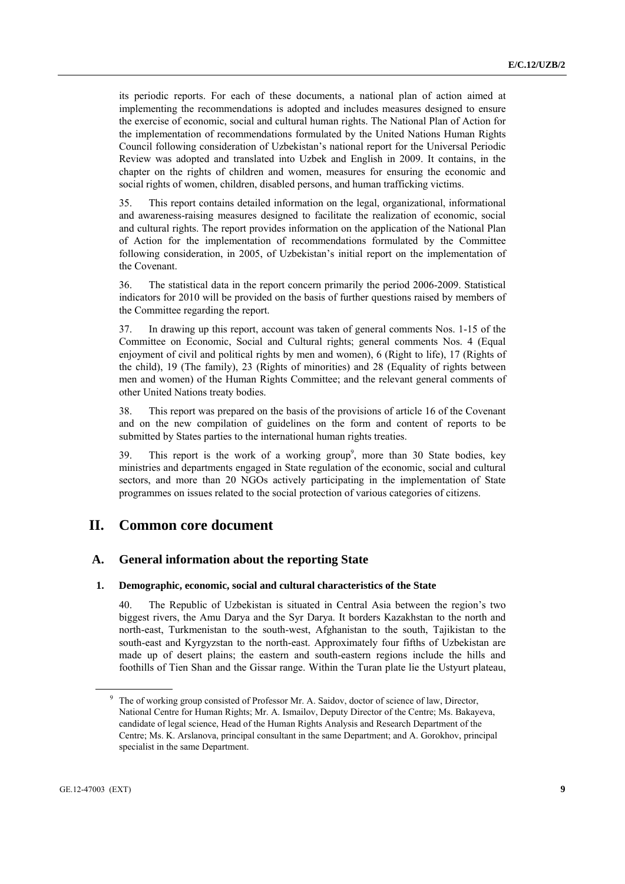its periodic reports. For each of these documents, a national plan of action aimed at implementing the recommendations is adopted and includes measures designed to ensure the exercise of economic, social and cultural human rights. The National Plan of Action for the implementation of recommendations formulated by the United Nations Human Rights Council following consideration of Uzbekistan's national report for the Universal Periodic Review was adopted and translated into Uzbek and English in 2009. It contains, in the chapter on the rights of children and women, measures for ensuring the economic and social rights of women, children, disabled persons, and human trafficking victims.

35. This report contains detailed information on the legal, organizational, informational and awareness-raising measures designed to facilitate the realization of economic, social and cultural rights. The report provides information on the application of the National Plan of Action for the implementation of recommendations formulated by the Committee following consideration, in 2005, of Uzbekistan's initial report on the implementation of the Covenant.

36. The statistical data in the report concern primarily the period 2006-2009. Statistical indicators for 2010 will be provided on the basis of further questions raised by members of the Committee regarding the report.

37. In drawing up this report, account was taken of general comments Nos. 1-15 of the Committee on Economic, Social and Cultural rights; general comments Nos. 4 (Equal enjoyment of civil and political rights by men and women), 6 (Right to life), 17 (Rights of the child), 19 (The family), 23 (Rights of minorities) and 28 (Equality of rights between men and women) of the Human Rights Committee; and the relevant general comments of other United Nations treaty bodies.

38. This report was prepared on the basis of the provisions of article 16 of the Covenant and on the new compilation of guidelines on the form and content of reports to be submitted by States parties to the international human rights treaties.

39. This report is the work of a working group[9], more than 30 State bodies, key ministries and departments engaged in State regulation of the economic, social and cultural sectors, and more than 20 NGOs actively participating in the implementation of State programmes on issues related to the social protection of various categories of citizens.

# II. Common core document

## A. General information about the reporting State

### 1. Demographic, economic, social and cultural characteristics of the State

40. The Republic of Uzbekistan is situated in Central Asia between the region's two biggest rivers, the Amu Darya and the Syr Darya. It borders Kazakhstan to the north and north-east, Turkmenistan to the south-west, Afghanistan to the south, Tajikistan to the south-east and Kyrgyzstan to the north-east. Approximately four fifths of Uzbekistan are made up of desert plains; the eastern and south-eastern regions include the hills and foothills of Tien Shan and the Gissar range. Within the Turan plate lie the Ustyurt plateau,

[9] The of working group consisted of Professor Mr. A. Saidov, doctor of science of law, Director, National Centre for Human Rights; Mr. A. Ismailov, Deputy Director of the Centre; Ms. Bakayeva, candidate of legal science, Head of the Human Rights Analysis and Research Department of the Centre; Ms. K. Arslanova, principal consultant in the same Department; and A. Gorokhov, principal specialist in the same Department.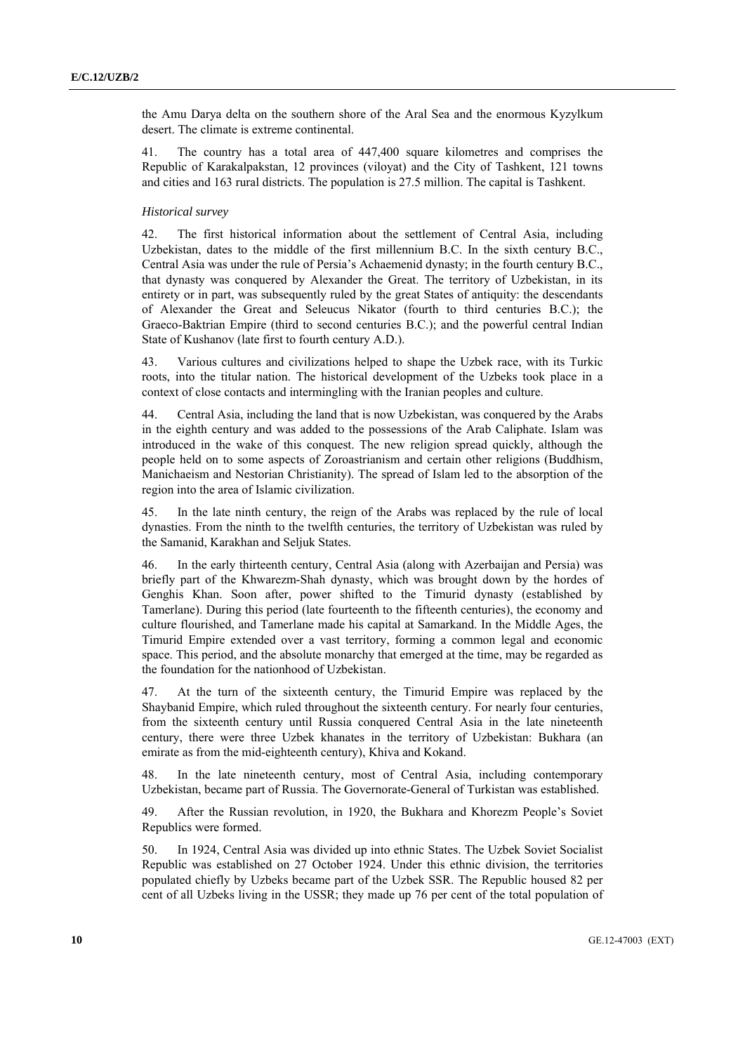the Amu Darya delta on the southern shore of the Aral Sea and the enormous Kyzylkum desert. The climate is extreme continental.

41. The country has a total area of 447,400 square kilometres and comprises the Republic of Karakalpakstan, 12 provinces (viloyat) and the City of Tashkent, 121 towns and cities and 163 rural districts. The population is 27.5 million. The capital is Tashkent.

*Historical survey*

42. The first historical information about the settlement of Central Asia, including Uzbekistan, dates to the middle of the first millennium B.C. In the sixth century B.C., Central Asia was under the rule of Persia's Achaemenid dynasty; in the fourth century B.C., that dynasty was conquered by Alexander the Great. The territory of Uzbekistan, in its entirety or in part, was subsequently ruled by the great States of antiquity: the descendants of Alexander the Great and Seleucus Nikator (fourth to third centuries B.C.); the Graeco-Baktrian Empire (third to second centuries B.C.); and the powerful central Indian State of Kushanov (late first to fourth century A.D.).

43. Various cultures and civilizations helped to shape the Uzbek race, with its Turkic roots, into the titular nation. The historical development of the Uzbeks took place in a context of close contacts and intermingling with the Iranian peoples and culture.

44. Central Asia, including the land that is now Uzbekistan, was conquered by the Arabs in the eighth century and was added to the possessions of the Arab Caliphate. Islam was introduced in the wake of this conquest. The new religion spread quickly, although the people held on to some aspects of Zoroastrianism and certain other religions (Buddhism, Manichaeism and Nestorian Christianity). The spread of Islam led to the absorption of the region into the area of Islamic civilization.

45. In the late ninth century, the reign of the Arabs was replaced by the rule of local dynasties. From the ninth to the twelfth centuries, the territory of Uzbekistan was ruled by the Samanid, Karakhan and Seljuk States.

46. In the early thirteenth century, Central Asia (along with Azerbaijan and Persia) was briefly part of the Khwarezm-Shah dynasty, which was brought down by the hordes of Genghis Khan. Soon after, power shifted to the Timurid dynasty (established by Tamerlane). During this period (late fourteenth to the fifteenth centuries), the economy and culture flourished, and Tamerlane made his capital at Samarkand. In the Middle Ages, the Timurid Empire extended over a vast territory, forming a common legal and economic space. This period, and the absolute monarchy that emerged at the time, may be regarded as the foundation for the nationhood of Uzbekistan.

47. At the turn of the sixteenth century, the Timurid Empire was replaced by the Shaybanid Empire, which ruled throughout the sixteenth century. For nearly four centuries, from the sixteenth century until Russia conquered Central Asia in the late nineteenth century, there were three Uzbek khanates in the territory of Uzbekistan: Bukhara (an emirate as from the mid-eighteenth century), Khiva and Kokand.

48. In the late nineteenth century, most of Central Asia, including contemporary Uzbekistan, became part of Russia. The Governorate-General of Turkistan was established.

49. After the Russian revolution, in 1920, the Bukhara and Khorezm People's Soviet Republics were formed.

50. In 1924, Central Asia was divided up into ethnic States. The Uzbek Soviet Socialist Republic was established on 27 October 1924. Under this ethnic division, the territories populated chiefly by Uzbeks became part of the Uzbek SSR. The Republic housed 82 per cent of all Uzbeks living in the USSR; they made up 76 per cent of the total population of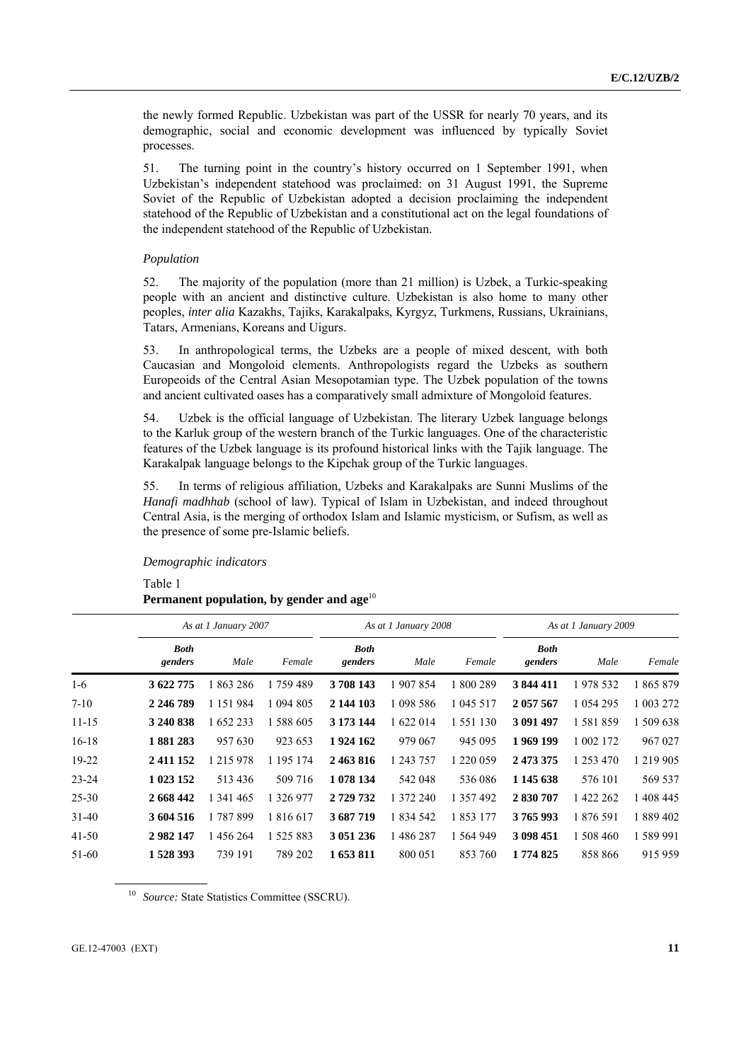the newly formed Republic. Uzbekistan was part of the USSR for nearly 70 years, and its demographic, social and economic development was influenced by typically Soviet processes.

51. The turning point in the country's history occurred on 1 September 1991, when Uzbekistan's independent statehood was proclaimed: on 31 August 1991, the Supreme Soviet of the Republic of Uzbekistan adopted a decision proclaiming the independent statehood of the Republic of Uzbekistan and a constitutional act on the legal foundations of the independent statehood of the Republic of Uzbekistan.

*Population*

52. The majority of the population (more than 21 million) is Uzbek, a Turkic-speaking people with an ancient and distinctive culture. Uzbekistan is also home to many other peoples, *inter alia* Kazakhs, Tajiks, Karakalpaks, Kyrgyz, Turkmens, Russians, Ukrainians, Tatars, Armenians, Koreans and Uigurs.

53. In anthropological terms, the Uzbeks are a people of mixed descent, with both Caucasian and Mongoloid elements. Anthropologists regard the Uzbeks as southern Europeoids of the Central Asian Mesopotamian type. The Uzbek population of the towns and ancient cultivated oases has a comparatively small admixture of Mongoloid features.

54. Uzbek is the official language of Uzbekistan. The literary Uzbek language belongs to the Karluk group of the western branch of the Turkic languages. One of the characteristic features of the Uzbek language is its profound historical links with the Tajik language. The Karakalpak language belongs to the Kipchak group of the Turkic languages.

55. In terms of religious affiliation, Uzbeks and Karakalpaks are Sunni Muslims of the *Hanafi madhhab* (school of law). Typical of Islam in Uzbekistan, and indeed throughout Central Asia, is the merging of orthodox Islam and Islamic mysticism, or Sufism, as well as the presence of some pre-Islamic beliefs.

*Demographic indicators*

Table 1
**Permanent population, by gender and age**[10]

| | *As at 1 January 2007* | | | *As at 1 January 2008* | | | *As at 1 January 2009* | | |
|---|---|---|---|---|---|---|---|---|---|
| | ***Both genders*** | *Male* | *Female* | ***Both genders*** | *Male* | *Female* | ***Both genders*** | *Male* | *Female* |
| 1-6 | **3 622 775** | 1 863 286 | 1 759 489 | **3 708 143** | 1 907 854 | 1 800 289 | **3 844 411** | 1 978 532 | 1 865 879 |
| 7-10 | **2 246 789** | 1 151 984 | 1 094 805 | **2 144 103** | 1 098 586 | 1 045 517 | **2 057 567** | 1 054 295 | 1 003 272 |
| 11-15 | **3 240 838** | 1 652 233 | 1 588 605 | **3 173 144** | 1 622 014 | 1 551 130 | **3 091 497** | 1 581 859 | 1 509 638 |
| 16-18 | **1 881 283** | 957 630 | 923 653 | **1 924 162** | 979 067 | 945 095 | **1 969 199** | 1 002 172 | 967 027 |
| 19-22 | **2 411 152** | 1 215 978 | 1 195 174 | **2 463 816** | 1 243 757 | 1 220 059 | **2 473 375** | 1 253 470 | 1 219 905 |
| 23-24 | **1 023 152** | 513 436 | 509 716 | **1 078 134** | 542 048 | 536 086 | **1 145 638** | 576 101 | 569 537 |
| 25-30 | **2 668 442** | 1 341 465 | 1 326 977 | **2 729 732** | 1 372 240 | 1 357 492 | **2 830 707** | 1 422 262 | 1 408 445 |
| 31-40 | **3 604 516** | 1 787 899 | 1 816 617 | **3 687 719** | 1 834 542 | 1 853 177 | **3 765 993** | 1 876 591 | 1 889 402 |
| 41-50 | **2 982 147** | 1 456 264 | 1 525 883 | **3 051 236** | 1 486 287 | 1 564 949 | **3 098 451** | 1 508 460 | 1 589 991 |
| 51-60 | **1 528 393** | 739 191 | 789 202 | **1 653 811** | 800 051 | 853 760 | **1 774 825** | 858 866 | 915 959 |

[10] *Source:* State Statistics Committee (SSCRU).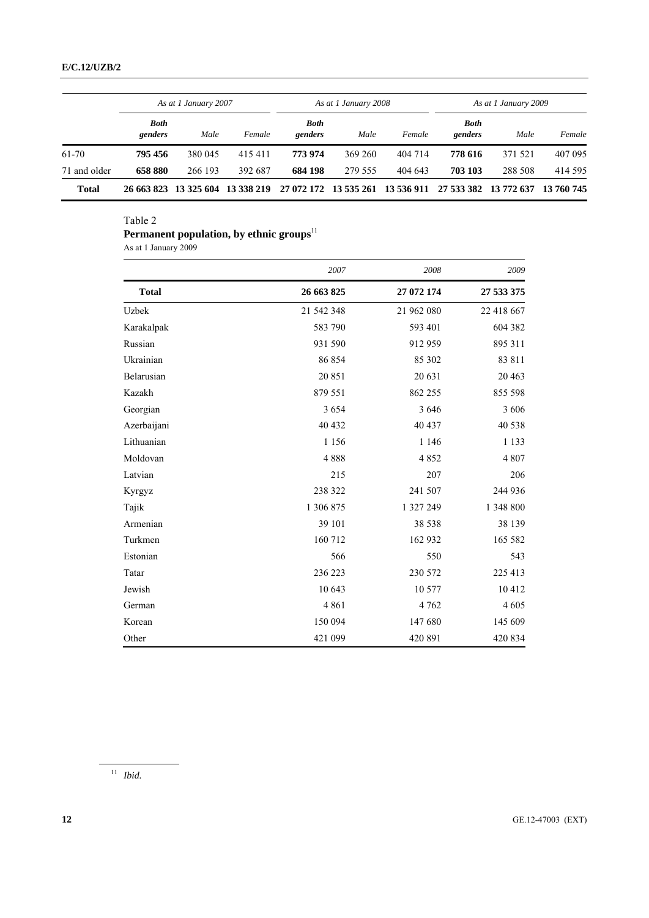| | As at 1 January 2007 | | | As at 1 January 2008 | | | As at 1 January 2009 | | |
|---|---|---|---|---|---|---|---|---|---|
| | *Both genders* | *Male* | *Female* | *Both genders* | *Male* | *Female* | *Both genders* | *Male* | *Female* |
| 61-70 | **795 456** | 380 045 | 415 411 | **773 974** | 369 260 | 404 714 | **778 616** | 371 521 | 407 095 |
| 71 and older | **658 880** | 266 193 | 392 687 | **684 198** | 279 555 | 404 643 | **703 103** | 288 508 | 414 595 |
| **Total** | **26 663 823** | **13 325 604** | **13 338 219** | **27 072 172** | **13 535 261** | **13 536 911** | **27 533 382** | **13 772 637** | **13 760 745** |

Table 2

**Permanent population, by ethnic groups**[11]

As at 1 January 2009

| | *2007* | *2008* | *2009* |
|---|---|---|---|
| **Total** | **26 663 825** | **27 072 174** | **27 533 375** |
| Uzbek | 21 542 348 | 21 962 080 | 22 418 667 |
| Karakalpak | 583 790 | 593 401 | 604 382 |
| Russian | 931 590 | 912 959 | 895 311 |
| Ukrainian | 86 854 | 85 302 | 83 811 |
| Belarusian | 20 851 | 20 631 | 20 463 |
| Kazakh | 879 551 | 862 255 | 855 598 |
| Georgian | 3 654 | 3 646 | 3 606 |
| Azerbaijani | 40 432 | 40 437 | 40 538 |
| Lithuanian | 1 156 | 1 146 | 1 133 |
| Moldovan | 4 888 | 4 852 | 4 807 |
| Latvian | 215 | 207 | 206 |
| Kyrgyz | 238 322 | 241 507 | 244 936 |
| Tajik | 1 306 875 | 1 327 249 | 1 348 800 |
| Armenian | 39 101 | 38 538 | 38 139 |
| Turkmen | 160 712 | 162 932 | 165 582 |
| Estonian | 566 | 550 | 543 |
| Tatar | 236 223 | 230 572 | 225 413 |
| Jewish | 10 643 | 10 577 | 10 412 |
| German | 4 861 | 4 762 | 4 605 |
| Korean | 150 094 | 147 680 | 145 609 |
| Other | 421 099 | 420 891 | 420 834 |

[11] *Ibid.*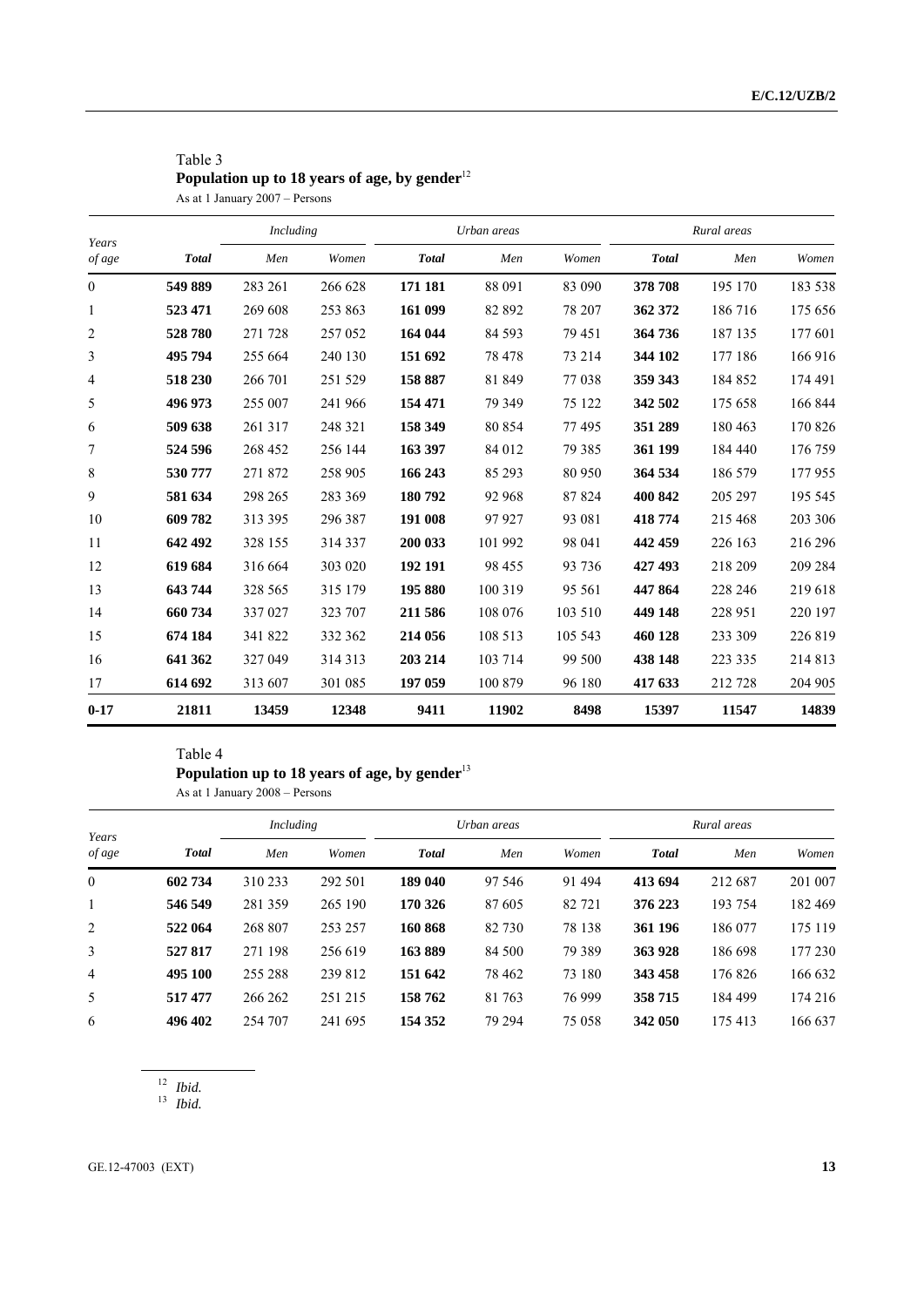Table 3
**Population up to 18 years of age, by gender**[12]
As at 1 January 2007 – Persons

| Years of age | Total | Including | | Urban areas | | | Rural areas | | |
|---|---|---|---|---|---|---|---|---|---|
| | | Men | Women | Total | Men | Women | Total | Men | Women |
| 0 | **549 889** | 283 261 | 266 628 | **171 181** | 88 091 | 83 090 | **378 708** | 195 170 | 183 538 |
| 1 | **523 471** | 269 608 | 253 863 | **161 099** | 82 892 | 78 207 | **362 372** | 186 716 | 175 656 |
| 2 | **528 780** | 271 728 | 257 052 | **164 044** | 84 593 | 79 451 | **364 736** | 187 135 | 177 601 |
| 3 | **495 794** | 255 664 | 240 130 | **151 692** | 78 478 | 73 214 | **344 102** | 177 186 | 166 916 |
| 4 | **518 230** | 266 701 | 251 529 | **158 887** | 81 849 | 77 038 | **359 343** | 184 852 | 174 491 |
| 5 | **496 973** | 255 007 | 241 966 | **154 471** | 79 349 | 75 122 | **342 502** | 175 658 | 166 844 |
| 6 | **509 638** | 261 317 | 248 321 | **158 349** | 80 854 | 77 495 | **351 289** | 180 463 | 170 826 |
| 7 | **524 596** | 268 452 | 256 144 | **163 397** | 84 012 | 79 385 | **361 199** | 184 440 | 176 759 |
| 8 | **530 777** | 271 872 | 258 905 | **166 243** | 85 293 | 80 950 | **364 534** | 186 579 | 177 955 |
| 9 | **581 634** | 298 265 | 283 369 | **180 792** | 92 968 | 87 824 | **400 842** | 205 297 | 195 545 |
| 10 | **609 782** | 313 395 | 296 387 | **191 008** | 97 927 | 93 081 | **418 774** | 215 468 | 203 306 |
| 11 | **642 492** | 328 155 | 314 337 | **200 033** | 101 992 | 98 041 | **442 459** | 226 163 | 216 296 |
| 12 | **619 684** | 316 664 | 303 020 | **192 191** | 98 455 | 93 736 | **427 493** | 218 209 | 209 284 |
| 13 | **643 744** | 328 565 | 315 179 | **195 880** | 100 319 | 95 561 | **447 864** | 228 246 | 219 618 |
| 14 | **660 734** | 337 027 | 323 707 | **211 586** | 108 076 | 103 510 | **449 148** | 228 951 | 220 197 |
| 15 | **674 184** | 341 822 | 332 362 | **214 056** | 108 513 | 105 543 | **460 128** | 233 309 | 226 819 |
| 16 | **641 362** | 327 049 | 314 313 | **203 214** | 103 714 | 99 500 | **438 148** | 223 335 | 214 813 |
| 17 | **614 692** | 313 607 | 301 085 | **197 059** | 100 879 | 96 180 | **417 633** | 212 728 | 204 905 |
| **0-17** | **21811** | **13459** | **12348** | **9411** | **11902** | **8498** | **15397** | **11547** | **14839** |

Table 4
**Population up to 18 years of age, by gender**[13]
As at 1 January 2008 – Persons

| Years of age | Total | Including | | Urban areas | | | Rural areas | | |
|---|---|---|---|---|---|---|---|---|---|
| | | Men | Women | Total | Men | Women | Total | Men | Women |
| 0 | **602 734** | 310 233 | 292 501 | **189 040** | 97 546 | 91 494 | **413 694** | 212 687 | 201 007 |
| 1 | **546 549** | 281 359 | 265 190 | **170 326** | 87 605 | 82 721 | **376 223** | 193 754 | 182 469 |
| 2 | **522 064** | 268 807 | 253 257 | **160 868** | 82 730 | 78 138 | **361 196** | 186 077 | 175 119 |
| 3 | **527 817** | 271 198 | 256 619 | **163 889** | 84 500 | 79 389 | **363 928** | 186 698 | 177 230 |
| 4 | **495 100** | 255 288 | 239 812 | **151 642** | 78 462 | 73 180 | **343 458** | 176 826 | 166 632 |
| 5 | **517 477** | 266 262 | 251 215 | **158 762** | 81 763 | 76 999 | **358 715** | 184 499 | 174 216 |
| 6 | **496 402** | 254 707 | 241 695 | **154 352** | 79 294 | 75 058 | **342 050** | 175 413 | 166 637 |

[12] *Ibid.*
[13] *Ibid.*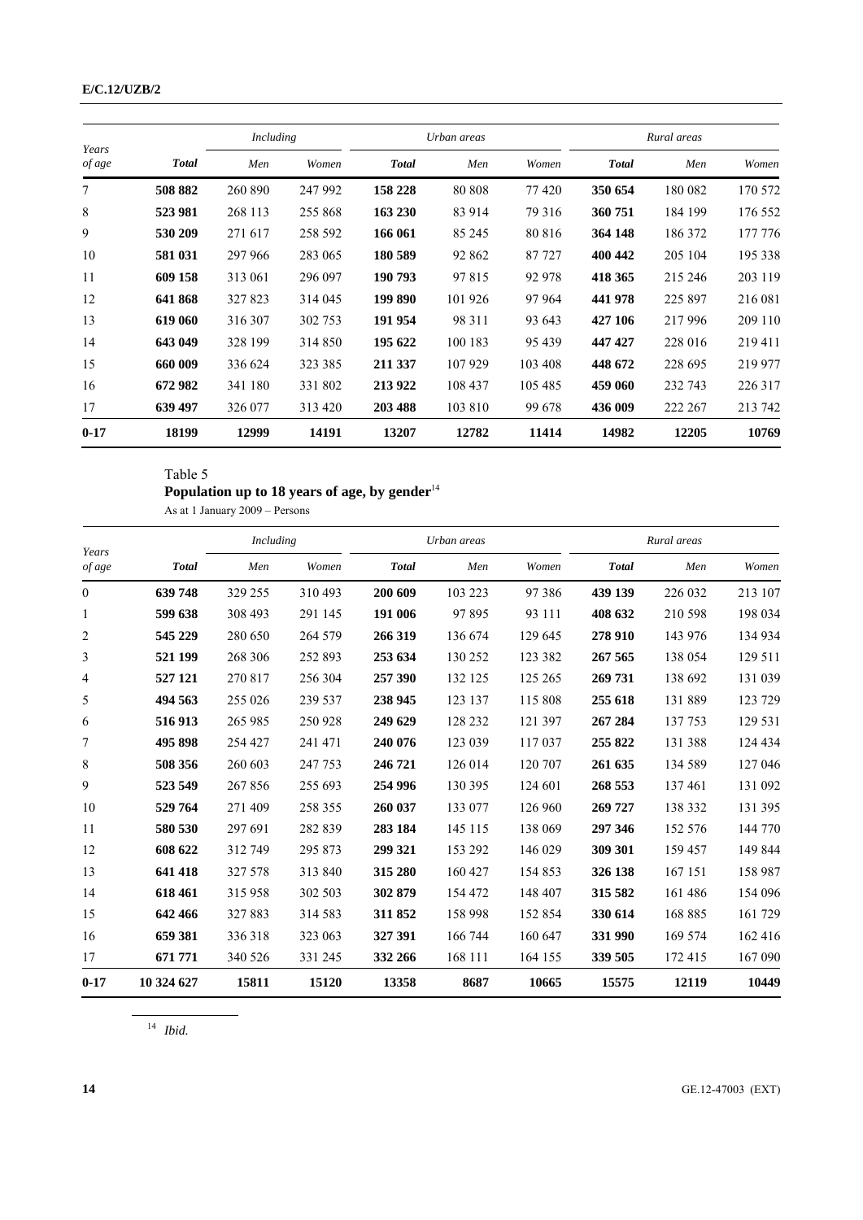| Years of age | Total | Including | | Urban areas | | | Rural areas | | |
|---|---|---|---|---|---|---|---|---|---|
| | | Men | Women | Total | Men | Women | Total | Men | Women |
| 7 | **508 882** | 260 890 | 247 992 | **158 228** | 80 808 | 77 420 | **350 654** | 180 082 | 170 572 |
| 8 | **523 981** | 268 113 | 255 868 | **163 230** | 83 914 | 79 316 | **360 751** | 184 199 | 176 552 |
| 9 | **530 209** | 271 617 | 258 592 | **166 061** | 85 245 | 80 816 | **364 148** | 186 372 | 177 776 |
| 10 | **581 031** | 297 966 | 283 065 | **180 589** | 92 862 | 87 727 | **400 442** | 205 104 | 195 338 |
| 11 | **609 158** | 313 061 | 296 097 | **190 793** | 97 815 | 92 978 | **418 365** | 215 246 | 203 119 |
| 12 | **641 868** | 327 823 | 314 045 | **199 890** | 101 926 | 97 964 | **441 978** | 225 897 | 216 081 |
| 13 | **619 060** | 316 307 | 302 753 | **191 954** | 98 311 | 93 643 | **427 106** | 217 996 | 209 110 |
| 14 | **643 049** | 328 199 | 314 850 | **195 622** | 100 183 | 95 439 | **447 427** | 228 016 | 219 411 |
| 15 | **660 009** | 336 624 | 323 385 | **211 337** | 107 929 | 103 408 | **448 672** | 228 695 | 219 977 |
| 16 | **672 982** | 341 180 | 331 802 | **213 922** | 108 437 | 105 485 | **459 060** | 232 743 | 226 317 |
| 17 | **639 497** | 326 077 | 313 420 | **203 488** | 103 810 | 99 678 | **436 009** | 222 267 | 213 742 |
| **0-17** | **18199** | **12999** | **14191** | **13207** | **12782** | **11414** | **14982** | **12205** | **10769** |

Table 5

**Population up to 18 years of age, by gender**[14]

As at 1 January 2009 – Persons

| Years of age | Total | Including | | Urban areas | | | Rural areas | | |
|---|---|---|---|---|---|---|---|---|---|
| | | Men | Women | Total | Men | Women | Total | Men | Women |
| 0 | **639 748** | 329 255 | 310 493 | **200 609** | 103 223 | 97 386 | **439 139** | 226 032 | 213 107 |
| 1 | **599 638** | 308 493 | 291 145 | **191 006** | 97 895 | 93 111 | **408 632** | 210 598 | 198 034 |
| 2 | **545 229** | 280 650 | 264 579 | **266 319** | 136 674 | 129 645 | **278 910** | 143 976 | 134 934 |
| 3 | **521 199** | 268 306 | 252 893 | **253 634** | 130 252 | 123 382 | **267 565** | 138 054 | 129 511 |
| 4 | **527 121** | 270 817 | 256 304 | **257 390** | 132 125 | 125 265 | **269 731** | 138 692 | 131 039 |
| 5 | **494 563** | 255 026 | 239 537 | **238 945** | 123 137 | 115 808 | **255 618** | 131 889 | 123 729 |
| 6 | **516 913** | 265 985 | 250 928 | **249 629** | 128 232 | 121 397 | **267 284** | 137 753 | 129 531 |
| 7 | **495 898** | 254 427 | 241 471 | **240 076** | 123 039 | 117 037 | **255 822** | 131 388 | 124 434 |
| 8 | **508 356** | 260 603 | 247 753 | **246 721** | 126 014 | 120 707 | **261 635** | 134 589 | 127 046 |
| 9 | **523 549** | 267 856 | 255 693 | **254 996** | 130 395 | 124 601 | **268 553** | 137 461 | 131 092 |
| 10 | **529 764** | 271 409 | 258 355 | **260 037** | 133 077 | 126 960 | **269 727** | 138 332 | 131 395 |
| 11 | **580 530** | 297 691 | 282 839 | **283 184** | 145 115 | 138 069 | **297 346** | 152 576 | 144 770 |
| 12 | **608 622** | 312 749 | 295 873 | **299 321** | 153 292 | 146 029 | **309 301** | 159 457 | 149 844 |
| 13 | **641 418** | 327 578 | 313 840 | **315 280** | 160 427 | 154 853 | **326 138** | 167 151 | 158 987 |
| 14 | **618 461** | 315 958 | 302 503 | **302 879** | 154 472 | 148 407 | **315 582** | 161 486 | 154 096 |
| 15 | **642 466** | 327 883 | 314 583 | **311 852** | 158 998 | 152 854 | **330 614** | 168 885 | 161 729 |
| 16 | **659 381** | 336 318 | 323 063 | **327 391** | 166 744 | 160 647 | **331 990** | 169 574 | 162 416 |
| 17 | **671 771** | 340 526 | 331 245 | **332 266** | 168 111 | 164 155 | **339 505** | 172 415 | 167 090 |
| **0-17** | **10 324 627** | **15811** | **15120** | **13358** | **8687** | **10665** | **15575** | **12119** | **10449** |

[14] *Ibid.*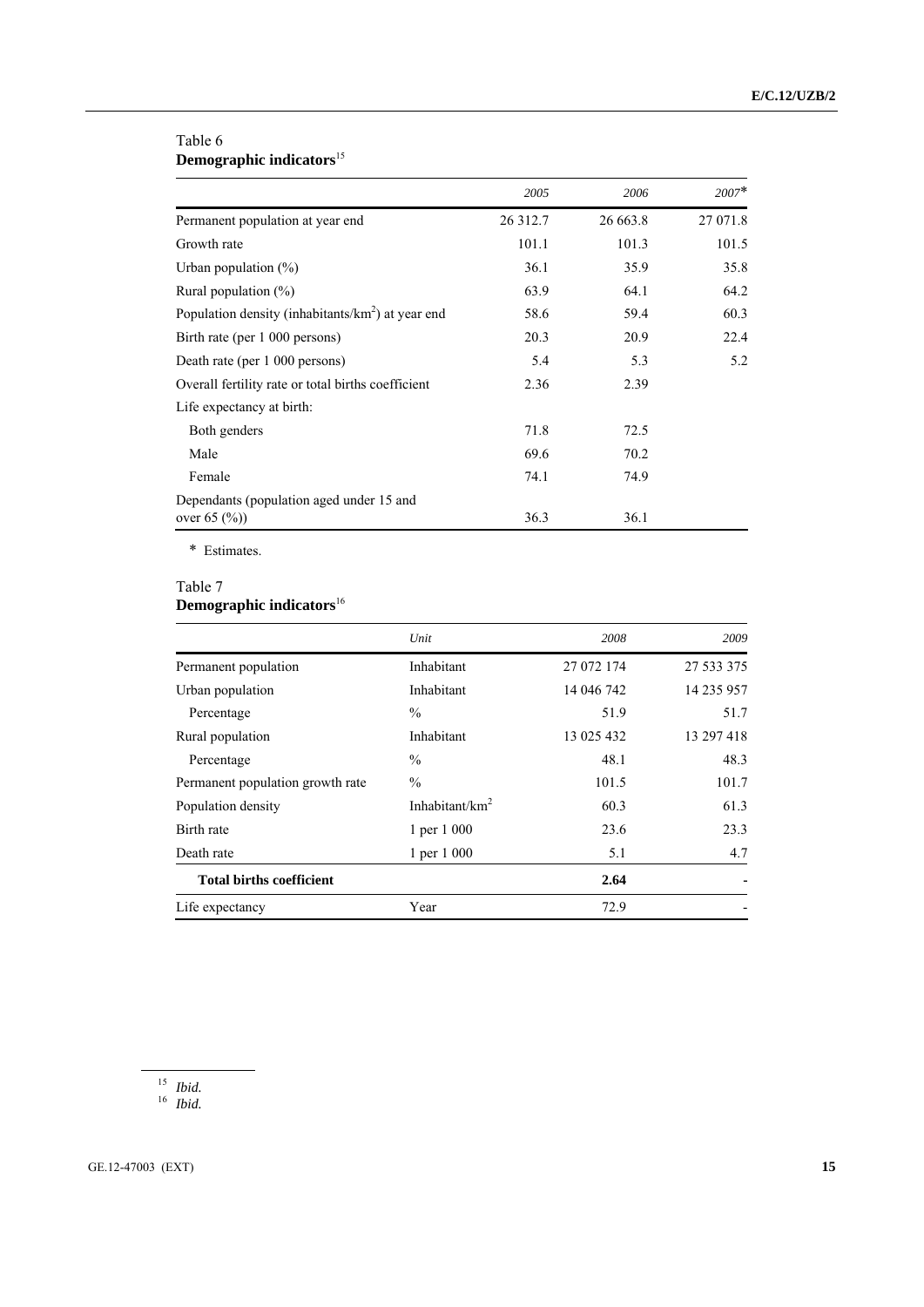Table 6
**Demographic indicators**[15]

| | *2005* | *2006* | *2007*\* |
|---|---|---|---|
| Permanent population at year end | 26 312.7 | 26 663.8 | 27 071.8 |
| Growth rate | 101.1 | 101.3 | 101.5 |
| Urban population (%) | 36.1 | 35.9 | 35.8 |
| Rural population (%) | 63.9 | 64.1 | 64.2 |
| Population density (inhabitants/km$^2$) at year end | 58.6 | 59.4 | 60.3 |
| Birth rate (per 1 000 persons) | 20.3 | 20.9 | 22.4 |
| Death rate (per 1 000 persons) | 5.4 | 5.3 | 5.2 |
| Overall fertility rate or total births coefficient | 2.36 | 2.39 | |
| Life expectancy at birth: | | | |
| Both genders | 71.8 | 72.5 | |
| Male | 69.6 | 70.2 | |
| Female | 74.1 | 74.9 | |
| Dependants (population aged under 15 and over 65 (%)) | 36.3 | 36.1 | |

\* Estimates.

Table 7
**Demographic indicators**[16]

| | *Unit* | *2008* | *2009* |
|---|---|---|---|
| Permanent population | Inhabitant | 27 072 174 | 27 533 375 |
| Urban population | Inhabitant | 14 046 742 | 14 235 957 |
| Percentage | % | 51.9 | 51.7 |
| Rural population | Inhabitant | 13 025 432 | 13 297 418 |
| Percentage | % | 48.1 | 48.3 |
| Permanent population growth rate | % | 101.5 | 101.7 |
| Population density | Inhabitant/km$^2$ | 60.3 | 61.3 |
| Birth rate | 1 per 1 000 | 23.6 | 23.3 |
| Death rate | 1 per 1 000 | 5.1 | 4.7 |
| **Total births coefficient** | | **2.64** | **-** |
| Life expectancy | Year | 72.9 | - |

[15] *Ibid.*
[16] *Ibid.*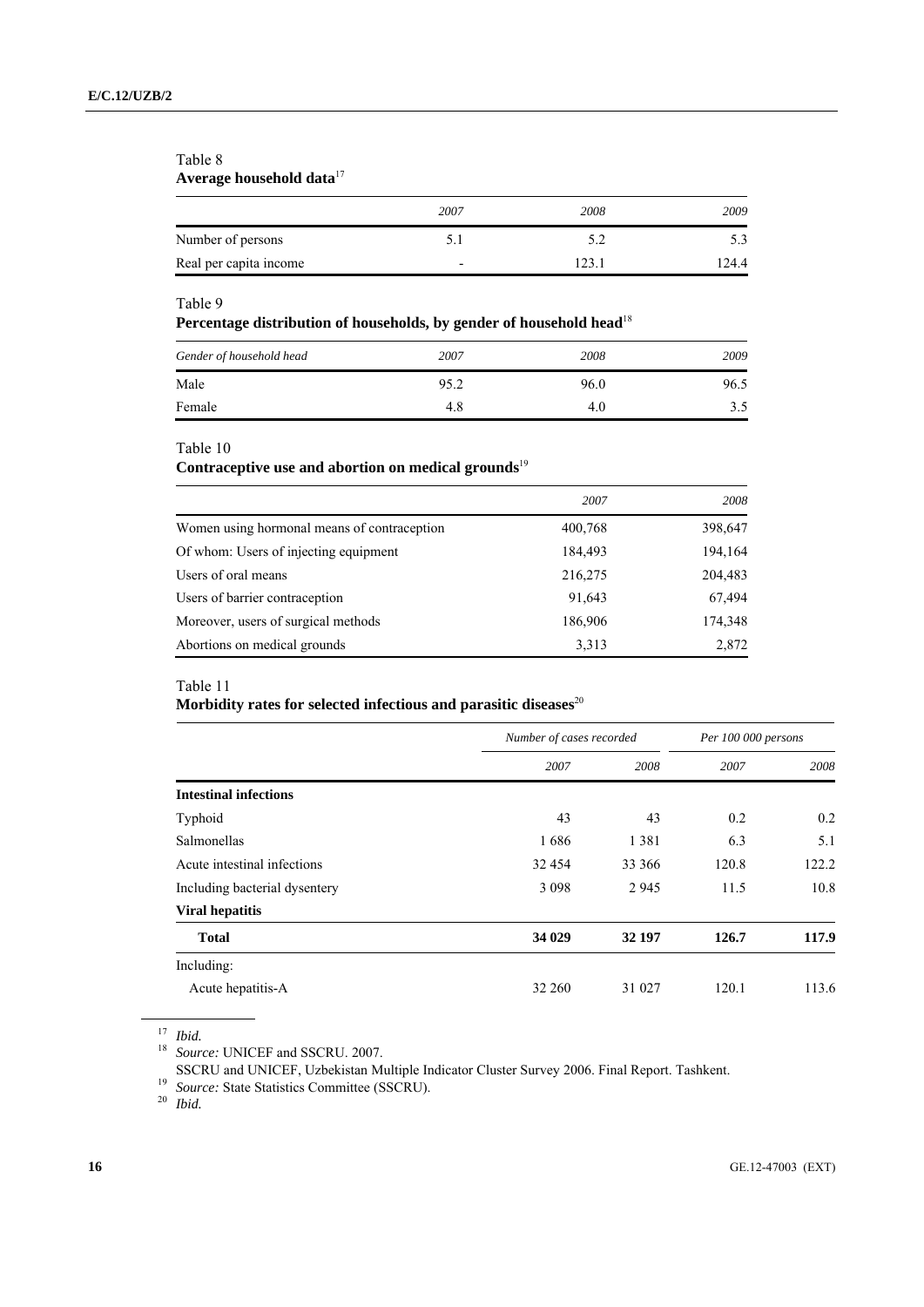Table 8
**Average household data**[17]

| | *2007* | *2008* | *2009* |
|---|---|---|---|
| Number of persons | 5.1 | 5.2 | 5.3 |
| Real per capita income | - | 123.1 | 124.4 |

Table 9
**Percentage distribution of households, by gender of household head**[18]

| *Gender of household head* | *2007* | *2008* | *2009* |
|---|---|---|---|
| Male | 95.2 | 96.0 | 96.5 |
| Female | 4.8 | 4.0 | 3.5 |

Table 10
**Contraceptive use and abortion on medical grounds**[19]

| | *2007* | *2008* |
|---|---|---|
| Women using hormonal means of contraception | 400,768 | 398,647 |
| Of whom: Users of injecting equipment | 184,493 | 194,164 |
| Users of oral means | 216,275 | 204,483 |
| Users of barrier contraception | 91,643 | 67,494 |
| Moreover, users of surgical methods | 186,906 | 174,348 |
| Abortions on medical grounds | 3,313 | 2,872 |

Table 11
**Morbidity rates for selected infectious and parasitic diseases**[20]

| | *Number of cases recorded* | | *Per 100 000 persons* | |
|---|---|---|---|---|
| | *2007* | *2008* | *2007* | *2008* |
| **Intestinal infections** | | | | |
| Typhoid | 43 | 43 | 0.2 | 0.2 |
| Salmonellas | 1 686 | 1 381 | 6.3 | 5.1 |
| Acute intestinal infections | 32 454 | 33 366 | 120.8 | 122.2 |
| Including bacterial dysentery | 3 098 | 2 945 | 11.5 | 10.8 |
| **Viral hepatitis** | | | | |
| **Total** | **34 029** | **32 197** | **126.7** | **117.9** |
| Including: | | | | |
| Acute hepatitis-A | 32 260 | 31 027 | 120.1 | 113.6 |

[17] *Ibid.*

[18] *Source:* UNICEF and SSCRU. 2007.
SSCRU and UNICEF, Uzbekistan Multiple Indicator Cluster Survey 2006. Final Report. Tashkent.

[19] *Source:* State Statistics Committee (SSCRU).

[20] *Ibid.*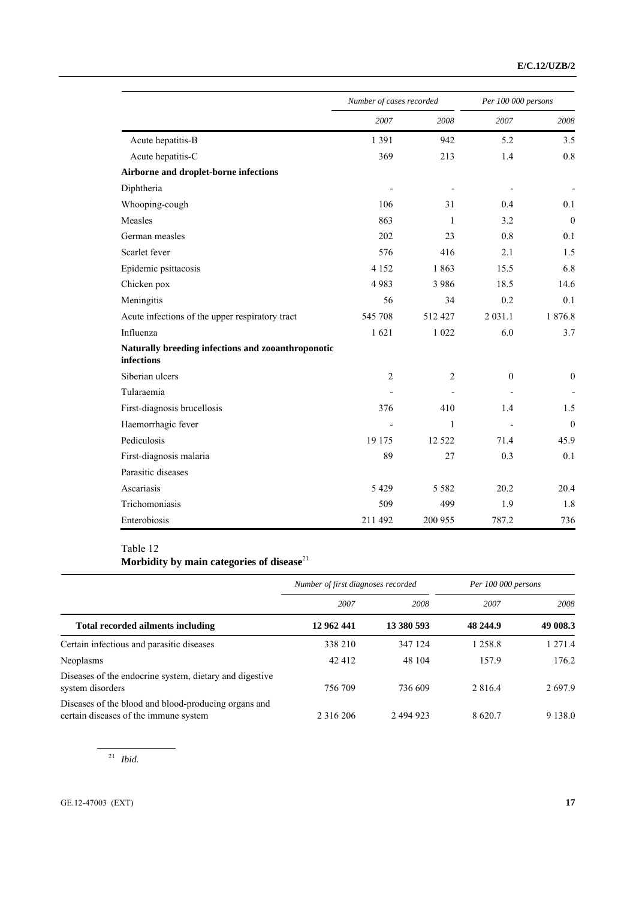| | Number of cases recorded | | Per 100 000 persons | |
|---|---|---|---|---|
| | 2007 | 2008 | 2007 | 2008 |
| Acute hepatitis-B | 1 391 | 942 | 5.2 | 3.5 |
| Acute hepatitis-C | 369 | 213 | 1.4 | 0.8 |
| **Airborne and droplet-borne infections** | | | | |
| Diphtheria | - | - | - | - |
| Whooping-cough | 106 | 31 | 0.4 | 0.1 |
| Measles | 863 | 1 | 3.2 | 0 |
| German measles | 202 | 23 | 0.8 | 0.1 |
| Scarlet fever | 576 | 416 | 2.1 | 1.5 |
| Epidemic psittacosis | 4 152 | 1 863 | 15.5 | 6.8 |
| Chicken pox | 4 983 | 3 986 | 18.5 | 14.6 |
| Meningitis | 56 | 34 | 0.2 | 0.1 |
| Acute infections of the upper respiratory tract | 545 708 | 512 427 | 2 031.1 | 1 876.8 |
| Influenza | 1 621 | 1 022 | 6.0 | 3.7 |
| **Naturally breeding infections and zooanthroponotic infections** | | | | |
| Siberian ulcers | 2 | 2 | 0 | 0 |
| Tularaemia | - | - | - | - |
| First-diagnosis brucellosis | 376 | 410 | 1.4 | 1.5 |
| Haemorrhagic fever | - | 1 | - | 0 |
| Pediculosis | 19 175 | 12 522 | 71.4 | 45.9 |
| First-diagnosis malaria | 89 | 27 | 0.3 | 0.1 |
| Parasitic diseases | | | | |
| Ascariasis | 5 429 | 5 582 | 20.2 | 20.4 |
| Trichomoniasis | 509 | 499 | 1.9 | 1.8 |
| Enterobiosis | 211 492 | 200 955 | 787.2 | 736 |

Table 12

**Morbidity by main categories of disease**[21]

| | Number of first diagnoses recorded | | Per 100 000 persons | |
|---|---|---|---|---|
| | 2007 | 2008 | 2007 | 2008 |
| **Total recorded ailments including** | **12 962 441** | **13 380 593** | **48 244.9** | **49 008.3** |
| Certain infectious and parasitic diseases | 338 210 | 347 124 | 1 258.8 | 1 271.4 |
| Neoplasms | 42 412 | 48 104 | 157.9 | 176.2 |
| Diseases of the endocrine system, dietary and digestive system disorders | 756 709 | 736 609 | 2 816.4 | 2 697.9 |
| Diseases of the blood and blood-producing organs and certain diseases of the immune system | 2 316 206 | 2 494 923 | 8 620.7 | 9 138.0 |

[21] *Ibid.*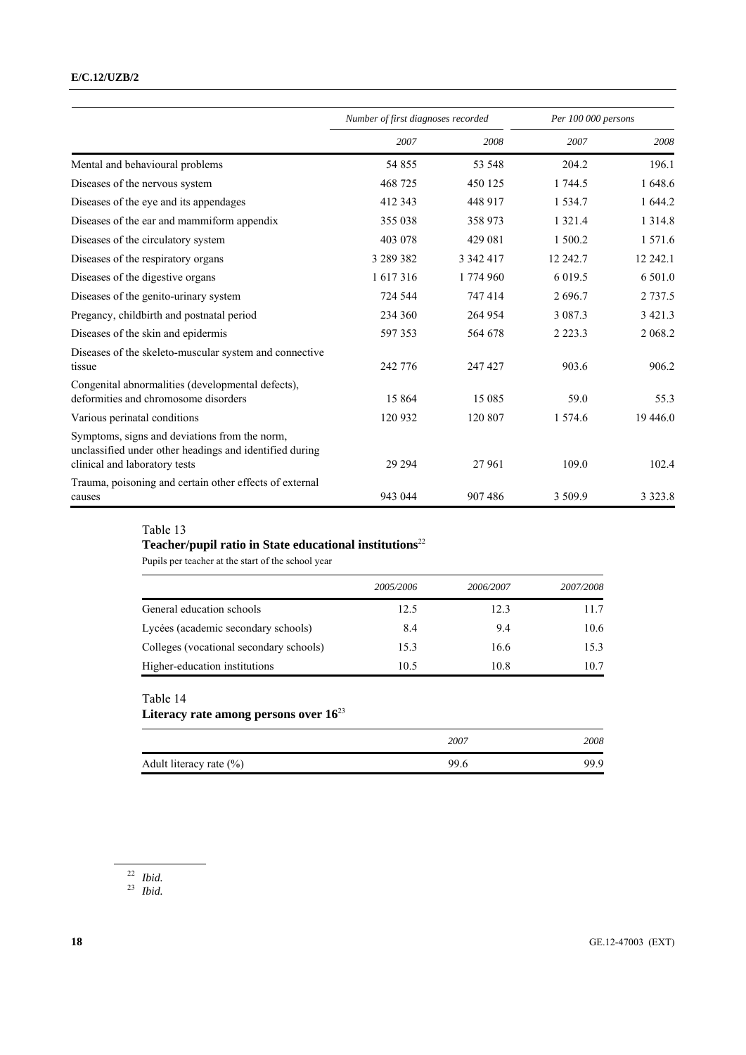| | Number of first diagnoses recorded | | Per 100 000 persons | |
|---|---|---|---|---|
| | 2007 | 2008 | 2007 | 2008 |
| Mental and behavioural problems | 54 855 | 53 548 | 204.2 | 196.1 |
| Diseases of the nervous system | 468 725 | 450 125 | 1 744.5 | 1 648.6 |
| Diseases of the eye and its appendages | 412 343 | 448 917 | 1 534.7 | 1 644.2 |
| Diseases of the ear and mammiform appendix | 355 038 | 358 973 | 1 321.4 | 1 314.8 |
| Diseases of the circulatory system | 403 078 | 429 081 | 1 500.2 | 1 571.6 |
| Diseases of the respiratory organs | 3 289 382 | 3 342 417 | 12 242.7 | 12 242.1 |
| Diseases of the digestive organs | 1 617 316 | 1 774 960 | 6 019.5 | 6 501.0 |
| Diseases of the genito-urinary system | 724 544 | 747 414 | 2 696.7 | 2 737.5 |
| Pregancy, childbirth and postnatal period | 234 360 | 264 954 | 3 087.3 | 3 421.3 |
| Diseases of the skin and epidermis | 597 353 | 564 678 | 2 223.3 | 2 068.2 |
| Diseases of the skeleto-muscular system and connective tissue | 242 776 | 247 427 | 903.6 | 906.2 |
| Congenital abnormalities (developmental defects), deformities and chromosome disorders | 15 864 | 15 085 | 59.0 | 55.3 |
| Various perinatal conditions | 120 932 | 120 807 | 1 574.6 | 19 446.0 |
| Symptoms, signs and deviations from the norm, unclassified under other headings and identified during clinical and laboratory tests | 29 294 | 27 961 | 109.0 | 102.4 |
| Trauma, poisoning and certain other effects of external causes | 943 044 | 907 486 | 3 509.9 | 3 323.8 |

Table 13

**Teacher/pupil ratio in State educational institutions**[22]

Pupils per teacher at the start of the school year

| | 2005/2006 | 2006/2007 | 2007/2008 |
|---|---|---|---|
| General education schools | 12.5 | 12.3 | 11.7 |
| Lycées (academic secondary schools) | 8.4 | 9.4 | 10.6 |
| Colleges (vocational secondary schools) | 15.3 | 16.6 | 15.3 |
| Higher-education institutions | 10.5 | 10.8 | 10.7 |

Table 14

**Literacy rate among persons over 16**[23]

| | 2007 | 2008 |
|---|---|---|
| Adult literacy rate (%) | 99.6 | 99.9 |

[22] *Ibid.*

[23] *Ibid.*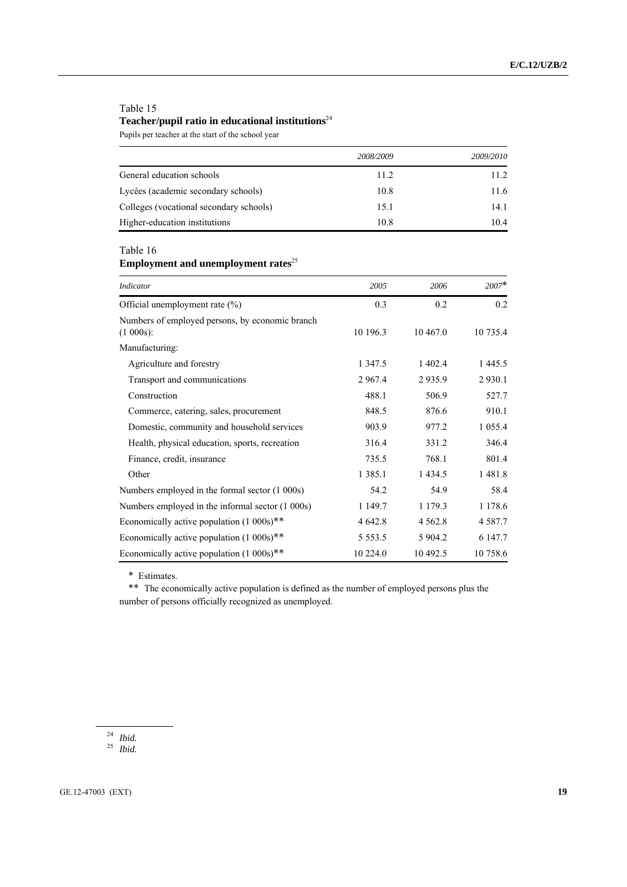Table 15

**Teacher/pupil ratio in educational institutions**[24]

Pupils per teacher at the start of the school year

| | *2008/2009* | *2009/2010* |
|---|---|---|
| General education schools | 11.2 | 11.2 |
| Lycées (academic secondary schools) | 10.8 | 11.6 |
| Colleges (vocational secondary schools) | 15.1 | 14.1 |
| Higher-education institutions | 10.8 | 10.4 |

Table 16

**Employment and unemployment rates**[25]

| *Indicator* | *2005* | *2006* | *2007\** |
|---|---|---|---|
| Official unemployment rate (%) | 0.3 | 0.2 | 0.2 |
| Numbers of employed persons, by economic branch (1 000s): | 10 196.3 | 10 467.0 | 10 735.4 |
| Manufacturing: | | | |
| Agriculture and forestry | 1 347.5 | 1 402.4 | 1 445.5 |
| Transport and communications | 2 967.4 | 2 935.9 | 2 930.1 |
| Construction | 488.1 | 506.9 | 527.7 |
| Commerce, catering, sales, procurement | 848.5 | 876.6 | 910.1 |
| Domestic, community and household services | 903.9 | 977.2 | 1 055.4 |
| Health, physical education, sports, recreation | 316.4 | 331.2 | 346.4 |
| Finance, credit, insurance | 735.5 | 768.1 | 801.4 |
| Other | 1 385.1 | 1 434.5 | 1 481.8 |
| Numbers employed in the formal sector (1 000s) | 54.2 | 54.9 | 58.4 |
| Numbers employed in the informal sector (1 000s) | 1 149.7 | 1 179.3 | 1 178.6 |
| Economically active population (1 000s)** | 4 642.8 | 4 562.8 | 4 587.7 |
| Economically active population (1 000s)** | 5 553.5 | 5 904.2 | 6 147.7 |
| Economically active population (1 000s)** | 10 224.0 | 10 492.5 | 10 758.6 |

\* Estimates.

\** The economically active population is defined as the number of employed persons plus the number of persons officially recognized as unemployed.

[24] *Ibid.*

[25] *Ibid.*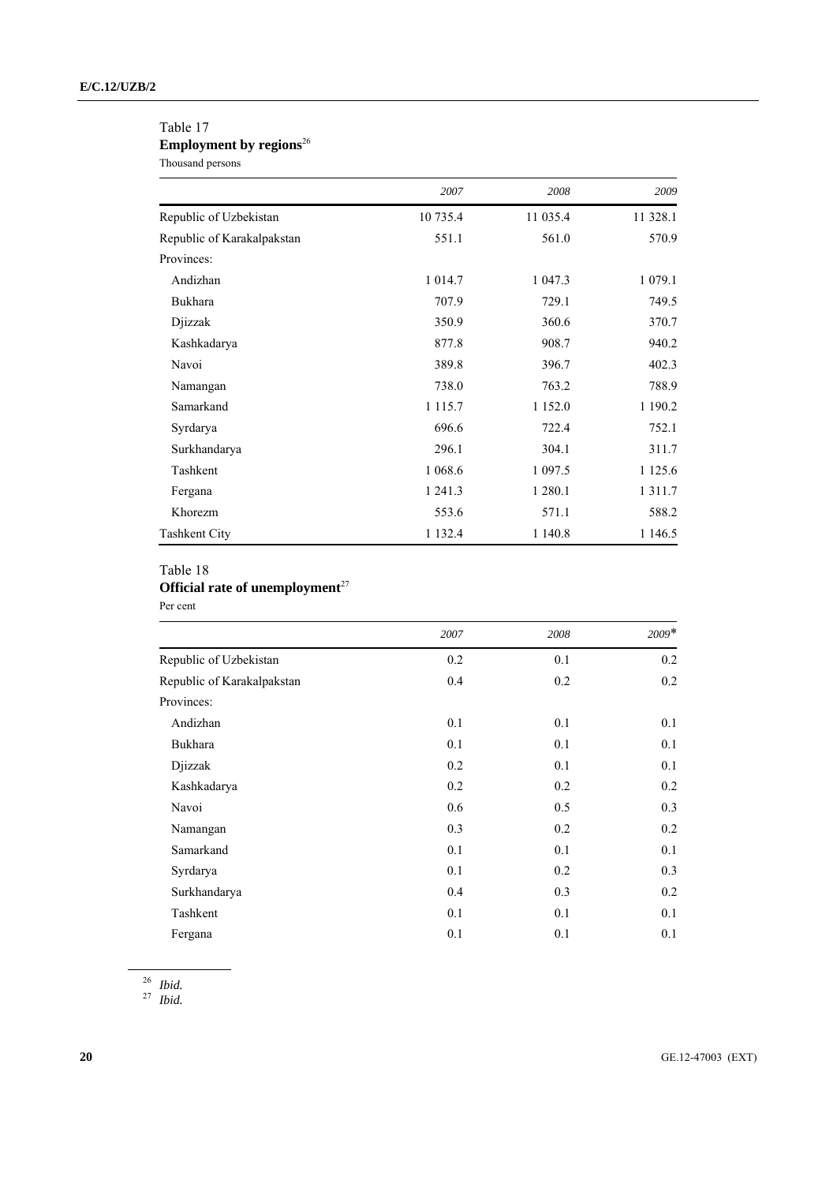Table 17

**Employment by regions**[26]

Thousand persons

| | *2007* | *2008* | *2009* |
|---|---|---|---|
| Republic of Uzbekistan | 10 735.4 | 11 035.4 | 11 328.1 |
| Republic of Karakalpakstan | 551.1 | 561.0 | 570.9 |
| Provinces: | | | |
| Andizhan | 1 014.7 | 1 047.3 | 1 079.1 |
| Bukhara | 707.9 | 729.1 | 749.5 |
| Djizzak | 350.9 | 360.6 | 370.7 |
| Kashkadarya | 877.8 | 908.7 | 940.2 |
| Navoi | 389.8 | 396.7 | 402.3 |
| Namangan | 738.0 | 763.2 | 788.9 |
| Samarkand | 1 115.7 | 1 152.0 | 1 190.2 |
| Syrdarya | 696.6 | 722.4 | 752.1 |
| Surkhandarya | 296.1 | 304.1 | 311.7 |
| Tashkent | 1 068.6 | 1 097.5 | 1 125.6 |
| Fergana | 1 241.3 | 1 280.1 | 1 311.7 |
| Khorezm | 553.6 | 571.1 | 588.2 |
| Tashkent City | 1 132.4 | 1 140.8 | 1 146.5 |

Table 18

**Official rate of unemployment**[27]

Per cent

| | *2007* | *2008* | *2009\** |
|---|---|---|---|
| Republic of Uzbekistan | 0.2 | 0.1 | 0.2 |
| Republic of Karakalpakstan | 0.4 | 0.2 | 0.2 |
| Provinces: | | | |
| Andizhan | 0.1 | 0.1 | 0.1 |
| Bukhara | 0.1 | 0.1 | 0.1 |
| Djizzak | 0.2 | 0.1 | 0.1 |
| Kashkadarya | 0.2 | 0.2 | 0.2 |
| Navoi | 0.6 | 0.5 | 0.3 |
| Namangan | 0.3 | 0.2 | 0.2 |
| Samarkand | 0.1 | 0.1 | 0.1 |
| Syrdarya | 0.1 | 0.2 | 0.3 |
| Surkhandarya | 0.4 | 0.3 | 0.2 |
| Tashkent | 0.1 | 0.1 | 0.1 |
| Fergana | 0.1 | 0.1 | 0.1 |

[26] *Ibid.*

[27] *Ibid.*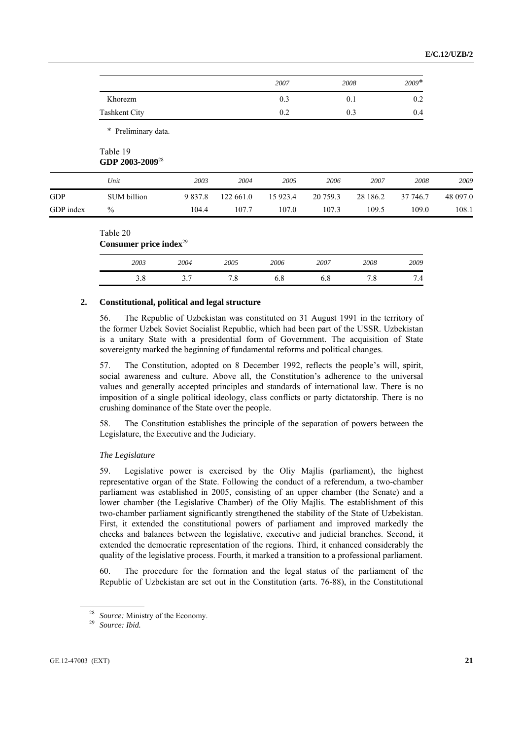| | 2007 | 2008 | 2009* |
|---|---|---|---|
| Khorezm | 0.3 | 0.1 | 0.2 |
| Tashkent City | 0.2 | 0.3 | 0.4 |

\* Preliminary data.

Table 19
**GDP 2003-2009**[28]

| | Unit | 2003 | 2004 | 2005 | 2006 | 2007 | 2008 | 2009 |
|---|---|---|---|---|---|---|---|---|
| GDP | SUM billion | 9 837.8 | 122 661.0 | 15 923.4 | 20 759.3 | 28 186.2 | 37 746.7 | 48 097.0 |
| GDP index | % | 104.4 | 107.7 | 107.0 | 107.3 | 109.5 | 109.0 | 108.1 |

Table 20
**Consumer price index**[29]

| 2003 | 2004 | 2005 | 2006 | 2007 | 2008 | 2009 |
|---|---|---|---|---|---|---|
| 3.8 | 3.7 | 7.8 | 6.8 | 6.8 | 7.8 | 7.4 |

## 2. Constitutional, political and legal structure

56. The Republic of Uzbekistan was constituted on 31 August 1991 in the territory of the former Uzbek Soviet Socialist Republic, which had been part of the USSR. Uzbekistan is a unitary State with a presidential form of Government. The acquisition of State sovereignty marked the beginning of fundamental reforms and political changes.

57. The Constitution, adopted on 8 December 1992, reflects the people's will, spirit, social awareness and culture. Above all, the Constitution's adherence to the universal values and generally accepted principles and standards of international law. There is no imposition of a single political ideology, class conflicts or party dictatorship. There is no crushing dominance of the State over the people.

58. The Constitution establishes the principle of the separation of powers between the Legislature, the Executive and the Judiciary.

*The Legislature*

59. Legislative power is exercised by the Oliy Majlis (parliament), the highest representative organ of the State. Following the conduct of a referendum, a two-chamber parliament was established in 2005, consisting of an upper chamber (the Senate) and a lower chamber (the Legislative Chamber) of the Oliy Majlis. The establishment of this two-chamber parliament significantly strengthened the stability of the State of Uzbekistan. First, it extended the constitutional powers of parliament and improved markedly the checks and balances between the legislative, executive and judicial branches. Second, it extended the democratic representation of the regions. Third, it enhanced considerably the quality of the legislative process. Fourth, it marked a transition to a professional parliament.

60. The procedure for the formation and the legal status of the parliament of the Republic of Uzbekistan are set out in the Constitution (arts. 76-88), in the Constitutional

[28] *Source:* Ministry of the Economy.

[29] *Source: Ibid.*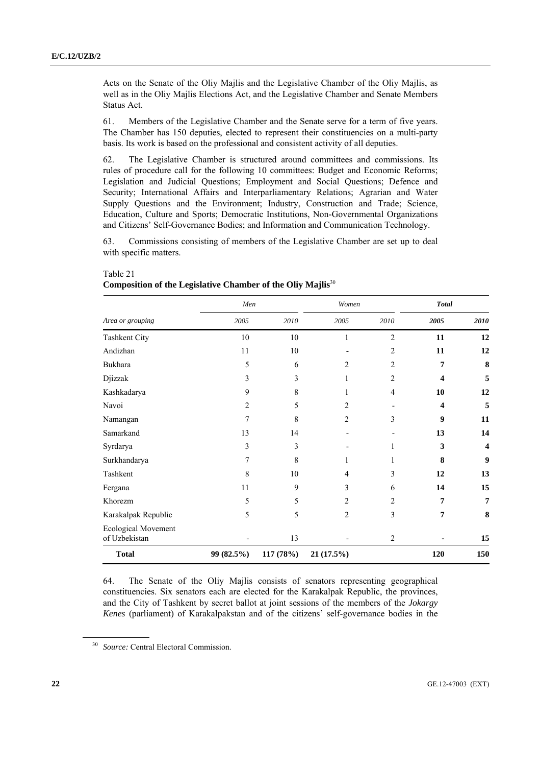Acts on the Senate of the Oliy Majlis and the Legislative Chamber of the Oliy Majlis, as well as in the Oliy Majlis Elections Act, and the Legislative Chamber and Senate Members Status Act.

61. Members of the Legislative Chamber and the Senate serve for a term of five years. The Chamber has 150 deputies, elected to represent their constituencies on a multi-party basis. Its work is based on the professional and consistent activity of all deputies.

62. The Legislative Chamber is structured around committees and commissions. Its rules of procedure call for the following 10 committees: Budget and Economic Reforms; Legislation and Judicial Questions; Employment and Social Questions; Defence and Security; International Affairs and Interparliamentary Relations; Agrarian and Water Supply Questions and the Environment; Industry, Construction and Trade; Science, Education, Culture and Sports; Democratic Institutions, Non-Governmental Organizations and Citizens' Self-Governance Bodies; and Information and Communication Technology.

63. Commissions consisting of members of the Legislative Chamber are set up to deal with specific matters.

Table 21
**Composition of the Legislative Chamber of the Oliy Majlis**[30]

| | *Men* | | *Women* | | ***Total*** | |
|---|---|---|---|---|---|---|
| *Area or grouping* | *2005* | *2010* | *2005* | *2010* | ***2005*** | ***2010*** |
| Tashkent City | 10 | 10 | 1 | 2 | **11** | **12** |
| Andizhan | 11 | 10 | - | 2 | **11** | **12** |
| Bukhara | 5 | 6 | 2 | 2 | **7** | **8** |
| Djizzak | 3 | 3 | 1 | 2 | **4** | **5** |
| Kashkadarya | 9 | 8 | 1 | 4 | **10** | **12** |
| Navoi | 2 | 5 | 2 | - | **4** | **5** |
| Namangan | 7 | 8 | 2 | 3 | **9** | **11** |
| Samarkand | 13 | 14 | - | - | **13** | **14** |
| Syrdarya | 3 | 3 | - | 1 | **3** | **4** |
| Surkhandarya | 7 | 8 | 1 | 1 | **8** | **9** |
| Tashkent | 8 | 10 | 4 | 3 | **12** | **13** |
| Fergana | 11 | 9 | 3 | 6 | **14** | **15** |
| Khorezm | 5 | 5 | 2 | 2 | **7** | **7** |
| Karakalpak Republic | 5 | 5 | 2 | 3 | **7** | **8** |
| Ecological Movement of Uzbekistan | - | 13 | - | 2 | - | **15** |
| **Total** | **99 (82.5%)** | **117 (78%)** | **21 (17.5%)** | | **120** | **150** |

64. The Senate of the Oliy Majlis consists of senators representing geographical constituencies. Six senators each are elected for the Karakalpak Republic, the provinces, and the City of Tashkent by secret ballot at joint sessions of the members of the *Jokargy Kenes* (parliament) of Karakalpakstan and of the citizens' self-governance bodies in the

[30] *Source:* Central Electoral Commission.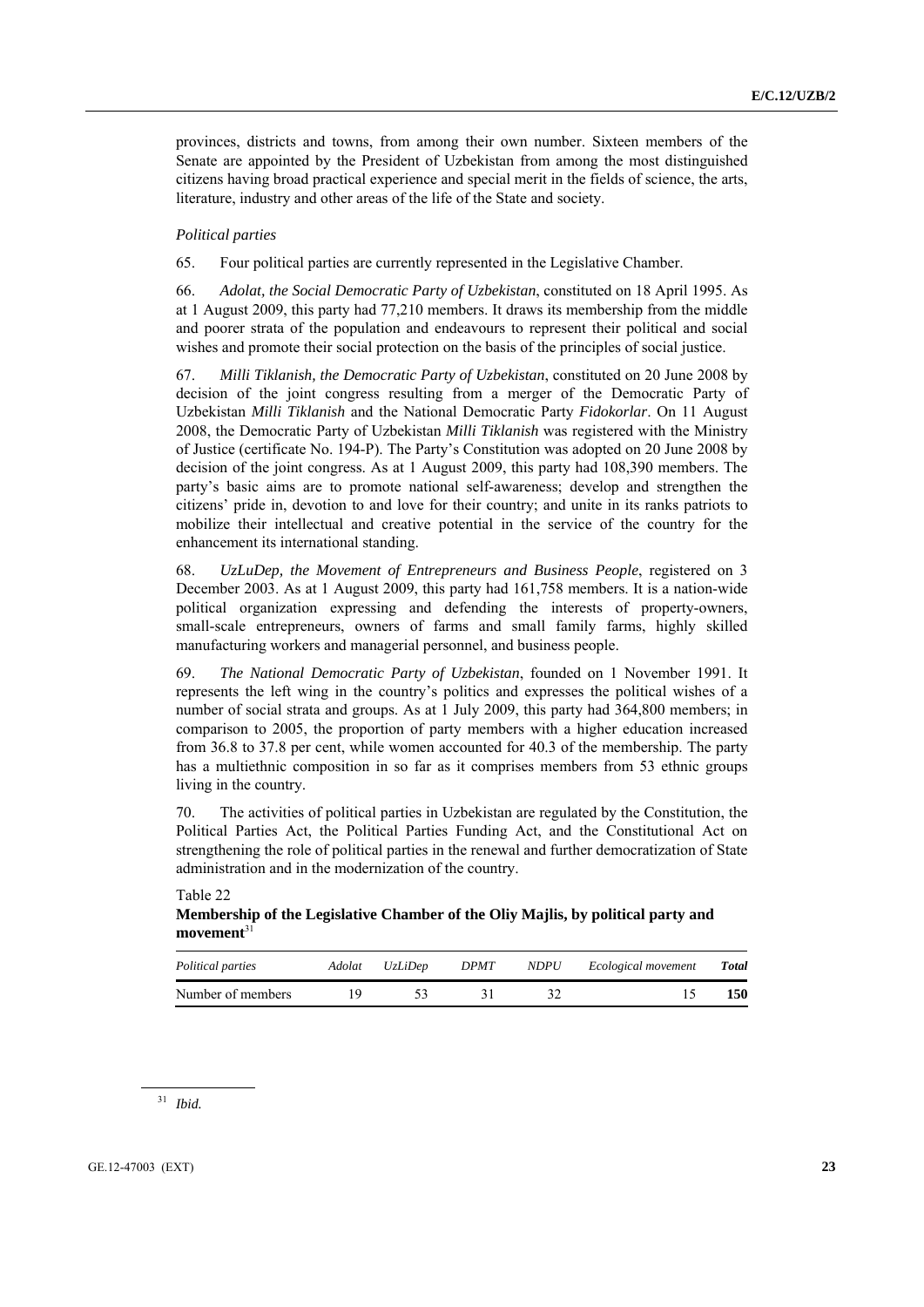provinces, districts and towns, from among their own number. Sixteen members of the Senate are appointed by the President of Uzbekistan from among the most distinguished citizens having broad practical experience and special merit in the fields of science, the arts, literature, industry and other areas of the life of the State and society.

*Political parties*

65. Four political parties are currently represented in the Legislative Chamber.

66. *Adolat, the Social Democratic Party of Uzbekistan*, constituted on 18 April 1995. As at 1 August 2009, this party had 77,210 members. It draws its membership from the middle and poorer strata of the population and endeavours to represent their political and social wishes and promote their social protection on the basis of the principles of social justice.

67. *Milli Tiklanish, the Democratic Party of Uzbekistan*, constituted on 20 June 2008 by decision of the joint congress resulting from a merger of the Democratic Party of Uzbekistan *Milli Tiklanish* and the National Democratic Party *Fidokorlar*. On 11 August 2008, the Democratic Party of Uzbekistan *Milli Tiklanish* was registered with the Ministry of Justice (certificate No. 194-P). The Party's Constitution was adopted on 20 June 2008 by decision of the joint congress. As at 1 August 2009, this party had 108,390 members. The party's basic aims are to promote national self-awareness; develop and strengthen the citizens' pride in, devotion to and love for their country; and unite in its ranks patriots to mobilize their intellectual and creative potential in the service of the country for the enhancement its international standing.

68. *UzLuDep, the Movement of Entrepreneurs and Business People*, registered on 3 December 2003. As at 1 August 2009, this party had 161,758 members. It is a nation-wide political organization expressing and defending the interests of property-owners, small-scale entrepreneurs, owners of farms and small family farms, highly skilled manufacturing workers and managerial personnel, and business people.

69. *The National Democratic Party of Uzbekistan*, founded on 1 November 1991. It represents the left wing in the country's politics and expresses the political wishes of a number of social strata and groups. As at 1 July 2009, this party had 364,800 members; in comparison to 2005, the proportion of party members with a higher education increased from 36.8 to 37.8 per cent, while women accounted for 40.3 of the membership. The party has a multiethnic composition in so far as it comprises members from 53 ethnic groups living in the country.

70. The activities of political parties in Uzbekistan are regulated by the Constitution, the Political Parties Act, the Political Parties Funding Act, and the Constitutional Act on strengthening the role of political parties in the renewal and further democratization of State administration and in the modernization of the country.

Table 22

**Membership of the Legislative Chamber of the Oliy Majlis, by political party and movement**[31]

| *Political parties* | *Adolat* | *UzLiDep* | *DPMT* | *NDPU* | *Ecological movement* | ***Total*** |
|---|---|---|---|---|---|---|
| Number of members | 19 | 53 | 31 | 32 | 15 | **150** |

[31] *Ibid.*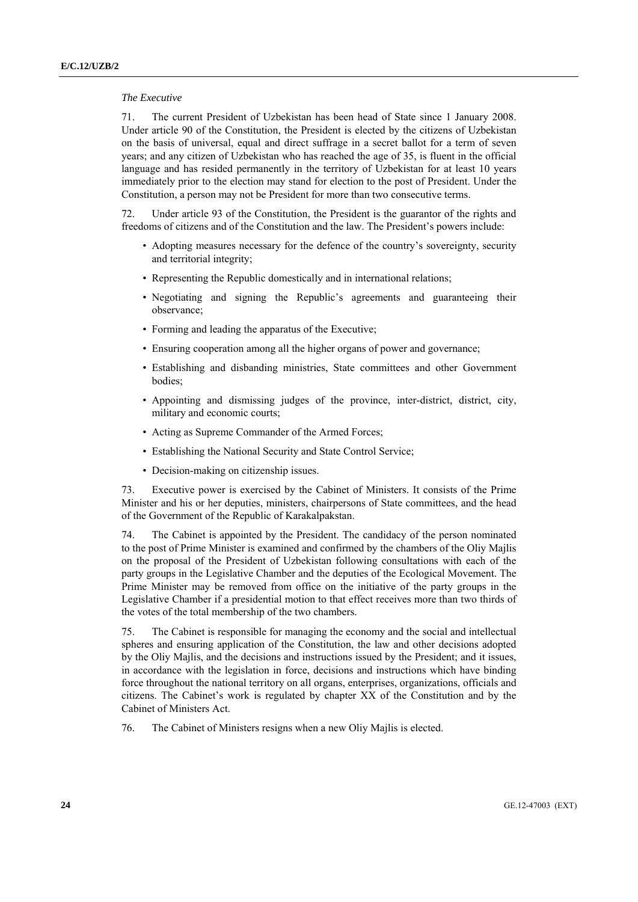*The Executive*

71. The current President of Uzbekistan has been head of State since 1 January 2008. Under article 90 of the Constitution, the President is elected by the citizens of Uzbekistan on the basis of universal, equal and direct suffrage in a secret ballot for a term of seven years; and any citizen of Uzbekistan who has reached the age of 35, is fluent in the official language and has resided permanently in the territory of Uzbekistan for at least 10 years immediately prior to the election may stand for election to the post of President. Under the Constitution, a person may not be President for more than two consecutive terms.

72. Under article 93 of the Constitution, the President is the guarantor of the rights and freedoms of citizens and of the Constitution and the law. The President's powers include:

- Adopting measures necessary for the defence of the country's sovereignty, security and territorial integrity;
- Representing the Republic domestically and in international relations;
- Negotiating and signing the Republic's agreements and guaranteeing their observance;
- Forming and leading the apparatus of the Executive;
- Ensuring cooperation among all the higher organs of power and governance;
- Establishing and disbanding ministries, State committees and other Government bodies;
- Appointing and dismissing judges of the province, inter-district, district, city, military and economic courts;
- Acting as Supreme Commander of the Armed Forces;
- Establishing the National Security and State Control Service;
- Decision-making on citizenship issues.

73. Executive power is exercised by the Cabinet of Ministers. It consists of the Prime Minister and his or her deputies, ministers, chairpersons of State committees, and the head of the Government of the Republic of Karakalpakstan.

74. The Cabinet is appointed by the President. The candidacy of the person nominated to the post of Prime Minister is examined and confirmed by the chambers of the Oliy Majlis on the proposal of the President of Uzbekistan following consultations with each of the party groups in the Legislative Chamber and the deputies of the Ecological Movement. The Prime Minister may be removed from office on the initiative of the party groups in the Legislative Chamber if a presidential motion to that effect receives more than two thirds of the votes of the total membership of the two chambers.

75. The Cabinet is responsible for managing the economy and the social and intellectual spheres and ensuring application of the Constitution, the law and other decisions adopted by the Oliy Majlis, and the decisions and instructions issued by the President; and it issues, in accordance with the legislation in force, decisions and instructions which have binding force throughout the national territory on all organs, enterprises, organizations, officials and citizens. The Cabinet's work is regulated by chapter XX of the Constitution and by the Cabinet of Ministers Act.

76. The Cabinet of Ministers resigns when a new Oliy Majlis is elected.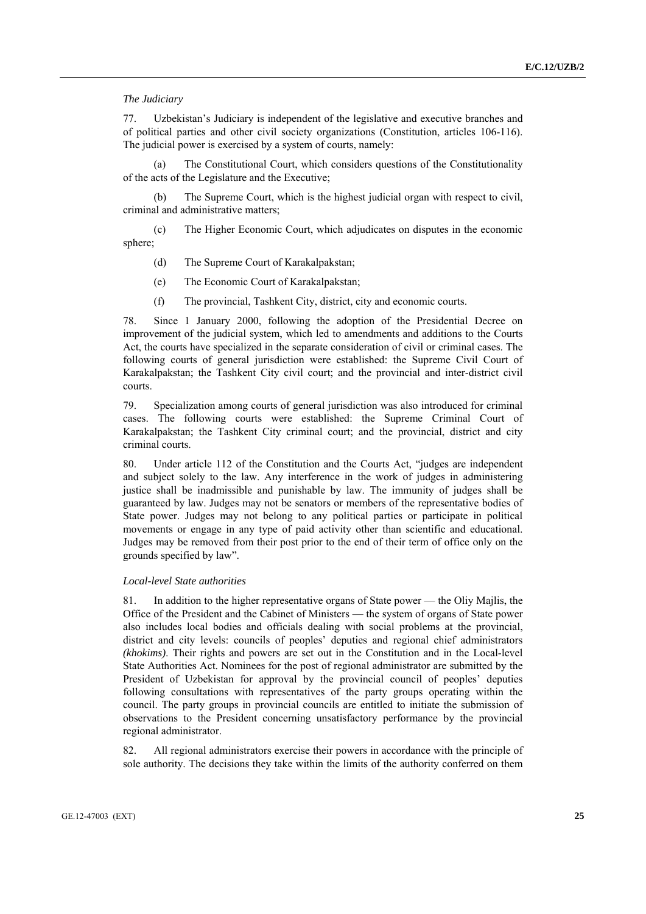*The Judiciary*

77. Uzbekistan's Judiciary is independent of the legislative and executive branches and of political parties and other civil society organizations (Constitution, articles 106-116). The judicial power is exercised by a system of courts, namely:

(a) The Constitutional Court, which considers questions of the Constitutionality of the acts of the Legislature and the Executive;

(b) The Supreme Court, which is the highest judicial organ with respect to civil, criminal and administrative matters;

(c) The Higher Economic Court, which adjudicates on disputes in the economic sphere;

(d) The Supreme Court of Karakalpakstan;

(e) The Economic Court of Karakalpakstan;

(f) The provincial, Tashkent City, district, city and economic courts.

78. Since 1 January 2000, following the adoption of the Presidential Decree on improvement of the judicial system, which led to amendments and additions to the Courts Act, the courts have specialized in the separate consideration of civil or criminal cases. The following courts of general jurisdiction were established: the Supreme Civil Court of Karakalpakstan; the Tashkent City civil court; and the provincial and inter-district civil courts.

79. Specialization among courts of general jurisdiction was also introduced for criminal cases. The following courts were established: the Supreme Criminal Court of Karakalpakstan; the Tashkent City criminal court; and the provincial, district and city criminal courts.

80. Under article 112 of the Constitution and the Courts Act, "judges are independent and subject solely to the law. Any interference in the work of judges in administering justice shall be inadmissible and punishable by law. The immunity of judges shall be guaranteed by law. Judges may not be senators or members of the representative bodies of State power. Judges may not belong to any political parties or participate in political movements or engage in any type of paid activity other than scientific and educational. Judges may be removed from their post prior to the end of their term of office only on the grounds specified by law".

*Local-level State authorities*

81. In addition to the higher representative organs of State power — the Oliy Majlis, the Office of the President and the Cabinet of Ministers — the system of organs of State power also includes local bodies and officials dealing with social problems at the provincial, district and city levels: councils of peoples' deputies and regional chief administrators *(khokims)*. Their rights and powers are set out in the Constitution and in the Local-level State Authorities Act. Nominees for the post of regional administrator are submitted by the President of Uzbekistan for approval by the provincial council of peoples' deputies following consultations with representatives of the party groups operating within the council. The party groups in provincial councils are entitled to initiate the submission of observations to the President concerning unsatisfactory performance by the provincial regional administrator.

82. All regional administrators exercise their powers in accordance with the principle of sole authority. The decisions they take within the limits of the authority conferred on them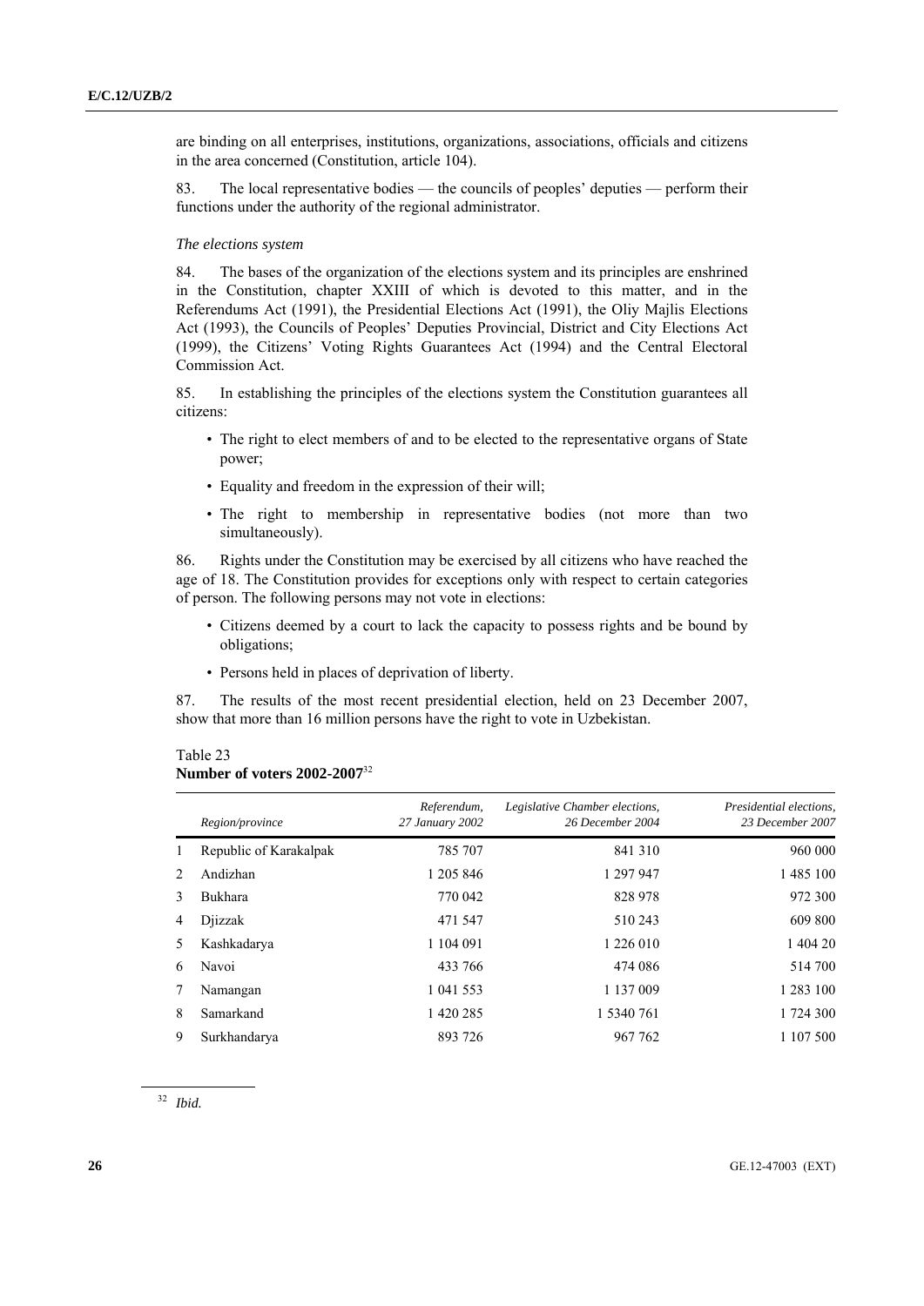are binding on all enterprises, institutions, organizations, associations, officials and citizens in the area concerned (Constitution, article 104).

83. The local representative bodies — the councils of peoples' deputies — perform their functions under the authority of the regional administrator.

*The elections system*

84. The bases of the organization of the elections system and its principles are enshrined in the Constitution, chapter XXIII of which is devoted to this matter, and in the Referendums Act (1991), the Presidential Elections Act (1991), the Oliy Majlis Elections Act (1993), the Councils of Peoples' Deputies Provincial, District and City Elections Act (1999), the Citizens' Voting Rights Guarantees Act (1994) and the Central Electoral Commission Act.

85. In establishing the principles of the elections system the Constitution guarantees all citizens:

- The right to elect members of and to be elected to the representative organs of State power;
- Equality and freedom in the expression of their will;
- The right to membership in representative bodies (not more than two simultaneously).

86. Rights under the Constitution may be exercised by all citizens who have reached the age of 18. The Constitution provides for exceptions only with respect to certain categories of person. The following persons may not vote in elections:

- Citizens deemed by a court to lack the capacity to possess rights and be bound by obligations;
- Persons held in places of deprivation of liberty.

87. The results of the most recent presidential election, held on 23 December 2007, show that more than 16 million persons have the right to vote in Uzbekistan.

Table 23
**Number of voters 2002-2007**[32]

| | *Region/province* | *Referendum, 27 January 2002* | *Legislative Chamber elections, 26 December 2004* | *Presidential elections, 23 December 2007* |
|---|---|---|---|---|
| 1 | Republic of Karakalpak | 785 707 | 841 310 | 960 000 |
| 2 | Andizhan | 1 205 846 | 1 297 947 | 1 485 100 |
| 3 | Bukhara | 770 042 | 828 978 | 972 300 |
| 4 | Djizzak | 471 547 | 510 243 | 609 800 |
| 5 | Kashkadarya | 1 104 091 | 1 226 010 | 1 404 20 |
| 6 | Navoi | 433 766 | 474 086 | 514 700 |
| 7 | Namangan | 1 041 553 | 1 137 009 | 1 283 100 |
| 8 | Samarkand | 1 420 285 | 1 5340 761 | 1 724 300 |
| 9 | Surkhandarya | 893 726 | 967 762 | 1 107 500 |

[32] *Ibid.*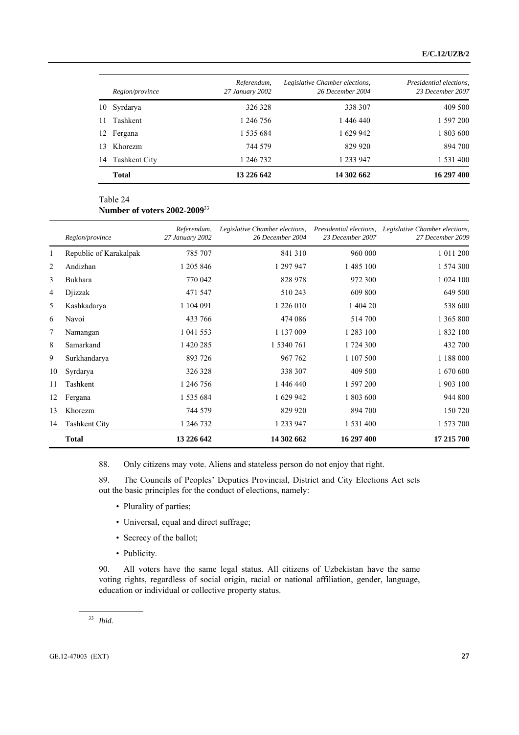| | Region/province | Referendum, 27 January 2002 | Legislative Chamber elections, 26 December 2004 | Presidential elections, 23 December 2007 |
|---|---|---|---|---|
| 10 | Syrdarya | 326 328 | 338 307 | 409 500 |
| 11 | Tashkent | 1 246 756 | 1 446 440 | 1 597 200 |
| 12 | Fergana | 1 535 684 | 1 629 942 | 1 803 600 |
| 13 | Khorezm | 744 579 | 829 920 | 894 700 |
| 14 | Tashkent City | 1 246 732 | 1 233 947 | 1 531 400 |
| | **Total** | **13 226 642** | **14 302 662** | **16 297 400** |

Table 24
**Number of voters 2002-2009**[33]

| | Region/province | Referendum, 27 January 2002 | Legislative Chamber elections, 26 December 2004 | Presidential elections, 23 December 2007 | Legislative Chamber elections, 27 December 2009 |
|---|---|---|---|---|---|
| 1 | Republic of Karakalpak | 785 707 | 841 310 | 960 000 | 1 011 200 |
| 2 | Andizhan | 1 205 846 | 1 297 947 | 1 485 100 | 1 574 300 |
| 3 | Bukhara | 770 042 | 828 978 | 972 300 | 1 024 100 |
| 4 | Djizzak | 471 547 | 510 243 | 609 800 | 649 500 |
| 5 | Kashkadarya | 1 104 091 | 1 226 010 | 1 404 20 | 538 600 |
| 6 | Navoi | 433 766 | 474 086 | 514 700 | 1 365 800 |
| 7 | Namangan | 1 041 553 | 1 137 009 | 1 283 100 | 1 832 100 |
| 8 | Samarkand | 1 420 285 | 1 5340 761 | 1 724 300 | 432 700 |
| 9 | Surkhandarya | 893 726 | 967 762 | 1 107 500 | 1 188 000 |
| 10 | Syrdarya | 326 328 | 338 307 | 409 500 | 1 670 600 |
| 11 | Tashkent | 1 246 756 | 1 446 440 | 1 597 200 | 1 903 100 |
| 12 | Fergana | 1 535 684 | 1 629 942 | 1 803 600 | 944 800 |
| 13 | Khorezm | 744 579 | 829 920 | 894 700 | 150 720 |
| 14 | Tashkent City | 1 246 732 | 1 233 947 | 1 531 400 | 1 573 700 |
| | **Total** | **13 226 642** | **14 302 662** | **16 297 400** | **17 215 700** |

88. Only citizens may vote. Aliens and stateless person do not enjoy that right.

89. The Councils of Peoples' Deputies Provincial, District and City Elections Act sets out the basic principles for the conduct of elections, namely:

- Plurality of parties;
- Universal, equal and direct suffrage;
- Secrecy of the ballot;
- Publicity.

90. All voters have the same legal status. All citizens of Uzbekistan have the same voting rights, regardless of social origin, racial or national affiliation, gender, language, education or individual or collective property status.

[33] *Ibid.*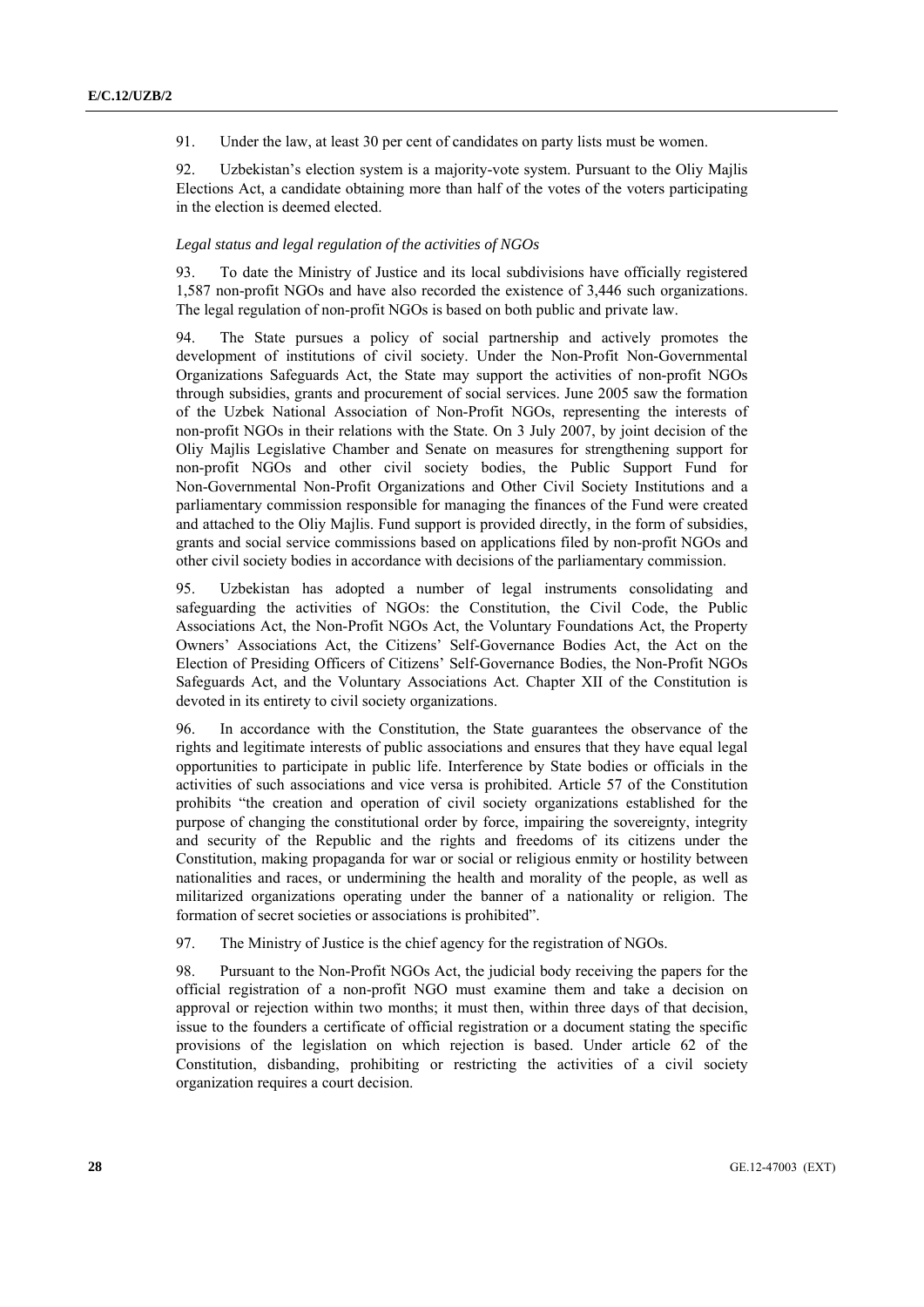91. Under the law, at least 30 per cent of candidates on party lists must be women.

92. Uzbekistan's election system is a majority-vote system. Pursuant to the Oliy Majlis Elections Act, a candidate obtaining more than half of the votes of the voters participating in the election is deemed elected.

*Legal status and legal regulation of the activities of NGOs*

93. To date the Ministry of Justice and its local subdivisions have officially registered 1,587 non-profit NGOs and have also recorded the existence of 3,446 such organizations. The legal regulation of non-profit NGOs is based on both public and private law.

94. The State pursues a policy of social partnership and actively promotes the development of institutions of civil society. Under the Non-Profit Non-Governmental Organizations Safeguards Act, the State may support the activities of non-profit NGOs through subsidies, grants and procurement of social services. June 2005 saw the formation of the Uzbek National Association of Non-Profit NGOs, representing the interests of non-profit NGOs in their relations with the State. On 3 July 2007, by joint decision of the Oliy Majlis Legislative Chamber and Senate on measures for strengthening support for non-profit NGOs and other civil society bodies, the Public Support Fund for Non-Governmental Non-Profit Organizations and Other Civil Society Institutions and a parliamentary commission responsible for managing the finances of the Fund were created and attached to the Oliy Majlis. Fund support is provided directly, in the form of subsidies, grants and social service commissions based on applications filed by non-profit NGOs and other civil society bodies in accordance with decisions of the parliamentary commission.

95. Uzbekistan has adopted a number of legal instruments consolidating and safeguarding the activities of NGOs: the Constitution, the Civil Code, the Public Associations Act, the Non-Profit NGOs Act, the Voluntary Foundations Act, the Property Owners' Associations Act, the Citizens' Self-Governance Bodies Act, the Act on the Election of Presiding Officers of Citizens' Self-Governance Bodies, the Non-Profit NGOs Safeguards Act, and the Voluntary Associations Act. Chapter XII of the Constitution is devoted in its entirety to civil society organizations.

96. In accordance with the Constitution, the State guarantees the observance of the rights and legitimate interests of public associations and ensures that they have equal legal opportunities to participate in public life. Interference by State bodies or officials in the activities of such associations and vice versa is prohibited. Article 57 of the Constitution prohibits "the creation and operation of civil society organizations established for the purpose of changing the constitutional order by force, impairing the sovereignty, integrity and security of the Republic and the rights and freedoms of its citizens under the Constitution, making propaganda for war or social or religious enmity or hostility between nationalities and races, or undermining the health and morality of the people, as well as militarized organizations operating under the banner of a nationality or religion. The formation of secret societies or associations is prohibited".

97. The Ministry of Justice is the chief agency for the registration of NGOs.

98. Pursuant to the Non-Profit NGOs Act, the judicial body receiving the papers for the official registration of a non-profit NGO must examine them and take a decision on approval or rejection within two months; it must then, within three days of that decision, issue to the founders a certificate of official registration or a document stating the specific provisions of the legislation on which rejection is based. Under article 62 of the Constitution, disbanding, prohibiting or restricting the activities of a civil society organization requires a court decision.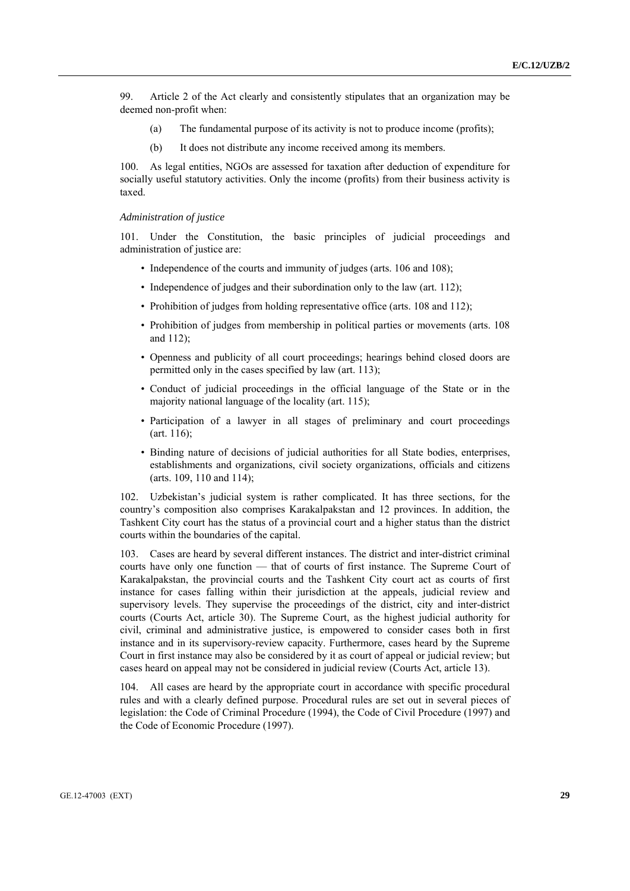99. Article 2 of the Act clearly and consistently stipulates that an organization may be deemed non-profit when:

(a) The fundamental purpose of its activity is not to produce income (profits);

(b) It does not distribute any income received among its members.

100. As legal entities, NGOs are assessed for taxation after deduction of expenditure for socially useful statutory activities. Only the income (profits) from their business activity is taxed.

*Administration of justice*

101. Under the Constitution, the basic principles of judicial proceedings and administration of justice are:

- Independence of the courts and immunity of judges (arts. 106 and 108);
- Independence of judges and their subordination only to the law (art. 112);
- Prohibition of judges from holding representative office (arts. 108 and 112);
- Prohibition of judges from membership in political parties or movements (arts. 108 and 112);
- Openness and publicity of all court proceedings; hearings behind closed doors are permitted only in the cases specified by law (art. 113);
- Conduct of judicial proceedings in the official language of the State or in the majority national language of the locality (art. 115);
- Participation of a lawyer in all stages of preliminary and court proceedings (art. 116);
- Binding nature of decisions of judicial authorities for all State bodies, enterprises, establishments and organizations, civil society organizations, officials and citizens (arts. 109, 110 and 114);

102. Uzbekistan's judicial system is rather complicated. It has three sections, for the country's composition also comprises Karakalpakstan and 12 provinces. In addition, the Tashkent City court has the status of a provincial court and a higher status than the district courts within the boundaries of the capital.

103. Cases are heard by several different instances. The district and inter-district criminal courts have only one function — that of courts of first instance. The Supreme Court of Karakalpakstan, the provincial courts and the Tashkent City court act as courts of first instance for cases falling within their jurisdiction at the appeals, judicial review and supervisory levels. They supervise the proceedings of the district, city and inter-district courts (Courts Act, article 30). The Supreme Court, as the highest judicial authority for civil, criminal and administrative justice, is empowered to consider cases both in first instance and in its supervisory-review capacity. Furthermore, cases heard by the Supreme Court in first instance may also be considered by it as court of appeal or judicial review; but cases heard on appeal may not be considered in judicial review (Courts Act, article 13).

104. All cases are heard by the appropriate court in accordance with specific procedural rules and with a clearly defined purpose. Procedural rules are set out in several pieces of legislation: the Code of Criminal Procedure (1994), the Code of Civil Procedure (1997) and the Code of Economic Procedure (1997).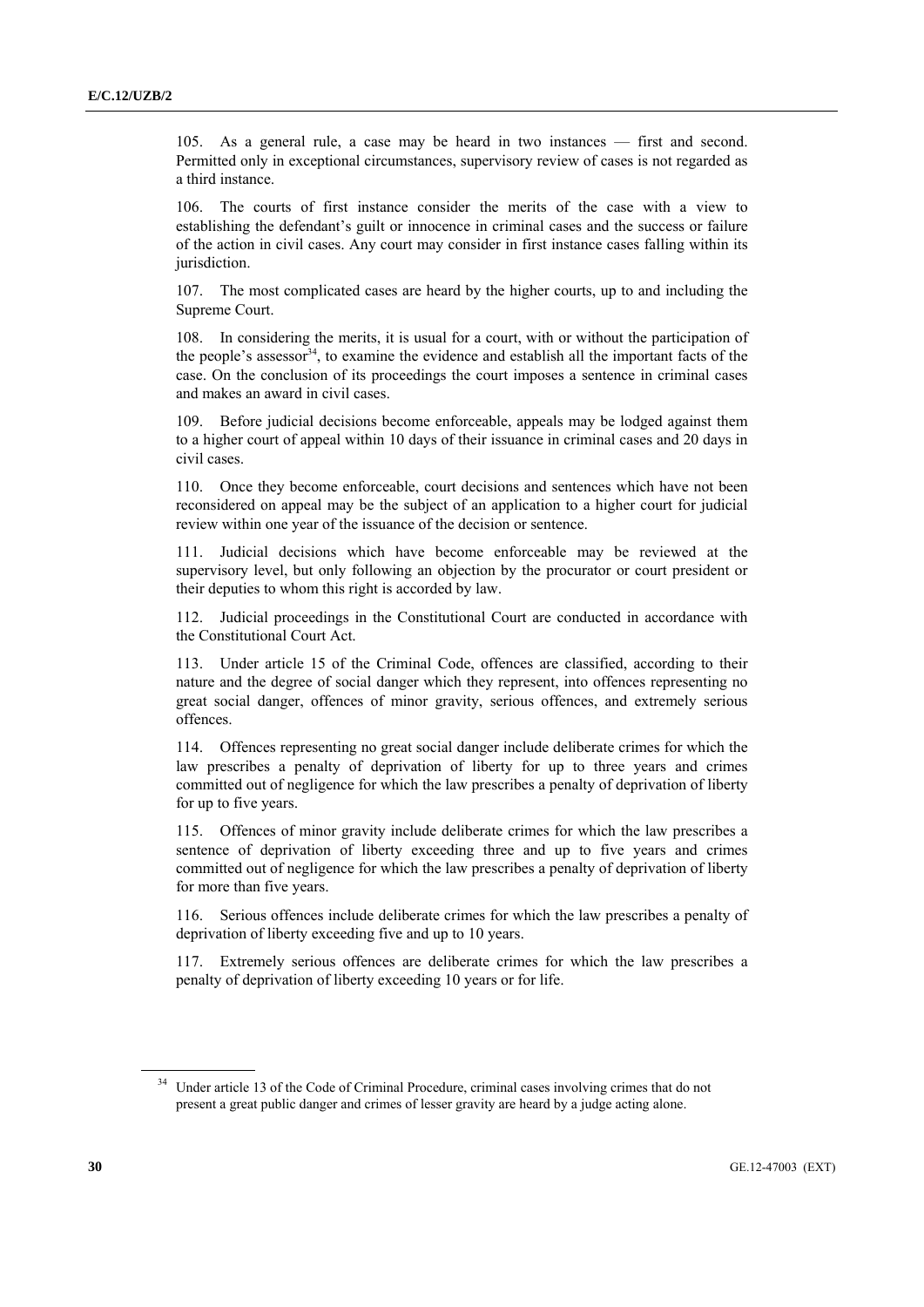105. As a general rule, a case may be heard in two instances — first and second. Permitted only in exceptional circumstances, supervisory review of cases is not regarded as a third instance.

106. The courts of first instance consider the merits of the case with a view to establishing the defendant's guilt or innocence in criminal cases and the success or failure of the action in civil cases. Any court may consider in first instance cases falling within its jurisdiction.

107. The most complicated cases are heard by the higher courts, up to and including the Supreme Court.

108. In considering the merits, it is usual for a court, with or without the participation of the people's assessor[34], to examine the evidence and establish all the important facts of the case. On the conclusion of its proceedings the court imposes a sentence in criminal cases and makes an award in civil cases.

109. Before judicial decisions become enforceable, appeals may be lodged against them to a higher court of appeal within 10 days of their issuance in criminal cases and 20 days in civil cases.

110. Once they become enforceable, court decisions and sentences which have not been reconsidered on appeal may be the subject of an application to a higher court for judicial review within one year of the issuance of the decision or sentence.

111. Judicial decisions which have become enforceable may be reviewed at the supervisory level, but only following an objection by the procurator or court president or their deputies to whom this right is accorded by law.

112. Judicial proceedings in the Constitutional Court are conducted in accordance with the Constitutional Court Act.

113. Under article 15 of the Criminal Code, offences are classified, according to their nature and the degree of social danger which they represent, into offences representing no great social danger, offences of minor gravity, serious offences, and extremely serious offences.

114. Offences representing no great social danger include deliberate crimes for which the law prescribes a penalty of deprivation of liberty for up to three years and crimes committed out of negligence for which the law prescribes a penalty of deprivation of liberty for up to five years.

115. Offences of minor gravity include deliberate crimes for which the law prescribes a sentence of deprivation of liberty exceeding three and up to five years and crimes committed out of negligence for which the law prescribes a penalty of deprivation of liberty for more than five years.

116. Serious offences include deliberate crimes for which the law prescribes a penalty of deprivation of liberty exceeding five and up to 10 years.

117. Extremely serious offences are deliberate crimes for which the law prescribes a penalty of deprivation of liberty exceeding 10 years or for life.

---

[34] Under article 13 of the Code of Criminal Procedure, criminal cases involving crimes that do not present a great public danger and crimes of lesser gravity are heard by a judge acting alone.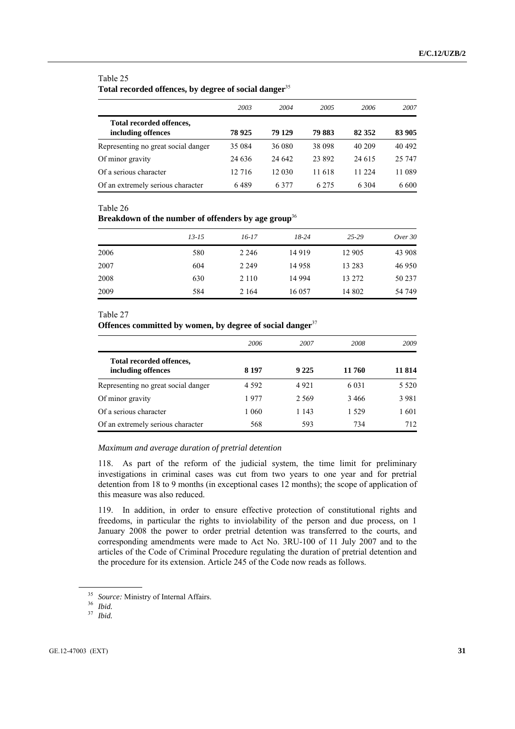Table 25
**Total recorded offences, by degree of social danger**[35]

| | *2003* | *2004* | *2005* | *2006* | *2007* |
|---|---|---|---|---|---|
| **Total recorded offences, including offences** | **78 925** | **79 129** | **79 883** | **82 352** | **83 905** |
| Representing no great social danger | 35 084 | 36 080 | 38 098 | 40 209 | 40 492 |
| Of minor gravity | 24 636 | 24 642 | 23 892 | 24 615 | 25 747 |
| Of a serious character | 12 716 | 12 030 | 11 618 | 11 224 | 11 089 |
| Of an extremely serious character | 6 489 | 6 377 | 6 275 | 6 304 | 6 600 |

Table 26
**Breakdown of the number of offenders by age group**[36]

| | *13-15* | *16-17* | *18-24* | *25-29* | *Over 30* |
|---|---|---|---|---|---|
| 2006 | 580 | 2 246 | 14 919 | 12 905 | 43 908 |
| 2007 | 604 | 2 249 | 14 958 | 13 283 | 46 950 |
| 2008 | 630 | 2 110 | 14 994 | 13 272 | 50 237 |
| 2009 | 584 | 2 164 | 16 057 | 14 802 | 54 749 |

Table 27
**Offences committed by women, by degree of social danger**[37]

| | *2006* | *2007* | *2008* | *2009* |
|---|---|---|---|---|
| **Total recorded offences, including offences** | **8 197** | **9 225** | **11 760** | **11 814** |
| Representing no great social danger | 4 592 | 4 921 | 6 031 | 5 520 |
| Of minor gravity | 1 977 | 2 569 | 3 466 | 3 981 |
| Of a serious character | 1 060 | 1 143 | 1 529 | 1 601 |
| Of an extremely serious character | 568 | 593 | 734 | 712 |

*Maximum and average duration of pretrial detention*

118. As part of the reform of the judicial system, the time limit for preliminary investigations in criminal cases was cut from two years to one year and for pretrial detention from 18 to 9 months (in exceptional cases 12 months); the scope of application of this measure was also reduced.

119. In addition, in order to ensure effective protection of constitutional rights and freedoms, in particular the rights to inviolability of the person and due process, on 1 January 2008 the power to order pretrial detention was transferred to the courts, and corresponding amendments were made to Act No. 3RU-100 of 11 July 2007 and to the articles of the Code of Criminal Procedure regulating the duration of pretrial detention and the procedure for its extension. Article 245 of the Code now reads as follows.

---

[35] *Source:* Ministry of Internal Affairs.

[36] *Ibid.*

[37] *Ibid.*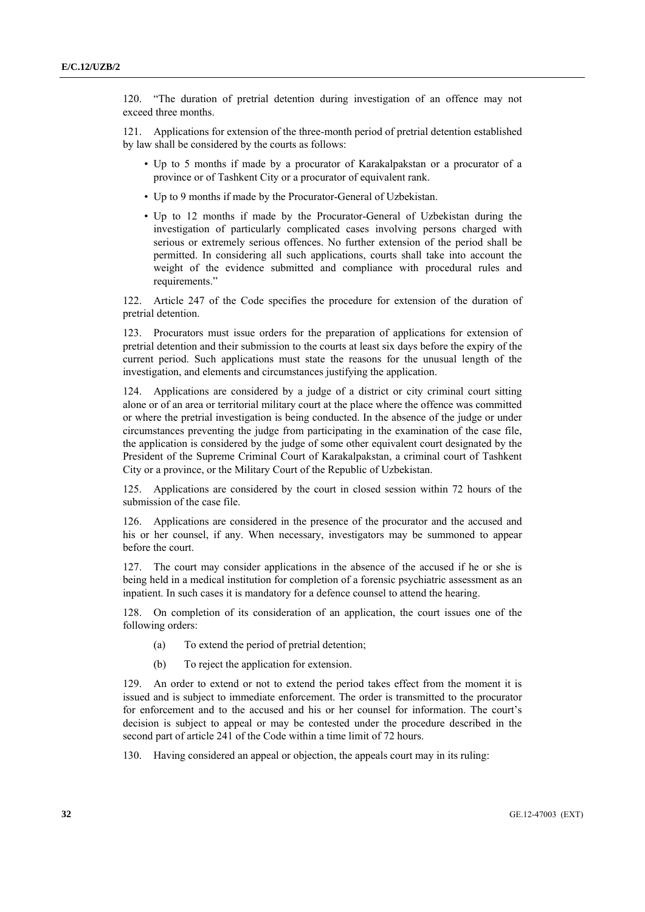120. “The duration of pretrial detention during investigation of an offence may not exceed three months.

121. Applications for extension of the three-month period of pretrial detention established by law shall be considered by the courts as follows:

- Up to 5 months if made by a procurator of Karakalpakstan or a procurator of a province or of Tashkent City or a procurator of equivalent rank.
- Up to 9 months if made by the Procurator-General of Uzbekistan.
- Up to 12 months if made by the Procurator-General of Uzbekistan during the investigation of particularly complicated cases involving persons charged with serious or extremely serious offences. No further extension of the period shall be permitted. In considering all such applications, courts shall take into account the weight of the evidence submitted and compliance with procedural rules and requirements.”

122. Article 247 of the Code specifies the procedure for extension of the duration of pretrial detention.

123. Procurators must issue orders for the preparation of applications for extension of pretrial detention and their submission to the courts at least six days before the expiry of the current period. Such applications must state the reasons for the unusual length of the investigation, and elements and circumstances justifying the application.

124. Applications are considered by a judge of a district or city criminal court sitting alone or of an area or territorial military court at the place where the offence was committed or where the pretrial investigation is being conducted. In the absence of the judge or under circumstances preventing the judge from participating in the examination of the case file, the application is considered by the judge of some other equivalent court designated by the President of the Supreme Criminal Court of Karakalpakstan, a criminal court of Tashkent City or a province, or the Military Court of the Republic of Uzbekistan.

125. Applications are considered by the court in closed session within 72 hours of the submission of the case file.

126. Applications are considered in the presence of the procurator and the accused and his or her counsel, if any. When necessary, investigators may be summoned to appear before the court.

127. The court may consider applications in the absence of the accused if he or she is being held in a medical institution for completion of a forensic psychiatric assessment as an inpatient. In such cases it is mandatory for a defence counsel to attend the hearing.

128. On completion of its consideration of an application, the court issues one of the following orders:

(a) To extend the period of pretrial detention;

(b) To reject the application for extension.

129. An order to extend or not to extend the period takes effect from the moment it is issued and is subject to immediate enforcement. The order is transmitted to the procurator for enforcement and to the accused and his or her counsel for information. The court’s decision is subject to appeal or may be contested under the procedure described in the second part of article 241 of the Code within a time limit of 72 hours.

130. Having considered an appeal or objection, the appeals court may in its ruling: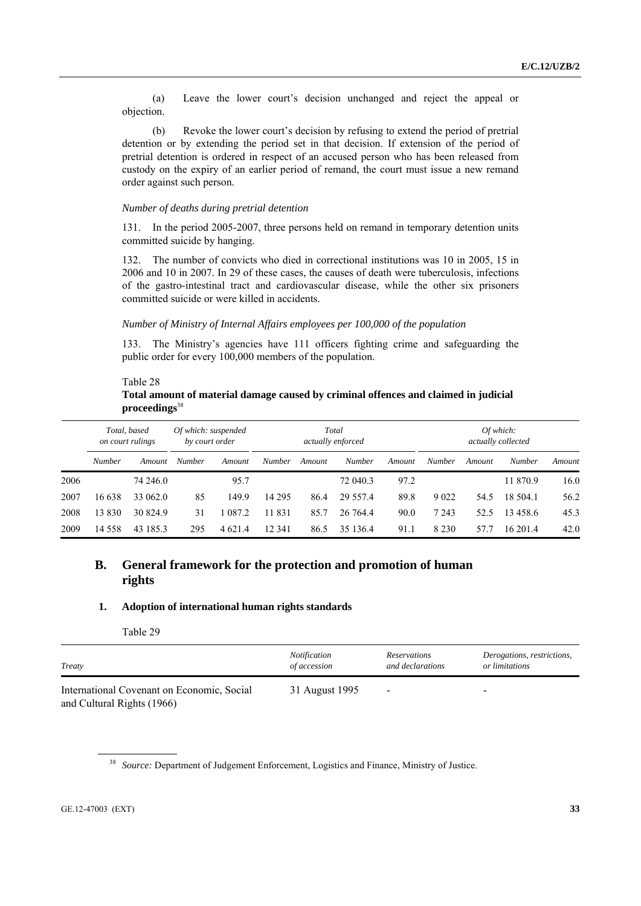(a) Leave the lower court's decision unchanged and reject the appeal or objection.

(b) Revoke the lower court's decision by refusing to extend the period of pretrial detention or by extending the period set in that decision. If extension of the period of pretrial detention is ordered in respect of an accused person who has been released from custody on the expiry of an earlier period of remand, the court must issue a new remand order against such person.

*Number of deaths during pretrial detention*

131. In the period 2005-2007, three persons held on remand in temporary detention units committed suicide by hanging.

132. The number of convicts who died in correctional institutions was 10 in 2005, 15 in 2006 and 10 in 2007. In 29 of these cases, the causes of death were tuberculosis, infections of the gastro-intestinal tract and cardiovascular disease, while the other six prisoners committed suicide or were killed in accidents.

*Number of Ministry of Internal Affairs employees per 100,000 of the population*

133. The Ministry's agencies have 111 officers fighting crime and safeguarding the public order for every 100,000 members of the population.

Table 28

**Total amount of material damage caused by criminal offences and claimed in judicial proceedings**[38]

| | *Total, based on court rulings* | | *Of which: suspended by court order* | | *Total actually enforced* | | | | *Of which: actually collected* | | | |
|---|---|---|---|---|---|---|---|---|---|---|---|---|
| | *Number* | *Amount* | *Number* | *Amount* | *Number* | *Amount* | *Number* | *Amount* | *Number* | *Amount* | *Number* | *Amount* |
| 2006 | | 74 246.0 | | 95.7 | | | 72 040.3 | 97.2 | | | 11 870.9 | 16.0 |
| 2007 | 16 638 | 33 062.0 | 85 | 149.9 | 14 295 | 86.4 | 29 557.4 | 89.8 | 9 022 | 54.5 | 18 504.1 | 56.2 |
| 2008 | 13 830 | 30 824.9 | 31 | 1 087.2 | 11 831 | 85.7 | 26 764.4 | 90.0 | 7 243 | 52.5 | 13 458.6 | 45.3 |
| 2009 | 14 558 | 43 185.3 | 295 | 4 621.4 | 12 341 | 86.5 | 35 136.4 | 91.1 | 8 230 | 57.7 | 16 201.4 | 42.0 |

## B. General framework for the protection and promotion of human rights

### 1. Adoption of international human rights standards

Table 29

| *Treaty* | *Notification of accession* | *Reservations and declarations* | *Derogations, restrictions, or limitations* |
|---|---|---|---|
| International Covenant on Economic, Social and Cultural Rights (1966) | 31 August 1995 | - | - |

[38] *Source:* Department of Judgement Enforcement, Logistics and Finance, Ministry of Justice.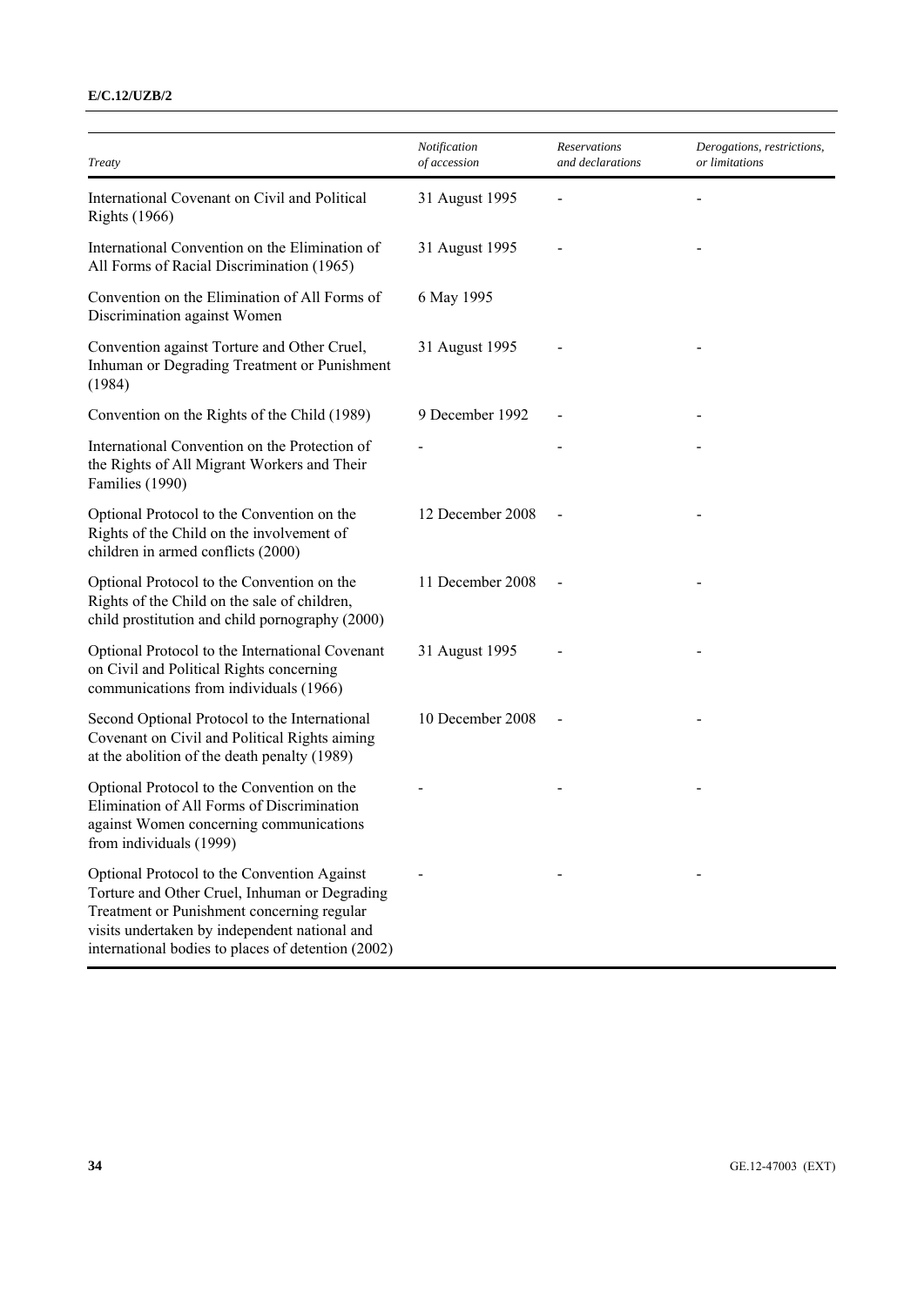| *Treaty* | *Notification of accession* | *Reservations and declarations* | *Derogations, restrictions, or limitations* |
|---|---|---|---|
| International Covenant on Civil and Political Rights (1966) | 31 August 1995 | - | - |
| International Convention on the Elimination of All Forms of Racial Discrimination (1965) | 31 August 1995 | - | - |
| Convention on the Elimination of All Forms of Discrimination against Women | 6 May 1995 | | |
| Convention against Torture and Other Cruel, Inhuman or Degrading Treatment or Punishment (1984) | 31 August 1995 | - | - |
| Convention on the Rights of the Child (1989) | 9 December 1992 | - | - |
| International Convention on the Protection of the Rights of All Migrant Workers and Their Families (1990) | - | - | - |
| Optional Protocol to the Convention on the Rights of the Child on the involvement of children in armed conflicts (2000) | 12 December 2008 | - | - |
| Optional Protocol to the Convention on the Rights of the Child on the sale of children, child prostitution and child pornography (2000) | 11 December 2008 | - | - |
| Optional Protocol to the International Covenant on Civil and Political Rights concerning communications from individuals (1966) | 31 August 1995 | - | - |
| Second Optional Protocol to the International Covenant on Civil and Political Rights aiming at the abolition of the death penalty (1989) | 10 December 2008 | - | - |
| Optional Protocol to the Convention on the Elimination of All Forms of Discrimination against Women concerning communications from individuals (1999) | - | - | - |
| Optional Protocol to the Convention Against Torture and Other Cruel, Inhuman or Degrading Treatment or Punishment concerning regular visits undertaken by independent national and international bodies to places of detention (2002) | - | - | - |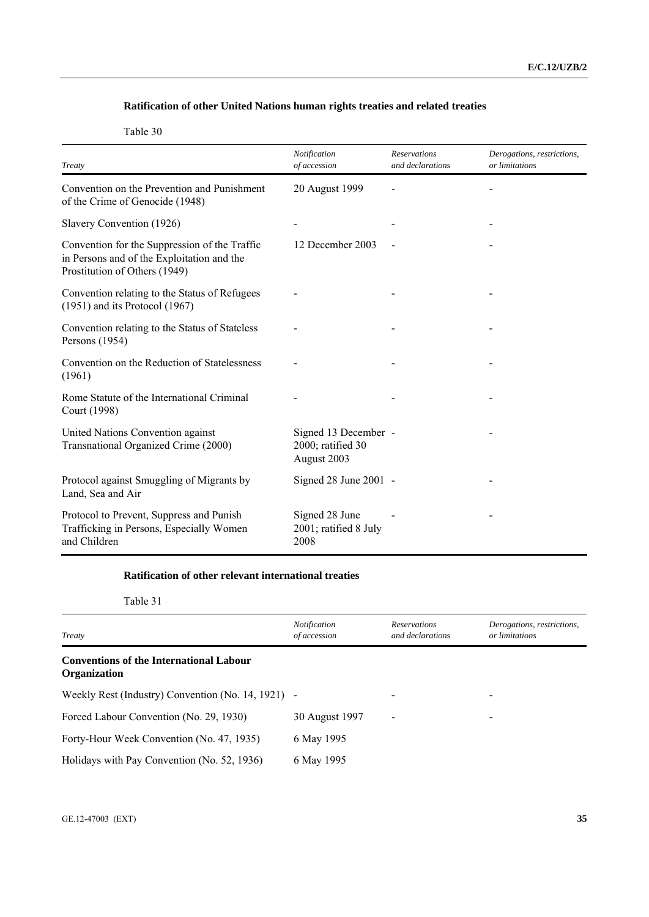### Ratification of other United Nations human rights treaties and related treaties

Table 30

| *Treaty* | *Notification of accession* | *Reservations and declarations* | *Derogations, restrictions, or limitations* |
|---|---|---|---|
| Convention on the Prevention and Punishment of the Crime of Genocide (1948) | 20 August 1999 | - | - |
| Slavery Convention (1926) | - | - | - |
| Convention for the Suppression of the Traffic in Persons and of the Exploitation and the Prostitution of Others (1949) | 12 December 2003 | - | - |
| Convention relating to the Status of Refugees (1951) and its Protocol (1967) | - | - | - |
| Convention relating to the Status of Stateless Persons (1954) | - | - | - |
| Convention on the Reduction of Statelessness (1961) | - | - | - |
| Rome Statute of the International Criminal Court (1998) | - | - | - |
| United Nations Convention against Transnational Organized Crime (2000) | Signed 13 December 2000; ratified 30 August 2003 | - | - |
| Protocol against Smuggling of Migrants by Land, Sea and Air | Signed 28 June 2001 | - | - |
| Protocol to Prevent, Suppress and Punish Trafficking in Persons, Especially Women and Children | Signed 28 June 2001; ratified 8 July 2008 | - | - |

### Ratification of other relevant international treaties

Table 31

| *Treaty* | *Notification of accession* | *Reservations and declarations* | *Derogations, restrictions, or limitations* |
|---|---|---|---|
| **Conventions of the International Labour Organization** | | | |
| Weekly Rest (Industry) Convention (No. 14, 1921) | - | - | - |
| Forced Labour Convention (No. 29, 1930) | 30 August 1997 | - | - |
| Forty-Hour Week Convention (No. 47, 1935) | 6 May 1995 | | |
| Holidays with Pay Convention (No. 52, 1936) | 6 May 1995 | | |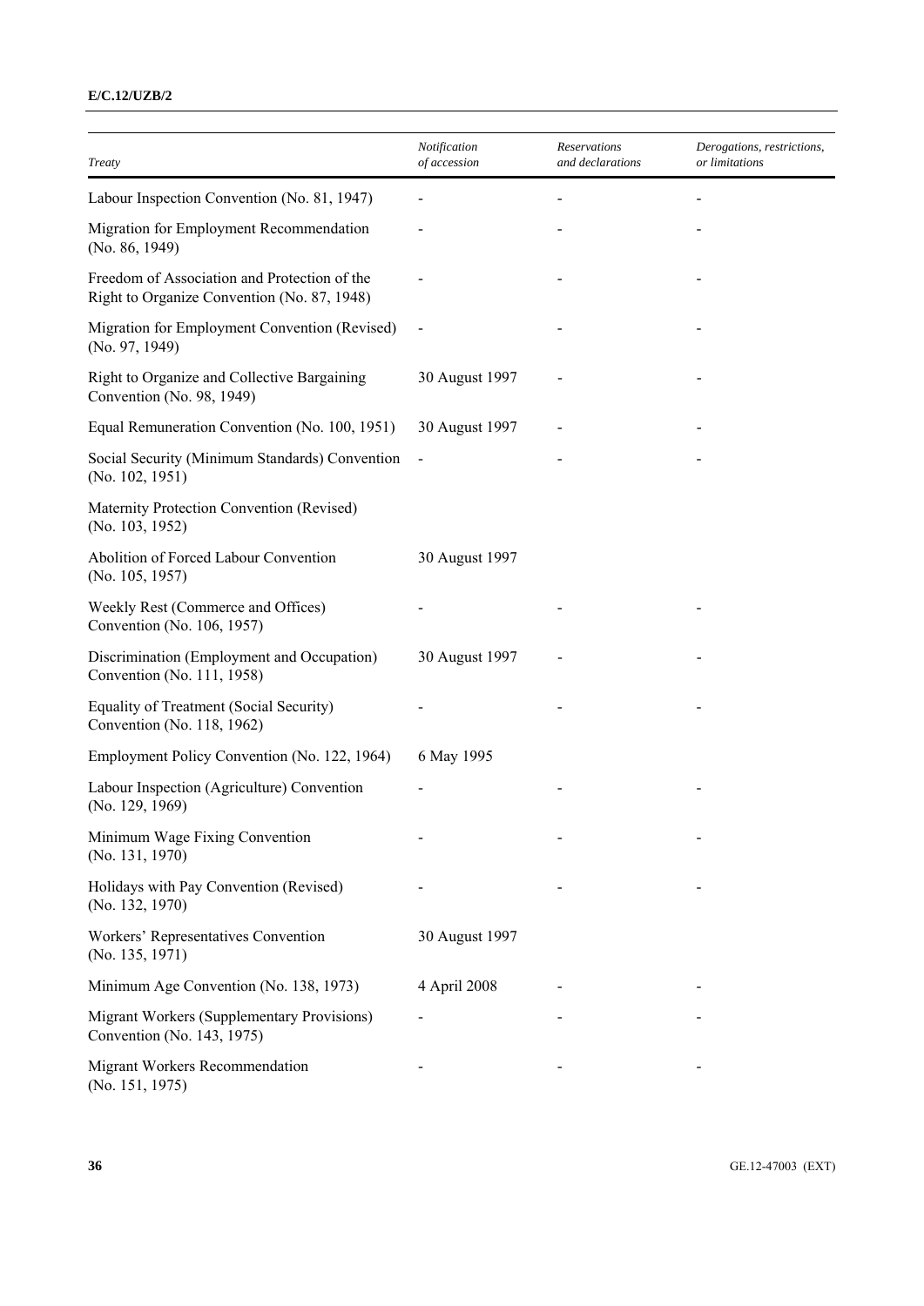| *Treaty* | *Notification of accession* | *Reservations and declarations* | *Derogations, restrictions, or limitations* |
|---|---|---|---|
| Labour Inspection Convention (No. 81, 1947) | - | - | - |
| Migration for Employment Recommendation (No. 86, 1949) | - | - | - |
| Freedom of Association and Protection of the Right to Organize Convention (No. 87, 1948) | - | - | - |
| Migration for Employment Convention (Revised) (No. 97, 1949) | - | - | - |
| Right to Organize and Collective Bargaining Convention (No. 98, 1949) | 30 August 1997 | - | - |
| Equal Remuneration Convention (No. 100, 1951) | 30 August 1997 | - | - |
| Social Security (Minimum Standards) Convention (No. 102, 1951) | - | - | - |
| Maternity Protection Convention (Revised) (No. 103, 1952) | | | |
| Abolition of Forced Labour Convention (No. 105, 1957) | 30 August 1997 | | |
| Weekly Rest (Commerce and Offices) Convention (No. 106, 1957) | - | - | - |
| Discrimination (Employment and Occupation) Convention (No. 111, 1958) | 30 August 1997 | - | - |
| Equality of Treatment (Social Security) Convention (No. 118, 1962) | - | - | - |
| Employment Policy Convention (No. 122, 1964) | 6 May 1995 | | |
| Labour Inspection (Agriculture) Convention (No. 129, 1969) | - | - | - |
| Minimum Wage Fixing Convention (No. 131, 1970) | - | - | - |
| Holidays with Pay Convention (Revised) (No. 132, 1970) | - | - | - |
| Workers' Representatives Convention (No. 135, 1971) | 30 August 1997 | | |
| Minimum Age Convention (No. 138, 1973) | 4 April 2008 | - | - |
| Migrant Workers (Supplementary Provisions) Convention (No. 143, 1975) | - | - | - |
| Migrant Workers Recommendation (No. 151, 1975) | - | - | - |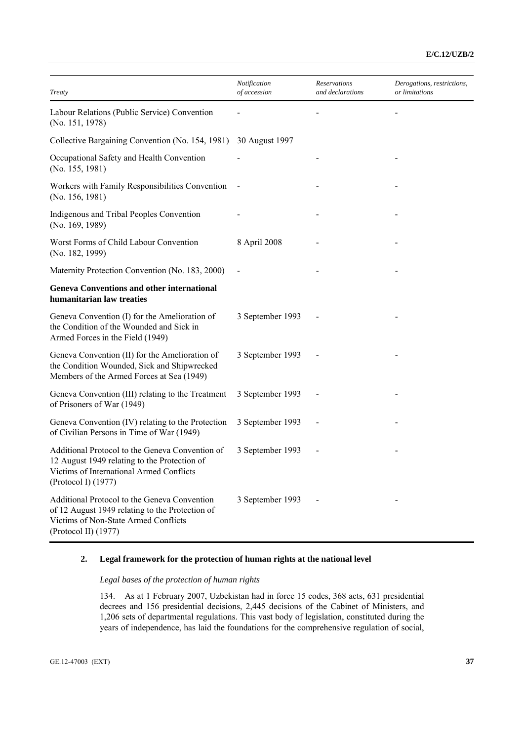| Treaty | Notification of accession | Reservations and declarations | Derogations, restrictions, or limitations |
|---|---|---|---|
| Labour Relations (Public Service) Convention (No. 151, 1978) | - | - | - |
| Collective Bargaining Convention (No. 154, 1981) | 30 August 1997 | | |
| Occupational Safety and Health Convention (No. 155, 1981) | - | - | - |
| Workers with Family Responsibilities Convention (No. 156, 1981) | - | - | - |
| Indigenous and Tribal Peoples Convention (No. 169, 1989) | - | - | - |
| Worst Forms of Child Labour Convention (No. 182, 1999) | 8 April 2008 | - | - |
| Maternity Protection Convention (No. 183, 2000) | - | - | - |
| **Geneva Conventions and other international humanitarian law treaties** | | | |
| Geneva Convention (I) for the Amelioration of the Condition of the Wounded and Sick in Armed Forces in the Field (1949) | 3 September 1993 | - | - |
| Geneva Convention (II) for the Amelioration of the Condition Wounded, Sick and Shipwrecked Members of the Armed Forces at Sea (1949) | 3 September 1993 | - | - |
| Geneva Convention (III) relating to the Treatment of Prisoners of War (1949) | 3 September 1993 | - | - |
| Geneva Convention (IV) relating to the Protection of Civilian Persons in Time of War (1949) | 3 September 1993 | - | - |
| Additional Protocol to the Geneva Convention of 12 August 1949 relating to the Protection of Victims of International Armed Conflicts (Protocol I) (1977) | 3 September 1993 | - | - |
| Additional Protocol to the Geneva Convention of 12 August 1949 relating to the Protection of Victims of Non-State Armed Conflicts (Protocol II) (1977) | 3 September 1993 | - | - |

## 2. Legal framework for the protection of human rights at the national level

*Legal bases of the protection of human rights*

134. As at 1 February 2007, Uzbekistan had in force 15 codes, 368 acts, 631 presidential decrees and 156 presidential decisions, 2,445 decisions of the Cabinet of Ministers, and 1,206 sets of departmental regulations. This vast body of legislation, constituted during the years of independence, has laid the foundations for the comprehensive regulation of social,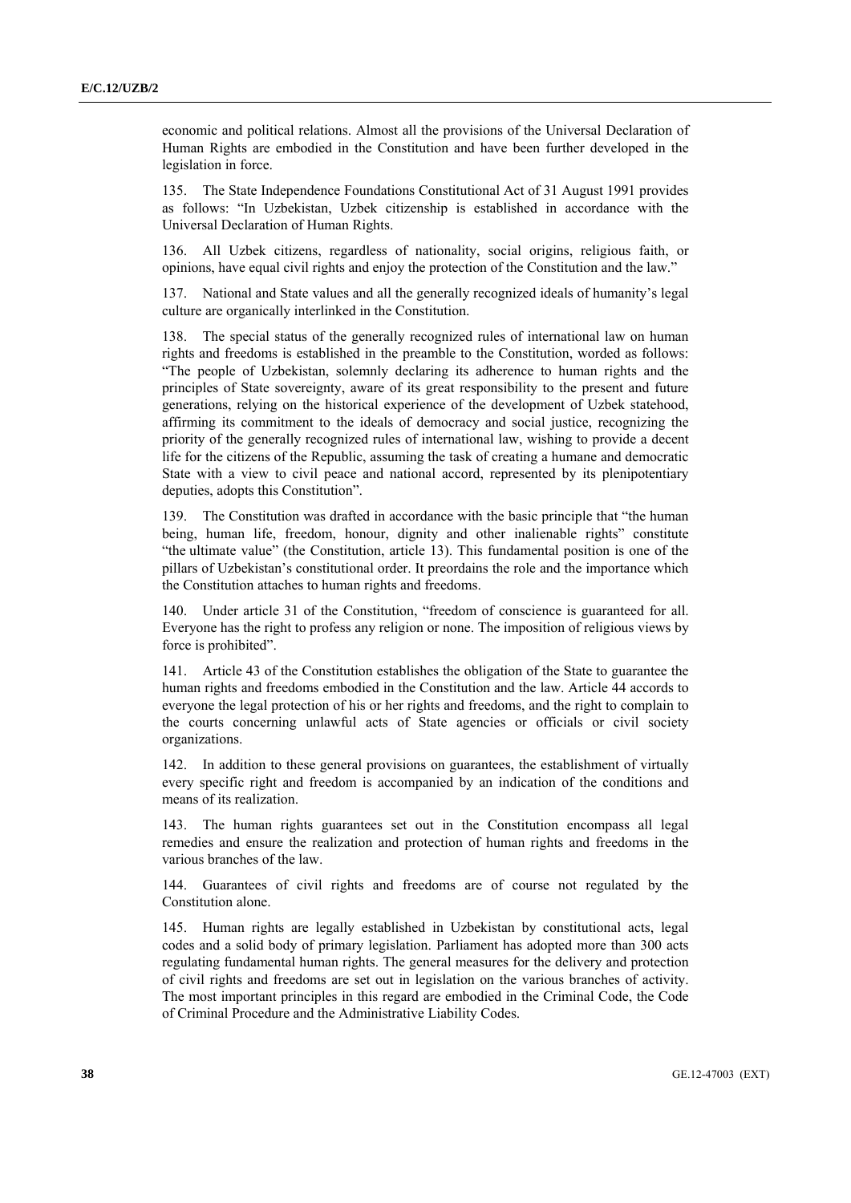economic and political relations. Almost all the provisions of the Universal Declaration of Human Rights are embodied in the Constitution and have been further developed in the legislation in force.

135. The State Independence Foundations Constitutional Act of 31 August 1991 provides as follows: "In Uzbekistan, Uzbek citizenship is established in accordance with the Universal Declaration of Human Rights.

136. All Uzbek citizens, regardless of nationality, social origins, religious faith, or opinions, have equal civil rights and enjoy the protection of the Constitution and the law."

137. National and State values and all the generally recognized ideals of humanity's legal culture are organically interlinked in the Constitution.

138. The special status of the generally recognized rules of international law on human rights and freedoms is established in the preamble to the Constitution, worded as follows: "The people of Uzbekistan, solemnly declaring its adherence to human rights and the principles of State sovereignty, aware of its great responsibility to the present and future generations, relying on the historical experience of the development of Uzbek statehood, affirming its commitment to the ideals of democracy and social justice, recognizing the priority of the generally recognized rules of international law, wishing to provide a decent life for the citizens of the Republic, assuming the task of creating a humane and democratic State with a view to civil peace and national accord, represented by its plenipotentiary deputies, adopts this Constitution".

139. The Constitution was drafted in accordance with the basic principle that "the human being, human life, freedom, honour, dignity and other inalienable rights" constitute "the ultimate value" (the Constitution, article 13). This fundamental position is one of the pillars of Uzbekistan's constitutional order. It preordains the role and the importance which the Constitution attaches to human rights and freedoms.

140. Under article 31 of the Constitution, "freedom of conscience is guaranteed for all. Everyone has the right to profess any religion or none. The imposition of religious views by force is prohibited".

141. Article 43 of the Constitution establishes the obligation of the State to guarantee the human rights and freedoms embodied in the Constitution and the law. Article 44 accords to everyone the legal protection of his or her rights and freedoms, and the right to complain to the courts concerning unlawful acts of State agencies or officials or civil society organizations.

142. In addition to these general provisions on guarantees, the establishment of virtually every specific right and freedom is accompanied by an indication of the conditions and means of its realization.

143. The human rights guarantees set out in the Constitution encompass all legal remedies and ensure the realization and protection of human rights and freedoms in the various branches of the law.

144. Guarantees of civil rights and freedoms are of course not regulated by the Constitution alone.

145. Human rights are legally established in Uzbekistan by constitutional acts, legal codes and a solid body of primary legislation. Parliament has adopted more than 300 acts regulating fundamental human rights. The general measures for the delivery and protection of civil rights and freedoms are set out in legislation on the various branches of activity. The most important principles in this regard are embodied in the Criminal Code, the Code of Criminal Procedure and the Administrative Liability Codes.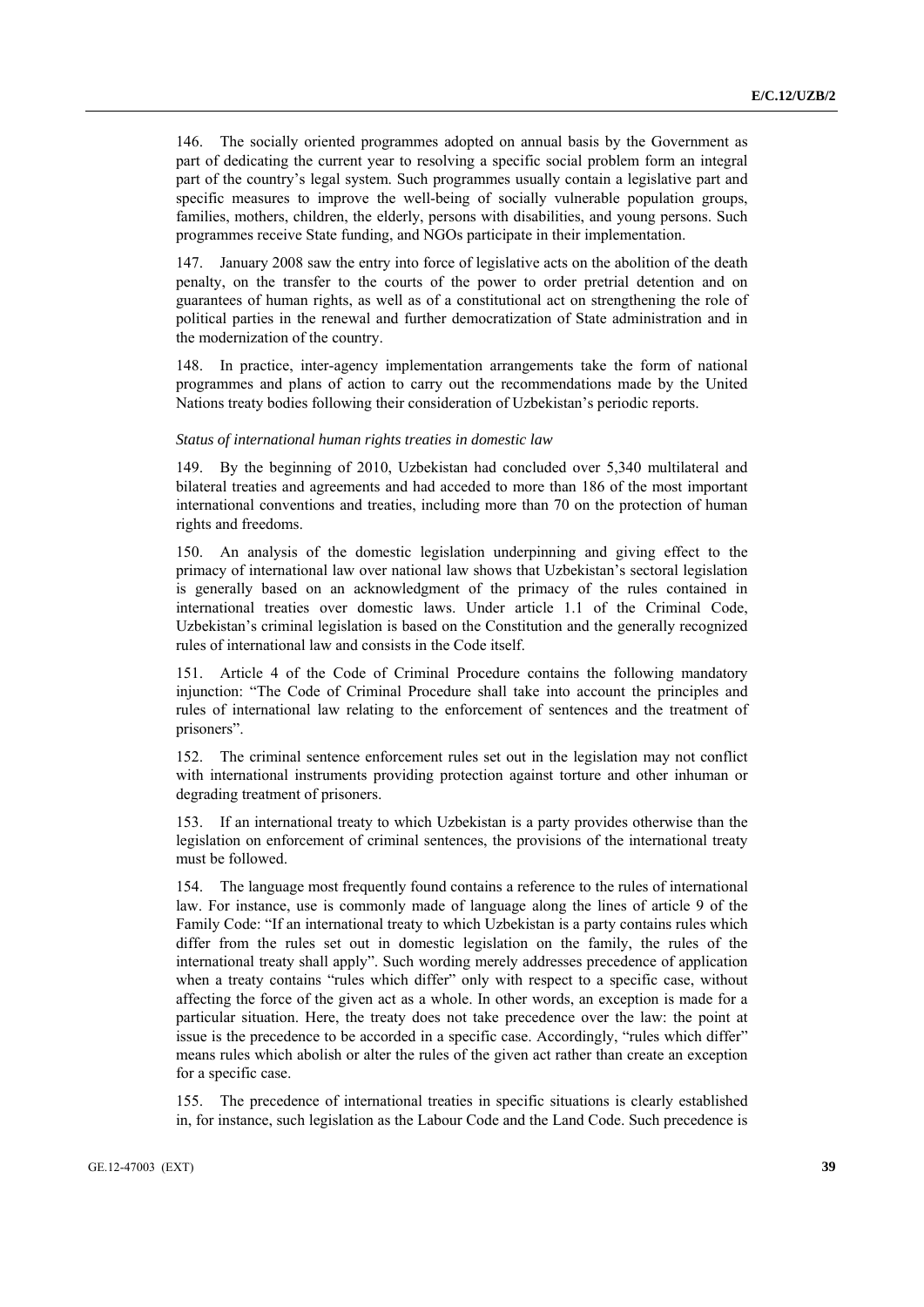146. The socially oriented programmes adopted on annual basis by the Government as part of dedicating the current year to resolving a specific social problem form an integral part of the country's legal system. Such programmes usually contain a legislative part and specific measures to improve the well-being of socially vulnerable population groups, families, mothers, children, the elderly, persons with disabilities, and young persons. Such programmes receive State funding, and NGOs participate in their implementation.

147. January 2008 saw the entry into force of legislative acts on the abolition of the death penalty, on the transfer to the courts of the power to order pretrial detention and on guarantees of human rights, as well as of a constitutional act on strengthening the role of political parties in the renewal and further democratization of State administration and in the modernization of the country.

148. In practice, inter-agency implementation arrangements take the form of national programmes and plans of action to carry out the recommendations made by the United Nations treaty bodies following their consideration of Uzbekistan's periodic reports.

*Status of international human rights treaties in domestic law*

149. By the beginning of 2010, Uzbekistan had concluded over 5,340 multilateral and bilateral treaties and agreements and had acceded to more than 186 of the most important international conventions and treaties, including more than 70 on the protection of human rights and freedoms.

150. An analysis of the domestic legislation underpinning and giving effect to the primacy of international law over national law shows that Uzbekistan's sectoral legislation is generally based on an acknowledgment of the primacy of the rules contained in international treaties over domestic laws. Under article 1.1 of the Criminal Code, Uzbekistan's criminal legislation is based on the Constitution and the generally recognized rules of international law and consists in the Code itself.

151. Article 4 of the Code of Criminal Procedure contains the following mandatory injunction: "The Code of Criminal Procedure shall take into account the principles and rules of international law relating to the enforcement of sentences and the treatment of prisoners".

152. The criminal sentence enforcement rules set out in the legislation may not conflict with international instruments providing protection against torture and other inhuman or degrading treatment of prisoners.

153. If an international treaty to which Uzbekistan is a party provides otherwise than the legislation on enforcement of criminal sentences, the provisions of the international treaty must be followed.

154. The language most frequently found contains a reference to the rules of international law. For instance, use is commonly made of language along the lines of article 9 of the Family Code: "If an international treaty to which Uzbekistan is a party contains rules which differ from the rules set out in domestic legislation on the family, the rules of the international treaty shall apply". Such wording merely addresses precedence of application when a treaty contains "rules which differ" only with respect to a specific case, without affecting the force of the given act as a whole. In other words, an exception is made for a particular situation. Here, the treaty does not take precedence over the law: the point at issue is the precedence to be accorded in a specific case. Accordingly, "rules which differ" means rules which abolish or alter the rules of the given act rather than create an exception for a specific case.

155. The precedence of international treaties in specific situations is clearly established in, for instance, such legislation as the Labour Code and the Land Code. Such precedence is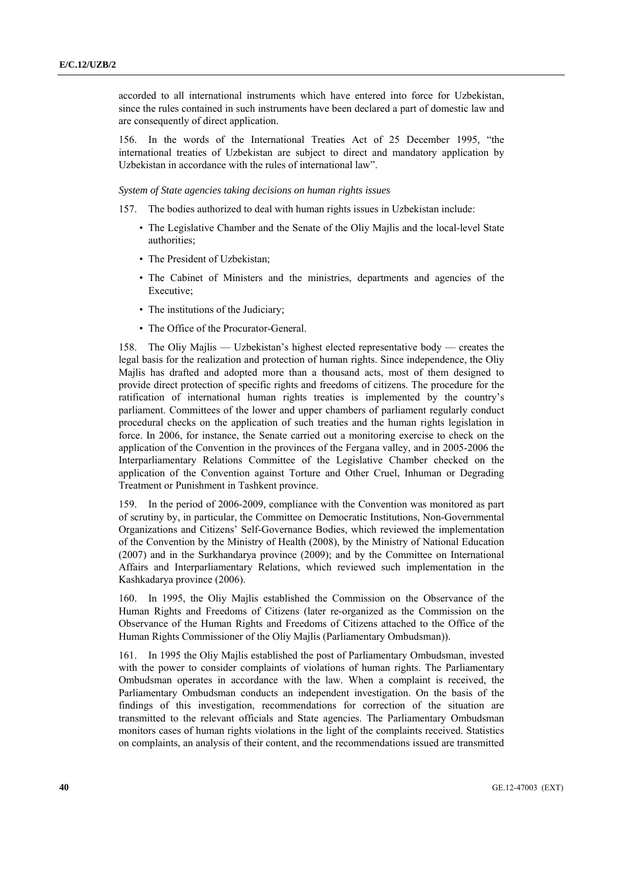accorded to all international instruments which have entered into force for Uzbekistan, since the rules contained in such instruments have been declared a part of domestic law and are consequently of direct application.

156. In the words of the International Treaties Act of 25 December 1995, "the international treaties of Uzbekistan are subject to direct and mandatory application by Uzbekistan in accordance with the rules of international law".

*System of State agencies taking decisions on human rights issues*

157. The bodies authorized to deal with human rights issues in Uzbekistan include:

- The Legislative Chamber and the Senate of the Oliy Majlis and the local-level State authorities;
- The President of Uzbekistan;
- The Cabinet of Ministers and the ministries, departments and agencies of the Executive;
- The institutions of the Judiciary;
- The Office of the Procurator-General.

158. The Oliy Majlis — Uzbekistan's highest elected representative body — creates the legal basis for the realization and protection of human rights. Since independence, the Oliy Majlis has drafted and adopted more than a thousand acts, most of them designed to provide direct protection of specific rights and freedoms of citizens. The procedure for the ratification of international human rights treaties is implemented by the country's parliament. Committees of the lower and upper chambers of parliament regularly conduct procedural checks on the application of such treaties and the human rights legislation in force. In 2006, for instance, the Senate carried out a monitoring exercise to check on the application of the Convention in the provinces of the Fergana valley, and in 2005-2006 the Interparliamentary Relations Committee of the Legislative Chamber checked on the application of the Convention against Torture and Other Cruel, Inhuman or Degrading Treatment or Punishment in Tashkent province.

159. In the period of 2006-2009, compliance with the Convention was monitored as part of scrutiny by, in particular, the Committee on Democratic Institutions, Non-Governmental Organizations and Citizens' Self-Governance Bodies, which reviewed the implementation of the Convention by the Ministry of Health (2008), by the Ministry of National Education (2007) and in the Surkhandarya province (2009); and by the Committee on International Affairs and Interparliamentary Relations, which reviewed such implementation in the Kashkadarya province (2006).

160. In 1995, the Oliy Majlis established the Commission on the Observance of the Human Rights and Freedoms of Citizens (later re-organized as the Commission on the Observance of the Human Rights and Freedoms of Citizens attached to the Office of the Human Rights Commissioner of the Oliy Majlis (Parliamentary Ombudsman)).

161. In 1995 the Oliy Majlis established the post of Parliamentary Ombudsman, invested with the power to consider complaints of violations of human rights. The Parliamentary Ombudsman operates in accordance with the law. When a complaint is received, the Parliamentary Ombudsman conducts an independent investigation. On the basis of the findings of this investigation, recommendations for correction of the situation are transmitted to the relevant officials and State agencies. The Parliamentary Ombudsman monitors cases of human rights violations in the light of the complaints received. Statistics on complaints, an analysis of their content, and the recommendations issued are transmitted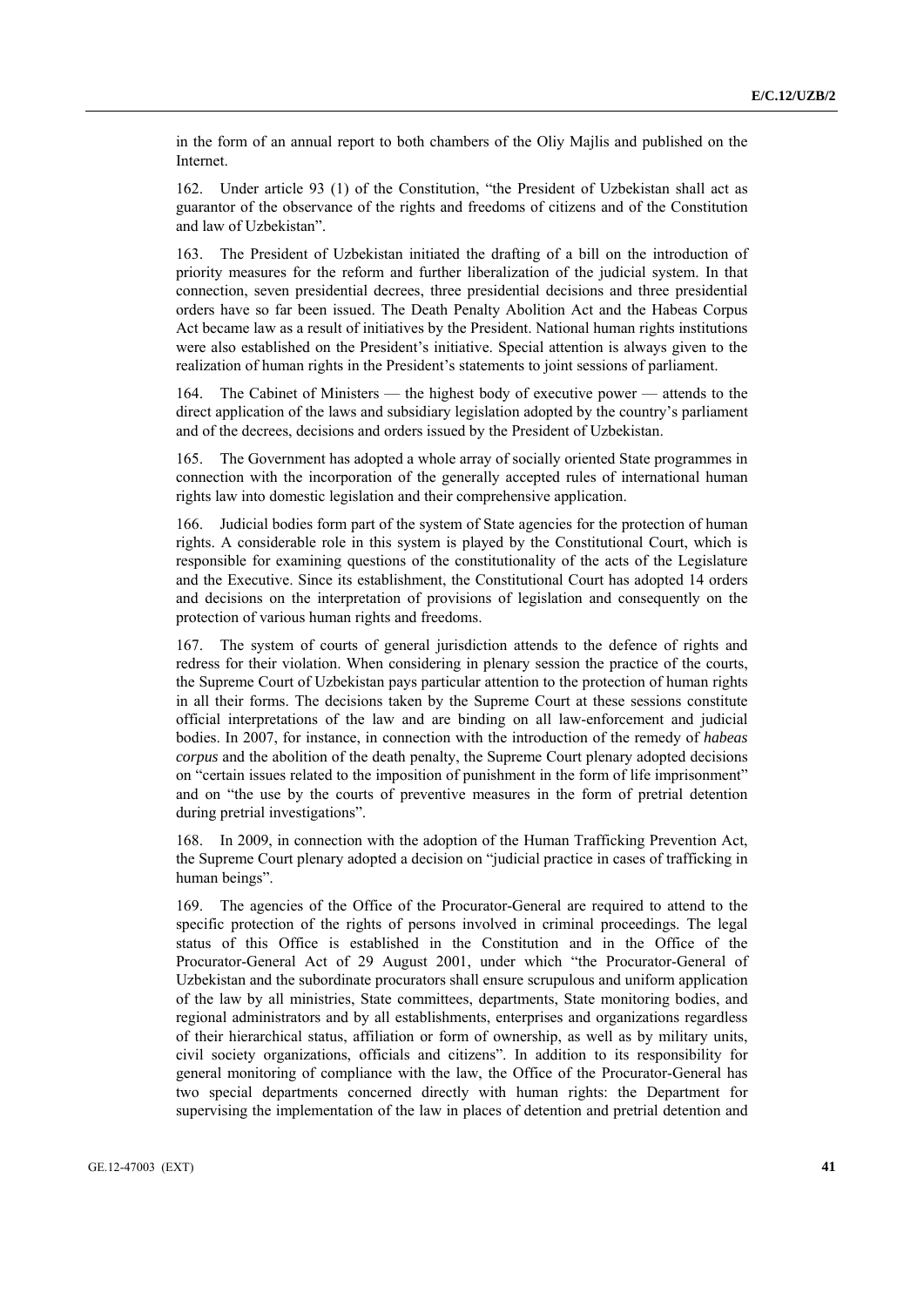in the form of an annual report to both chambers of the Oliy Majlis and published on the Internet.

162. Under article 93 (1) of the Constitution, "the President of Uzbekistan shall act as guarantor of the observance of the rights and freedoms of citizens and of the Constitution and law of Uzbekistan".

163. The President of Uzbekistan initiated the drafting of a bill on the introduction of priority measures for the reform and further liberalization of the judicial system. In that connection, seven presidential decrees, three presidential decisions and three presidential orders have so far been issued. The Death Penalty Abolition Act and the Habeas Corpus Act became law as a result of initiatives by the President. National human rights institutions were also established on the President's initiative. Special attention is always given to the realization of human rights in the President's statements to joint sessions of parliament.

164. The Cabinet of Ministers — the highest body of executive power — attends to the direct application of the laws and subsidiary legislation adopted by the country's parliament and of the decrees, decisions and orders issued by the President of Uzbekistan.

165. The Government has adopted a whole array of socially oriented State programmes in connection with the incorporation of the generally accepted rules of international human rights law into domestic legislation and their comprehensive application.

166. Judicial bodies form part of the system of State agencies for the protection of human rights. A considerable role in this system is played by the Constitutional Court, which is responsible for examining questions of the constitutionality of the acts of the Legislature and the Executive. Since its establishment, the Constitutional Court has adopted 14 orders and decisions on the interpretation of provisions of legislation and consequently on the protection of various human rights and freedoms.

167. The system of courts of general jurisdiction attends to the defence of rights and redress for their violation. When considering in plenary session the practice of the courts, the Supreme Court of Uzbekistan pays particular attention to the protection of human rights in all their forms. The decisions taken by the Supreme Court at these sessions constitute official interpretations of the law and are binding on all law-enforcement and judicial bodies. In 2007, for instance, in connection with the introduction of the remedy of *habeas corpus* and the abolition of the death penalty, the Supreme Court plenary adopted decisions on "certain issues related to the imposition of punishment in the form of life imprisonment" and on "the use by the courts of preventive measures in the form of pretrial detention during pretrial investigations".

168. In 2009, in connection with the adoption of the Human Trafficking Prevention Act, the Supreme Court plenary adopted a decision on "judicial practice in cases of trafficking in human beings".

169. The agencies of the Office of the Procurator-General are required to attend to the specific protection of the rights of persons involved in criminal proceedings. The legal status of this Office is established in the Constitution and in the Office of the Procurator-General Act of 29 August 2001, under which "the Procurator-General of Uzbekistan and the subordinate procurators shall ensure scrupulous and uniform application of the law by all ministries, State committees, departments, State monitoring bodies, and regional administrators and by all establishments, enterprises and organizations regardless of their hierarchical status, affiliation or form of ownership, as well as by military units, civil society organizations, officials and citizens". In addition to its responsibility for general monitoring of compliance with the law, the Office of the Procurator-General has two special departments concerned directly with human rights: the Department for supervising the implementation of the law in places of detention and pretrial detention and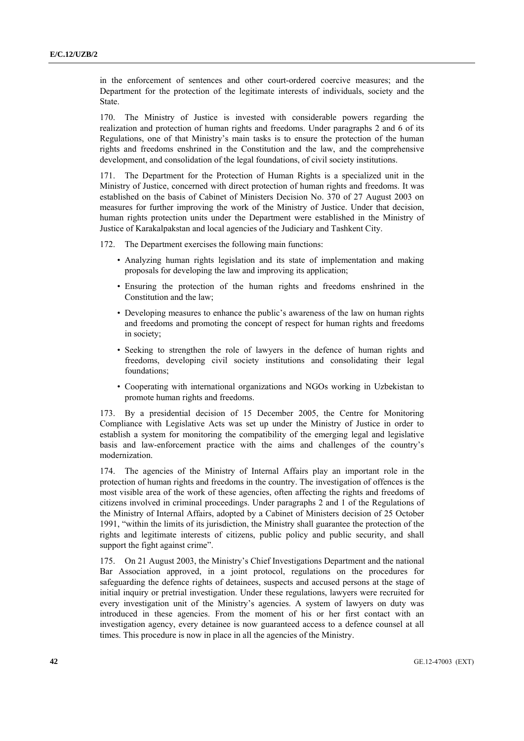in the enforcement of sentences and other court-ordered coercive measures; and the Department for the protection of the legitimate interests of individuals, society and the State.

170. The Ministry of Justice is invested with considerable powers regarding the realization and protection of human rights and freedoms. Under paragraphs 2 and 6 of its Regulations, one of that Ministry's main tasks is to ensure the protection of the human rights and freedoms enshrined in the Constitution and the law, and the comprehensive development, and consolidation of the legal foundations, of civil society institutions.

171. The Department for the Protection of Human Rights is a specialized unit in the Ministry of Justice, concerned with direct protection of human rights and freedoms. It was established on the basis of Cabinet of Ministers Decision No. 370 of 27 August 2003 on measures for further improving the work of the Ministry of Justice. Under that decision, human rights protection units under the Department were established in the Ministry of Justice of Karakalpakstan and local agencies of the Judiciary and Tashkent City.

172. The Department exercises the following main functions:

- Analyzing human rights legislation and its state of implementation and making proposals for developing the law and improving its application;
- Ensuring the protection of the human rights and freedoms enshrined in the Constitution and the law;
- Developing measures to enhance the public's awareness of the law on human rights and freedoms and promoting the concept of respect for human rights and freedoms in society;
- Seeking to strengthen the role of lawyers in the defence of human rights and freedoms, developing civil society institutions and consolidating their legal foundations;
- Cooperating with international organizations and NGOs working in Uzbekistan to promote human rights and freedoms.

173. By a presidential decision of 15 December 2005, the Centre for Monitoring Compliance with Legislative Acts was set up under the Ministry of Justice in order to establish a system for monitoring the compatibility of the emerging legal and legislative basis and law-enforcement practice with the aims and challenges of the country's modernization.

174. The agencies of the Ministry of Internal Affairs play an important role in the protection of human rights and freedoms in the country. The investigation of offences is the most visible area of the work of these agencies, often affecting the rights and freedoms of citizens involved in criminal proceedings. Under paragraphs 2 and 1 of the Regulations of the Ministry of Internal Affairs, adopted by a Cabinet of Ministers decision of 25 October 1991, "within the limits of its jurisdiction, the Ministry shall guarantee the protection of the rights and legitimate interests of citizens, public policy and public security, and shall support the fight against crime".

175. On 21 August 2003, the Ministry's Chief Investigations Department and the national Bar Association approved, in a joint protocol, regulations on the procedures for safeguarding the defence rights of detainees, suspects and accused persons at the stage of initial inquiry or pretrial investigation. Under these regulations, lawyers were recruited for every investigation unit of the Ministry's agencies. A system of lawyers on duty was introduced in these agencies. From the moment of his or her first contact with an investigation agency, every detainee is now guaranteed access to a defence counsel at all times. This procedure is now in place in all the agencies of the Ministry.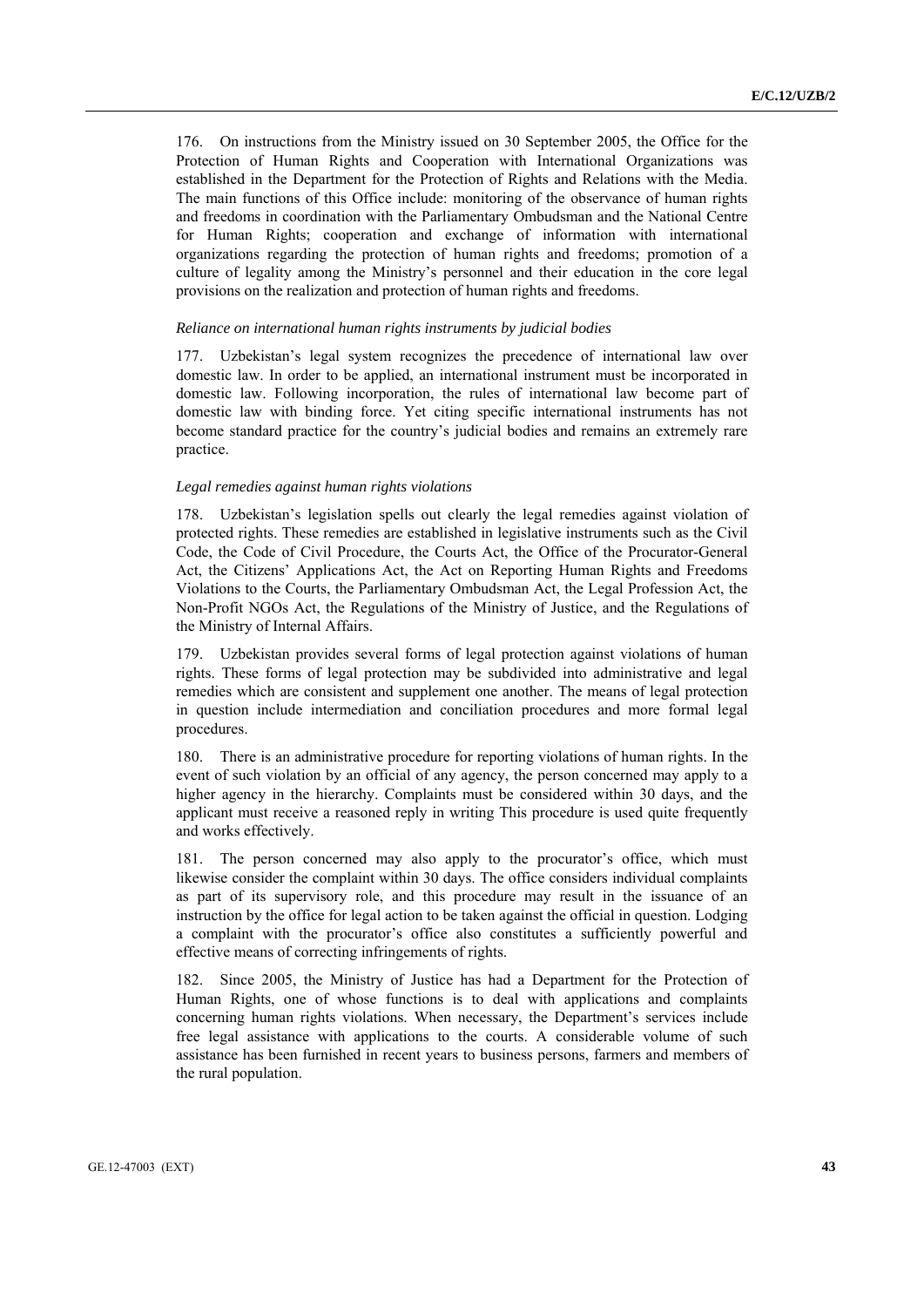176. On instructions from the Ministry issued on 30 September 2005, the Office for the Protection of Human Rights and Cooperation with International Organizations was established in the Department for the Protection of Rights and Relations with the Media. The main functions of this Office include: monitoring of the observance of human rights and freedoms in coordination with the Parliamentary Ombudsman and the National Centre for Human Rights; cooperation and exchange of information with international organizations regarding the protection of human rights and freedoms; promotion of a culture of legality among the Ministry's personnel and their education in the core legal provisions on the realization and protection of human rights and freedoms.

*Reliance on international human rights instruments by judicial bodies*

177. Uzbekistan's legal system recognizes the precedence of international law over domestic law. In order to be applied, an international instrument must be incorporated in domestic law. Following incorporation, the rules of international law become part of domestic law with binding force. Yet citing specific international instruments has not become standard practice for the country's judicial bodies and remains an extremely rare practice.

*Legal remedies against human rights violations*

178. Uzbekistan's legislation spells out clearly the legal remedies against violation of protected rights. These remedies are established in legislative instruments such as the Civil Code, the Code of Civil Procedure, the Courts Act, the Office of the Procurator-General Act, the Citizens' Applications Act, the Act on Reporting Human Rights and Freedoms Violations to the Courts, the Parliamentary Ombudsman Act, the Legal Profession Act, the Non-Profit NGOs Act, the Regulations of the Ministry of Justice, and the Regulations of the Ministry of Internal Affairs.

179. Uzbekistan provides several forms of legal protection against violations of human rights. These forms of legal protection may be subdivided into administrative and legal remedies which are consistent and supplement one another. The means of legal protection in question include intermediation and conciliation procedures and more formal legal procedures.

180. There is an administrative procedure for reporting violations of human rights. In the event of such violation by an official of any agency, the person concerned may apply to a higher agency in the hierarchy. Complaints must be considered within 30 days, and the applicant must receive a reasoned reply in writing This procedure is used quite frequently and works effectively.

181. The person concerned may also apply to the procurator's office, which must likewise consider the complaint within 30 days. The office considers individual complaints as part of its supervisory role, and this procedure may result in the issuance of an instruction by the office for legal action to be taken against the official in question. Lodging a complaint with the procurator's office also constitutes a sufficiently powerful and effective means of correcting infringements of rights.

182. Since 2005, the Ministry of Justice has had a Department for the Protection of Human Rights, one of whose functions is to deal with applications and complaints concerning human rights violations. When necessary, the Department's services include free legal assistance with applications to the courts. A considerable volume of such assistance has been furnished in recent years to business persons, farmers and members of the rural population.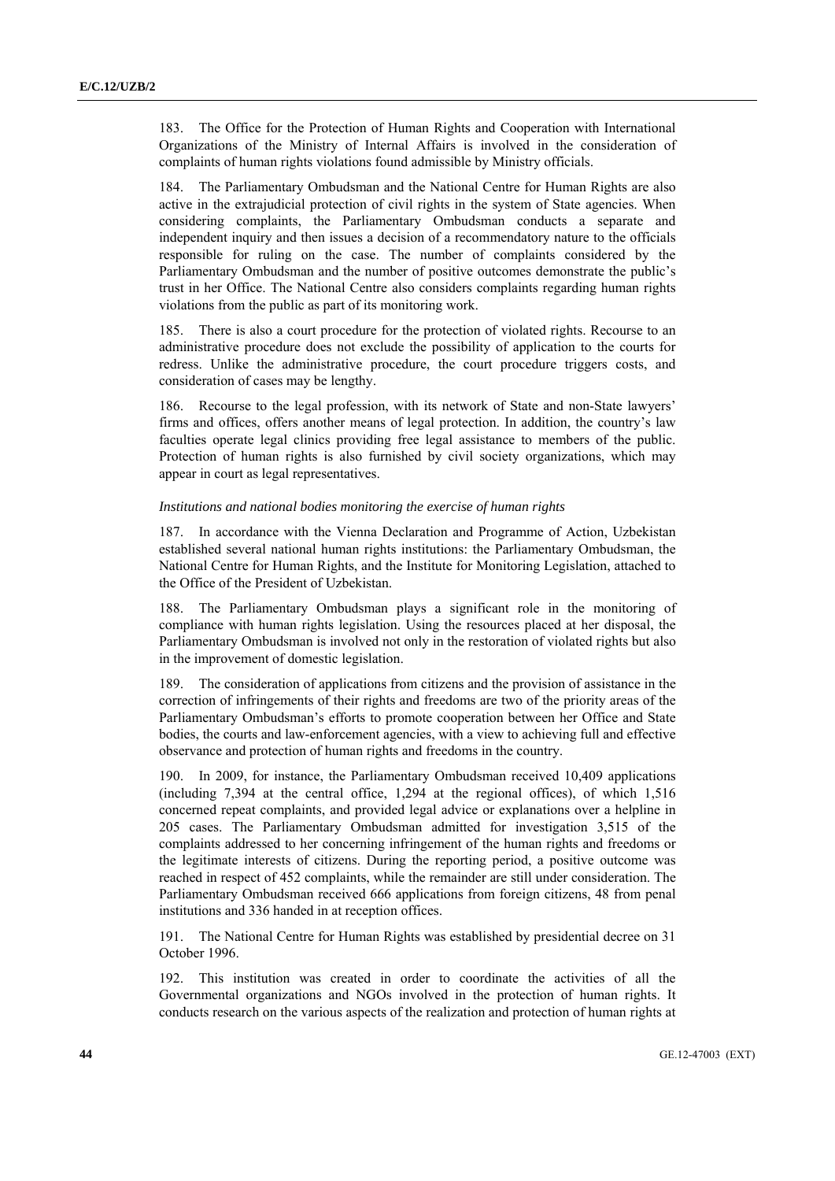183. The Office for the Protection of Human Rights and Cooperation with International Organizations of the Ministry of Internal Affairs is involved in the consideration of complaints of human rights violations found admissible by Ministry officials.

184. The Parliamentary Ombudsman and the National Centre for Human Rights are also active in the extrajudicial protection of civil rights in the system of State agencies. When considering complaints, the Parliamentary Ombudsman conducts a separate and independent inquiry and then issues a decision of a recommendatory nature to the officials responsible for ruling on the case. The number of complaints considered by the Parliamentary Ombudsman and the number of positive outcomes demonstrate the public's trust in her Office. The National Centre also considers complaints regarding human rights violations from the public as part of its monitoring work.

185. There is also a court procedure for the protection of violated rights. Recourse to an administrative procedure does not exclude the possibility of application to the courts for redress. Unlike the administrative procedure, the court procedure triggers costs, and consideration of cases may be lengthy.

186. Recourse to the legal profession, with its network of State and non-State lawyers' firms and offices, offers another means of legal protection. In addition, the country's law faculties operate legal clinics providing free legal assistance to members of the public. Protection of human rights is also furnished by civil society organizations, which may appear in court as legal representatives.

*Institutions and national bodies monitoring the exercise of human rights*

187. In accordance with the Vienna Declaration and Programme of Action, Uzbekistan established several national human rights institutions: the Parliamentary Ombudsman, the National Centre for Human Rights, and the Institute for Monitoring Legislation, attached to the Office of the President of Uzbekistan.

188. The Parliamentary Ombudsman plays a significant role in the monitoring of compliance with human rights legislation. Using the resources placed at her disposal, the Parliamentary Ombudsman is involved not only in the restoration of violated rights but also in the improvement of domestic legislation.

189. The consideration of applications from citizens and the provision of assistance in the correction of infringements of their rights and freedoms are two of the priority areas of the Parliamentary Ombudsman's efforts to promote cooperation between her Office and State bodies, the courts and law-enforcement agencies, with a view to achieving full and effective observance and protection of human rights and freedoms in the country.

190. In 2009, for instance, the Parliamentary Ombudsman received 10,409 applications (including 7,394 at the central office, 1,294 at the regional offices), of which 1,516 concerned repeat complaints, and provided legal advice or explanations over a helpline in 205 cases. The Parliamentary Ombudsman admitted for investigation 3,515 of the complaints addressed to her concerning infringement of the human rights and freedoms or the legitimate interests of citizens. During the reporting period, a positive outcome was reached in respect of 452 complaints, while the remainder are still under consideration. The Parliamentary Ombudsman received 666 applications from foreign citizens, 48 from penal institutions and 336 handed in at reception offices.

191. The National Centre for Human Rights was established by presidential decree on 31 October 1996.

192. This institution was created in order to coordinate the activities of all the Governmental organizations and NGOs involved in the protection of human rights. It conducts research on the various aspects of the realization and protection of human rights at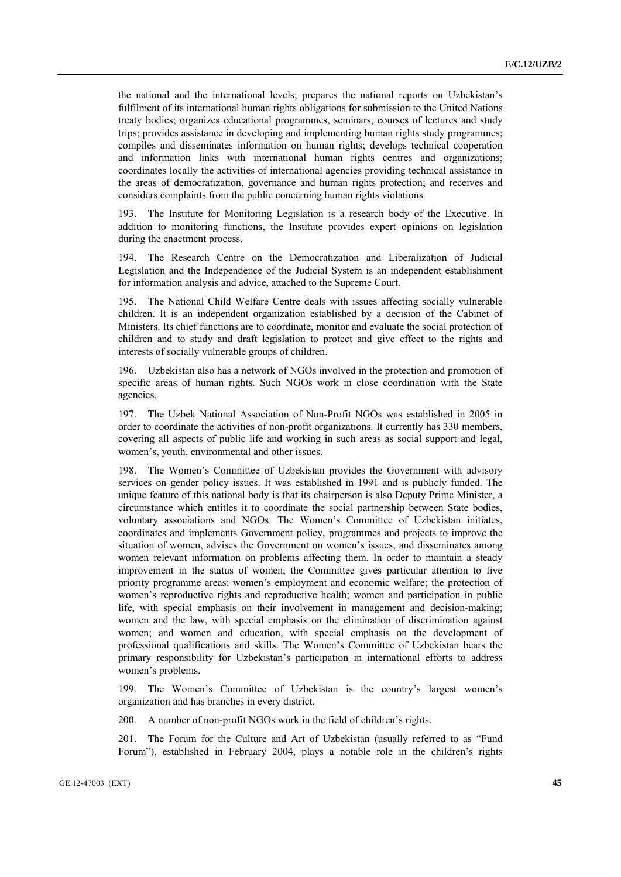the national and the international levels; prepares the national reports on Uzbekistan's fulfilment of its international human rights obligations for submission to the United Nations treaty bodies; organizes educational programmes, seminars, courses of lectures and study trips; provides assistance in developing and implementing human rights study programmes; compiles and disseminates information on human rights; develops technical cooperation and information links with international human rights centres and organizations; coordinates locally the activities of international agencies providing technical assistance in the areas of democratization, governance and human rights protection; and receives and considers complaints from the public concerning human rights violations.

193. The Institute for Monitoring Legislation is a research body of the Executive. In addition to monitoring functions, the Institute provides expert opinions on legislation during the enactment process.

194. The Research Centre on the Democratization and Liberalization of Judicial Legislation and the Independence of the Judicial System is an independent establishment for information analysis and advice, attached to the Supreme Court.

195. The National Child Welfare Centre deals with issues affecting socially vulnerable children. It is an independent organization established by a decision of the Cabinet of Ministers. Its chief functions are to coordinate, monitor and evaluate the social protection of children and to study and draft legislation to protect and give effect to the rights and interests of socially vulnerable groups of children.

196. Uzbekistan also has a network of NGOs involved in the protection and promotion of specific areas of human rights. Such NGOs work in close coordination with the State agencies.

197. The Uzbek National Association of Non-Profit NGOs was established in 2005 in order to coordinate the activities of non-profit organizations. It currently has 330 members, covering all aspects of public life and working in such areas as social support and legal, women's, youth, environmental and other issues.

198. The Women's Committee of Uzbekistan provides the Government with advisory services on gender policy issues. It was established in 1991 and is publicly funded. The unique feature of this national body is that its chairperson is also Deputy Prime Minister, a circumstance which entitles it to coordinate the social partnership between State bodies, voluntary associations and NGOs. The Women's Committee of Uzbekistan initiates, coordinates and implements Government policy, programmes and projects to improve the situation of women, advises the Government on women's issues, and disseminates among women relevant information on problems affecting them. In order to maintain a steady improvement in the status of women, the Committee gives particular attention to five priority programme areas: women's employment and economic welfare; the protection of women's reproductive rights and reproductive health; women and participation in public life, with special emphasis on their involvement in management and decision-making; women and the law, with special emphasis on the elimination of discrimination against women; and women and education, with special emphasis on the development of professional qualifications and skills. The Women's Committee of Uzbekistan bears the primary responsibility for Uzbekistan's participation in international efforts to address women's problems.

199. The Women's Committee of Uzbekistan is the country's largest women's organization and has branches in every district.

200. A number of non-profit NGOs work in the field of children's rights.

201. The Forum for the Culture and Art of Uzbekistan (usually referred to as "Fund Forum"), established in February 2004, plays a notable role in the children's rights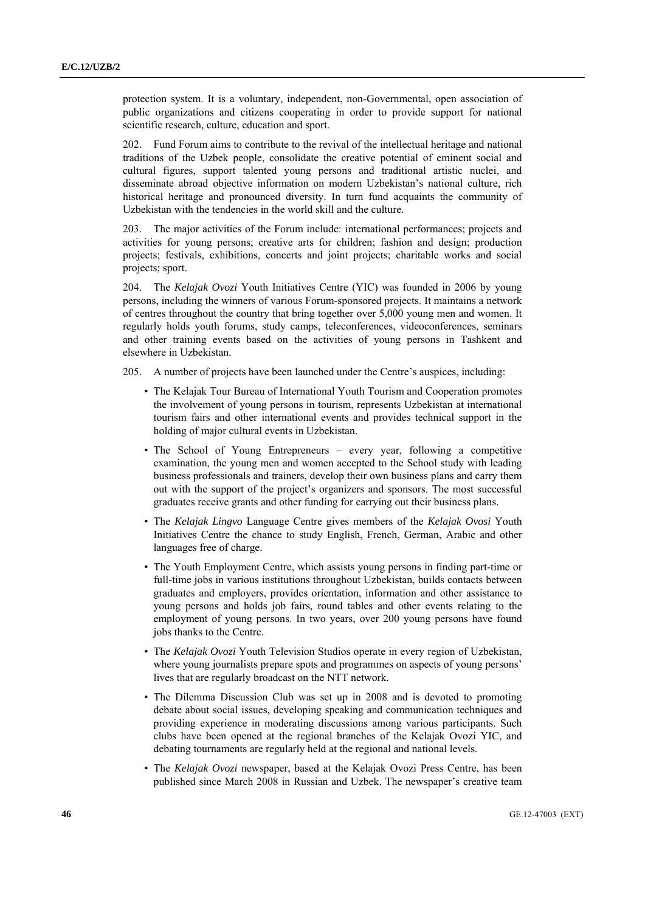protection system. It is a voluntary, independent, non-Governmental, open association of public organizations and citizens cooperating in order to provide support for national scientific research, culture, education and sport.

202. Fund Forum aims to contribute to the revival of the intellectual heritage and national traditions of the Uzbek people, consolidate the creative potential of eminent social and cultural figures, support talented young persons and traditional artistic nuclei, and disseminate abroad objective information on modern Uzbekistan's national culture, rich historical heritage and pronounced diversity. In turn fund acquaints the community of Uzbekistan with the tendencies in the world skill and the culture.

203. The major activities of the Forum include: international performances; projects and activities for young persons; creative arts for children; fashion and design; production projects; festivals, exhibitions, concerts and joint projects; charitable works and social projects; sport.

204. The *Kelajak Ovozi* Youth Initiatives Centre (YIC) was founded in 2006 by young persons, including the winners of various Forum-sponsored projects. It maintains a network of centres throughout the country that bring together over 5,000 young men and women. It regularly holds youth forums, study camps, teleconferences, videoconferences, seminars and other training events based on the activities of young persons in Tashkent and elsewhere in Uzbekistan.

205. A number of projects have been launched under the Centre's auspices, including:

- The Kelajak Tour Bureau of International Youth Tourism and Cooperation promotes the involvement of young persons in tourism, represents Uzbekistan at international tourism fairs and other international events and provides technical support in the holding of major cultural events in Uzbekistan.
- The School of Young Entrepreneurs – every year, following a competitive examination, the young men and women accepted to the School study with leading business professionals and trainers, develop their own business plans and carry them out with the support of the project's organizers and sponsors. The most successful graduates receive grants and other funding for carrying out their business plans.
- The *Kelajak Lingvo* Language Centre gives members of the *Kelajak Ovosi* Youth Initiatives Centre the chance to study English, French, German, Arabic and other languages free of charge.
- The Youth Employment Centre, which assists young persons in finding part-time or full-time jobs in various institutions throughout Uzbekistan, builds contacts between graduates and employers, provides orientation, information and other assistance to young persons and holds job fairs, round tables and other events relating to the employment of young persons. In two years, over 200 young persons have found jobs thanks to the Centre.
- The *Kelajak Ovozi* Youth Television Studios operate in every region of Uzbekistan, where young journalists prepare spots and programmes on aspects of young persons' lives that are regularly broadcast on the NTT network.
- The Dilemma Discussion Club was set up in 2008 and is devoted to promoting debate about social issues, developing speaking and communication techniques and providing experience in moderating discussions among various participants. Such clubs have been opened at the regional branches of the Kelajak Ovozi YIC, and debating tournaments are regularly held at the regional and national levels.
- The *Kelajak Ovozi* newspaper, based at the Kelajak Ovozi Press Centre, has been published since March 2008 in Russian and Uzbek. The newspaper's creative team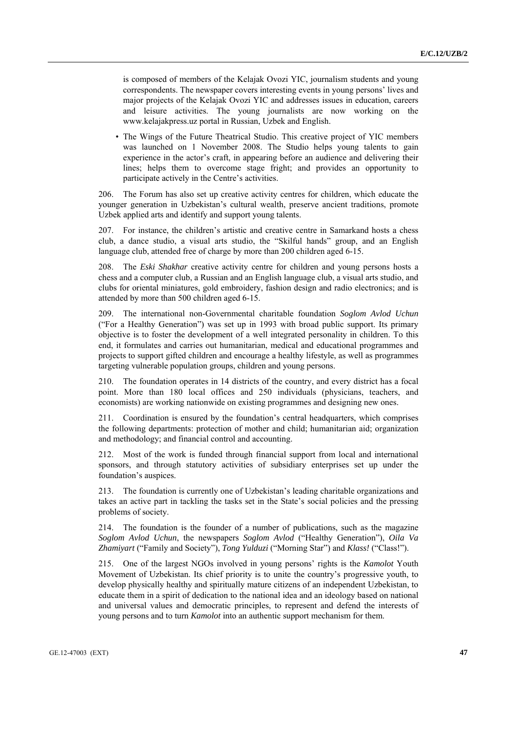is composed of members of the Kelajak Ovozi YIC, journalism students and young correspondents. The newspaper covers interesting events in young persons' lives and major projects of the Kelajak Ovozi YIC and addresses issues in education, careers and leisure activities. The young journalists are now working on the www.kelajakpress.uz portal in Russian, Uzbek and English.

- The Wings of the Future Theatrical Studio. This creative project of YIC members was launched on 1 November 2008. The Studio helps young talents to gain experience in the actor's craft, in appearing before an audience and delivering their lines; helps them to overcome stage fright; and provides an opportunity to participate actively in the Centre's activities.

206. The Forum has also set up creative activity centres for children, which educate the younger generation in Uzbekistan's cultural wealth, preserve ancient traditions, promote Uzbek applied arts and identify and support young talents.

207. For instance, the children's artistic and creative centre in Samarkand hosts a chess club, a dance studio, a visual arts studio, the "Skilful hands" group, and an English language club, attended free of charge by more than 200 children aged 6-15.

208. The *Eski Shakhar* creative activity centre for children and young persons hosts a chess and a computer club, a Russian and an English language club, a visual arts studio, and clubs for oriental miniatures, gold embroidery, fashion design and radio electronics; and is attended by more than 500 children aged 6-15.

209. The international non-Governmental charitable foundation *Soglom Avlod Uchun* ("For a Healthy Generation") was set up in 1993 with broad public support. Its primary objective is to foster the development of a well integrated personality in children. To this end, it formulates and carries out humanitarian, medical and educational programmes and projects to support gifted children and encourage a healthy lifestyle, as well as programmes targeting vulnerable population groups, children and young persons.

210. The foundation operates in 14 districts of the country, and every district has a focal point. More than 180 local offices and 250 individuals (physicians, teachers, and economists) are working nationwide on existing programmes and designing new ones.

211. Coordination is ensured by the foundation's central headquarters, which comprises the following departments: protection of mother and child; humanitarian aid; organization and methodology; and financial control and accounting.

212. Most of the work is funded through financial support from local and international sponsors, and through statutory activities of subsidiary enterprises set up under the foundation's auspices.

213. The foundation is currently one of Uzbekistan's leading charitable organizations and takes an active part in tackling the tasks set in the State's social policies and the pressing problems of society.

214. The foundation is the founder of a number of publications, such as the magazine *Soglom Avlod Uchun*, the newspapers *Soglom Avlod* ("Healthy Generation"), *Oila Va Zhamiyart* ("Family and Society"), *Tong Yulduzi* ("Morning Star") and *Klass!* ("Class!").

215. One of the largest NGOs involved in young persons' rights is the *Kamolot* Youth Movement of Uzbekistan. Its chief priority is to unite the country's progressive youth, to develop physically healthy and spiritually mature citizens of an independent Uzbekistan, to educate them in a spirit of dedication to the national idea and an ideology based on national and universal values and democratic principles, to represent and defend the interests of young persons and to turn *Kamolot* into an authentic support mechanism for them.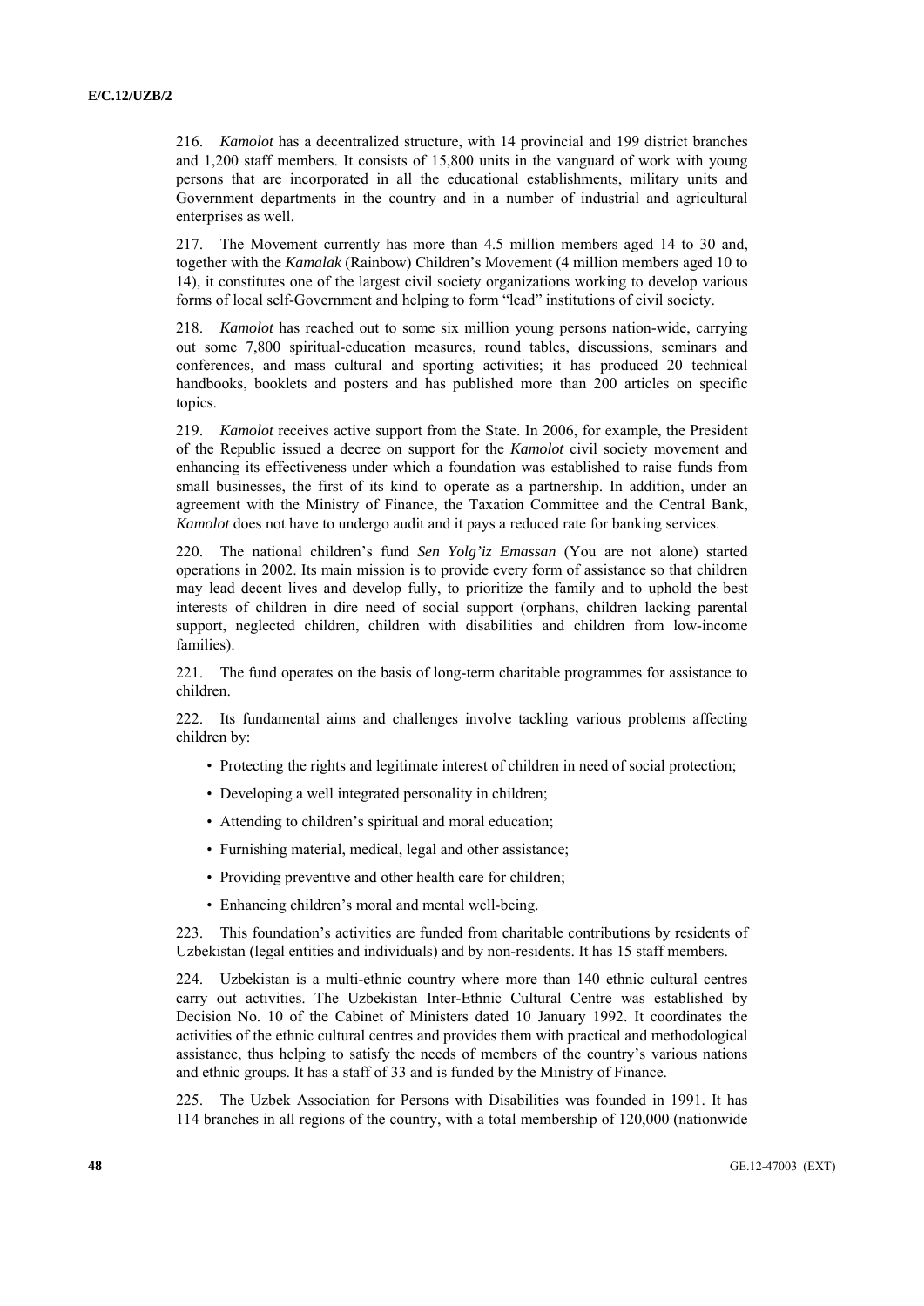216. *Kamolot* has a decentralized structure, with 14 provincial and 199 district branches and 1,200 staff members. It consists of 15,800 units in the vanguard of work with young persons that are incorporated in all the educational establishments, military units and Government departments in the country and in a number of industrial and agricultural enterprises as well.

217. The Movement currently has more than 4.5 million members aged 14 to 30 and, together with the *Kamalak* (Rainbow) Children's Movement (4 million members aged 10 to 14), it constitutes one of the largest civil society organizations working to develop various forms of local self-Government and helping to form "lead" institutions of civil society.

218. *Kamolot* has reached out to some six million young persons nation-wide, carrying out some 7,800 spiritual-education measures, round tables, discussions, seminars and conferences, and mass cultural and sporting activities; it has produced 20 technical handbooks, booklets and posters and has published more than 200 articles on specific topics.

219. *Kamolot* receives active support from the State. In 2006, for example, the President of the Republic issued a decree on support for the *Kamolot* civil society movement and enhancing its effectiveness under which a foundation was established to raise funds from small businesses, the first of its kind to operate as a partnership. In addition, under an agreement with the Ministry of Finance, the Taxation Committee and the Central Bank, *Kamolot* does not have to undergo audit and it pays a reduced rate for banking services.

220. The national children's fund *Sen Yolg'iz Emassan* (You are not alone) started operations in 2002. Its main mission is to provide every form of assistance so that children may lead decent lives and develop fully, to prioritize the family and to uphold the best interests of children in dire need of social support (orphans, children lacking parental support, neglected children, children with disabilities and children from low-income families).

221. The fund operates on the basis of long-term charitable programmes for assistance to children.

222. Its fundamental aims and challenges involve tackling various problems affecting children by:

- Protecting the rights and legitimate interest of children in need of social protection;
- Developing a well integrated personality in children;
- Attending to children's spiritual and moral education;
- Furnishing material, medical, legal and other assistance;
- Providing preventive and other health care for children;
- Enhancing children's moral and mental well-being.

223. This foundation's activities are funded from charitable contributions by residents of Uzbekistan (legal entities and individuals) and by non-residents. It has 15 staff members.

224. Uzbekistan is a multi-ethnic country where more than 140 ethnic cultural centres carry out activities. The Uzbekistan Inter-Ethnic Cultural Centre was established by Decision No. 10 of the Cabinet of Ministers dated 10 January 1992. It coordinates the activities of the ethnic cultural centres and provides them with practical and methodological assistance, thus helping to satisfy the needs of members of the country's various nations and ethnic groups. It has a staff of 33 and is funded by the Ministry of Finance.

225. The Uzbek Association for Persons with Disabilities was founded in 1991. It has 114 branches in all regions of the country, with a total membership of 120,000 (nationwide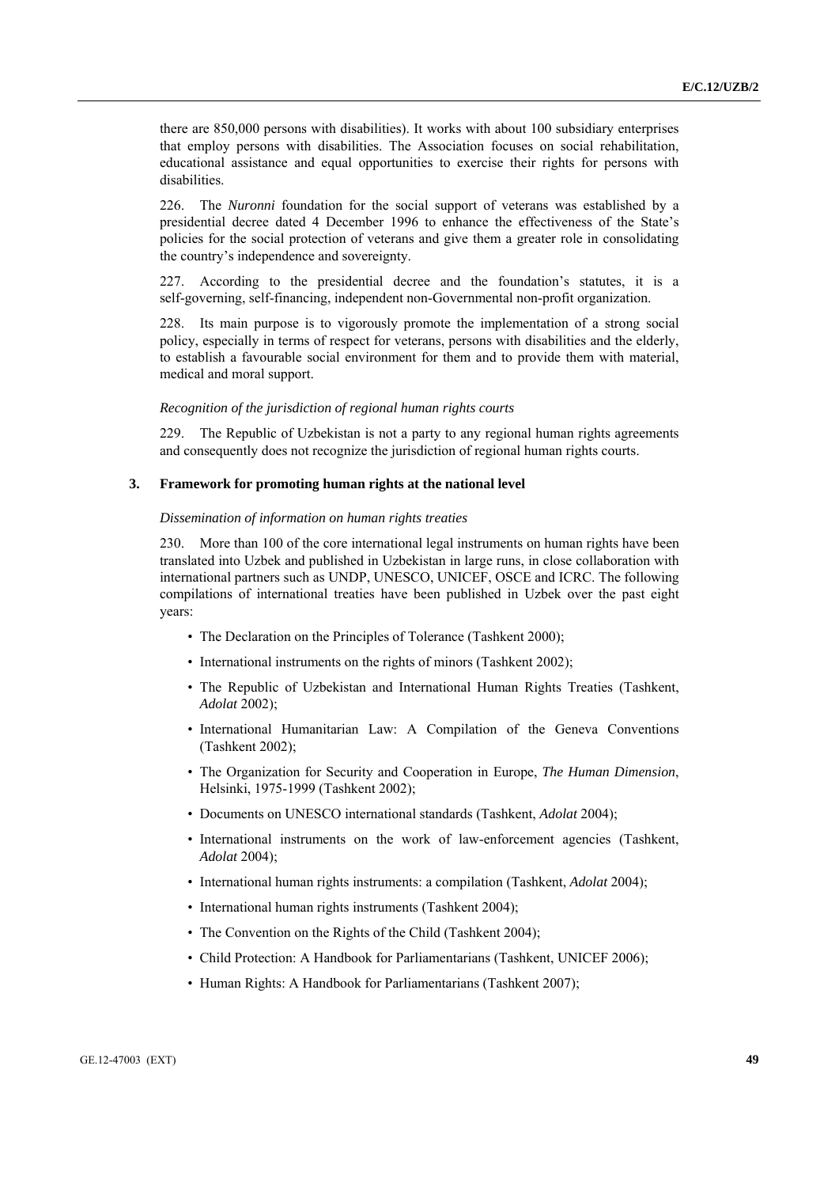there are 850,000 persons with disabilities). It works with about 100 subsidiary enterprises that employ persons with disabilities. The Association focuses on social rehabilitation, educational assistance and equal opportunities to exercise their rights for persons with disabilities.

226. The *Nuronni* foundation for the social support of veterans was established by a presidential decree dated 4 December 1996 to enhance the effectiveness of the State's policies for the social protection of veterans and give them a greater role in consolidating the country's independence and sovereignty.

227. According to the presidential decree and the foundation's statutes, it is a self-governing, self-financing, independent non-Governmental non-profit organization.

228. Its main purpose is to vigorously promote the implementation of a strong social policy, especially in terms of respect for veterans, persons with disabilities and the elderly, to establish a favourable social environment for them and to provide them with material, medical and moral support.

*Recognition of the jurisdiction of regional human rights courts*

229. The Republic of Uzbekistan is not a party to any regional human rights agreements and consequently does not recognize the jurisdiction of regional human rights courts.

### 3. Framework for promoting human rights at the national level

*Dissemination of information on human rights treaties*

230. More than 100 of the core international legal instruments on human rights have been translated into Uzbek and published in Uzbekistan in large runs, in close collaboration with international partners such as UNDP, UNESCO, UNICEF, OSCE and ICRC. The following compilations of international treaties have been published in Uzbek over the past eight years:

- The Declaration on the Principles of Tolerance (Tashkent 2000);
- International instruments on the rights of minors (Tashkent 2002);
- The Republic of Uzbekistan and International Human Rights Treaties (Tashkent, *Adolat* 2002);
- International Humanitarian Law: A Compilation of the Geneva Conventions (Tashkent 2002);
- The Organization for Security and Cooperation in Europe, *The Human Dimension*, Helsinki, 1975-1999 (Tashkent 2002);
- Documents on UNESCO international standards (Tashkent, *Adolat* 2004);
- International instruments on the work of law-enforcement agencies (Tashkent, *Adolat* 2004);
- International human rights instruments: a compilation (Tashkent, *Adolat* 2004);
- International human rights instruments (Tashkent 2004);
- The Convention on the Rights of the Child (Tashkent 2004);
- Child Protection: A Handbook for Parliamentarians (Tashkent, UNICEF 2006);
- Human Rights: A Handbook for Parliamentarians (Tashkent 2007);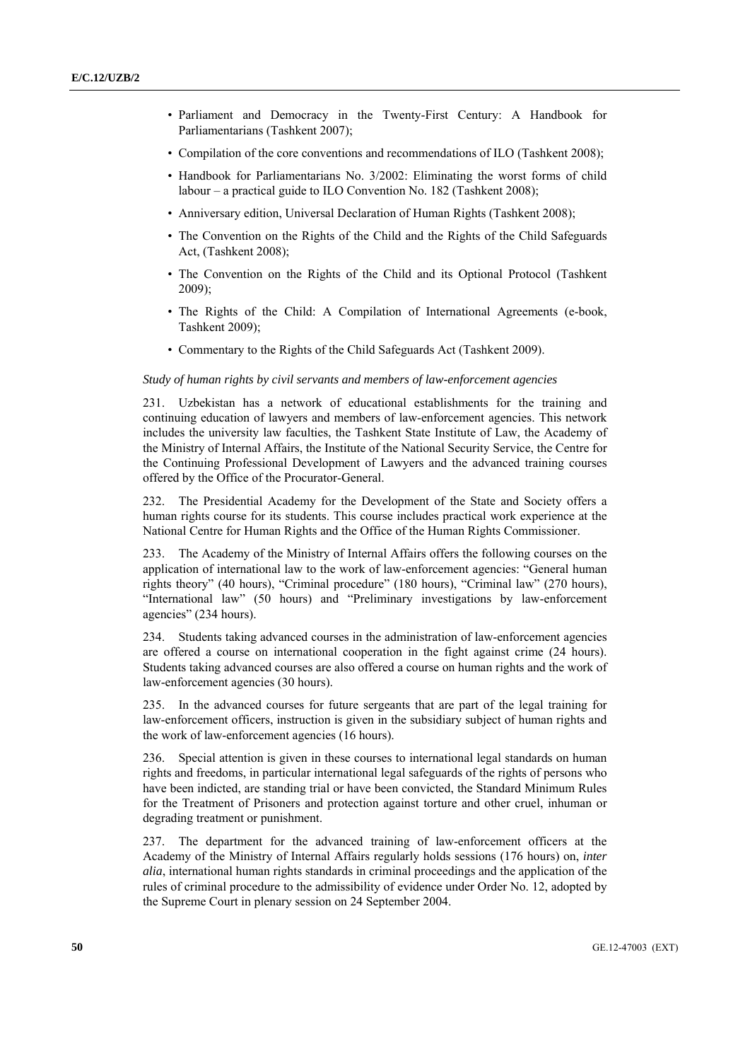- Parliament and Democracy in the Twenty-First Century: A Handbook for Parliamentarians (Tashkent 2007);
- Compilation of the core conventions and recommendations of ILO (Tashkent 2008);
- Handbook for Parliamentarians No. 3/2002: Eliminating the worst forms of child labour – a practical guide to ILO Convention No. 182 (Tashkent 2008);
- Anniversary edition, Universal Declaration of Human Rights (Tashkent 2008);
- The Convention on the Rights of the Child and the Rights of the Child Safeguards Act, (Tashkent 2008);
- The Convention on the Rights of the Child and its Optional Protocol (Tashkent 2009);
- The Rights of the Child: A Compilation of International Agreements (e-book, Tashkent 2009);
- Commentary to the Rights of the Child Safeguards Act (Tashkent 2009).

*Study of human rights by civil servants and members of law-enforcement agencies*

231. Uzbekistan has a network of educational establishments for the training and continuing education of lawyers and members of law-enforcement agencies. This network includes the university law faculties, the Tashkent State Institute of Law, the Academy of the Ministry of Internal Affairs, the Institute of the National Security Service, the Centre for the Continuing Professional Development of Lawyers and the advanced training courses offered by the Office of the Procurator-General.

232. The Presidential Academy for the Development of the State and Society offers a human rights course for its students. This course includes practical work experience at the National Centre for Human Rights and the Office of the Human Rights Commissioner.

233. The Academy of the Ministry of Internal Affairs offers the following courses on the application of international law to the work of law-enforcement agencies: "General human rights theory" (40 hours), "Criminal procedure" (180 hours), "Criminal law" (270 hours), "International law" (50 hours) and "Preliminary investigations by law-enforcement agencies" (234 hours).

234. Students taking advanced courses in the administration of law-enforcement agencies are offered a course on international cooperation in the fight against crime (24 hours). Students taking advanced courses are also offered a course on human rights and the work of law-enforcement agencies (30 hours).

235. In the advanced courses for future sergeants that are part of the legal training for law-enforcement officers, instruction is given in the subsidiary subject of human rights and the work of law-enforcement agencies (16 hours).

236. Special attention is given in these courses to international legal standards on human rights and freedoms, in particular international legal safeguards of the rights of persons who have been indicted, are standing trial or have been convicted, the Standard Minimum Rules for the Treatment of Prisoners and protection against torture and other cruel, inhuman or degrading treatment or punishment.

237. The department for the advanced training of law-enforcement officers at the Academy of the Ministry of Internal Affairs regularly holds sessions (176 hours) on, *inter alia*, international human rights standards in criminal proceedings and the application of the rules of criminal procedure to the admissibility of evidence under Order No. 12, adopted by the Supreme Court in plenary session on 24 September 2004.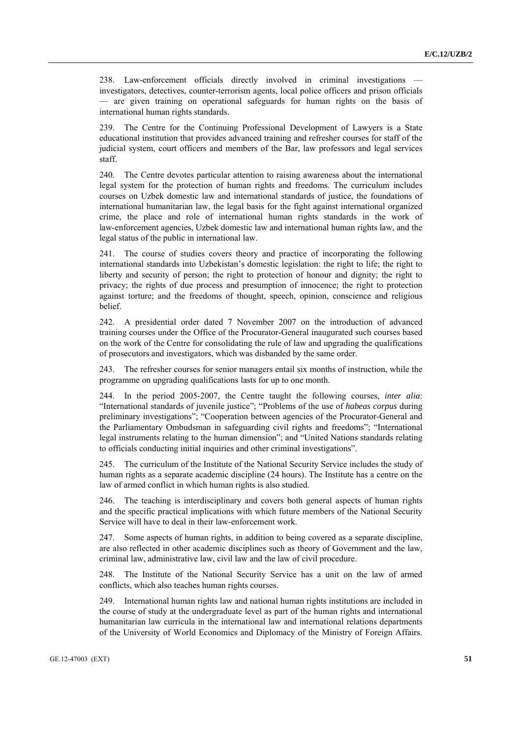238. Law-enforcement officials directly involved in criminal investigations — investigators, detectives, counter-terrorism agents, local police officers and prison officials — are given training on operational safeguards for human rights on the basis of international human rights standards.

239. The Centre for the Continuing Professional Development of Lawyers is a State educational institution that provides advanced training and refresher courses for staff of the judicial system, court officers and members of the Bar, law professors and legal services staff.

240. The Centre devotes particular attention to raising awareness about the international legal system for the protection of human rights and freedoms. The curriculum includes courses on Uzbek domestic law and international standards of justice, the foundations of international humanitarian law, the legal basis for the fight against international organized crime, the place and role of international human rights standards in the work of law-enforcement agencies, Uzbek domestic law and international human rights law, and the legal status of the public in international law.

241. The course of studies covers theory and practice of incorporating the following international standards into Uzbekistan's domestic legislation: the right to life; the right to liberty and security of person; the right to protection of honour and dignity; the right to privacy; the rights of due process and presumption of innocence; the right to protection against torture; and the freedoms of thought, speech, opinion, conscience and religious belief.

242. A presidential order dated 7 November 2007 on the introduction of advanced training courses under the Office of the Procurator-General inaugurated such courses based on the work of the Centre for consolidating the rule of law and upgrading the qualifications of prosecutors and investigators, which was disbanded by the same order.

243. The refresher courses for senior managers entail six months of instruction, while the programme on upgrading qualifications lasts for up to one month.

244. In the period 2005-2007, the Centre taught the following courses, *inter alia*: "International standards of juvenile justice"; "Problems of the use of *habeas corpus* during preliminary investigations"; "Cooperation between agencies of the Procurator-General and the Parliamentary Ombudsman in safeguarding civil rights and freedoms"; "International legal instruments relating to the human dimension"; and "United Nations standards relating to officials conducting initial inquiries and other criminal investigations".

245. The curriculum of the Institute of the National Security Service includes the study of human rights as a separate academic discipline (24 hours). The Institute has a centre on the law of armed conflict in which human rights is also studied.

246. The teaching is interdisciplinary and covers both general aspects of human rights and the specific practical implications with which future members of the National Security Service will have to deal in their law-enforcement work.

247. Some aspects of human rights, in addition to being covered as a separate discipline, are also reflected in other academic disciplines such as theory of Government and the law, criminal law, administrative law, civil law and the law of civil procedure.

248. The Institute of the National Security Service has a unit on the law of armed conflicts, which also teaches human rights courses.

249. International human rights law and national human rights institutions are included in the course of study at the undergraduate level as part of the human rights and international humanitarian law curricula in the international law and international relations departments of the University of World Economics and Diplomacy of the Ministry of Foreign Affairs.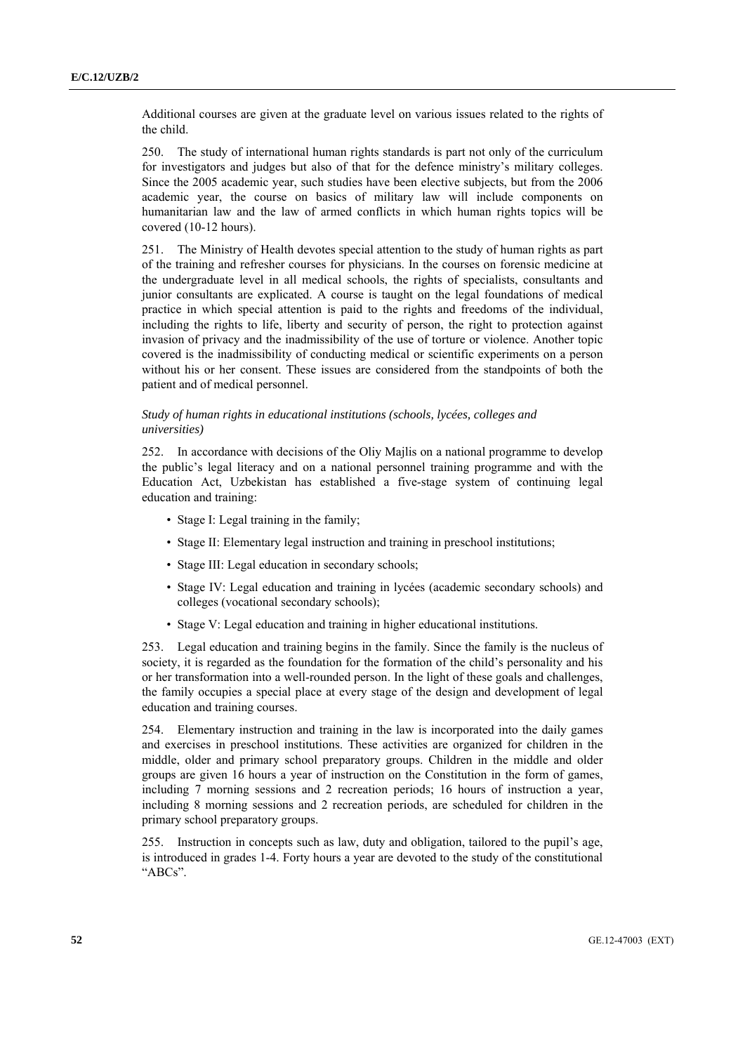Additional courses are given at the graduate level on various issues related to the rights of the child.

250. The study of international human rights standards is part not only of the curriculum for investigators and judges but also of that for the defence ministry's military colleges. Since the 2005 academic year, such studies have been elective subjects, but from the 2006 academic year, the course on basics of military law will include components on humanitarian law and the law of armed conflicts in which human rights topics will be covered (10-12 hours).

251. The Ministry of Health devotes special attention to the study of human rights as part of the training and refresher courses for physicians. In the courses on forensic medicine at the undergraduate level in all medical schools, the rights of specialists, consultants and junior consultants are explicated. A course is taught on the legal foundations of medical practice in which special attention is paid to the rights and freedoms of the individual, including the rights to life, liberty and security of person, the right to protection against invasion of privacy and the inadmissibility of the use of torture or violence. Another topic covered is the inadmissibility of conducting medical or scientific experiments on a person without his or her consent. These issues are considered from the standpoints of both the patient and of medical personnel.

*Study of human rights in educational institutions (schools, lycées, colleges and universities)*

252. In accordance with decisions of the Oliy Majlis on a national programme to develop the public's legal literacy and on a national personnel training programme and with the Education Act, Uzbekistan has established a five-stage system of continuing legal education and training:

- Stage I: Legal training in the family;
- Stage II: Elementary legal instruction and training in preschool institutions;
- Stage III: Legal education in secondary schools;
- Stage IV: Legal education and training in lycées (academic secondary schools) and colleges (vocational secondary schools);
- Stage V: Legal education and training in higher educational institutions.

253. Legal education and training begins in the family. Since the family is the nucleus of society, it is regarded as the foundation for the formation of the child's personality and his or her transformation into a well-rounded person. In the light of these goals and challenges, the family occupies a special place at every stage of the design and development of legal education and training courses.

254. Elementary instruction and training in the law is incorporated into the daily games and exercises in preschool institutions. These activities are organized for children in the middle, older and primary school preparatory groups. Children in the middle and older groups are given 16 hours a year of instruction on the Constitution in the form of games, including 7 morning sessions and 2 recreation periods; 16 hours of instruction a year, including 8 morning sessions and 2 recreation periods, are scheduled for children in the primary school preparatory groups.

255. Instruction in concepts such as law, duty and obligation, tailored to the pupil's age, is introduced in grades 1-4. Forty hours a year are devoted to the study of the constitutional "ABCs".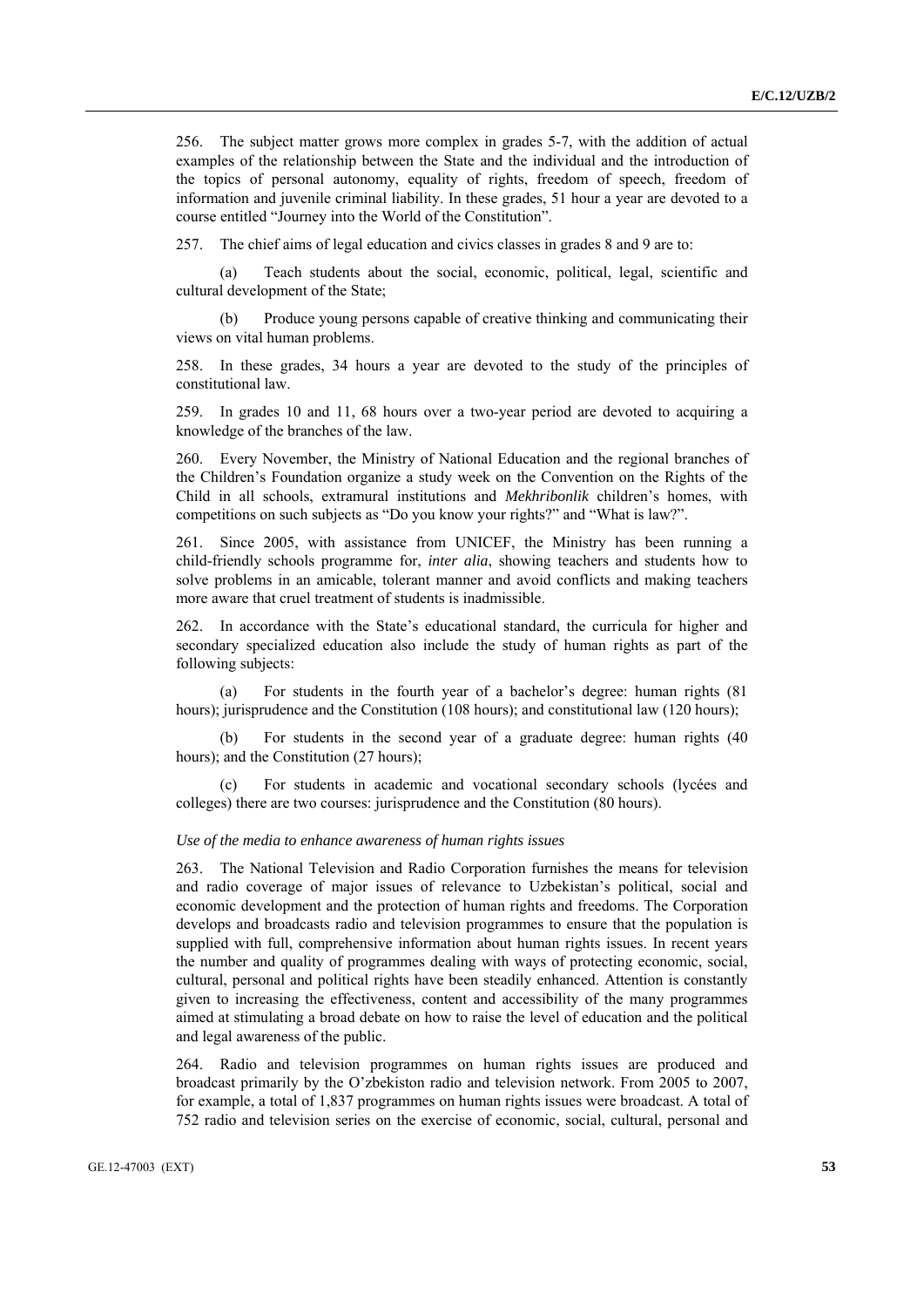256. The subject matter grows more complex in grades 5-7, with the addition of actual examples of the relationship between the State and the individual and the introduction of the topics of personal autonomy, equality of rights, freedom of speech, freedom of information and juvenile criminal liability. In these grades, 51 hour a year are devoted to a course entitled "Journey into the World of the Constitution".

257. The chief aims of legal education and civics classes in grades 8 and 9 are to:

(a) Teach students about the social, economic, political, legal, scientific and cultural development of the State;

(b) Produce young persons capable of creative thinking and communicating their views on vital human problems.

258. In these grades, 34 hours a year are devoted to the study of the principles of constitutional law.

259. In grades 10 and 11, 68 hours over a two-year period are devoted to acquiring a knowledge of the branches of the law.

260. Every November, the Ministry of National Education and the regional branches of the Children's Foundation organize a study week on the Convention on the Rights of the Child in all schools, extramural institutions and *Mekhribonlik* children's homes, with competitions on such subjects as "Do you know your rights?" and "What is law?".

261. Since 2005, with assistance from UNICEF, the Ministry has been running a child-friendly schools programme for, *inter alia*, showing teachers and students how to solve problems in an amicable, tolerant manner and avoid conflicts and making teachers more aware that cruel treatment of students is inadmissible.

262. In accordance with the State's educational standard, the curricula for higher and secondary specialized education also include the study of human rights as part of the following subjects:

(a) For students in the fourth year of a bachelor's degree: human rights (81 hours); jurisprudence and the Constitution (108 hours); and constitutional law (120 hours);

(b) For students in the second year of a graduate degree: human rights (40 hours); and the Constitution (27 hours);

(c) For students in academic and vocational secondary schools (lycées and colleges) there are two courses: jurisprudence and the Constitution (80 hours).

*Use of the media to enhance awareness of human rights issues*

263. The National Television and Radio Corporation furnishes the means for television and radio coverage of major issues of relevance to Uzbekistan's political, social and economic development and the protection of human rights and freedoms. The Corporation develops and broadcasts radio and television programmes to ensure that the population is supplied with full, comprehensive information about human rights issues. In recent years the number and quality of programmes dealing with ways of protecting economic, social, cultural, personal and political rights have been steadily enhanced. Attention is constantly given to increasing the effectiveness, content and accessibility of the many programmes aimed at stimulating a broad debate on how to raise the level of education and the political and legal awareness of the public.

264. Radio and television programmes on human rights issues are produced and broadcast primarily by the O'zbekiston radio and television network. From 2005 to 2007, for example, a total of 1,837 programmes on human rights issues were broadcast. A total of 752 radio and television series on the exercise of economic, social, cultural, personal and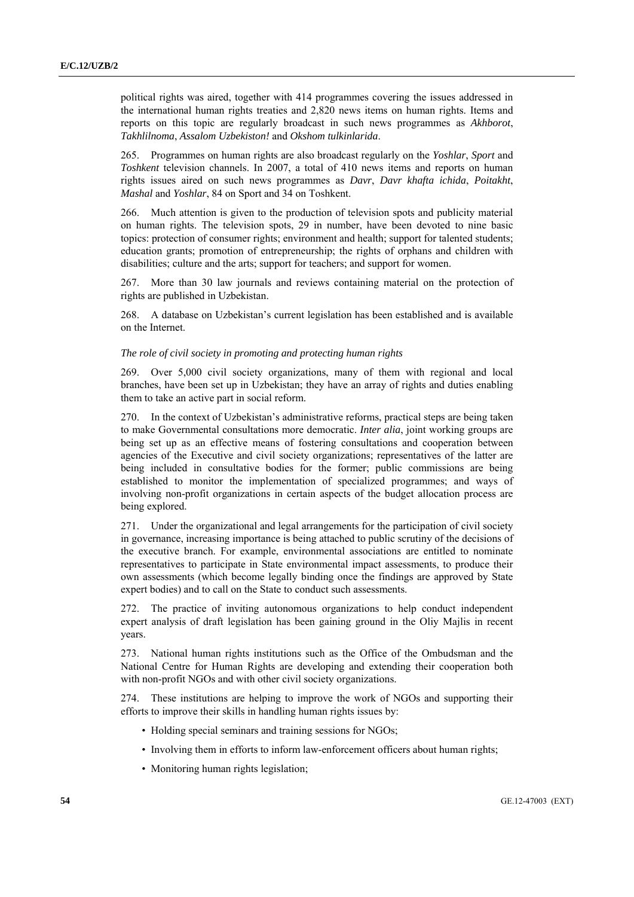political rights was aired, together with 414 programmes covering the issues addressed in the international human rights treaties and 2,820 news items on human rights. Items and reports on this topic are regularly broadcast in such news programmes as *Akhborot*, *Takhlilnoma*, *Assalom Uzbekiston!* and *Okshom tulkinlarida*.

265. Programmes on human rights are also broadcast regularly on the *Yoshlar*, *Sport* and *Toshkent* television channels. In 2007, a total of 410 news items and reports on human rights issues aired on such news programmes as *Davr*, *Davr khafta ichida*, *Poitakht*, *Mashal* and *Yoshlar*, 84 on Sport and 34 on Toshkent.

266. Much attention is given to the production of television spots and publicity material on human rights. The television spots, 29 in number, have been devoted to nine basic topics: protection of consumer rights; environment and health; support for talented students; education grants; promotion of entrepreneurship; the rights of orphans and children with disabilities; culture and the arts; support for teachers; and support for women.

267. More than 30 law journals and reviews containing material on the protection of rights are published in Uzbekistan.

268. A database on Uzbekistan's current legislation has been established and is available on the Internet.

*The role of civil society in promoting and protecting human rights*

269. Over 5,000 civil society organizations, many of them with regional and local branches, have been set up in Uzbekistan; they have an array of rights and duties enabling them to take an active part in social reform.

270. In the context of Uzbekistan's administrative reforms, practical steps are being taken to make Governmental consultations more democratic. *Inter alia*, joint working groups are being set up as an effective means of fostering consultations and cooperation between agencies of the Executive and civil society organizations; representatives of the latter are being included in consultative bodies for the former; public commissions are being established to monitor the implementation of specialized programmes; and ways of involving non-profit organizations in certain aspects of the budget allocation process are being explored.

271. Under the organizational and legal arrangements for the participation of civil society in governance, increasing importance is being attached to public scrutiny of the decisions of the executive branch. For example, environmental associations are entitled to nominate representatives to participate in State environmental impact assessments, to produce their own assessments (which become legally binding once the findings are approved by State expert bodies) and to call on the State to conduct such assessments.

272. The practice of inviting autonomous organizations to help conduct independent expert analysis of draft legislation has been gaining ground in the Oliy Majlis in recent years.

273. National human rights institutions such as the Office of the Ombudsman and the National Centre for Human Rights are developing and extending their cooperation both with non-profit NGOs and with other civil society organizations.

274. These institutions are helping to improve the work of NGOs and supporting their efforts to improve their skills in handling human rights issues by:

- Holding special seminars and training sessions for NGOs;
- Involving them in efforts to inform law-enforcement officers about human rights;
- Monitoring human rights legislation;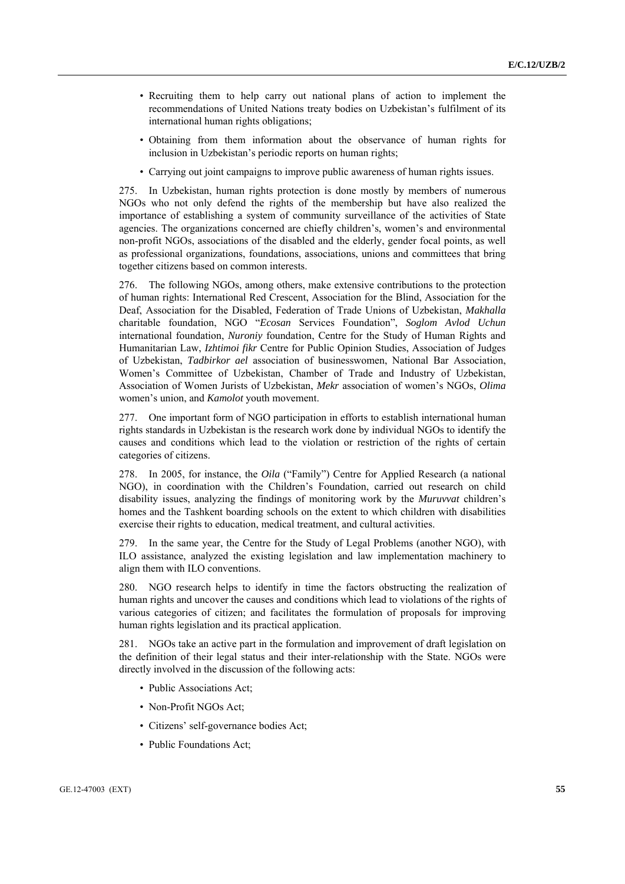- Recruiting them to help carry out national plans of action to implement the recommendations of United Nations treaty bodies on Uzbekistan's fulfilment of its international human rights obligations;
- Obtaining from them information about the observance of human rights for inclusion in Uzbekistan's periodic reports on human rights;
- Carrying out joint campaigns to improve public awareness of human rights issues.

275. In Uzbekistan, human rights protection is done mostly by members of numerous NGOs who not only defend the rights of the membership but have also realized the importance of establishing a system of community surveillance of the activities of State agencies. The organizations concerned are chiefly children's, women's and environmental non-profit NGOs, associations of the disabled and the elderly, gender focal points, as well as professional organizations, foundations, associations, unions and committees that bring together citizens based on common interests.

276. The following NGOs, among others, make extensive contributions to the protection of human rights: International Red Crescent, Association for the Blind, Association for the Deaf, Association for the Disabled, Federation of Trade Unions of Uzbekistan, *Makhalla* charitable foundation, NGO "*Ecosan* Services Foundation", *Soglom Avlod Uchun* international foundation, *Nuroniy* foundation, Centre for the Study of Human Rights and Humanitarian Law, *Izhtimoi fikr* Centre for Public Opinion Studies, Association of Judges of Uzbekistan, *Tadbirkor ael* association of businesswomen, National Bar Association, Women's Committee of Uzbekistan, Chamber of Trade and Industry of Uzbekistan, Association of Women Jurists of Uzbekistan, *Mekr* association of women's NGOs, *Olima* women's union, and *Kamolot* youth movement.

277. One important form of NGO participation in efforts to establish international human rights standards in Uzbekistan is the research work done by individual NGOs to identify the causes and conditions which lead to the violation or restriction of the rights of certain categories of citizens.

278. In 2005, for instance, the *Oila* ("Family") Centre for Applied Research (a national NGO), in coordination with the Children's Foundation, carried out research on child disability issues, analyzing the findings of monitoring work by the *Muruvvat* children's homes and the Tashkent boarding schools on the extent to which children with disabilities exercise their rights to education, medical treatment, and cultural activities.

279. In the same year, the Centre for the Study of Legal Problems (another NGO), with ILO assistance, analyzed the existing legislation and law implementation machinery to align them with ILO conventions.

280. NGO research helps to identify in time the factors obstructing the realization of human rights and uncover the causes and conditions which lead to violations of the rights of various categories of citizen; and facilitates the formulation of proposals for improving human rights legislation and its practical application.

281. NGOs take an active part in the formulation and improvement of draft legislation on the definition of their legal status and their inter-relationship with the State. NGOs were directly involved in the discussion of the following acts:

- Public Associations Act;
- Non-Profit NGOs Act;
- Citizens' self-governance bodies Act;
- Public Foundations Act;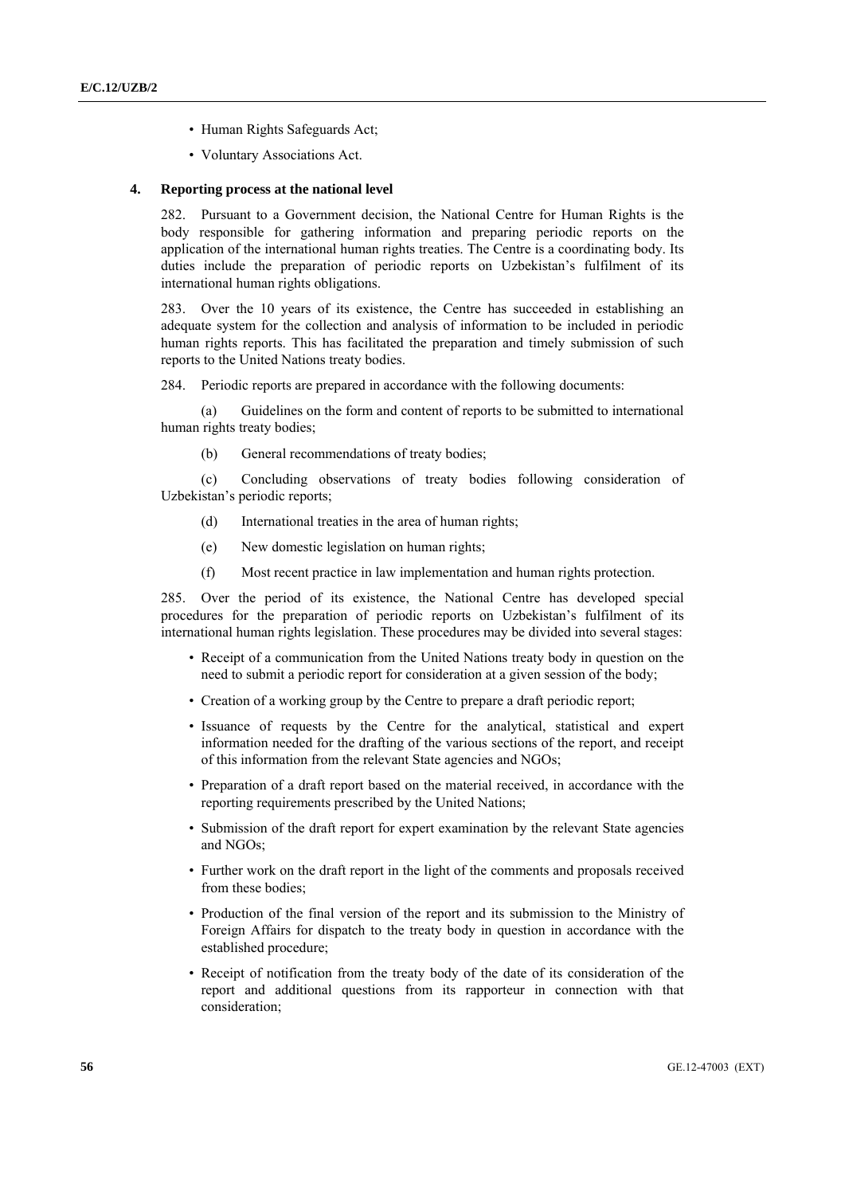- Human Rights Safeguards Act;
- Voluntary Associations Act.

### 4. Reporting process at the national level

282. Pursuant to a Government decision, the National Centre for Human Rights is the body responsible for gathering information and preparing periodic reports on the application of the international human rights treaties. The Centre is a coordinating body. Its duties include the preparation of periodic reports on Uzbekistan's fulfilment of its international human rights obligations.

283. Over the 10 years of its existence, the Centre has succeeded in establishing an adequate system for the collection and analysis of information to be included in periodic human rights reports. This has facilitated the preparation and timely submission of such reports to the United Nations treaty bodies.

284. Periodic reports are prepared in accordance with the following documents:

(a) Guidelines on the form and content of reports to be submitted to international human rights treaty bodies;

(b) General recommendations of treaty bodies;

(c) Concluding observations of treaty bodies following consideration of Uzbekistan's periodic reports;

(d) International treaties in the area of human rights;

(e) New domestic legislation on human rights;

(f) Most recent practice in law implementation and human rights protection.

285. Over the period of its existence, the National Centre has developed special procedures for the preparation of periodic reports on Uzbekistan's fulfilment of its international human rights legislation. These procedures may be divided into several stages:

- Receipt of a communication from the United Nations treaty body in question on the need to submit a periodic report for consideration at a given session of the body;
- Creation of a working group by the Centre to prepare a draft periodic report;
- Issuance of requests by the Centre for the analytical, statistical and expert information needed for the drafting of the various sections of the report, and receipt of this information from the relevant State agencies and NGOs;
- Preparation of a draft report based on the material received, in accordance with the reporting requirements prescribed by the United Nations;
- Submission of the draft report for expert examination by the relevant State agencies and NGOs;
- Further work on the draft report in the light of the comments and proposals received from these bodies;
- Production of the final version of the report and its submission to the Ministry of Foreign Affairs for dispatch to the treaty body in question in accordance with the established procedure;
- Receipt of notification from the treaty body of the date of its consideration of the report and additional questions from its rapporteur in connection with that consideration;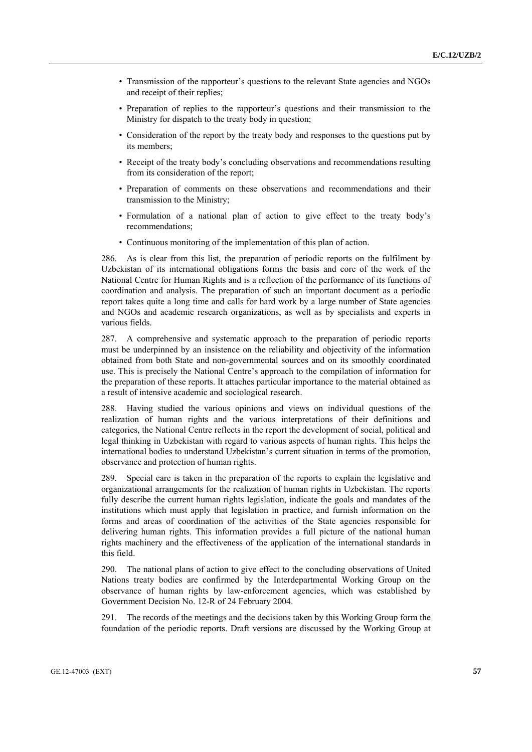- Transmission of the rapporteur's questions to the relevant State agencies and NGOs and receipt of their replies;
- Preparation of replies to the rapporteur's questions and their transmission to the Ministry for dispatch to the treaty body in question;
- Consideration of the report by the treaty body and responses to the questions put by its members;
- Receipt of the treaty body's concluding observations and recommendations resulting from its consideration of the report;
- Preparation of comments on these observations and recommendations and their transmission to the Ministry;
- Formulation of a national plan of action to give effect to the treaty body's recommendations;
- Continuous monitoring of the implementation of this plan of action.

286. As is clear from this list, the preparation of periodic reports on the fulfilment by Uzbekistan of its international obligations forms the basis and core of the work of the National Centre for Human Rights and is a reflection of the performance of its functions of coordination and analysis. The preparation of such an important document as a periodic report takes quite a long time and calls for hard work by a large number of State agencies and NGOs and academic research organizations, as well as by specialists and experts in various fields.

287. A comprehensive and systematic approach to the preparation of periodic reports must be underpinned by an insistence on the reliability and objectivity of the information obtained from both State and non-governmental sources and on its smoothly coordinated use. This is precisely the National Centre's approach to the compilation of information for the preparation of these reports. It attaches particular importance to the material obtained as a result of intensive academic and sociological research.

288. Having studied the various opinions and views on individual questions of the realization of human rights and the various interpretations of their definitions and categories, the National Centre reflects in the report the development of social, political and legal thinking in Uzbekistan with regard to various aspects of human rights. This helps the international bodies to understand Uzbekistan's current situation in terms of the promotion, observance and protection of human rights.

289. Special care is taken in the preparation of the reports to explain the legislative and organizational arrangements for the realization of human rights in Uzbekistan. The reports fully describe the current human rights legislation, indicate the goals and mandates of the institutions which must apply that legislation in practice, and furnish information on the forms and areas of coordination of the activities of the State agencies responsible for delivering human rights. This information provides a full picture of the national human rights machinery and the effectiveness of the application of the international standards in this field.

290. The national plans of action to give effect to the concluding observations of United Nations treaty bodies are confirmed by the Interdepartmental Working Group on the observance of human rights by law-enforcement agencies, which was established by Government Decision No. 12-R of 24 February 2004.

291. The records of the meetings and the decisions taken by this Working Group form the foundation of the periodic reports. Draft versions are discussed by the Working Group at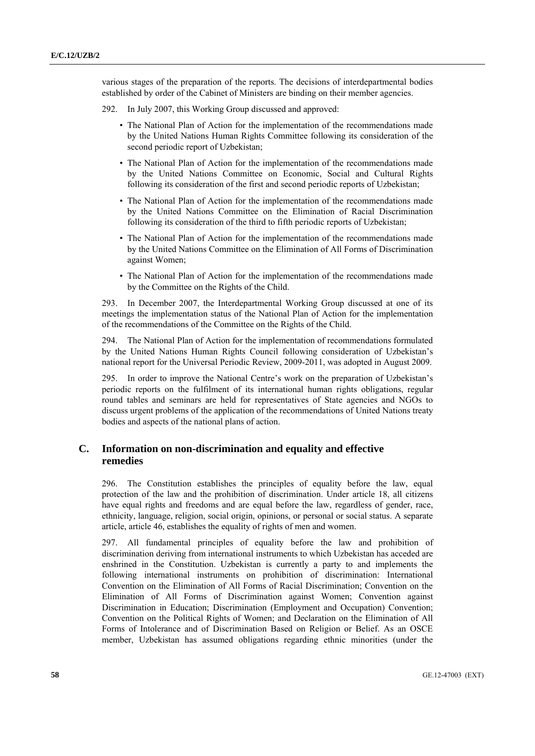various stages of the preparation of the reports. The decisions of interdepartmental bodies established by order of the Cabinet of Ministers are binding on their member agencies.

292. In July 2007, this Working Group discussed and approved:

- The National Plan of Action for the implementation of the recommendations made by the United Nations Human Rights Committee following its consideration of the second periodic report of Uzbekistan;
- The National Plan of Action for the implementation of the recommendations made by the United Nations Committee on Economic, Social and Cultural Rights following its consideration of the first and second periodic reports of Uzbekistan;
- The National Plan of Action for the implementation of the recommendations made by the United Nations Committee on the Elimination of Racial Discrimination following its consideration of the third to fifth periodic reports of Uzbekistan;
- The National Plan of Action for the implementation of the recommendations made by the United Nations Committee on the Elimination of All Forms of Discrimination against Women;
- The National Plan of Action for the implementation of the recommendations made by the Committee on the Rights of the Child.

293. In December 2007, the Interdepartmental Working Group discussed at one of its meetings the implementation status of the National Plan of Action for the implementation of the recommendations of the Committee on the Rights of the Child.

294. The National Plan of Action for the implementation of recommendations formulated by the United Nations Human Rights Council following consideration of Uzbekistan's national report for the Universal Periodic Review, 2009-2011, was adopted in August 2009.

295. In order to improve the National Centre's work on the preparation of Uzbekistan's periodic reports on the fulfilment of its international human rights obligations, regular round tables and seminars are held for representatives of State agencies and NGOs to discuss urgent problems of the application of the recommendations of United Nations treaty bodies and aspects of the national plans of action.

## C. Information on non-discrimination and equality and effective remedies

296. The Constitution establishes the principles of equality before the law, equal protection of the law and the prohibition of discrimination. Under article 18, all citizens have equal rights and freedoms and are equal before the law, regardless of gender, race, ethnicity, language, religion, social origin, opinions, or personal or social status. A separate article, article 46, establishes the equality of rights of men and women.

297. All fundamental principles of equality before the law and prohibition of discrimination deriving from international instruments to which Uzbekistan has acceded are enshrined in the Constitution. Uzbekistan is currently a party to and implements the following international instruments on prohibition of discrimination: International Convention on the Elimination of All Forms of Racial Discrimination; Convention on the Elimination of All Forms of Discrimination against Women; Convention against Discrimination in Education; Discrimination (Employment and Occupation) Convention; Convention on the Political Rights of Women; and Declaration on the Elimination of All Forms of Intolerance and of Discrimination Based on Religion or Belief. As an OSCE member, Uzbekistan has assumed obligations regarding ethnic minorities (under the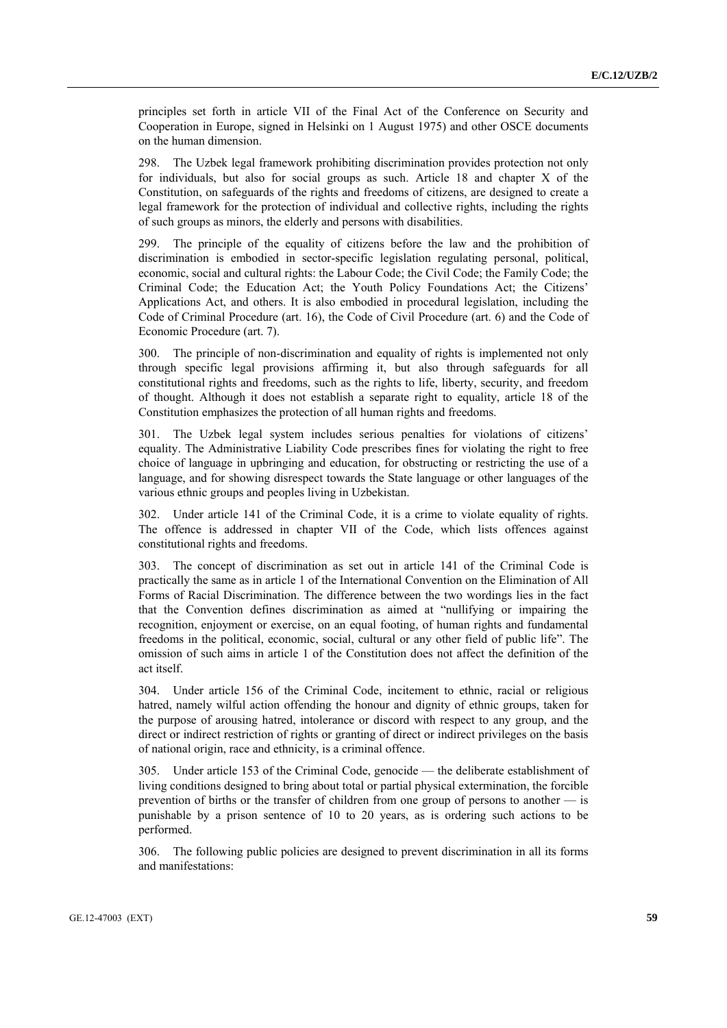principles set forth in article VII of the Final Act of the Conference on Security and Cooperation in Europe, signed in Helsinki on 1 August 1975) and other OSCE documents on the human dimension.

298. The Uzbek legal framework prohibiting discrimination provides protection not only for individuals, but also for social groups as such. Article 18 and chapter X of the Constitution, on safeguards of the rights and freedoms of citizens, are designed to create a legal framework for the protection of individual and collective rights, including the rights of such groups as minors, the elderly and persons with disabilities.

299. The principle of the equality of citizens before the law and the prohibition of discrimination is embodied in sector-specific legislation regulating personal, political, economic, social and cultural rights: the Labour Code; the Civil Code; the Family Code; the Criminal Code; the Education Act; the Youth Policy Foundations Act; the Citizens' Applications Act, and others. It is also embodied in procedural legislation, including the Code of Criminal Procedure (art. 16), the Code of Civil Procedure (art. 6) and the Code of Economic Procedure (art. 7).

300. The principle of non-discrimination and equality of rights is implemented not only through specific legal provisions affirming it, but also through safeguards for all constitutional rights and freedoms, such as the rights to life, liberty, security, and freedom of thought. Although it does not establish a separate right to equality, article 18 of the Constitution emphasizes the protection of all human rights and freedoms.

301. The Uzbek legal system includes serious penalties for violations of citizens' equality. The Administrative Liability Code prescribes fines for violating the right to free choice of language in upbringing and education, for obstructing or restricting the use of a language, and for showing disrespect towards the State language or other languages of the various ethnic groups and peoples living in Uzbekistan.

302. Under article 141 of the Criminal Code, it is a crime to violate equality of rights. The offence is addressed in chapter VII of the Code, which lists offences against constitutional rights and freedoms.

303. The concept of discrimination as set out in article 141 of the Criminal Code is practically the same as in article 1 of the International Convention on the Elimination of All Forms of Racial Discrimination. The difference between the two wordings lies in the fact that the Convention defines discrimination as aimed at "nullifying or impairing the recognition, enjoyment or exercise, on an equal footing, of human rights and fundamental freedoms in the political, economic, social, cultural or any other field of public life". The omission of such aims in article 1 of the Constitution does not affect the definition of the act itself.

304. Under article 156 of the Criminal Code, incitement to ethnic, racial or religious hatred, namely wilful action offending the honour and dignity of ethnic groups, taken for the purpose of arousing hatred, intolerance or discord with respect to any group, and the direct or indirect restriction of rights or granting of direct or indirect privileges on the basis of national origin, race and ethnicity, is a criminal offence.

305. Under article 153 of the Criminal Code, genocide — the deliberate establishment of living conditions designed to bring about total or partial physical extermination, the forcible prevention of births or the transfer of children from one group of persons to another — is punishable by a prison sentence of 10 to 20 years, as is ordering such actions to be performed.

306. The following public policies are designed to prevent discrimination in all its forms and manifestations: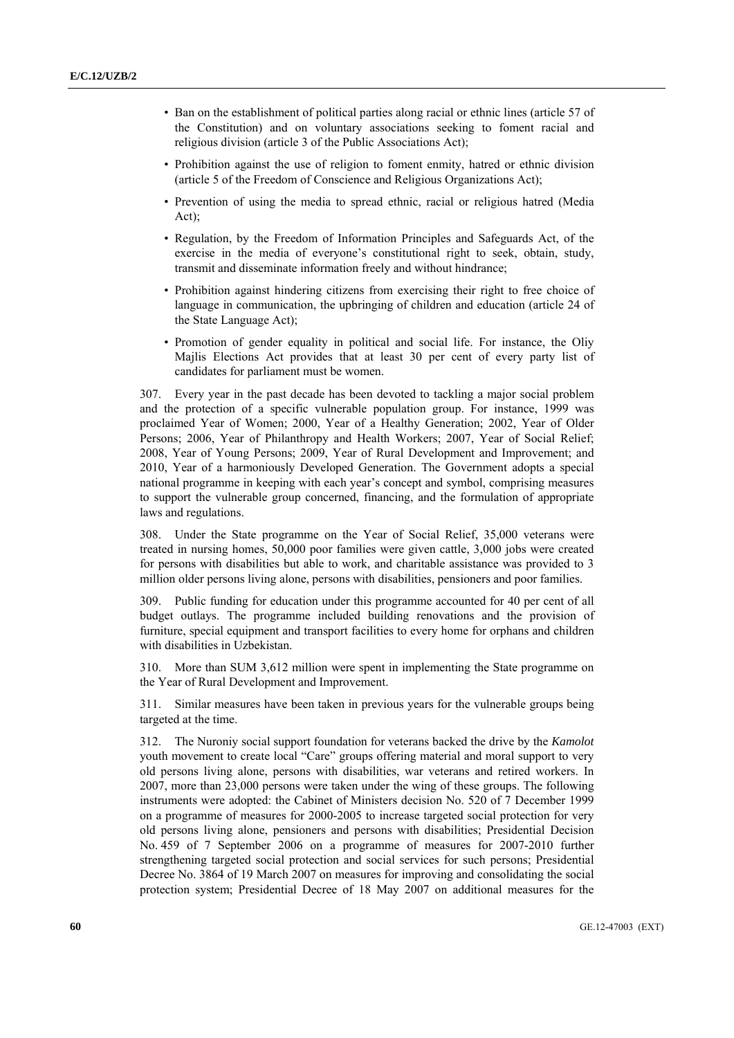- Ban on the establishment of political parties along racial or ethnic lines (article 57 of the Constitution) and on voluntary associations seeking to foment racial and religious division (article 3 of the Public Associations Act);
- Prohibition against the use of religion to foment enmity, hatred or ethnic division (article 5 of the Freedom of Conscience and Religious Organizations Act);
- Prevention of using the media to spread ethnic, racial or religious hatred (Media Act);
- Regulation, by the Freedom of Information Principles and Safeguards Act, of the exercise in the media of everyone's constitutional right to seek, obtain, study, transmit and disseminate information freely and without hindrance;
- Prohibition against hindering citizens from exercising their right to free choice of language in communication, the upbringing of children and education (article 24 of the State Language Act);
- Promotion of gender equality in political and social life. For instance, the Oliy Majlis Elections Act provides that at least 30 per cent of every party list of candidates for parliament must be women.

307. Every year in the past decade has been devoted to tackling a major social problem and the protection of a specific vulnerable population group. For instance, 1999 was proclaimed Year of Women; 2000, Year of a Healthy Generation; 2002, Year of Older Persons; 2006, Year of Philanthropy and Health Workers; 2007, Year of Social Relief; 2008, Year of Young Persons; 2009, Year of Rural Development and Improvement; and 2010, Year of a harmoniously Developed Generation. The Government adopts a special national programme in keeping with each year's concept and symbol, comprising measures to support the vulnerable group concerned, financing, and the formulation of appropriate laws and regulations.

308. Under the State programme on the Year of Social Relief, 35,000 veterans were treated in nursing homes, 50,000 poor families were given cattle, 3,000 jobs were created for persons with disabilities but able to work, and charitable assistance was provided to 3 million older persons living alone, persons with disabilities, pensioners and poor families.

309. Public funding for education under this programme accounted for 40 per cent of all budget outlays. The programme included building renovations and the provision of furniture, special equipment and transport facilities to every home for orphans and children with disabilities in Uzbekistan.

310. More than SUM 3,612 million were spent in implementing the State programme on the Year of Rural Development and Improvement.

311. Similar measures have been taken in previous years for the vulnerable groups being targeted at the time.

312. The Nuroniy social support foundation for veterans backed the drive by the *Kamolot* youth movement to create local "Care" groups offering material and moral support to very old persons living alone, persons with disabilities, war veterans and retired workers. In 2007, more than 23,000 persons were taken under the wing of these groups. The following instruments were adopted: the Cabinet of Ministers decision No. 520 of 7 December 1999 on a programme of measures for 2000-2005 to increase targeted social protection for very old persons living alone, pensioners and persons with disabilities; Presidential Decision No. 459 of 7 September 2006 on a programme of measures for 2007-2010 further strengthening targeted social protection and social services for such persons; Presidential Decree No. 3864 of 19 March 2007 on measures for improving and consolidating the social protection system; Presidential Decree of 18 May 2007 on additional measures for the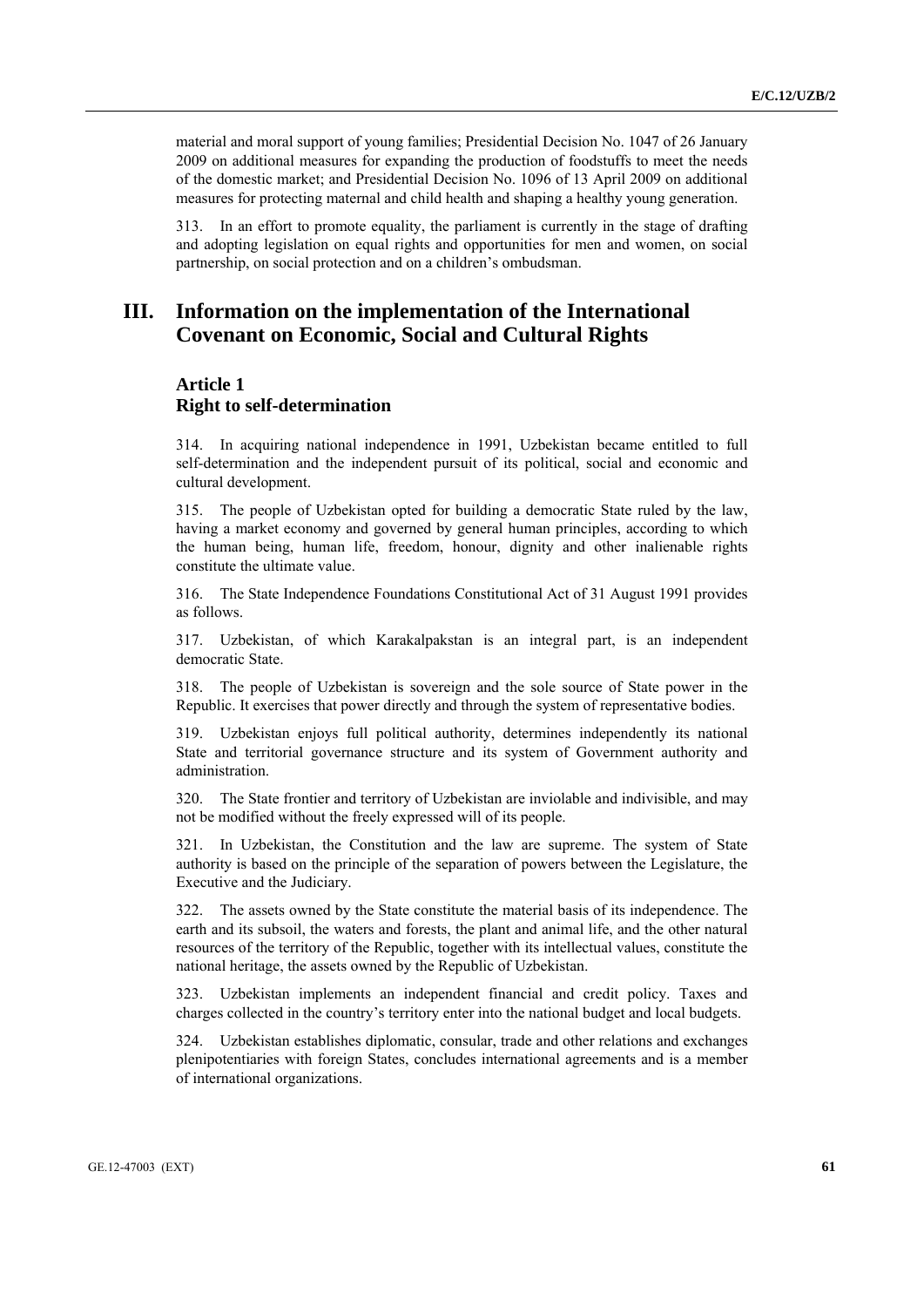material and moral support of young families; Presidential Decision No. 1047 of 26 January 2009 on additional measures for expanding the production of foodstuffs to meet the needs of the domestic market; and Presidential Decision No. 1096 of 13 April 2009 on additional measures for protecting maternal and child health and shaping a healthy young generation.

313. In an effort to promote equality, the parliament is currently in the stage of drafting and adopting legislation on equal rights and opportunities for men and women, on social partnership, on social protection and on a children's ombudsman.

# III. Information on the implementation of the International Covenant on Economic, Social and Cultural Rights

## Article 1
## Right to self-determination

314. In acquiring national independence in 1991, Uzbekistan became entitled to full self-determination and the independent pursuit of its political, social and economic and cultural development.

315. The people of Uzbekistan opted for building a democratic State ruled by the law, having a market economy and governed by general human principles, according to which the human being, human life, freedom, honour, dignity and other inalienable rights constitute the ultimate value.

316. The State Independence Foundations Constitutional Act of 31 August 1991 provides as follows.

317. Uzbekistan, of which Karakalpakstan is an integral part, is an independent democratic State.

318. The people of Uzbekistan is sovereign and the sole source of State power in the Republic. It exercises that power directly and through the system of representative bodies.

319. Uzbekistan enjoys full political authority, determines independently its national State and territorial governance structure and its system of Government authority and administration.

320. The State frontier and territory of Uzbekistan are inviolable and indivisible, and may not be modified without the freely expressed will of its people.

321. In Uzbekistan, the Constitution and the law are supreme. The system of State authority is based on the principle of the separation of powers between the Legislature, the Executive and the Judiciary.

322. The assets owned by the State constitute the material basis of its independence. The earth and its subsoil, the waters and forests, the plant and animal life, and the other natural resources of the territory of the Republic, together with its intellectual values, constitute the national heritage, the assets owned by the Republic of Uzbekistan.

323. Uzbekistan implements an independent financial and credit policy. Taxes and charges collected in the country's territory enter into the national budget and local budgets.

324. Uzbekistan establishes diplomatic, consular, trade and other relations and exchanges plenipotentiaries with foreign States, concludes international agreements and is a member of international organizations.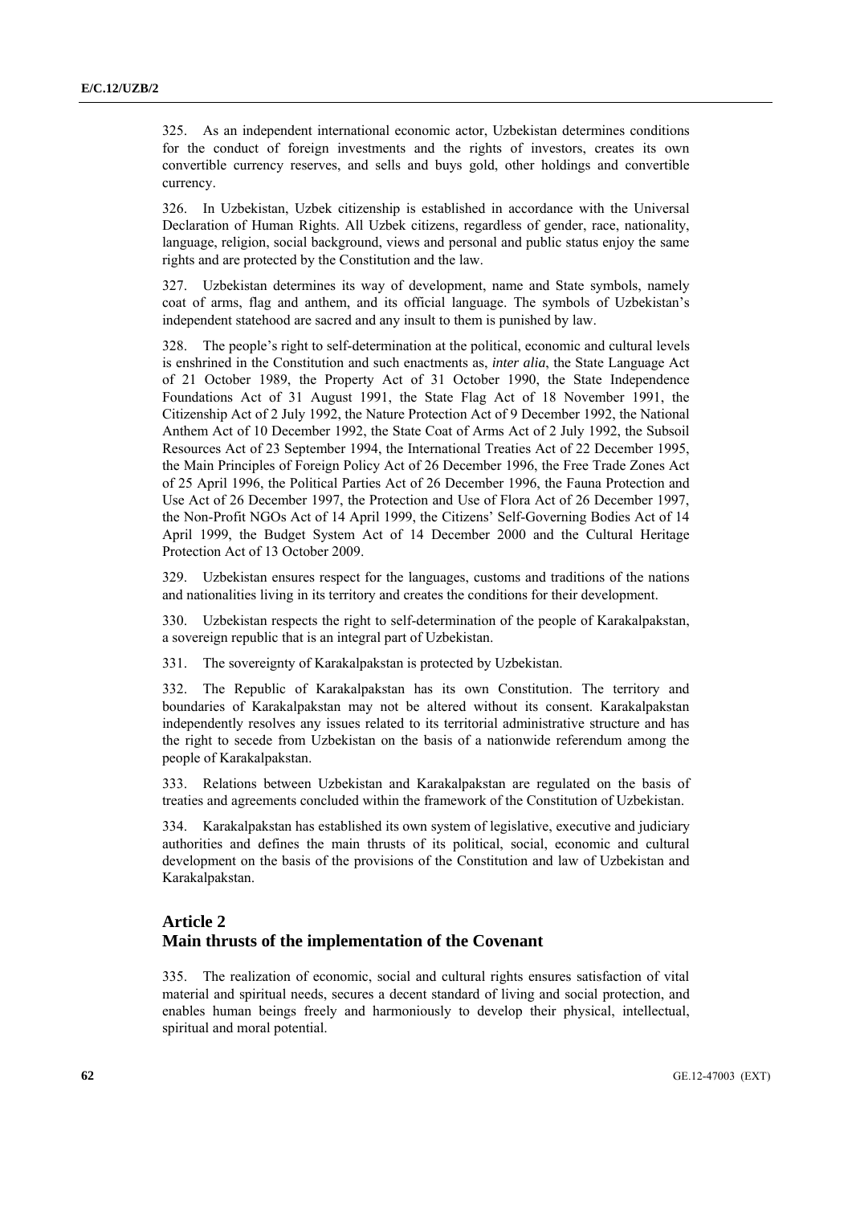325. As an independent international economic actor, Uzbekistan determines conditions for the conduct of foreign investments and the rights of investors, creates its own convertible currency reserves, and sells and buys gold, other holdings and convertible currency.

326. In Uzbekistan, Uzbek citizenship is established in accordance with the Universal Declaration of Human Rights. All Uzbek citizens, regardless of gender, race, nationality, language, religion, social background, views and personal and public status enjoy the same rights and are protected by the Constitution and the law.

327. Uzbekistan determines its way of development, name and State symbols, namely coat of arms, flag and anthem, and its official language. The symbols of Uzbekistan's independent statehood are sacred and any insult to them is punished by law.

328. The people's right to self-determination at the political, economic and cultural levels is enshrined in the Constitution and such enactments as, *inter alia*, the State Language Act of 21 October 1989, the Property Act of 31 October 1990, the State Independence Foundations Act of 31 August 1991, the State Flag Act of 18 November 1991, the Citizenship Act of 2 July 1992, the Nature Protection Act of 9 December 1992, the National Anthem Act of 10 December 1992, the State Coat of Arms Act of 2 July 1992, the Subsoil Resources Act of 23 September 1994, the International Treaties Act of 22 December 1995, the Main Principles of Foreign Policy Act of 26 December 1996, the Free Trade Zones Act of 25 April 1996, the Political Parties Act of 26 December 1996, the Fauna Protection and Use Act of 26 December 1997, the Protection and Use of Flora Act of 26 December 1997, the Non-Profit NGOs Act of 14 April 1999, the Citizens' Self-Governing Bodies Act of 14 April 1999, the Budget System Act of 14 December 2000 and the Cultural Heritage Protection Act of 13 October 2009.

329. Uzbekistan ensures respect for the languages, customs and traditions of the nations and nationalities living in its territory and creates the conditions for their development.

330. Uzbekistan respects the right to self-determination of the people of Karakalpakstan, a sovereign republic that is an integral part of Uzbekistan.

331. The sovereignty of Karakalpakstan is protected by Uzbekistan.

332. The Republic of Karakalpakstan has its own Constitution. The territory and boundaries of Karakalpakstan may not be altered without its consent. Karakalpakstan independently resolves any issues related to its territorial administrative structure and has the right to secede from Uzbekistan on the basis of a nationwide referendum among the people of Karakalpakstan.

333. Relations between Uzbekistan and Karakalpakstan are regulated on the basis of treaties and agreements concluded within the framework of the Constitution of Uzbekistan.

334. Karakalpakstan has established its own system of legislative, executive and judiciary authorities and defines the main thrusts of its political, social, economic and cultural development on the basis of the provisions of the Constitution and law of Uzbekistan and Karakalpakstan.

## Article 2
## Main thrusts of the implementation of the Covenant

335. The realization of economic, social and cultural rights ensures satisfaction of vital material and spiritual needs, secures a decent standard of living and social protection, and enables human beings freely and harmoniously to develop their physical, intellectual, spiritual and moral potential.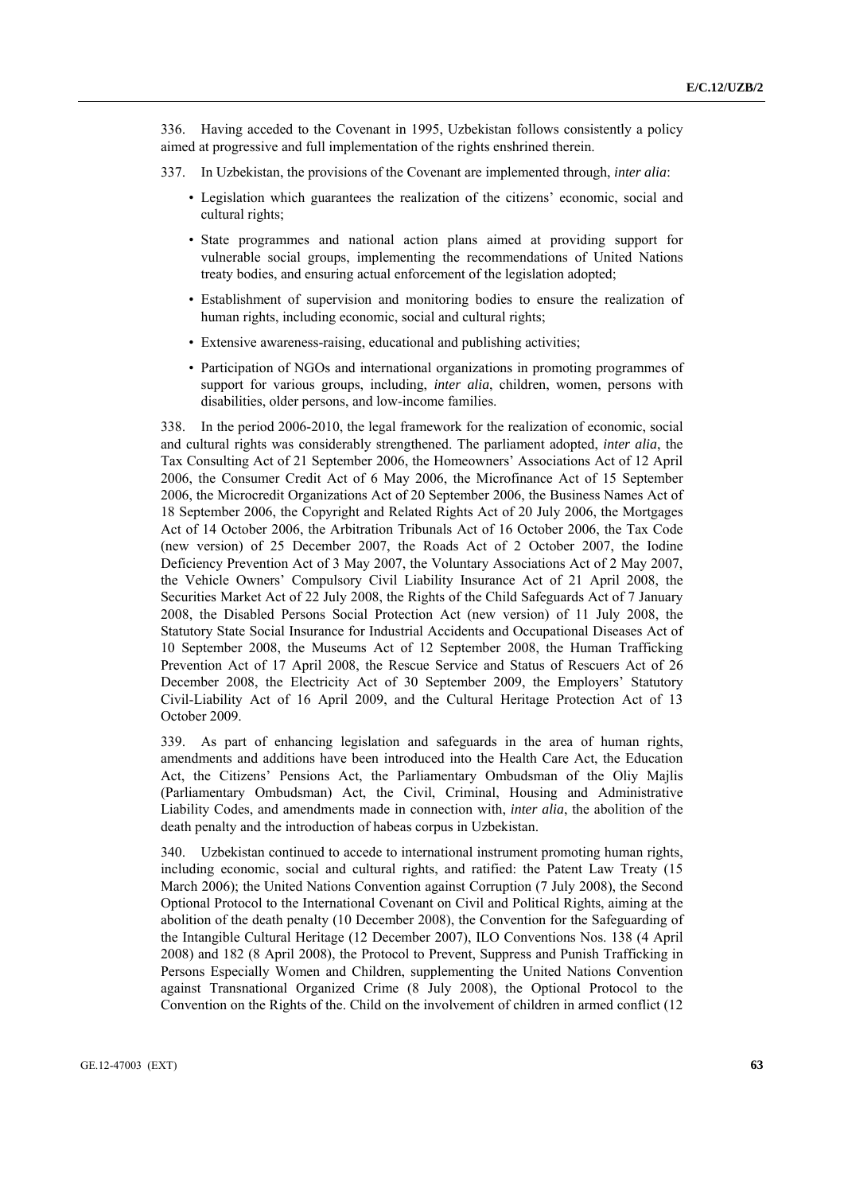336. Having acceded to the Covenant in 1995, Uzbekistan follows consistently a policy aimed at progressive and full implementation of the rights enshrined therein.

337. In Uzbekistan, the provisions of the Covenant are implemented through, *inter alia*:

- Legislation which guarantees the realization of the citizens' economic, social and cultural rights;
- State programmes and national action plans aimed at providing support for vulnerable social groups, implementing the recommendations of United Nations treaty bodies, and ensuring actual enforcement of the legislation adopted;
- Establishment of supervision and monitoring bodies to ensure the realization of human rights, including economic, social and cultural rights;
- Extensive awareness-raising, educational and publishing activities;
- Participation of NGOs and international organizations in promoting programmes of support for various groups, including, *inter alia*, children, women, persons with disabilities, older persons, and low-income families.

338. In the period 2006-2010, the legal framework for the realization of economic, social and cultural rights was considerably strengthened. The parliament adopted, *inter alia*, the Tax Consulting Act of 21 September 2006, the Homeowners' Associations Act of 12 April 2006, the Consumer Credit Act of 6 May 2006, the Microfinance Act of 15 September 2006, the Microcredit Organizations Act of 20 September 2006, the Business Names Act of 18 September 2006, the Copyright and Related Rights Act of 20 July 2006, the Mortgages Act of 14 October 2006, the Arbitration Tribunals Act of 16 October 2006, the Tax Code (new version) of 25 December 2007, the Roads Act of 2 October 2007, the Iodine Deficiency Prevention Act of 3 May 2007, the Voluntary Associations Act of 2 May 2007, the Vehicle Owners' Compulsory Civil Liability Insurance Act of 21 April 2008, the Securities Market Act of 22 July 2008, the Rights of the Child Safeguards Act of 7 January 2008, the Disabled Persons Social Protection Act (new version) of 11 July 2008, the Statutory State Social Insurance for Industrial Accidents and Occupational Diseases Act of 10 September 2008, the Museums Act of 12 September 2008, the Human Trafficking Prevention Act of 17 April 2008, the Rescue Service and Status of Rescuers Act of 26 December 2008, the Electricity Act of 30 September 2009, the Employers' Statutory Civil-Liability Act of 16 April 2009, and the Cultural Heritage Protection Act of 13 October 2009.

339. As part of enhancing legislation and safeguards in the area of human rights, amendments and additions have been introduced into the Health Care Act, the Education Act, the Citizens' Pensions Act, the Parliamentary Ombudsman of the Oliy Majlis (Parliamentary Ombudsman) Act, the Civil, Criminal, Housing and Administrative Liability Codes, and amendments made in connection with, *inter alia*, the abolition of the death penalty and the introduction of habeas corpus in Uzbekistan.

340. Uzbekistan continued to accede to international instrument promoting human rights, including economic, social and cultural rights, and ratified: the Patent Law Treaty (15 March 2006); the United Nations Convention against Corruption (7 July 2008), the Second Optional Protocol to the International Covenant on Civil and Political Rights, aiming at the abolition of the death penalty (10 December 2008), the Convention for the Safeguarding of the Intangible Cultural Heritage (12 December 2007), ILO Conventions Nos. 138 (4 April 2008) and 182 (8 April 2008), the Protocol to Prevent, Suppress and Punish Trafficking in Persons Especially Women and Children, supplementing the United Nations Convention against Transnational Organized Crime (8 July 2008), the Optional Protocol to the Convention on the Rights of the. Child on the involvement of children in armed conflict (12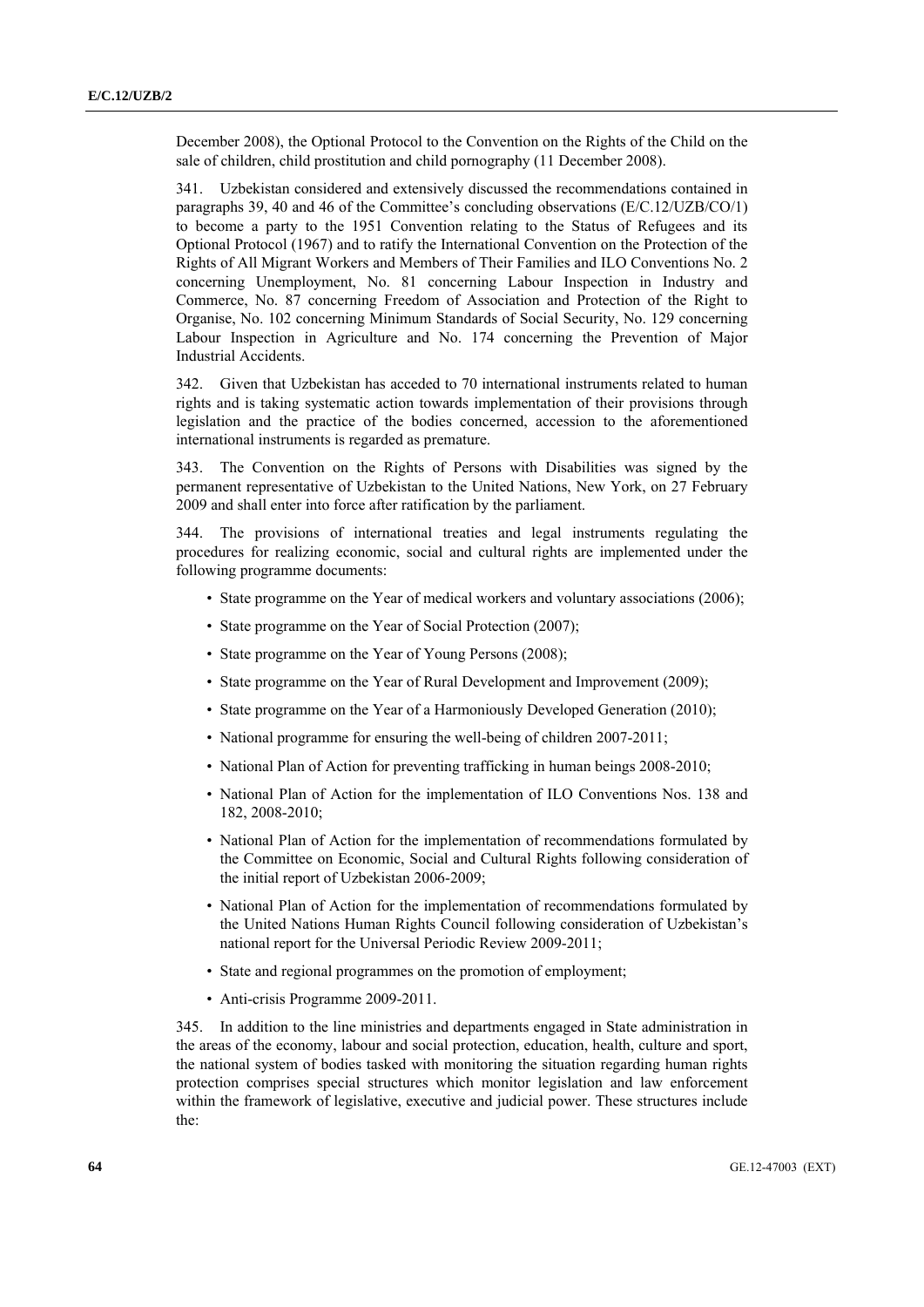December 2008), the Optional Protocol to the Convention on the Rights of the Child on the sale of children, child prostitution and child pornography (11 December 2008).

341. Uzbekistan considered and extensively discussed the recommendations contained in paragraphs 39, 40 and 46 of the Committee's concluding observations (E/C.12/UZB/CO/1) to become a party to the 1951 Convention relating to the Status of Refugees and its Optional Protocol (1967) and to ratify the International Convention on the Protection of the Rights of All Migrant Workers and Members of Their Families and ILO Conventions No. 2 concerning Unemployment, No. 81 concerning Labour Inspection in Industry and Commerce, No. 87 concerning Freedom of Association and Protection of the Right to Organise, No. 102 concerning Minimum Standards of Social Security, No. 129 concerning Labour Inspection in Agriculture and No. 174 concerning the Prevention of Major Industrial Accidents.

342. Given that Uzbekistan has acceded to 70 international instruments related to human rights and is taking systematic action towards implementation of their provisions through legislation and the practice of the bodies concerned, accession to the aforementioned international instruments is regarded as premature.

343. The Convention on the Rights of Persons with Disabilities was signed by the permanent representative of Uzbekistan to the United Nations, New York, on 27 February 2009 and shall enter into force after ratification by the parliament.

344. The provisions of international treaties and legal instruments regulating the procedures for realizing economic, social and cultural rights are implemented under the following programme documents:

- State programme on the Year of medical workers and voluntary associations (2006);
- State programme on the Year of Social Protection (2007);
- State programme on the Year of Young Persons (2008);
- State programme on the Year of Rural Development and Improvement (2009);
- State programme on the Year of a Harmoniously Developed Generation (2010);
- National programme for ensuring the well-being of children 2007-2011;
- National Plan of Action for preventing trafficking in human beings 2008-2010;
- National Plan of Action for the implementation of ILO Conventions Nos. 138 and 182, 2008-2010;
- National Plan of Action for the implementation of recommendations formulated by the Committee on Economic, Social and Cultural Rights following consideration of the initial report of Uzbekistan 2006-2009;
- National Plan of Action for the implementation of recommendations formulated by the United Nations Human Rights Council following consideration of Uzbekistan's national report for the Universal Periodic Review 2009-2011;
- State and regional programmes on the promotion of employment;
- Anti-crisis Programme 2009-2011.

345. In addition to the line ministries and departments engaged in State administration in the areas of the economy, labour and social protection, education, health, culture and sport, the national system of bodies tasked with monitoring the situation regarding human rights protection comprises special structures which monitor legislation and law enforcement within the framework of legislative, executive and judicial power. These structures include the: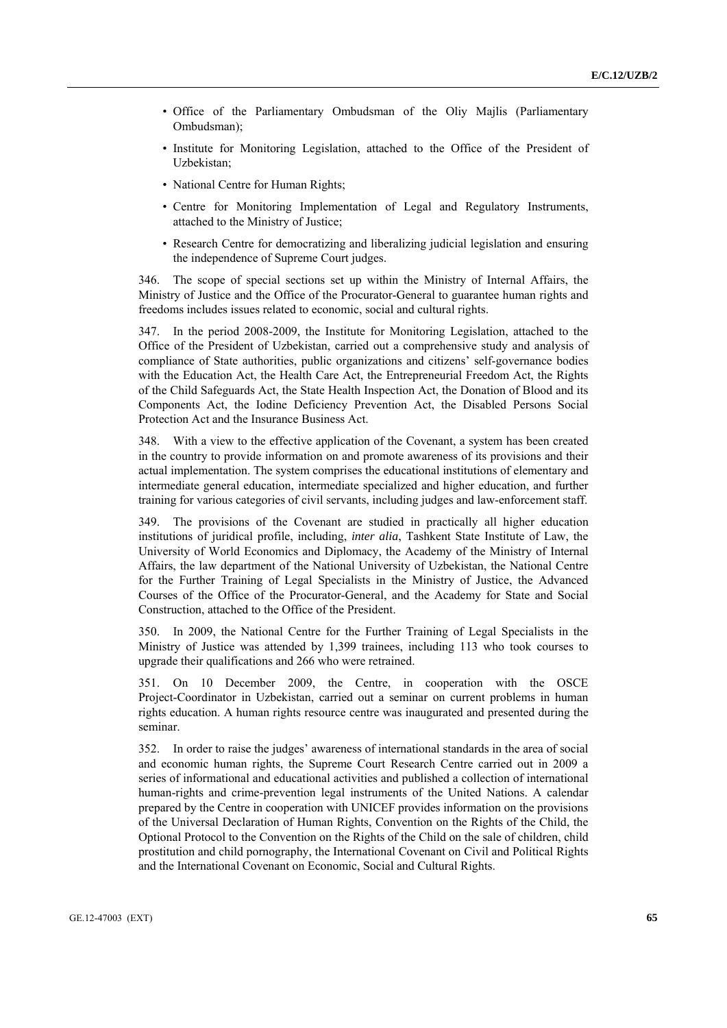- Office of the Parliamentary Ombudsman of the Oliy Majlis (Parliamentary Ombudsman);
- Institute for Monitoring Legislation, attached to the Office of the President of Uzbekistan;
- National Centre for Human Rights;
- Centre for Monitoring Implementation of Legal and Regulatory Instruments, attached to the Ministry of Justice;
- Research Centre for democratizing and liberalizing judicial legislation and ensuring the independence of Supreme Court judges.

346. The scope of special sections set up within the Ministry of Internal Affairs, the Ministry of Justice and the Office of the Procurator-General to guarantee human rights and freedoms includes issues related to economic, social and cultural rights.

347. In the period 2008-2009, the Institute for Monitoring Legislation, attached to the Office of the President of Uzbekistan, carried out a comprehensive study and analysis of compliance of State authorities, public organizations and citizens' self-governance bodies with the Education Act, the Health Care Act, the Entrepreneurial Freedom Act, the Rights of the Child Safeguards Act, the State Health Inspection Act, the Donation of Blood and its Components Act, the Iodine Deficiency Prevention Act, the Disabled Persons Social Protection Act and the Insurance Business Act.

348. With a view to the effective application of the Covenant, a system has been created in the country to provide information on and promote awareness of its provisions and their actual implementation. The system comprises the educational institutions of elementary and intermediate general education, intermediate specialized and higher education, and further training for various categories of civil servants, including judges and law-enforcement staff.

349. The provisions of the Covenant are studied in practically all higher education institutions of juridical profile, including, *inter alia*, Tashkent State Institute of Law, the University of World Economics and Diplomacy, the Academy of the Ministry of Internal Affairs, the law department of the National University of Uzbekistan, the National Centre for the Further Training of Legal Specialists in the Ministry of Justice, the Advanced Courses of the Office of the Procurator-General, and the Academy for State and Social Construction, attached to the Office of the President.

350. In 2009, the National Centre for the Further Training of Legal Specialists in the Ministry of Justice was attended by 1,399 trainees, including 113 who took courses to upgrade their qualifications and 266 who were retrained.

351. On 10 December 2009, the Centre, in cooperation with the OSCE Project-Coordinator in Uzbekistan, carried out a seminar on current problems in human rights education. A human rights resource centre was inaugurated and presented during the seminar.

352. In order to raise the judges' awareness of international standards in the area of social and economic human rights, the Supreme Court Research Centre carried out in 2009 a series of informational and educational activities and published a collection of international human-rights and crime-prevention legal instruments of the United Nations. A calendar prepared by the Centre in cooperation with UNICEF provides information on the provisions of the Universal Declaration of Human Rights, Convention on the Rights of the Child, the Optional Protocol to the Convention on the Rights of the Child on the sale of children, child prostitution and child pornography, the International Covenant on Civil and Political Rights and the International Covenant on Economic, Social and Cultural Rights.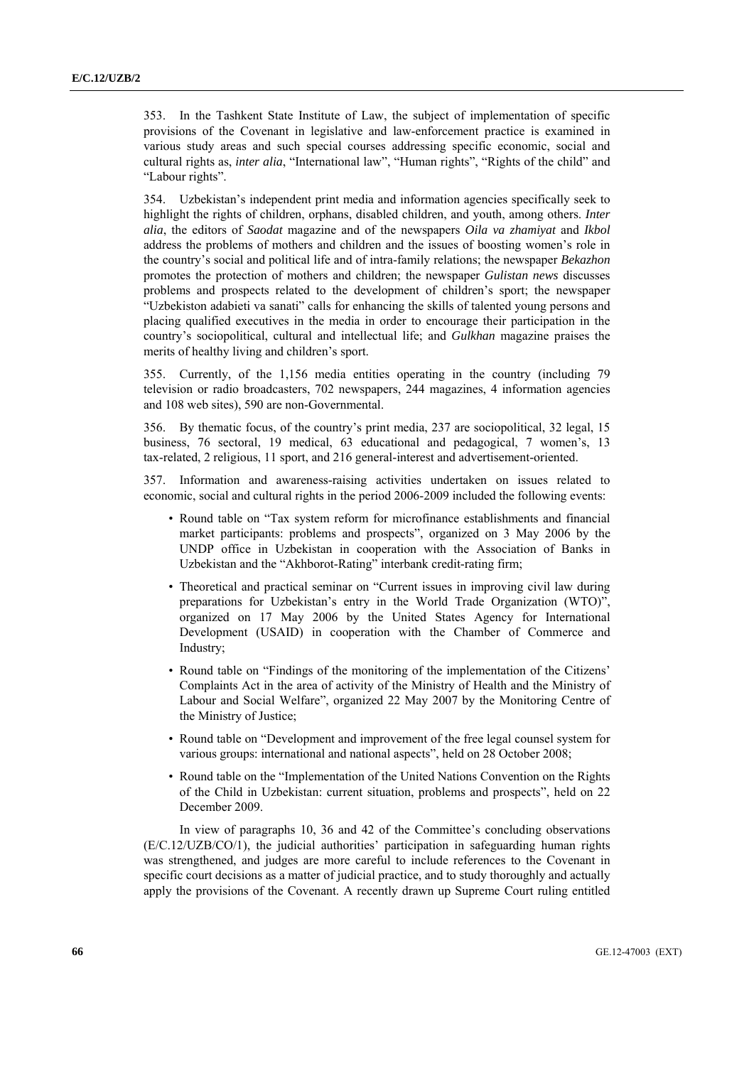353. In the Tashkent State Institute of Law, the subject of implementation of specific provisions of the Covenant in legislative and law-enforcement practice is examined in various study areas and such special courses addressing specific economic, social and cultural rights as, *inter alia*, "International law", "Human rights", "Rights of the child" and "Labour rights".

354. Uzbekistan's independent print media and information agencies specifically seek to highlight the rights of children, orphans, disabled children, and youth, among others. *Inter alia*, the editors of *Saodat* magazine and of the newspapers *Oila va zhamiyat* and *Ikbol* address the problems of mothers and children and the issues of boosting women's role in the country's social and political life and of intra-family relations; the newspaper *Bekazhon* promotes the protection of mothers and children; the newspaper *Gulistan news* discusses problems and prospects related to the development of children's sport; the newspaper "Uzbekiston adabieti va sanati" calls for enhancing the skills of talented young persons and placing qualified executives in the media in order to encourage their participation in the country's sociopolitical, cultural and intellectual life; and *Gulkhan* magazine praises the merits of healthy living and children's sport.

355. Currently, of the 1,156 media entities operating in the country (including 79 television or radio broadcasters, 702 newspapers, 244 magazines, 4 information agencies and 108 web sites), 590 are non-Governmental.

356. By thematic focus, of the country's print media, 237 are sociopolitical, 32 legal, 15 business, 76 sectoral, 19 medical, 63 educational and pedagogical, 7 women's, 13 tax-related, 2 religious, 11 sport, and 216 general-interest and advertisement-oriented.

357. Information and awareness-raising activities undertaken on issues related to economic, social and cultural rights in the period 2006-2009 included the following events:

- Round table on "Tax system reform for microfinance establishments and financial market participants: problems and prospects", organized on 3 May 2006 by the UNDP office in Uzbekistan in cooperation with the Association of Banks in Uzbekistan and the "Akhborot-Rating" interbank credit-rating firm;
- Theoretical and practical seminar on "Current issues in improving civil law during preparations for Uzbekistan's entry in the World Trade Organization (WTO)", organized on 17 May 2006 by the United States Agency for International Development (USAID) in cooperation with the Chamber of Commerce and Industry;
- Round table on "Findings of the monitoring of the implementation of the Citizens' Complaints Act in the area of activity of the Ministry of Health and the Ministry of Labour and Social Welfare", organized 22 May 2007 by the Monitoring Centre of the Ministry of Justice;
- Round table on "Development and improvement of the free legal counsel system for various groups: international and national aspects", held on 28 October 2008;
- Round table on the "Implementation of the United Nations Convention on the Rights of the Child in Uzbekistan: current situation, problems and prospects", held on 22 December 2009.

In view of paragraphs 10, 36 and 42 of the Committee's concluding observations (E/C.12/UZB/CO/1), the judicial authorities' participation in safeguarding human rights was strengthened, and judges are more careful to include references to the Covenant in specific court decisions as a matter of judicial practice, and to study thoroughly and actually apply the provisions of the Covenant. A recently drawn up Supreme Court ruling entitled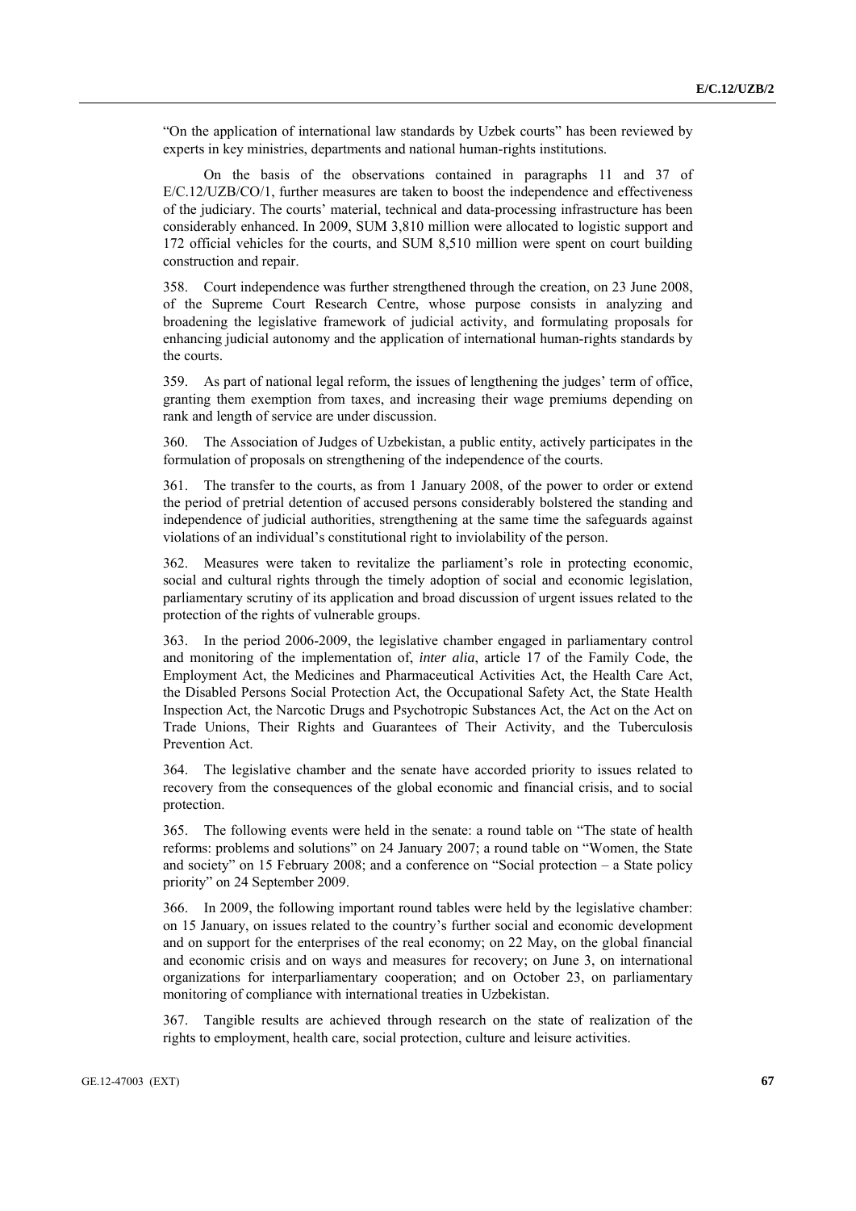"On the application of international law standards by Uzbek courts" has been reviewed by experts in key ministries, departments and national human-rights institutions.

On the basis of the observations contained in paragraphs 11 and 37 of E/C.12/UZB/CO/1, further measures are taken to boost the independence and effectiveness of the judiciary. The courts' material, technical and data-processing infrastructure has been considerably enhanced. In 2009, SUM 3,810 million were allocated to logistic support and 172 official vehicles for the courts, and SUM 8,510 million were spent on court building construction and repair.

358. Court independence was further strengthened through the creation, on 23 June 2008, of the Supreme Court Research Centre, whose purpose consists in analyzing and broadening the legislative framework of judicial activity, and formulating proposals for enhancing judicial autonomy and the application of international human-rights standards by the courts.

359. As part of national legal reform, the issues of lengthening the judges' term of office, granting them exemption from taxes, and increasing their wage premiums depending on rank and length of service are under discussion.

360. The Association of Judges of Uzbekistan, a public entity, actively participates in the formulation of proposals on strengthening of the independence of the courts.

361. The transfer to the courts, as from 1 January 2008, of the power to order or extend the period of pretrial detention of accused persons considerably bolstered the standing and independence of judicial authorities, strengthening at the same time the safeguards against violations of an individual's constitutional right to inviolability of the person.

362. Measures were taken to revitalize the parliament's role in protecting economic, social and cultural rights through the timely adoption of social and economic legislation, parliamentary scrutiny of its application and broad discussion of urgent issues related to the protection of the rights of vulnerable groups.

363. In the period 2006-2009, the legislative chamber engaged in parliamentary control and monitoring of the implementation of, *inter alia*, article 17 of the Family Code, the Employment Act, the Medicines and Pharmaceutical Activities Act, the Health Care Act, the Disabled Persons Social Protection Act, the Occupational Safety Act, the State Health Inspection Act, the Narcotic Drugs and Psychotropic Substances Act, the Act on the Act on Trade Unions, Their Rights and Guarantees of Their Activity, and the Tuberculosis Prevention Act.

364. The legislative chamber and the senate have accorded priority to issues related to recovery from the consequences of the global economic and financial crisis, and to social protection.

365. The following events were held in the senate: a round table on "The state of health reforms: problems and solutions" on 24 January 2007; a round table on "Women, the State and society" on 15 February 2008; and a conference on "Social protection – a State policy priority" on 24 September 2009.

366. In 2009, the following important round tables were held by the legislative chamber: on 15 January, on issues related to the country's further social and economic development and on support for the enterprises of the real economy; on 22 May, on the global financial and economic crisis and on ways and measures for recovery; on June 3, on international organizations for interparliamentary cooperation; and on October 23, on parliamentary monitoring of compliance with international treaties in Uzbekistan.

367. Tangible results are achieved through research on the state of realization of the rights to employment, health care, social protection, culture and leisure activities.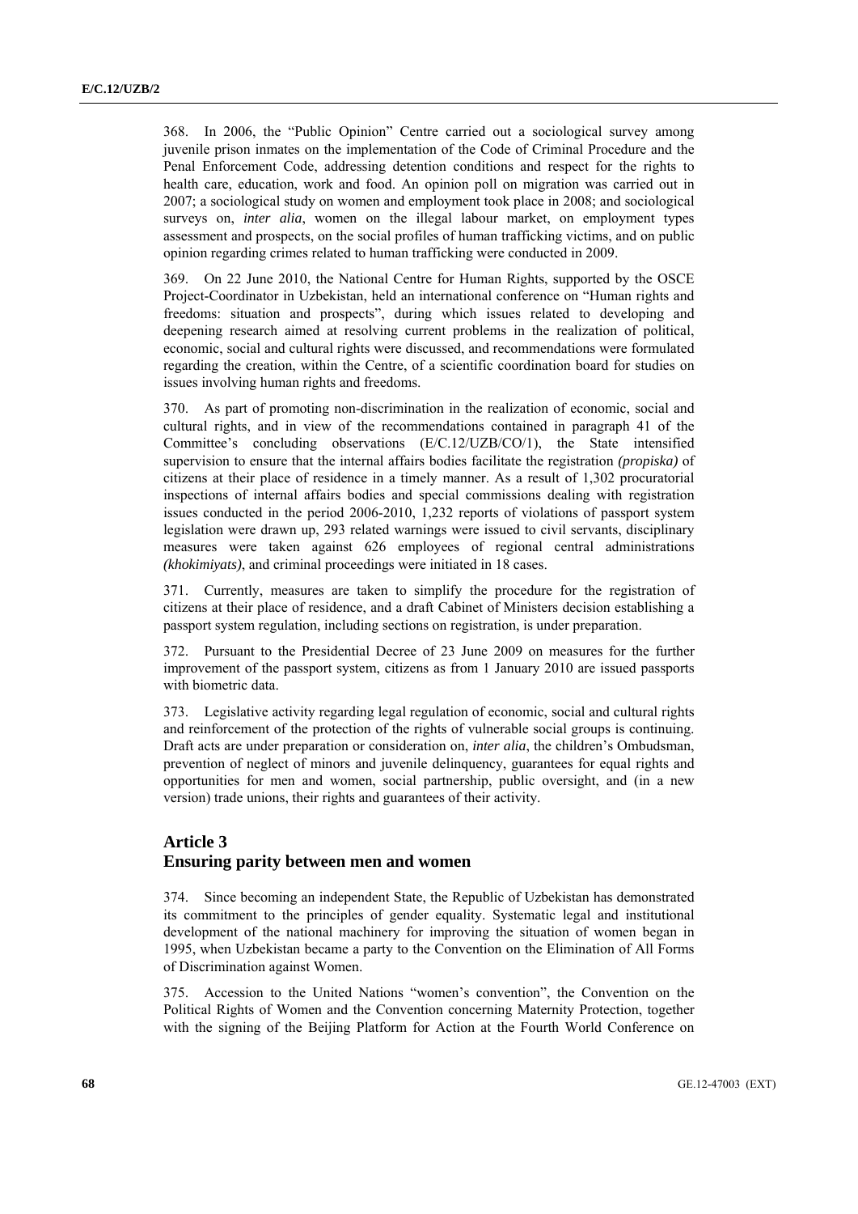368. In 2006, the "Public Opinion" Centre carried out a sociological survey among juvenile prison inmates on the implementation of the Code of Criminal Procedure and the Penal Enforcement Code, addressing detention conditions and respect for the rights to health care, education, work and food. An opinion poll on migration was carried out in 2007; a sociological study on women and employment took place in 2008; and sociological surveys on, *inter alia*, women on the illegal labour market, on employment types assessment and prospects, on the social profiles of human trafficking victims, and on public opinion regarding crimes related to human trafficking were conducted in 2009.

369. On 22 June 2010, the National Centre for Human Rights, supported by the OSCE Project-Coordinator in Uzbekistan, held an international conference on "Human rights and freedoms: situation and prospects", during which issues related to developing and deepening research aimed at resolving current problems in the realization of political, economic, social and cultural rights were discussed, and recommendations were formulated regarding the creation, within the Centre, of a scientific coordination board for studies on issues involving human rights and freedoms.

370. As part of promoting non-discrimination in the realization of economic, social and cultural rights, and in view of the recommendations contained in paragraph 41 of the Committee's concluding observations (E/C.12/UZB/CO/1), the State intensified supervision to ensure that the internal affairs bodies facilitate the registration *(propiska)* of citizens at their place of residence in a timely manner. As a result of 1,302 procuratorial inspections of internal affairs bodies and special commissions dealing with registration issues conducted in the period 2006-2010, 1,232 reports of violations of passport system legislation were drawn up, 293 related warnings were issued to civil servants, disciplinary measures were taken against 626 employees of regional central administrations *(khokimiyats)*, and criminal proceedings were initiated in 18 cases.

371. Currently, measures are taken to simplify the procedure for the registration of citizens at their place of residence, and a draft Cabinet of Ministers decision establishing a passport system regulation, including sections on registration, is under preparation.

372. Pursuant to the Presidential Decree of 23 June 2009 on measures for the further improvement of the passport system, citizens as from 1 January 2010 are issued passports with biometric data.

373. Legislative activity regarding legal regulation of economic, social and cultural rights and reinforcement of the protection of the rights of vulnerable social groups is continuing. Draft acts are under preparation or consideration on, *inter alia*, the children's Ombudsman, prevention of neglect of minors and juvenile delinquency, guarantees for equal rights and opportunities for men and women, social partnership, public oversight, and (in a new version) trade unions, their rights and guarantees of their activity.

## Article 3
## Ensuring parity between men and women

374. Since becoming an independent State, the Republic of Uzbekistan has demonstrated its commitment to the principles of gender equality. Systematic legal and institutional development of the national machinery for improving the situation of women began in 1995, when Uzbekistan became a party to the Convention on the Elimination of All Forms of Discrimination against Women.

375. Accession to the United Nations "women's convention", the Convention on the Political Rights of Women and the Convention concerning Maternity Protection, together with the signing of the Beijing Platform for Action at the Fourth World Conference on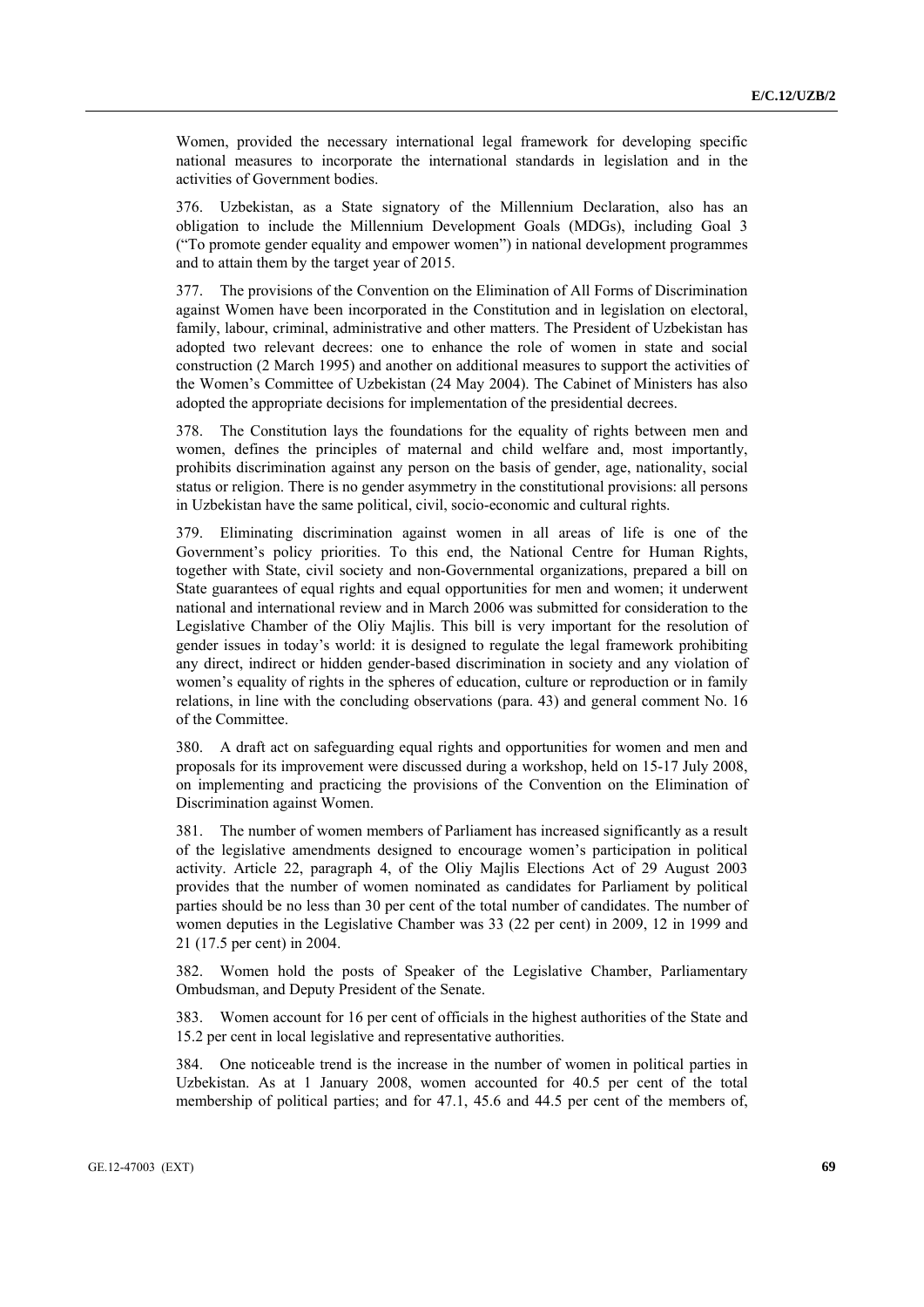Women, provided the necessary international legal framework for developing specific national measures to incorporate the international standards in legislation and in the activities of Government bodies.

376. Uzbekistan, as a State signatory of the Millennium Declaration, also has an obligation to include the Millennium Development Goals (MDGs), including Goal 3 ("To promote gender equality and empower women") in national development programmes and to attain them by the target year of 2015.

377. The provisions of the Convention on the Elimination of All Forms of Discrimination against Women have been incorporated in the Constitution and in legislation on electoral, family, labour, criminal, administrative and other matters. The President of Uzbekistan has adopted two relevant decrees: one to enhance the role of women in state and social construction (2 March 1995) and another on additional measures to support the activities of the Women's Committee of Uzbekistan (24 May 2004). The Cabinet of Ministers has also adopted the appropriate decisions for implementation of the presidential decrees.

378. The Constitution lays the foundations for the equality of rights between men and women, defines the principles of maternal and child welfare and, most importantly, prohibits discrimination against any person on the basis of gender, age, nationality, social status or religion. There is no gender asymmetry in the constitutional provisions: all persons in Uzbekistan have the same political, civil, socio-economic and cultural rights.

379. Eliminating discrimination against women in all areas of life is one of the Government's policy priorities. To this end, the National Centre for Human Rights, together with State, civil society and non-Governmental organizations, prepared a bill on State guarantees of equal rights and equal opportunities for men and women; it underwent national and international review and in March 2006 was submitted for consideration to the Legislative Chamber of the Oliy Majlis. This bill is very important for the resolution of gender issues in today's world: it is designed to regulate the legal framework prohibiting any direct, indirect or hidden gender-based discrimination in society and any violation of women's equality of rights in the spheres of education, culture or reproduction or in family relations, in line with the concluding observations (para. 43) and general comment No. 16 of the Committee.

380. A draft act on safeguarding equal rights and opportunities for women and men and proposals for its improvement were discussed during a workshop, held on 15-17 July 2008, on implementing and practicing the provisions of the Convention on the Elimination of Discrimination against Women.

381. The number of women members of Parliament has increased significantly as a result of the legislative amendments designed to encourage women's participation in political activity. Article 22, paragraph 4, of the Oliy Majlis Elections Act of 29 August 2003 provides that the number of women nominated as candidates for Parliament by political parties should be no less than 30 per cent of the total number of candidates. The number of women deputies in the Legislative Chamber was 33 (22 per cent) in 2009, 12 in 1999 and 21 (17.5 per cent) in 2004.

382. Women hold the posts of Speaker of the Legislative Chamber, Parliamentary Ombudsman, and Deputy President of the Senate.

383. Women account for 16 per cent of officials in the highest authorities of the State and 15.2 per cent in local legislative and representative authorities.

384. One noticeable trend is the increase in the number of women in political parties in Uzbekistan. As at 1 January 2008, women accounted for 40.5 per cent of the total membership of political parties; and for 47.1, 45.6 and 44.5 per cent of the members of,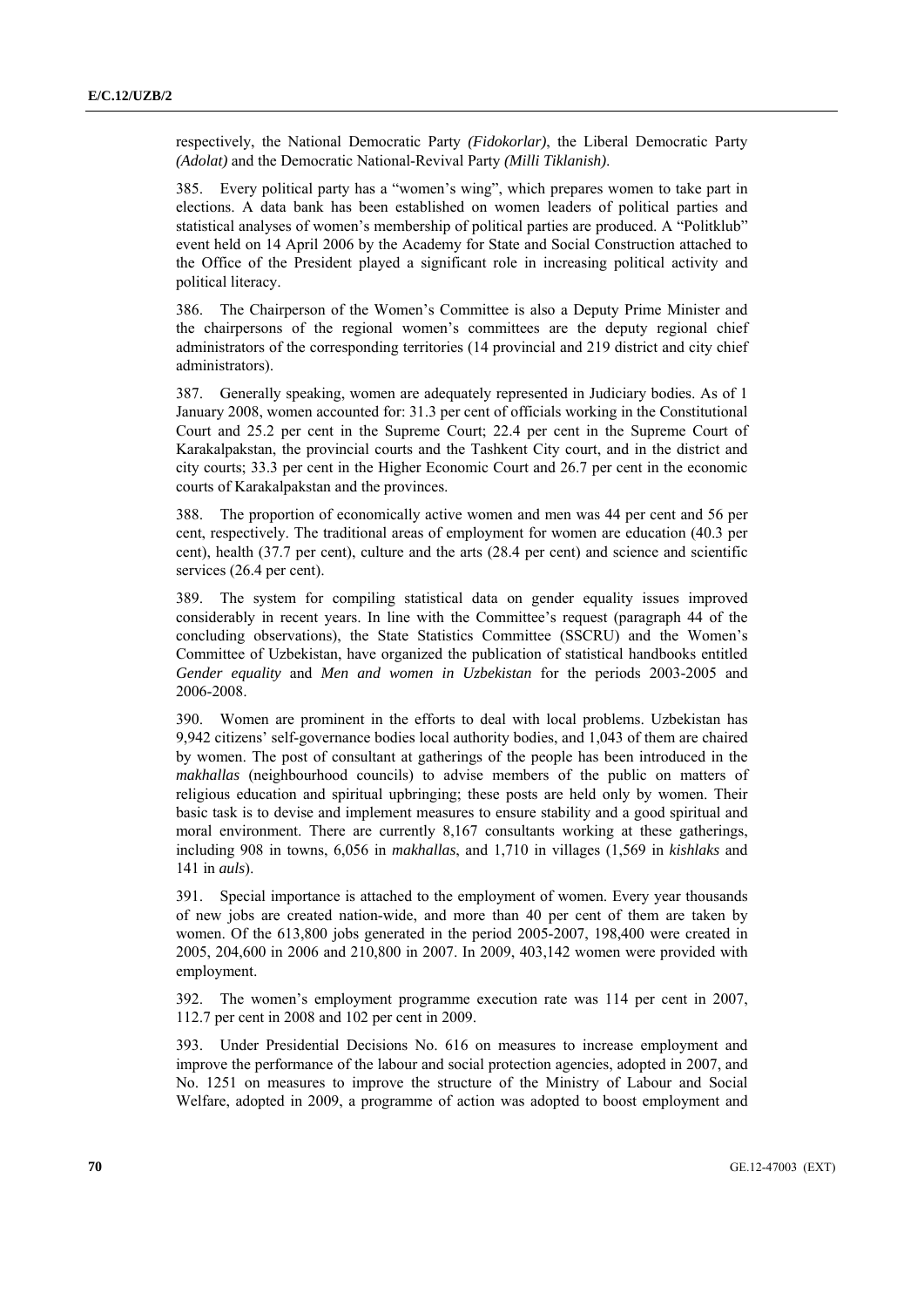respectively, the National Democratic Party *(Fidokorlar)*, the Liberal Democratic Party *(Adolat)* and the Democratic National-Revival Party *(Milli Tiklanish)*.

385. Every political party has a "women's wing", which prepares women to take part in elections. A data bank has been established on women leaders of political parties and statistical analyses of women's membership of political parties are produced. A "Politklub" event held on 14 April 2006 by the Academy for State and Social Construction attached to the Office of the President played a significant role in increasing political activity and political literacy.

386. The Chairperson of the Women's Committee is also a Deputy Prime Minister and the chairpersons of the regional women's committees are the deputy regional chief administrators of the corresponding territories (14 provincial and 219 district and city chief administrators).

387. Generally speaking, women are adequately represented in Judiciary bodies. As of 1 January 2008, women accounted for: 31.3 per cent of officials working in the Constitutional Court and 25.2 per cent in the Supreme Court; 22.4 per cent in the Supreme Court of Karakalpakstan, the provincial courts and the Tashkent City court, and in the district and city courts; 33.3 per cent in the Higher Economic Court and 26.7 per cent in the economic courts of Karakalpakstan and the provinces.

388. The proportion of economically active women and men was 44 per cent and 56 per cent, respectively. The traditional areas of employment for women are education (40.3 per cent), health (37.7 per cent), culture and the arts (28.4 per cent) and science and scientific services (26.4 per cent).

389. The system for compiling statistical data on gender equality issues improved considerably in recent years. In line with the Committee's request (paragraph 44 of the concluding observations), the State Statistics Committee (SSCRU) and the Women's Committee of Uzbekistan, have organized the publication of statistical handbooks entitled *Gender equality* and *Men and women in Uzbekistan* for the periods 2003-2005 and 2006-2008.

390. Women are prominent in the efforts to deal with local problems. Uzbekistan has 9,942 citizens' self-governance bodies local authority bodies, and 1,043 of them are chaired by women. The post of consultant at gatherings of the people has been introduced in the *makhallas* (neighbourhood councils) to advise members of the public on matters of religious education and spiritual upbringing; these posts are held only by women. Their basic task is to devise and implement measures to ensure stability and a good spiritual and moral environment. There are currently 8,167 consultants working at these gatherings, including 908 in towns, 6,056 in *makhallas*, and 1,710 in villages (1,569 in *kishlaks* and 141 in *auls*).

391. Special importance is attached to the employment of women. Every year thousands of new jobs are created nation-wide, and more than 40 per cent of them are taken by women. Of the 613,800 jobs generated in the period 2005-2007, 198,400 were created in 2005, 204,600 in 2006 and 210,800 in 2007. In 2009, 403,142 women were provided with employment.

392. The women's employment programme execution rate was 114 per cent in 2007, 112.7 per cent in 2008 and 102 per cent in 2009.

393. Under Presidential Decisions No. 616 on measures to increase employment and improve the performance of the labour and social protection agencies, adopted in 2007, and No. 1251 on measures to improve the structure of the Ministry of Labour and Social Welfare, adopted in 2009, a programme of action was adopted to boost employment and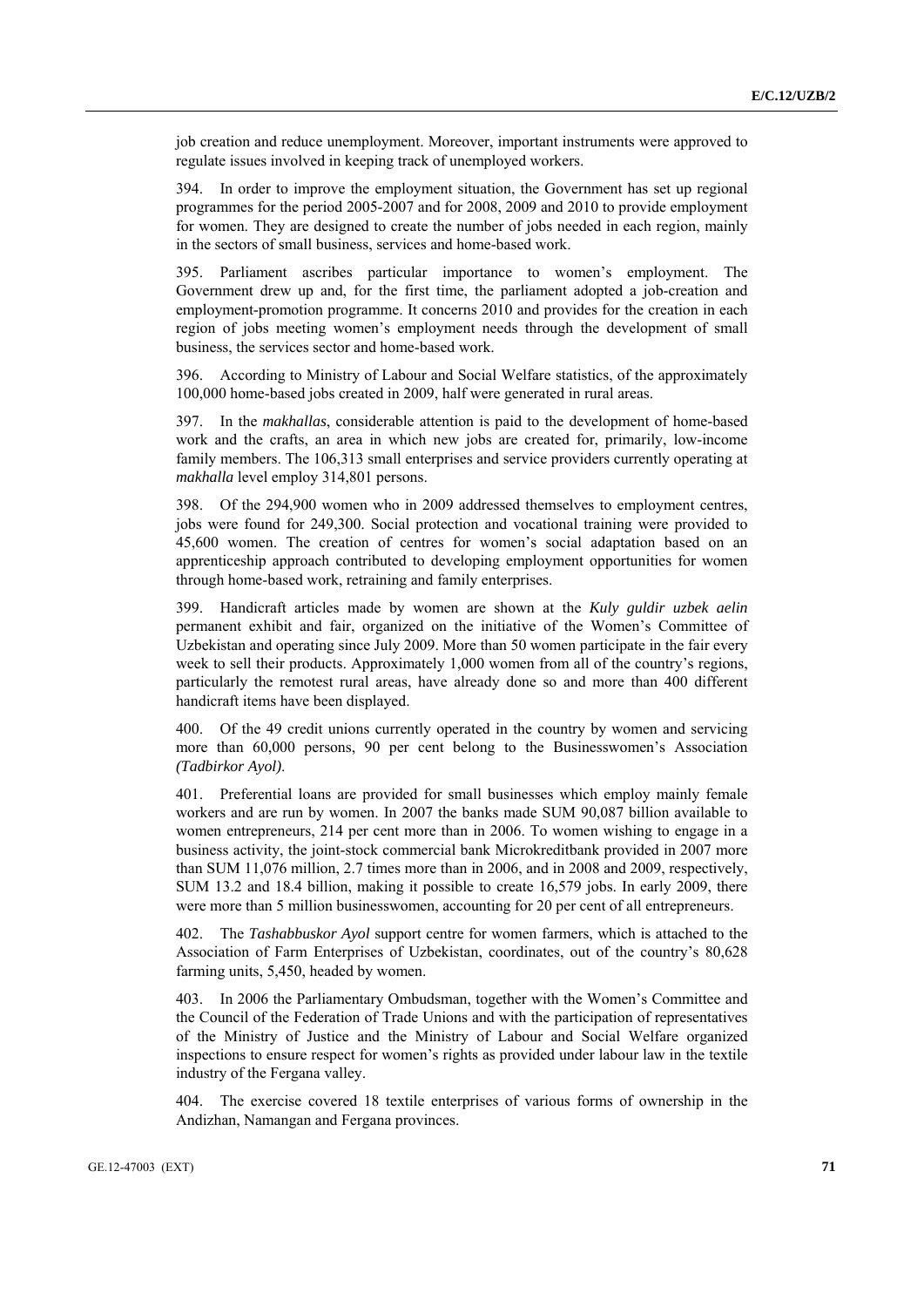job creation and reduce unemployment. Moreover, important instruments were approved to regulate issues involved in keeping track of unemployed workers.

394. In order to improve the employment situation, the Government has set up regional programmes for the period 2005-2007 and for 2008, 2009 and 2010 to provide employment for women. They are designed to create the number of jobs needed in each region, mainly in the sectors of small business, services and home-based work.

395. Parliament ascribes particular importance to women's employment. The Government drew up and, for the first time, the parliament adopted a job-creation and employment-promotion programme. It concerns 2010 and provides for the creation in each region of jobs meeting women's employment needs through the development of small business, the services sector and home-based work.

396. According to Ministry of Labour and Social Welfare statistics, of the approximately 100,000 home-based jobs created in 2009, half were generated in rural areas.

397. In the *makhallas*, considerable attention is paid to the development of home-based work and the crafts, an area in which new jobs are created for, primarily, low-income family members. The 106,313 small enterprises and service providers currently operating at *makhalla* level employ 314,801 persons.

398. Of the 294,900 women who in 2009 addressed themselves to employment centres, jobs were found for 249,300. Social protection and vocational training were provided to 45,600 women. The creation of centres for women's social adaptation based on an apprenticeship approach contributed to developing employment opportunities for women through home-based work, retraining and family enterprises.

399. Handicraft articles made by women are shown at the *Kuly guldir uzbek aelin* permanent exhibit and fair, organized on the initiative of the Women's Committee of Uzbekistan and operating since July 2009. More than 50 women participate in the fair every week to sell their products. Approximately 1,000 women from all of the country's regions, particularly the remotest rural areas, have already done so and more than 400 different handicraft items have been displayed.

400. Of the 49 credit unions currently operated in the country by women and servicing more than 60,000 persons, 90 per cent belong to the Businesswomen's Association *(Tadbirkor Ayol)*.

401. Preferential loans are provided for small businesses which employ mainly female workers and are run by women. In 2007 the banks made SUM 90,087 billion available to women entrepreneurs, 214 per cent more than in 2006. To women wishing to engage in a business activity, the joint-stock commercial bank Microkreditbank provided in 2007 more than SUM 11,076 million, 2.7 times more than in 2006, and in 2008 and 2009, respectively, SUM 13.2 and 18.4 billion, making it possible to create 16,579 jobs. In early 2009, there were more than 5 million businesswomen, accounting for 20 per cent of all entrepreneurs.

402. The *Tashabbuskor Ayol* support centre for women farmers, which is attached to the Association of Farm Enterprises of Uzbekistan, coordinates, out of the country's 80,628 farming units, 5,450, headed by women.

403. In 2006 the Parliamentary Ombudsman, together with the Women's Committee and the Council of the Federation of Trade Unions and with the participation of representatives of the Ministry of Justice and the Ministry of Labour and Social Welfare organized inspections to ensure respect for women's rights as provided under labour law in the textile industry of the Fergana valley.

404. The exercise covered 18 textile enterprises of various forms of ownership in the Andizhan, Namangan and Fergana provinces.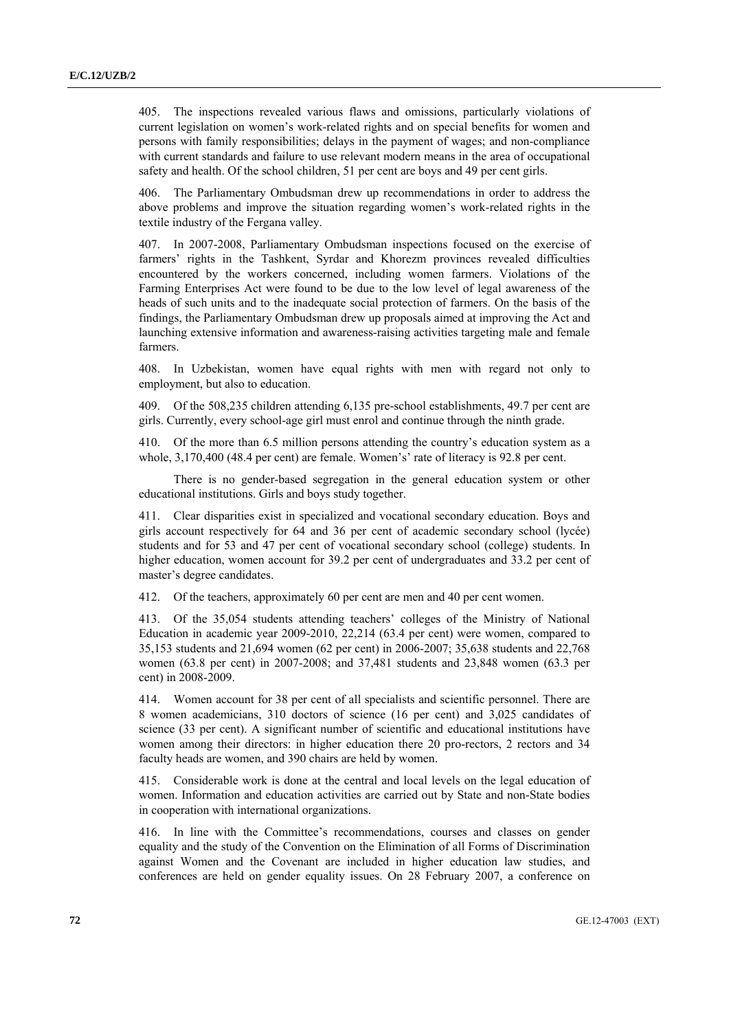405. The inspections revealed various flaws and omissions, particularly violations of current legislation on women's work-related rights and on special benefits for women and persons with family responsibilities; delays in the payment of wages; and non-compliance with current standards and failure to use relevant modern means in the area of occupational safety and health. Of the school children, 51 per cent are boys and 49 per cent girls.

406. The Parliamentary Ombudsman drew up recommendations in order to address the above problems and improve the situation regarding women's work-related rights in the textile industry of the Fergana valley.

407. In 2007-2008, Parliamentary Ombudsman inspections focused on the exercise of farmers' rights in the Tashkent, Syrdar and Khorezm provinces revealed difficulties encountered by the workers concerned, including women farmers. Violations of the Farming Enterprises Act were found to be due to the low level of legal awareness of the heads of such units and to the inadequate social protection of farmers. On the basis of the findings, the Parliamentary Ombudsman drew up proposals aimed at improving the Act and launching extensive information and awareness-raising activities targeting male and female farmers.

408. In Uzbekistan, women have equal rights with men with regard not only to employment, but also to education.

409. Of the 508,235 children attending 6,135 pre-school establishments, 49.7 per cent are girls. Currently, every school-age girl must enrol and continue through the ninth grade.

410. Of the more than 6.5 million persons attending the country's education system as a whole, 3,170,400 (48.4 per cent) are female. Womens' rate of literacy is 92.8 per cent.

There is no gender-based segregation in the general education system or other educational institutions. Girls and boys study together.

411. Clear disparities exist in specialized and vocational secondary education. Boys and girls account respectively for 64 and 36 per cent of academic secondary school (lycée) students and for 53 and 47 per cent of vocational secondary school (college) students. In higher education, women account for 39.2 per cent of undergraduates and 33.2 per cent of master's degree candidates.

412. Of the teachers, approximately 60 per cent are men and 40 per cent women.

413. Of the 35,054 students attending teachers' colleges of the Ministry of National Education in academic year 2009-2010, 22,214 (63.4 per cent) were women, compared to 35,153 students and 21,694 women (62 per cent) in 2006-2007; 35,638 students and 22,768 women (63.8 per cent) in 2007-2008; and 37,481 students and 23,848 women (63.3 per cent) in 2008-2009.

414. Women account for 38 per cent of all specialists and scientific personnel. There are 8 women academicians, 310 doctors of science (16 per cent) and 3,025 candidates of science (33 per cent). A significant number of scientific and educational institutions have women among their directors: in higher education there 20 pro-rectors, 2 rectors and 34 faculty heads are women, and 390 chairs are held by women.

415. Considerable work is done at the central and local levels on the legal education of women. Information and education activities are carried out by State and non-State bodies in cooperation with international organizations.

416. In line with the Committee's recommendations, courses and classes on gender equality and the study of the Convention on the Elimination of all Forms of Discrimination against Women and the Covenant are included in higher education law studies, and conferences are held on gender equality issues. On 28 February 2007, a conference on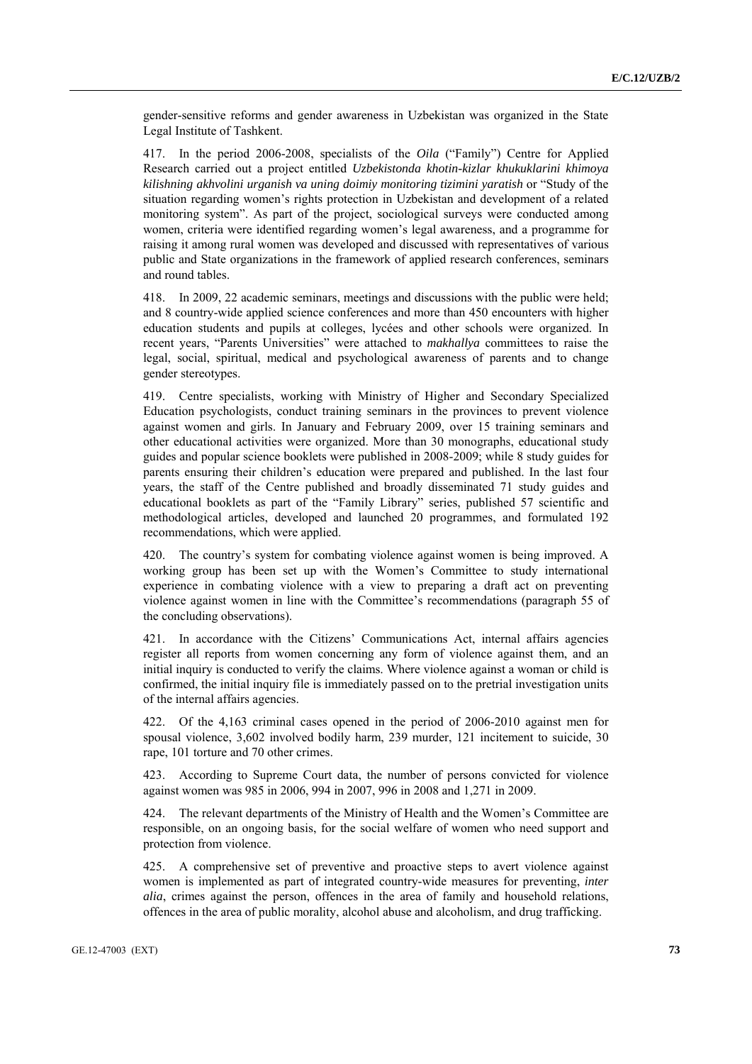gender-sensitive reforms and gender awareness in Uzbekistan was organized in the State Legal Institute of Tashkent.

417. In the period 2006-2008, specialists of the *Oila* ("Family") Centre for Applied Research carried out a project entitled *Uzbekistonda khotin-kizlar khukuklarini khimoya kilishning akhvolini urganish va uning doimiy monitoring tizimini yaratish* or "Study of the situation regarding women's rights protection in Uzbekistan and development of a related monitoring system". As part of the project, sociological surveys were conducted among women, criteria were identified regarding women's legal awareness, and a programme for raising it among rural women was developed and discussed with representatives of various public and State organizations in the framework of applied research conferences, seminars and round tables.

418. In 2009, 22 academic seminars, meetings and discussions with the public were held; and 8 country-wide applied science conferences and more than 450 encounters with higher education students and pupils at colleges, lycées and other schools were organized. In recent years, "Parents Universities" were attached to *makhallya* committees to raise the legal, social, spiritual, medical and psychological awareness of parents and to change gender stereotypes.

419. Centre specialists, working with Ministry of Higher and Secondary Specialized Education psychologists, conduct training seminars in the provinces to prevent violence against women and girls. In January and February 2009, over 15 training seminars and other educational activities were organized. More than 30 monographs, educational study guides and popular science booklets were published in 2008-2009; while 8 study guides for parents ensuring their children's education were prepared and published. In the last four years, the staff of the Centre published and broadly disseminated 71 study guides and educational booklets as part of the "Family Library" series, published 57 scientific and methodological articles, developed and launched 20 programmes, and formulated 192 recommendations, which were applied.

420. The country's system for combating violence against women is being improved. A working group has been set up with the Women's Committee to study international experience in combating violence with a view to preparing a draft act on preventing violence against women in line with the Committee's recommendations (paragraph 55 of the concluding observations).

421. In accordance with the Citizens' Communications Act, internal affairs agencies register all reports from women concerning any form of violence against them, and an initial inquiry is conducted to verify the claims. Where violence against a woman or child is confirmed, the initial inquiry file is immediately passed on to the pretrial investigation units of the internal affairs agencies.

422. Of the 4,163 criminal cases opened in the period of 2006-2010 against men for spousal violence, 3,602 involved bodily harm, 239 murder, 121 incitement to suicide, 30 rape, 101 torture and 70 other crimes.

423. According to Supreme Court data, the number of persons convicted for violence against women was 985 in 2006, 994 in 2007, 996 in 2008 and 1,271 in 2009.

424. The relevant departments of the Ministry of Health and the Women's Committee are responsible, on an ongoing basis, for the social welfare of women who need support and protection from violence.

425. A comprehensive set of preventive and proactive steps to avert violence against women is implemented as part of integrated country-wide measures for preventing, *inter alia*, crimes against the person, offences in the area of family and household relations, offences in the area of public morality, alcohol abuse and alcoholism, and drug trafficking.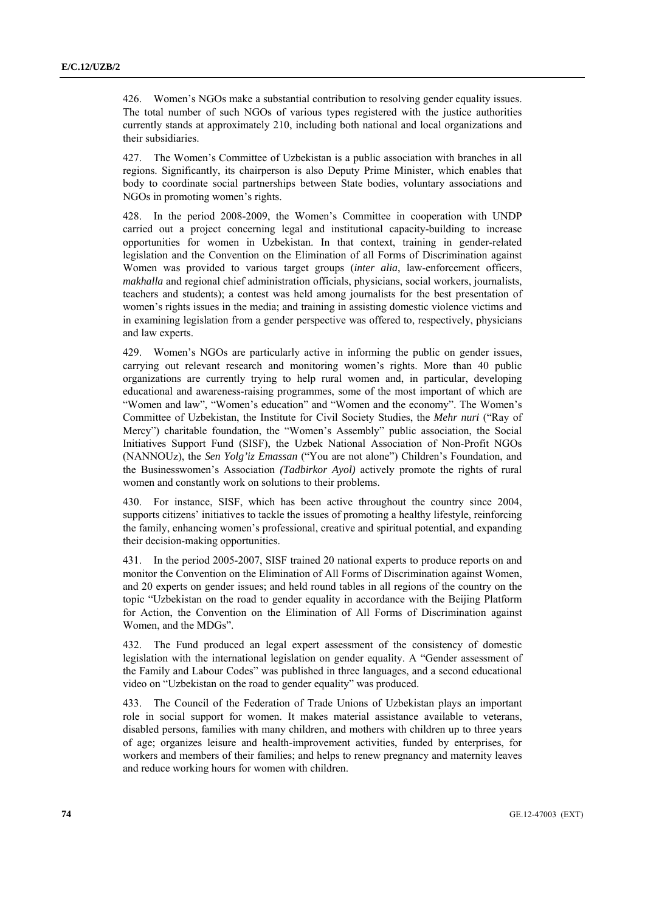426. Women's NGOs make a substantial contribution to resolving gender equality issues. The total number of such NGOs of various types registered with the justice authorities currently stands at approximately 210, including both national and local organizations and their subsidiaries.

427. The Women's Committee of Uzbekistan is a public association with branches in all regions. Significantly, its chairperson is also Deputy Prime Minister, which enables that body to coordinate social partnerships between State bodies, voluntary associations and NGOs in promoting women's rights.

428. In the period 2008-2009, the Women's Committee in cooperation with UNDP carried out a project concerning legal and institutional capacity-building to increase opportunities for women in Uzbekistan. In that context, training in gender-related legislation and the Convention on the Elimination of all Forms of Discrimination against Women was provided to various target groups (*inter alia*, law-enforcement officers, *makhalla* and regional chief administration officials, physicians, social workers, journalists, teachers and students); a contest was held among journalists for the best presentation of women's rights issues in the media; and training in assisting domestic violence victims and in examining legislation from a gender perspective was offered to, respectively, physicians and law experts.

429. Women's NGOs are particularly active in informing the public on gender issues, carrying out relevant research and monitoring women's rights. More than 40 public organizations are currently trying to help rural women and, in particular, developing educational and awareness-raising programmes, some of the most important of which are "Women and law", "Women's education" and "Women and the economy". The Women's Committee of Uzbekistan, the Institute for Civil Society Studies, the *Mehr nuri* ("Ray of Mercy") charitable foundation, the "Women's Assembly" public association, the Social Initiatives Support Fund (SISF), the Uzbek National Association of Non-Profit NGOs (NANNOUz), the *Sen Yolg'iz Emassan* ("You are not alone") Children's Foundation, and the Businesswomen's Association *(Tadbirkor Ayol)* actively promote the rights of rural women and constantly work on solutions to their problems.

430. For instance, SISF, which has been active throughout the country since 2004, supports citizens' initiatives to tackle the issues of promoting a healthy lifestyle, reinforcing the family, enhancing women's professional, creative and spiritual potential, and expanding their decision-making opportunities.

431. In the period 2005-2007, SISF trained 20 national experts to produce reports on and monitor the Convention on the Elimination of All Forms of Discrimination against Women, and 20 experts on gender issues; and held round tables in all regions of the country on the topic "Uzbekistan on the road to gender equality in accordance with the Beijing Platform for Action, the Convention on the Elimination of All Forms of Discrimination against Women, and the MDGs".

432. The Fund produced an legal expert assessment of the consistency of domestic legislation with the international legislation on gender equality. A "Gender assessment of the Family and Labour Codes" was published in three languages, and a second educational video on "Uzbekistan on the road to gender equality" was produced.

433. The Council of the Federation of Trade Unions of Uzbekistan plays an important role in social support for women. It makes material assistance available to veterans, disabled persons, families with many children, and mothers with children up to three years of age; organizes leisure and health-improvement activities, funded by enterprises, for workers and members of their families; and helps to renew pregnancy and maternity leaves and reduce working hours for women with children.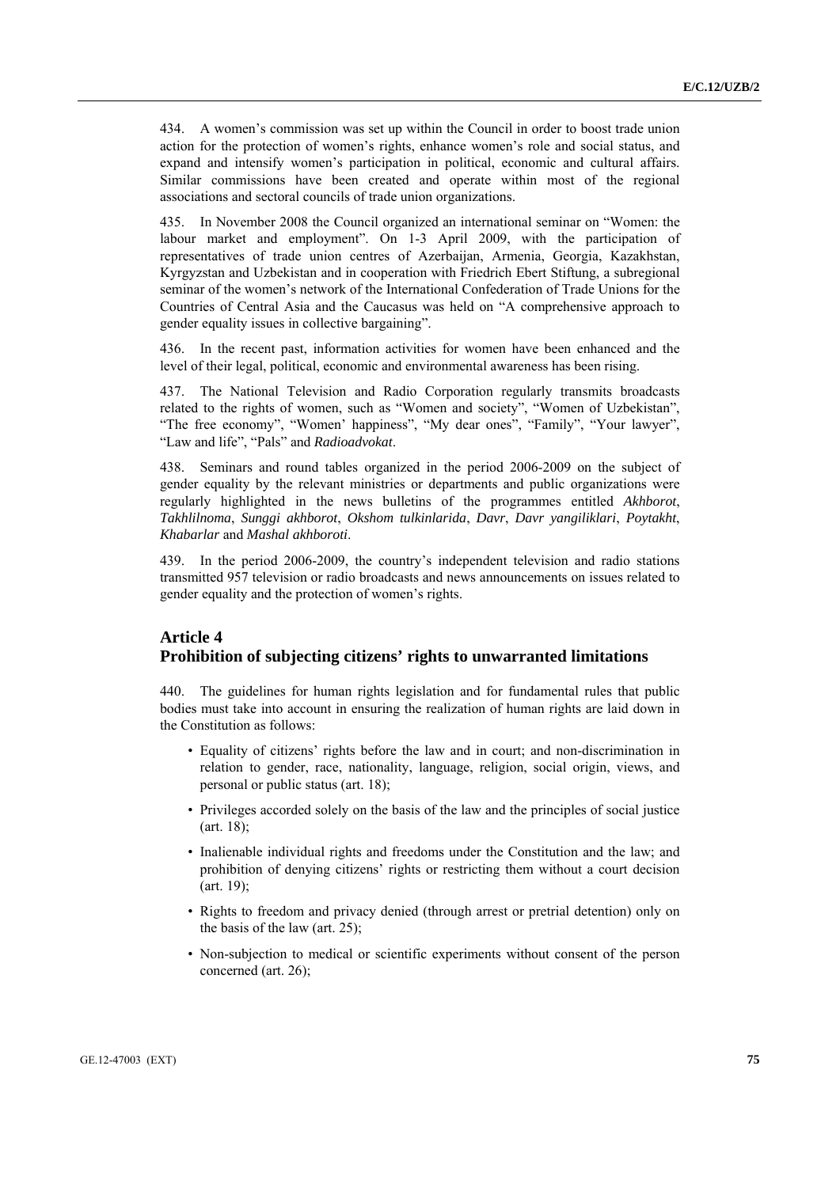434. A women's commission was set up within the Council in order to boost trade union action for the protection of women's rights, enhance women's role and social status, and expand and intensify women's participation in political, economic and cultural affairs. Similar commissions have been created and operate within most of the regional associations and sectoral councils of trade union organizations.

435. In November 2008 the Council organized an international seminar on "Women: the labour market and employment". On 1-3 April 2009, with the participation of representatives of trade union centres of Azerbaijan, Armenia, Georgia, Kazakhstan, Kyrgyzstan and Uzbekistan and in cooperation with Friedrich Ebert Stiftung, a subregional seminar of the women's network of the International Confederation of Trade Unions for the Countries of Central Asia and the Caucasus was held on "A comprehensive approach to gender equality issues in collective bargaining".

436. In the recent past, information activities for women have been enhanced and the level of their legal, political, economic and environmental awareness has been rising.

437. The National Television and Radio Corporation regularly transmits broadcasts related to the rights of women, such as "Women and society", "Women of Uzbekistan", "The free economy", "Women' happiness", "My dear ones", "Family", "Your lawyer", "Law and life", "Pals" and *Radioadvokat*.

438. Seminars and round tables organized in the period 2006-2009 on the subject of gender equality by the relevant ministries or departments and public organizations were regularly highlighted in the news bulletins of the programmes entitled *Akhborot*, *Takhlilnoma*, *Sunggi akhborot*, *Okshom tulkinlarida*, *Davr*, *Davr yangiliklari*, *Poytakht*, *Khabarlar* and *Mashal akhboroti*.

439. In the period 2006-2009, the country's independent television and radio stations transmitted 957 television or radio broadcasts and news announcements on issues related to gender equality and the protection of women's rights.

## Article 4
## Prohibition of subjecting citizens' rights to unwarranted limitations

440. The guidelines for human rights legislation and for fundamental rules that public bodies must take into account in ensuring the realization of human rights are laid down in the Constitution as follows:

- Equality of citizens' rights before the law and in court; and non-discrimination in relation to gender, race, nationality, language, religion, social origin, views, and personal or public status (art. 18);
- Privileges accorded solely on the basis of the law and the principles of social justice (art. 18);
- Inalienable individual rights and freedoms under the Constitution and the law; and prohibition of denying citizens' rights or restricting them without a court decision (art. 19);
- Rights to freedom and privacy denied (through arrest or pretrial detention) only on the basis of the law (art. 25);
- Non-subjection to medical or scientific experiments without consent of the person concerned (art. 26);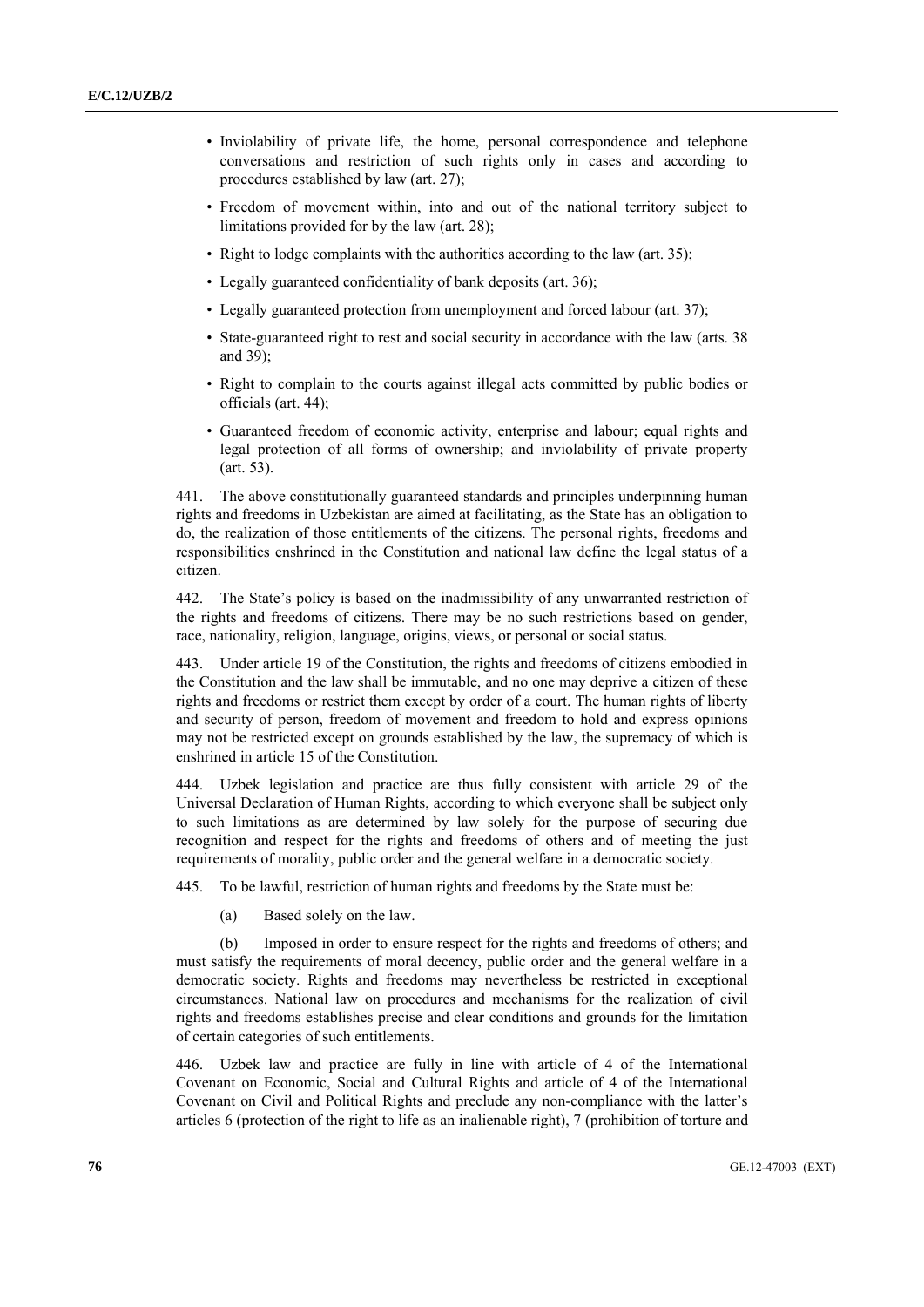- Inviolability of private life, the home, personal correspondence and telephone conversations and restriction of such rights only in cases and according to procedures established by law (art. 27);
- Freedom of movement within, into and out of the national territory subject to limitations provided for by the law (art. 28);
- Right to lodge complaints with the authorities according to the law (art. 35);
- Legally guaranteed confidentiality of bank deposits (art. 36);
- Legally guaranteed protection from unemployment and forced labour (art. 37);
- State-guaranteed right to rest and social security in accordance with the law (arts. 38 and 39);
- Right to complain to the courts against illegal acts committed by public bodies or officials (art. 44);
- Guaranteed freedom of economic activity, enterprise and labour; equal rights and legal protection of all forms of ownership; and inviolability of private property (art. 53).

441. The above constitutionally guaranteed standards and principles underpinning human rights and freedoms in Uzbekistan are aimed at facilitating, as the State has an obligation to do, the realization of those entitlements of the citizens. The personal rights, freedoms and responsibilities enshrined in the Constitution and national law define the legal status of a citizen.

442. The State's policy is based on the inadmissibility of any unwarranted restriction of the rights and freedoms of citizens. There may be no such restrictions based on gender, race, nationality, religion, language, origins, views, or personal or social status.

443. Under article 19 of the Constitution, the rights and freedoms of citizens embodied in the Constitution and the law shall be immutable, and no one may deprive a citizen of these rights and freedoms or restrict them except by order of a court. The human rights of liberty and security of person, freedom of movement and freedom to hold and express opinions may not be restricted except on grounds established by the law, the supremacy of which is enshrined in article 15 of the Constitution.

444. Uzbek legislation and practice are thus fully consistent with article 29 of the Universal Declaration of Human Rights, according to which everyone shall be subject only to such limitations as are determined by law solely for the purpose of securing due recognition and respect for the rights and freedoms of others and of meeting the just requirements of morality, public order and the general welfare in a democratic society.

445. To be lawful, restriction of human rights and freedoms by the State must be:

(a) Based solely on the law.

(b) Imposed in order to ensure respect for the rights and freedoms of others; and must satisfy the requirements of moral decency, public order and the general welfare in a democratic society. Rights and freedoms may nevertheless be restricted in exceptional circumstances. National law on procedures and mechanisms for the realization of civil rights and freedoms establishes precise and clear conditions and grounds for the limitation of certain categories of such entitlements.

446. Uzbek law and practice are fully in line with article of 4 of the International Covenant on Economic, Social and Cultural Rights and article of 4 of the International Covenant on Civil and Political Rights and preclude any non-compliance with the latter's articles 6 (protection of the right to life as an inalienable right), 7 (prohibition of torture and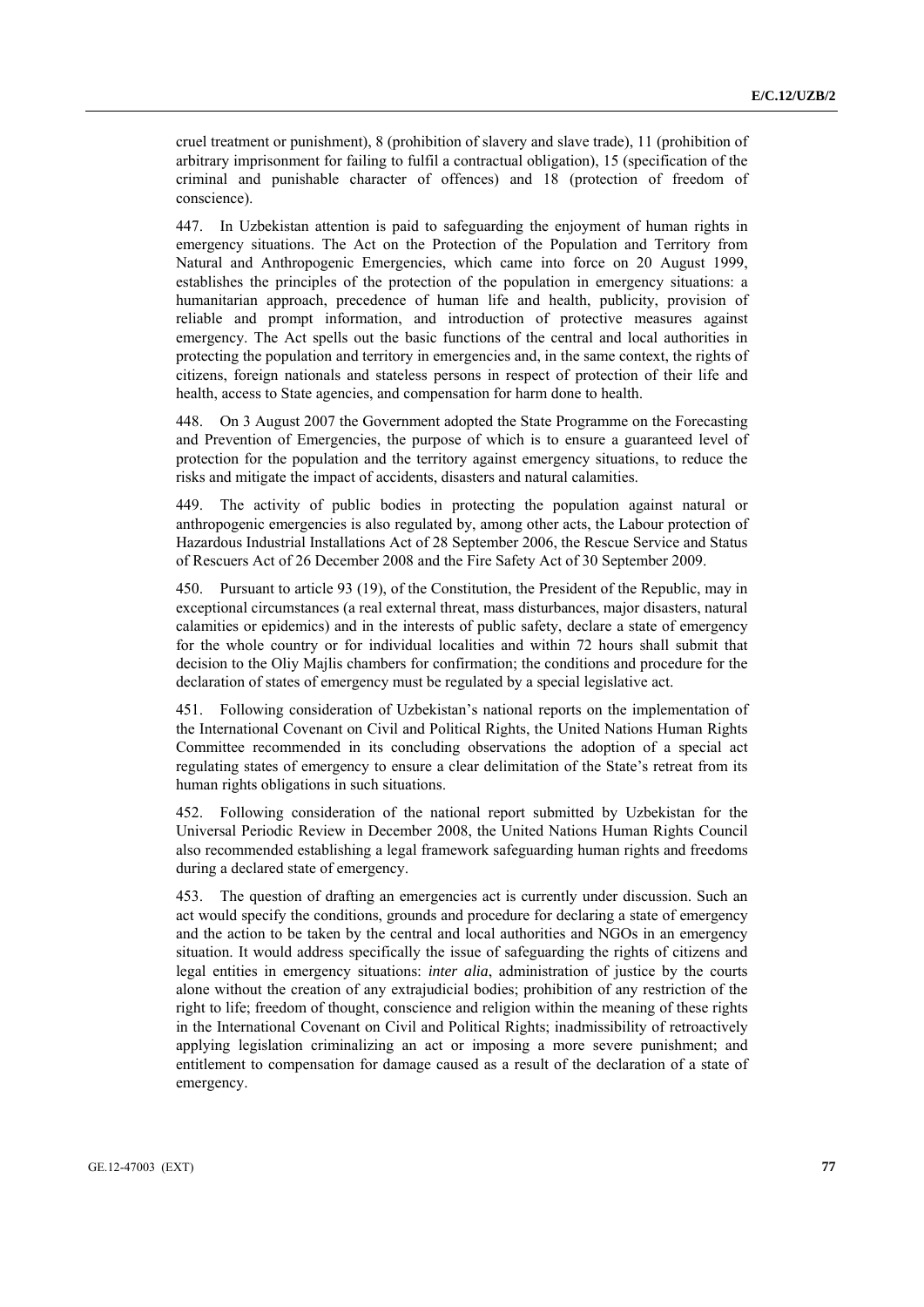cruel treatment or punishment), 8 (prohibition of slavery and slave trade), 11 (prohibition of arbitrary imprisonment for failing to fulfil a contractual obligation), 15 (specification of the criminal and punishable character of offences) and 18 (protection of freedom of conscience).

447. In Uzbekistan attention is paid to safeguarding the enjoyment of human rights in emergency situations. The Act on the Protection of the Population and Territory from Natural and Anthropogenic Emergencies, which came into force on 20 August 1999, establishes the principles of the protection of the population in emergency situations: a humanitarian approach, precedence of human life and health, publicity, provision of reliable and prompt information, and introduction of protective measures against emergency. The Act spells out the basic functions of the central and local authorities in protecting the population and territory in emergencies and, in the same context, the rights of citizens, foreign nationals and stateless persons in respect of protection of their life and health, access to State agencies, and compensation for harm done to health.

448. On 3 August 2007 the Government adopted the State Programme on the Forecasting and Prevention of Emergencies, the purpose of which is to ensure a guaranteed level of protection for the population and the territory against emergency situations, to reduce the risks and mitigate the impact of accidents, disasters and natural calamities.

449. The activity of public bodies in protecting the population against natural or anthropogenic emergencies is also regulated by, among other acts, the Labour protection of Hazardous Industrial Installations Act of 28 September 2006, the Rescue Service and Status of Rescuers Act of 26 December 2008 and the Fire Safety Act of 30 September 2009.

450. Pursuant to article 93 (19), of the Constitution, the President of the Republic, may in exceptional circumstances (a real external threat, mass disturbances, major disasters, natural calamities or epidemics) and in the interests of public safety, declare a state of emergency for the whole country or for individual localities and within 72 hours shall submit that decision to the Oliy Majlis chambers for confirmation; the conditions and procedure for the declaration of states of emergency must be regulated by a special legislative act.

451. Following consideration of Uzbekistan's national reports on the implementation of the International Covenant on Civil and Political Rights, the United Nations Human Rights Committee recommended in its concluding observations the adoption of a special act regulating states of emergency to ensure a clear delimitation of the State's retreat from its human rights obligations in such situations.

452. Following consideration of the national report submitted by Uzbekistan for the Universal Periodic Review in December 2008, the United Nations Human Rights Council also recommended establishing a legal framework safeguarding human rights and freedoms during a declared state of emergency.

453. The question of drafting an emergencies act is currently under discussion. Such an act would specify the conditions, grounds and procedure for declaring a state of emergency and the action to be taken by the central and local authorities and NGOs in an emergency situation. It would address specifically the issue of safeguarding the rights of citizens and legal entities in emergency situations: *inter alia*, administration of justice by the courts alone without the creation of any extrajudicial bodies; prohibition of any restriction of the right to life; freedom of thought, conscience and religion within the meaning of these rights in the International Covenant on Civil and Political Rights; inadmissibility of retroactively applying legislation criminalizing an act or imposing a more severe punishment; and entitlement to compensation for damage caused as a result of the declaration of a state of emergency.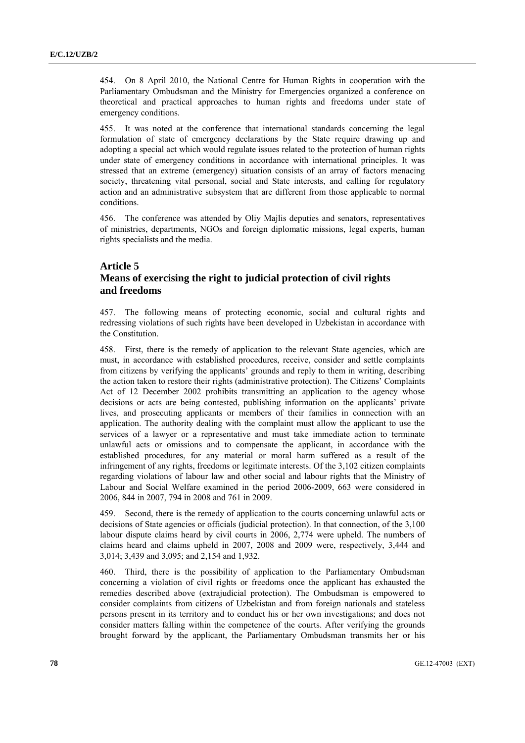454. On 8 April 2010, the National Centre for Human Rights in cooperation with the Parliamentary Ombudsman and the Ministry for Emergencies organized a conference on theoretical and practical approaches to human rights and freedoms under state of emergency conditions.

455. It was noted at the conference that international standards concerning the legal formulation of state of emergency declarations by the State require drawing up and adopting a special act which would regulate issues related to the protection of human rights under state of emergency conditions in accordance with international principles. It was stressed that an extreme (emergency) situation consists of an array of factors menacing society, threatening vital personal, social and State interests, and calling for regulatory action and an administrative subsystem that are different from those applicable to normal conditions.

456. The conference was attended by Oliy Majlis deputies and senators, representatives of ministries, departments, NGOs and foreign diplomatic missions, legal experts, human rights specialists and the media.

## Article 5
## Means of exercising the right to judicial protection of civil rights and freedoms

457. The following means of protecting economic, social and cultural rights and redressing violations of such rights have been developed in Uzbekistan in accordance with the Constitution.

458. First, there is the remedy of application to the relevant State agencies, which are must, in accordance with established procedures, receive, consider and settle complaints from citizens by verifying the applicants' grounds and reply to them in writing, describing the action taken to restore their rights (administrative protection). The Citizens' Complaints Act of 12 December 2002 prohibits transmitting an application to the agency whose decisions or acts are being contested, publishing information on the applicants' private lives, and prosecuting applicants or members of their families in connection with an application. The authority dealing with the complaint must allow the applicant to use the services of a lawyer or a representative and must take immediate action to terminate unlawful acts or omissions and to compensate the applicant, in accordance with the established procedures, for any material or moral harm suffered as a result of the infringement of any rights, freedoms or legitimate interests. Of the 3,102 citizen complaints regarding violations of labour law and other social and labour rights that the Ministry of Labour and Social Welfare examined in the period 2006-2009, 663 were considered in 2006, 844 in 2007, 794 in 2008 and 761 in 2009.

459. Second, there is the remedy of application to the courts concerning unlawful acts or decisions of State agencies or officials (judicial protection). In that connection, of the 3,100 labour dispute claims heard by civil courts in 2006, 2,774 were upheld. The numbers of claims heard and claims upheld in 2007, 2008 and 2009 were, respectively, 3,444 and 3,014; 3,439 and 3,095; and 2,154 and 1,932.

460. Third, there is the possibility of application to the Parliamentary Ombudsman concerning a violation of civil rights or freedoms once the applicant has exhausted the remedies described above (extrajudicial protection). The Ombudsman is empowered to consider complaints from citizens of Uzbekistan and from foreign nationals and stateless persons present in its territory and to conduct his or her own investigations; and does not consider matters falling within the competence of the courts. After verifying the grounds brought forward by the applicant, the Parliamentary Ombudsman transmits her or his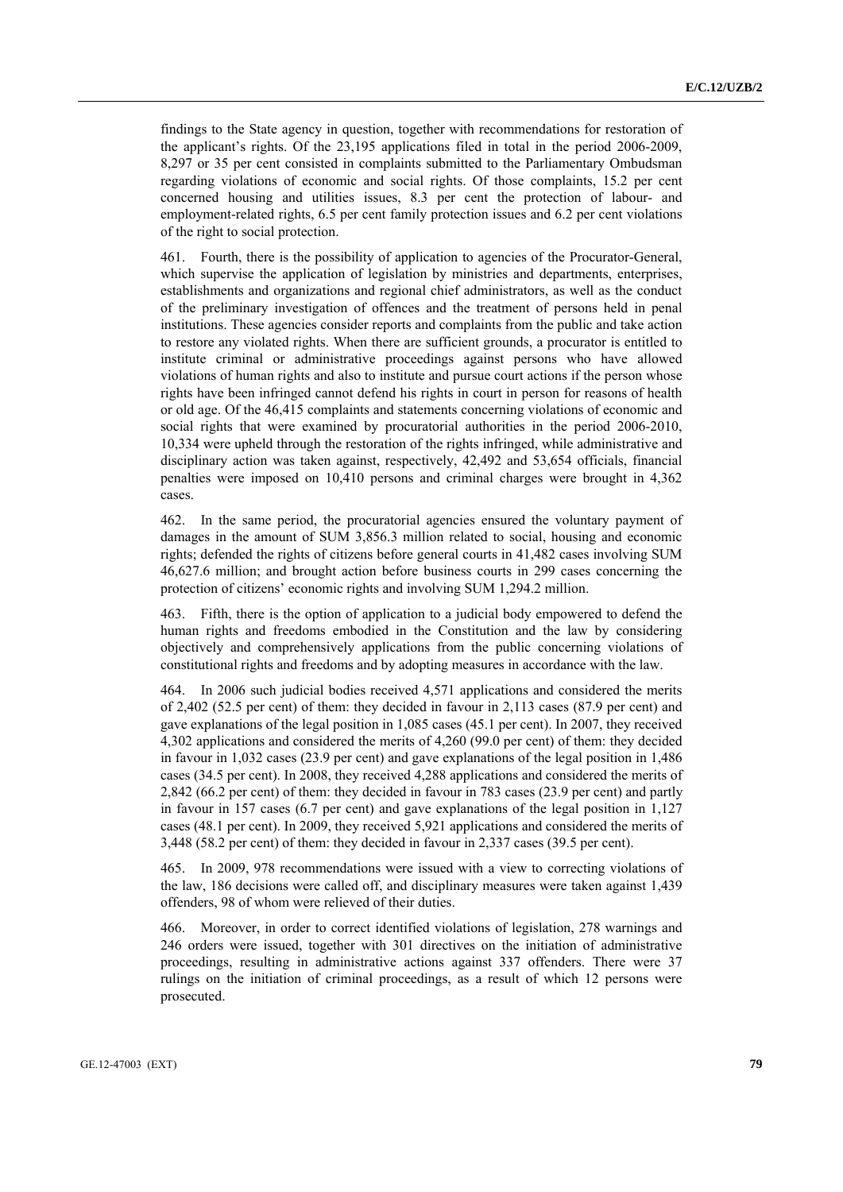findings to the State agency in question, together with recommendations for restoration of the applicant's rights. Of the 23,195 applications filed in total in the period 2006-2009, 8,297 or 35 per cent consisted in complaints submitted to the Parliamentary Ombudsman regarding violations of economic and social rights. Of those complaints, 15.2 per cent concerned housing and utilities issues, 8.3 per cent the protection of labour- and employment-related rights, 6.5 per cent family protection issues and 6.2 per cent violations of the right to social protection.

461. Fourth, there is the possibility of application to agencies of the Procurator-General, which supervise the application of legislation by ministries and departments, enterprises, establishments and organizations and regional chief administrators, as well as the conduct of the preliminary investigation of offences and the treatment of persons held in penal institutions. These agencies consider reports and complaints from the public and take action to restore any violated rights. When there are sufficient grounds, a procurator is entitled to institute criminal or administrative proceedings against persons who have allowed violations of human rights and also to institute and pursue court actions if the person whose rights have been infringed cannot defend his rights in court in person for reasons of health or old age. Of the 46,415 complaints and statements concerning violations of economic and social rights that were examined by procuratorial authorities in the period 2006-2010, 10,334 were upheld through the restoration of the rights infringed, while administrative and disciplinary action was taken against, respectively, 42,492 and 53,654 officials, financial penalties were imposed on 10,410 persons and criminal charges were brought in 4,362 cases.

462. In the same period, the procuratorial agencies ensured the voluntary payment of damages in the amount of SUM 3,856.3 million related to social, housing and economic rights; defended the rights of citizens before general courts in 41,482 cases involving SUM 46,627.6 million; and brought action before business courts in 299 cases concerning the protection of citizens' economic rights and involving SUM 1,294.2 million.

463. Fifth, there is the option of application to a judicial body empowered to defend the human rights and freedoms embodied in the Constitution and the law by considering objectively and comprehensively applications from the public concerning violations of constitutional rights and freedoms and by adopting measures in accordance with the law.

464. In 2006 such judicial bodies received 4,571 applications and considered the merits of 2,402 (52.5 per cent) of them: they decided in favour in 2,113 cases (87.9 per cent) and gave explanations of the legal position in 1,085 cases (45.1 per cent). In 2007, they received 4,302 applications and considered the merits of 4,260 (99.0 per cent) of them: they decided in favour in 1,032 cases (23.9 per cent) and gave explanations of the legal position in 1,486 cases (34.5 per cent). In 2008, they received 4,288 applications and considered the merits of 2,842 (66.2 per cent) of them: they decided in favour in 783 cases (23.9 per cent) and partly in favour in 157 cases (6.7 per cent) and gave explanations of the legal position in 1,127 cases (48.1 per cent). In 2009, they received 5,921 applications and considered the merits of 3,448 (58.2 per cent) of them: they decided in favour in 2,337 cases (39.5 per cent).

465. In 2009, 978 recommendations were issued with a view to correcting violations of the law, 186 decisions were called off, and disciplinary measures were taken against 1,439 offenders, 98 of whom were relieved of their duties.

466. Moreover, in order to correct identified violations of legislation, 278 warnings and 246 orders were issued, together with 301 directives on the initiation of administrative proceedings, resulting in administrative actions against 337 offenders. There were 37 rulings on the initiation of criminal proceedings, as a result of which 12 persons were prosecuted.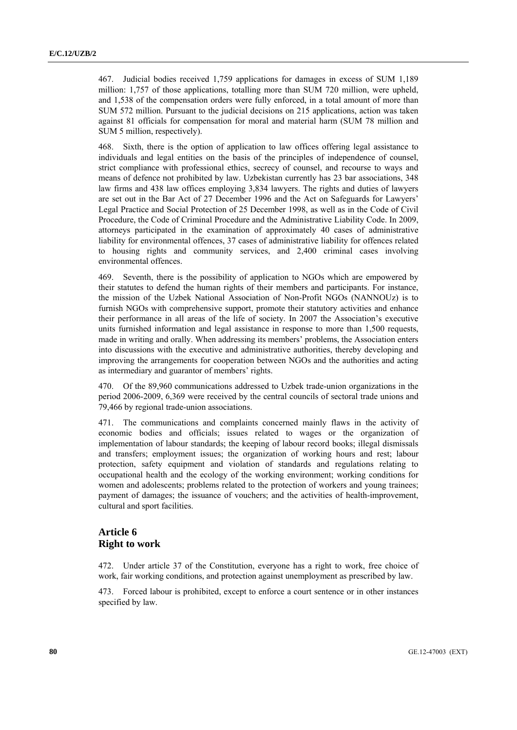467. Judicial bodies received 1,759 applications for damages in excess of SUM 1,189 million: 1,757 of those applications, totalling more than SUM 720 million, were upheld, and 1,538 of the compensation orders were fully enforced, in a total amount of more than SUM 572 million. Pursuant to the judicial decisions on 215 applications, action was taken against 81 officials for compensation for moral and material harm (SUM 78 million and SUM 5 million, respectively).

468. Sixth, there is the option of application to law offices offering legal assistance to individuals and legal entities on the basis of the principles of independence of counsel, strict compliance with professional ethics, secrecy of counsel, and recourse to ways and means of defence not prohibited by law. Uzbekistan currently has 23 bar associations, 348 law firms and 438 law offices employing 3,834 lawyers. The rights and duties of lawyers are set out in the Bar Act of 27 December 1996 and the Act on Safeguards for Lawyers' Legal Practice and Social Protection of 25 December 1998, as well as in the Code of Civil Procedure, the Code of Criminal Procedure and the Administrative Liability Code. In 2009, attorneys participated in the examination of approximately 40 cases of administrative liability for environmental offences, 37 cases of administrative liability for offences related to housing rights and community services, and 2,400 criminal cases involving environmental offences.

469. Seventh, there is the possibility of application to NGOs which are empowered by their statutes to defend the human rights of their members and participants. For instance, the mission of the Uzbek National Association of Non-Profit NGOs (NANNOUz) is to furnish NGOs with comprehensive support, promote their statutory activities and enhance their performance in all areas of the life of society. In 2007 the Association's executive units furnished information and legal assistance in response to more than 1,500 requests, made in writing and orally. When addressing its members' problems, the Association enters into discussions with the executive and administrative authorities, thereby developing and improving the arrangements for cooperation between NGOs and the authorities and acting as intermediary and guarantor of members' rights.

470. Of the 89,960 communications addressed to Uzbek trade-union organizations in the period 2006-2009, 6,369 were received by the central councils of sectoral trade unions and 79,466 by regional trade-union associations.

471. The communications and complaints concerned mainly flaws in the activity of economic bodies and officials; issues related to wages or the organization of implementation of labour standards; the keeping of labour record books; illegal dismissals and transfers; employment issues; the organization of working hours and rest; labour protection, safety equipment and violation of standards and regulations relating to occupational health and the ecology of the working environment; working conditions for women and adolescents; problems related to the protection of workers and young trainees; payment of damages; the issuance of vouchers; and the activities of health-improvement, cultural and sport facilities.

## Article 6
## Right to work

472. Under article 37 of the Constitution, everyone has a right to work, free choice of work, fair working conditions, and protection against unemployment as prescribed by law.

473. Forced labour is prohibited, except to enforce a court sentence or in other instances specified by law.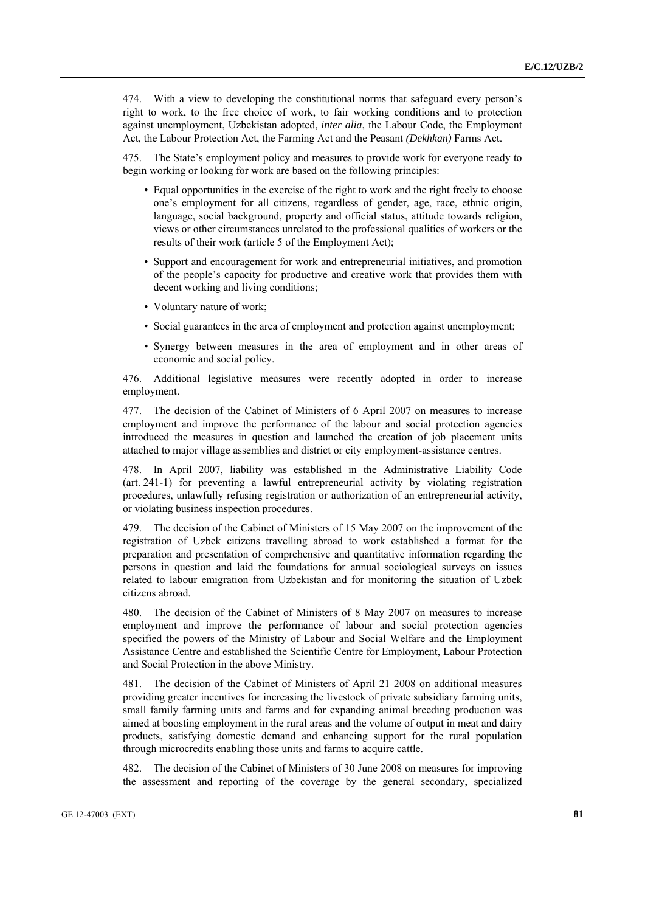474. With a view to developing the constitutional norms that safeguard every person's right to work, to the free choice of work, to fair working conditions and to protection against unemployment, Uzbekistan adopted, *inter alia*, the Labour Code, the Employment Act, the Labour Protection Act, the Farming Act and the Peasant *(Dekhkan)* Farms Act.

475. The State's employment policy and measures to provide work for everyone ready to begin working or looking for work are based on the following principles:

- Equal opportunities in the exercise of the right to work and the right freely to choose one's employment for all citizens, regardless of gender, age, race, ethnic origin, language, social background, property and official status, attitude towards religion, views or other circumstances unrelated to the professional qualities of workers or the results of their work (article 5 of the Employment Act);
- Support and encouragement for work and entrepreneurial initiatives, and promotion of the people's capacity for productive and creative work that provides them with decent working and living conditions;
- Voluntary nature of work;
- Social guarantees in the area of employment and protection against unemployment;
- Synergy between measures in the area of employment and in other areas of economic and social policy.

476. Additional legislative measures were recently adopted in order to increase employment.

477. The decision of the Cabinet of Ministers of 6 April 2007 on measures to increase employment and improve the performance of the labour and social protection agencies introduced the measures in question and launched the creation of job placement units attached to major village assemblies and district or city employment-assistance centres.

478. In April 2007, liability was established in the Administrative Liability Code (art. 241-1) for preventing a lawful entrepreneurial activity by violating registration procedures, unlawfully refusing registration or authorization of an entrepreneurial activity, or violating business inspection procedures.

479. The decision of the Cabinet of Ministers of 15 May 2007 on the improvement of the registration of Uzbek citizens travelling abroad to work established a format for the preparation and presentation of comprehensive and quantitative information regarding the persons in question and laid the foundations for annual sociological surveys on issues related to labour emigration from Uzbekistan and for monitoring the situation of Uzbek citizens abroad.

480. The decision of the Cabinet of Ministers of 8 May 2007 on measures to increase employment and improve the performance of labour and social protection agencies specified the powers of the Ministry of Labour and Social Welfare and the Employment Assistance Centre and established the Scientific Centre for Employment, Labour Protection and Social Protection in the above Ministry.

481. The decision of the Cabinet of Ministers of April 21 2008 on additional measures providing greater incentives for increasing the livestock of private subsidiary farming units, small family farming units and farms and for expanding animal breeding production was aimed at boosting employment in the rural areas and the volume of output in meat and dairy products, satisfying domestic demand and enhancing support for the rural population through microcredits enabling those units and farms to acquire cattle.

482. The decision of the Cabinet of Ministers of 30 June 2008 on measures for improving the assessment and reporting of the coverage by the general secondary, specialized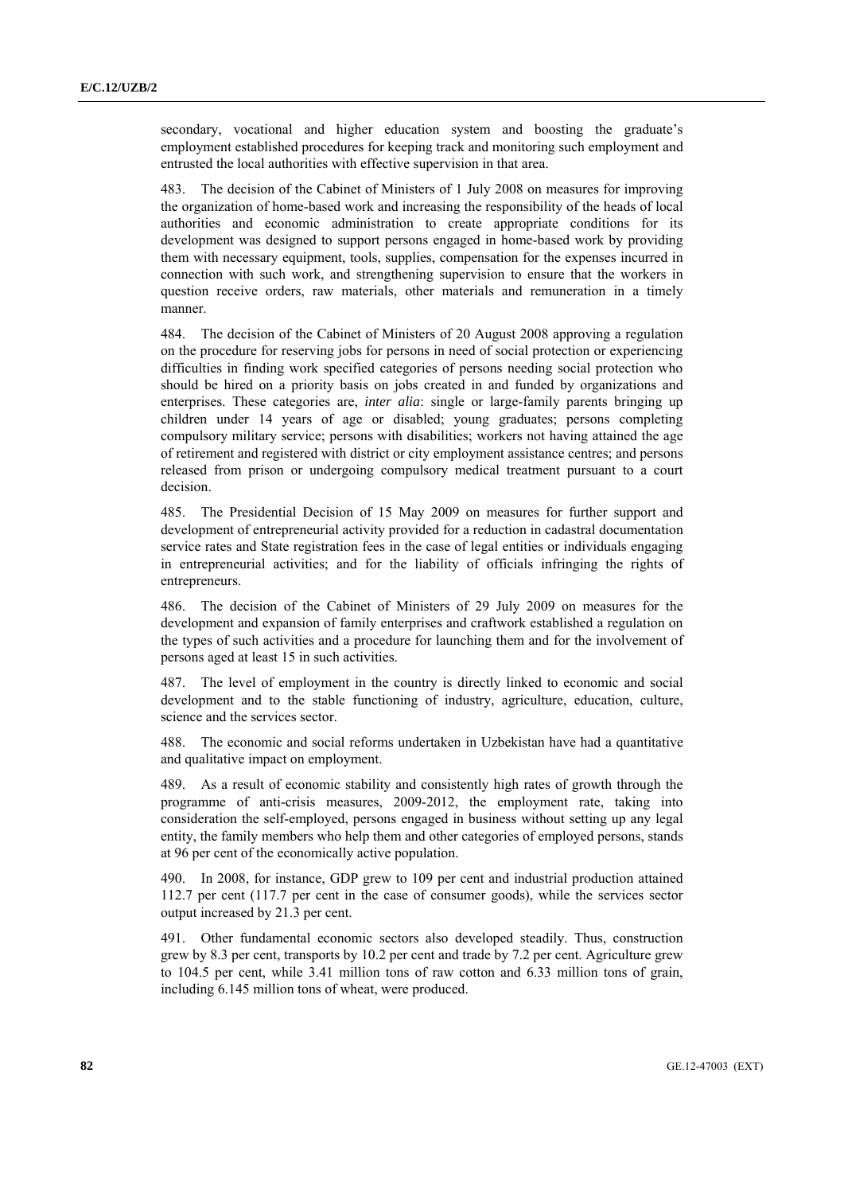secondary, vocational and higher education system and boosting the graduate's employment established procedures for keeping track and monitoring such employment and entrusted the local authorities with effective supervision in that area.

483. The decision of the Cabinet of Ministers of 1 July 2008 on measures for improving the organization of home-based work and increasing the responsibility of the heads of local authorities and economic administration to create appropriate conditions for its development was designed to support persons engaged in home-based work by providing them with necessary equipment, tools, supplies, compensation for the expenses incurred in connection with such work, and strengthening supervision to ensure that the workers in question receive orders, raw materials, other materials and remuneration in a timely manner.

484. The decision of the Cabinet of Ministers of 20 August 2008 approving a regulation on the procedure for reserving jobs for persons in need of social protection or experiencing difficulties in finding work specified categories of persons needing social protection who should be hired on a priority basis on jobs created in and funded by organizations and enterprises. These categories are, *inter alia*: single or large-family parents bringing up children under 14 years of age or disabled; young graduates; persons completing compulsory military service; persons with disabilities; workers not having attained the age of retirement and registered with district or city employment assistance centres; and persons released from prison or undergoing compulsory medical treatment pursuant to a court decision.

485. The Presidential Decision of 15 May 2009 on measures for further support and development of entrepreneurial activity provided for a reduction in cadastral documentation service rates and State registration fees in the case of legal entities or individuals engaging in entrepreneurial activities; and for the liability of officials infringing the rights of entrepreneurs.

486. The decision of the Cabinet of Ministers of 29 July 2009 on measures for the development and expansion of family enterprises and craftwork established a regulation on the types of such activities and a procedure for launching them and for the involvement of persons aged at least 15 in such activities.

487. The level of employment in the country is directly linked to economic and social development and to the stable functioning of industry, agriculture, education, culture, science and the services sector.

488. The economic and social reforms undertaken in Uzbekistan have had a quantitative and qualitative impact on employment.

489. As a result of economic stability and consistently high rates of growth through the programme of anti-crisis measures, 2009-2012, the employment rate, taking into consideration the self-employed, persons engaged in business without setting up any legal entity, the family members who help them and other categories of employed persons, stands at 96 per cent of the economically active population.

490. In 2008, for instance, GDP grew to 109 per cent and industrial production attained 112.7 per cent (117.7 per cent in the case of consumer goods), while the services sector output increased by 21.3 per cent.

491. Other fundamental economic sectors also developed steadily. Thus, construction grew by 8.3 per cent, transports by 10.2 per cent and trade by 7.2 per cent. Agriculture grew to 104.5 per cent, while 3.41 million tons of raw cotton and 6.33 million tons of grain, including 6.145 million tons of wheat, were produced.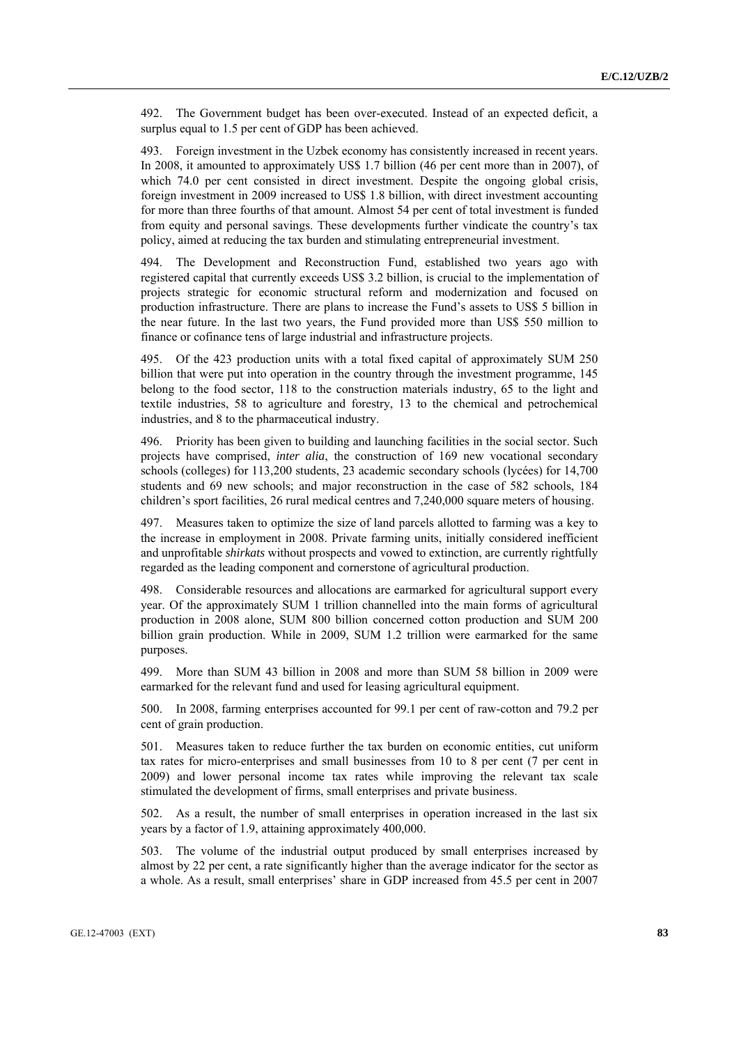492. The Government budget has been over-executed. Instead of an expected deficit, a surplus equal to 1.5 per cent of GDP has been achieved.

493. Foreign investment in the Uzbek economy has consistently increased in recent years. In 2008, it amounted to approximately US$ 1.7 billion (46 per cent more than in 2007), of which 74.0 per cent consisted in direct investment. Despite the ongoing global crisis, foreign investment in 2009 increased to US$ 1.8 billion, with direct investment accounting for more than three fourths of that amount. Almost 54 per cent of total investment is funded from equity and personal savings. These developments further vindicate the country's tax policy, aimed at reducing the tax burden and stimulating entrepreneurial investment.

494. The Development and Reconstruction Fund, established two years ago with registered capital that currently exceeds US$ 3.2 billion, is crucial to the implementation of projects strategic for economic structural reform and modernization and focused on production infrastructure. There are plans to increase the Fund's assets to US$ 5 billion in the near future. In the last two years, the Fund provided more than US$ 550 million to finance or cofinance tens of large industrial and infrastructure projects.

495. Of the 423 production units with a total fixed capital of approximately SUM 250 billion that were put into operation in the country through the investment programme, 145 belong to the food sector, 118 to the construction materials industry, 65 to the light and textile industries, 58 to agriculture and forestry, 13 to the chemical and petrochemical industries, and 8 to the pharmaceutical industry.

496. Priority has been given to building and launching facilities in the social sector. Such projects have comprised, *inter alia*, the construction of 169 new vocational secondary schools (colleges) for 113,200 students, 23 academic secondary schools (lycées) for 14,700 students and 69 new schools; and major reconstruction in the case of 582 schools, 184 children's sport facilities, 26 rural medical centres and 7,240,000 square meters of housing.

497. Measures taken to optimize the size of land parcels allotted to farming was a key to the increase in employment in 2008. Private farming units, initially considered inefficient and unprofitable *shirkats* without prospects and vowed to extinction, are currently rightfully regarded as the leading component and cornerstone of agricultural production.

498. Considerable resources and allocations are earmarked for agricultural support every year. Of the approximately SUM 1 trillion channelled into the main forms of agricultural production in 2008 alone, SUM 800 billion concerned cotton production and SUM 200 billion grain production. While in 2009, SUM 1.2 trillion were earmarked for the same purposes.

499. More than SUM 43 billion in 2008 and more than SUM 58 billion in 2009 were earmarked for the relevant fund and used for leasing agricultural equipment.

500. In 2008, farming enterprises accounted for 99.1 per cent of raw-cotton and 79.2 per cent of grain production.

501. Measures taken to reduce further the tax burden on economic entities, cut uniform tax rates for micro-enterprises and small businesses from 10 to 8 per cent (7 per cent in 2009) and lower personal income tax rates while improving the relevant tax scale stimulated the development of firms, small enterprises and private business.

502. As a result, the number of small enterprises in operation increased in the last six years by a factor of 1.9, attaining approximately 400,000.

503. The volume of the industrial output produced by small enterprises increased by almost by 22 per cent, a rate significantly higher than the average indicator for the sector as a whole. As a result, small enterprises' share in GDP increased from 45.5 per cent in 2007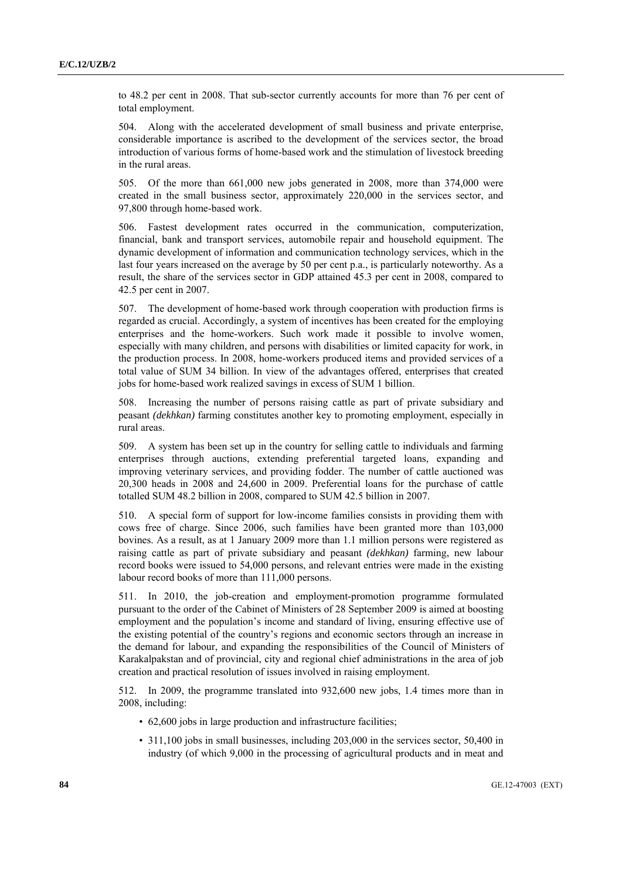to 48.2 per cent in 2008. That sub-sector currently accounts for more than 76 per cent of total employment.

504. Along with the accelerated development of small business and private enterprise, considerable importance is ascribed to the development of the services sector, the broad introduction of various forms of home-based work and the stimulation of livestock breeding in the rural areas.

505. Of the more than 661,000 new jobs generated in 2008, more than 374,000 were created in the small business sector, approximately 220,000 in the services sector, and 97,800 through home-based work.

506. Fastest development rates occurred in the communication, computerization, financial, bank and transport services, automobile repair and household equipment. The dynamic development of information and communication technology services, which in the last four years increased on the average by 50 per cent p.a., is particularly noteworthy. As a result, the share of the services sector in GDP attained 45.3 per cent in 2008, compared to 42.5 per cent in 2007.

507. The development of home-based work through cooperation with production firms is regarded as crucial. Accordingly, a system of incentives has been created for the employing enterprises and the home-workers. Such work made it possible to involve women, especially with many children, and persons with disabilities or limited capacity for work, in the production process. In 2008, home-workers produced items and provided services of a total value of SUM 34 billion. In view of the advantages offered, enterprises that created jobs for home-based work realized savings in excess of SUM 1 billion.

508. Increasing the number of persons raising cattle as part of private subsidiary and peasant *(dekhkan)* farming constitutes another key to promoting employment, especially in rural areas.

509. A system has been set up in the country for selling cattle to individuals and farming enterprises through auctions, extending preferential targeted loans, expanding and improving veterinary services, and providing fodder. The number of cattle auctioned was 20,300 heads in 2008 and 24,600 in 2009. Preferential loans for the purchase of cattle totalled SUM 48.2 billion in 2008, compared to SUM 42.5 billion in 2007.

510. A special form of support for low-income families consists in providing them with cows free of charge. Since 2006, such families have been granted more than 103,000 bovines. As a result, as at 1 January 2009 more than 1.1 million persons were registered as raising cattle as part of private subsidiary and peasant *(dekhkan)* farming, new labour record books were issued to 54,000 persons, and relevant entries were made in the existing labour record books of more than 111,000 persons.

511. In 2010, the job-creation and employment-promotion programme formulated pursuant to the order of the Cabinet of Ministers of 28 September 2009 is aimed at boosting employment and the population's income and standard of living, ensuring effective use of the existing potential of the country's regions and economic sectors through an increase in the demand for labour, and expanding the responsibilities of the Council of Ministers of Karakalpakstan and of provincial, city and regional chief administrations in the area of job creation and practical resolution of issues involved in raising employment.

512. In 2009, the programme translated into 932,600 new jobs, 1.4 times more than in 2008, including:

- 62,600 jobs in large production and infrastructure facilities;
- 311,100 jobs in small businesses, including 203,000 in the services sector, 50,400 in industry (of which 9,000 in the processing of agricultural products and in meat and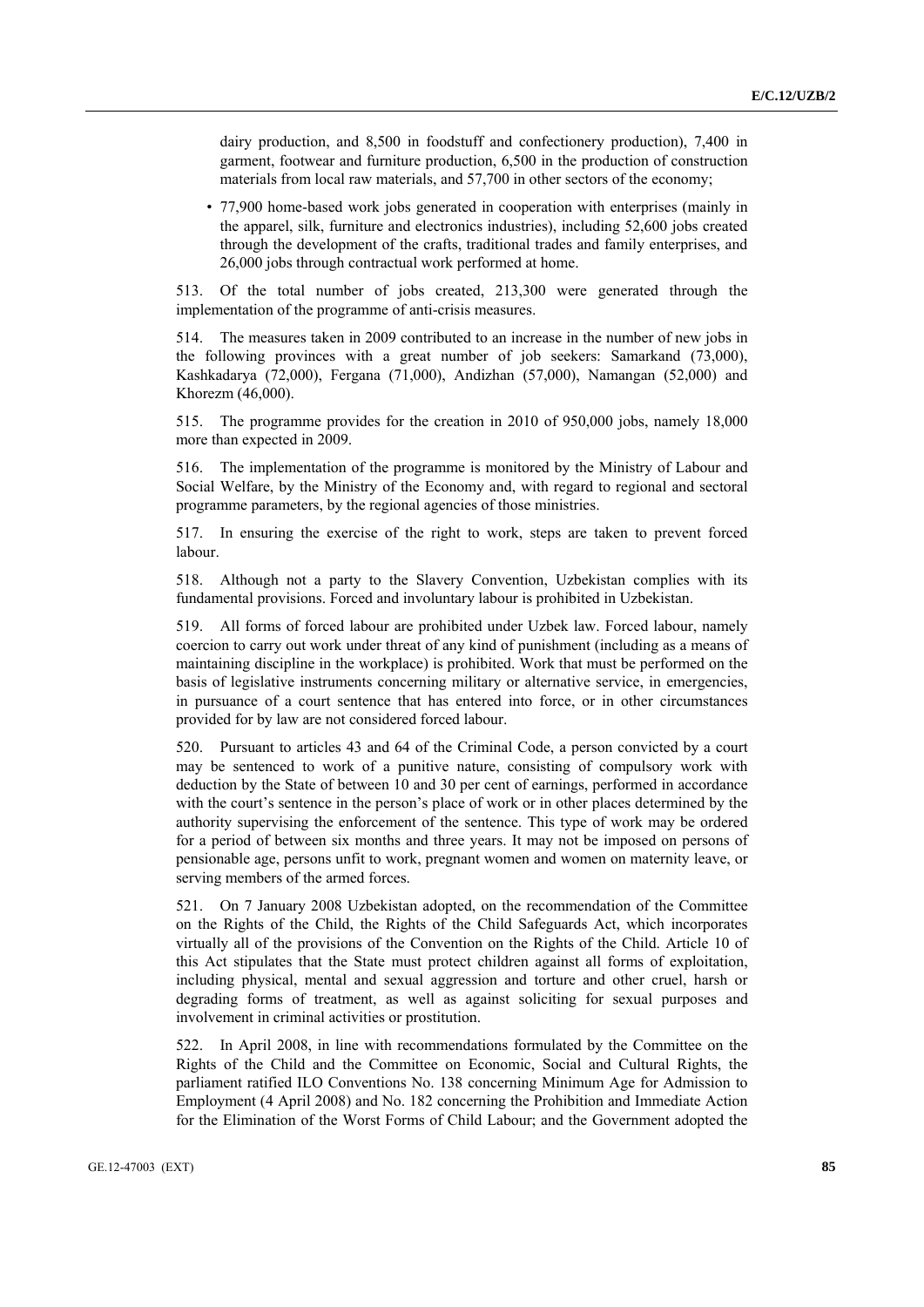dairy production, and 8,500 in foodstuff and confectionery production), 7,400 in garment, footwear and furniture production, 6,500 in the production of construction materials from local raw materials, and 57,700 in other sectors of the economy;

- 77,900 home-based work jobs generated in cooperation with enterprises (mainly in the apparel, silk, furniture and electronics industries), including 52,600 jobs created through the development of the crafts, traditional trades and family enterprises, and 26,000 jobs through contractual work performed at home.

513. Of the total number of jobs created, 213,300 were generated through the implementation of the programme of anti-crisis measures.

514. The measures taken in 2009 contributed to an increase in the number of new jobs in the following provinces with a great number of job seekers: Samarkand (73,000), Kashkadarya (72,000), Fergana (71,000), Andizhan (57,000), Namangan (52,000) and Khorezm (46,000).

515. The programme provides for the creation in 2010 of 950,000 jobs, namely 18,000 more than expected in 2009.

516. The implementation of the programme is monitored by the Ministry of Labour and Social Welfare, by the Ministry of the Economy and, with regard to regional and sectoral programme parameters, by the regional agencies of those ministries.

517. In ensuring the exercise of the right to work, steps are taken to prevent forced labour.

518. Although not a party to the Slavery Convention, Uzbekistan complies with its fundamental provisions. Forced and involuntary labour is prohibited in Uzbekistan.

519. All forms of forced labour are prohibited under Uzbek law. Forced labour, namely coercion to carry out work under threat of any kind of punishment (including as a means of maintaining discipline in the workplace) is prohibited. Work that must be performed on the basis of legislative instruments concerning military or alternative service, in emergencies, in pursuance of a court sentence that has entered into force, or in other circumstances provided for by law are not considered forced labour.

520. Pursuant to articles 43 and 64 of the Criminal Code, a person convicted by a court may be sentenced to work of a punitive nature, consisting of compulsory work with deduction by the State of between 10 and 30 per cent of earnings, performed in accordance with the court's sentence in the person's place of work or in other places determined by the authority supervising the enforcement of the sentence. This type of work may be ordered for a period of between six months and three years. It may not be imposed on persons of pensionable age, persons unfit to work, pregnant women and women on maternity leave, or serving members of the armed forces.

521. On 7 January 2008 Uzbekistan adopted, on the recommendation of the Committee on the Rights of the Child, the Rights of the Child Safeguards Act, which incorporates virtually all of the provisions of the Convention on the Rights of the Child. Article 10 of this Act stipulates that the State must protect children against all forms of exploitation, including physical, mental and sexual aggression and torture and other cruel, harsh or degrading forms of treatment, as well as against soliciting for sexual purposes and involvement in criminal activities or prostitution.

522. In April 2008, in line with recommendations formulated by the Committee on the Rights of the Child and the Committee on Economic, Social and Cultural Rights, the parliament ratified ILO Conventions No. 138 concerning Minimum Age for Admission to Employment (4 April 2008) and No. 182 concerning the Prohibition and Immediate Action for the Elimination of the Worst Forms of Child Labour; and the Government adopted the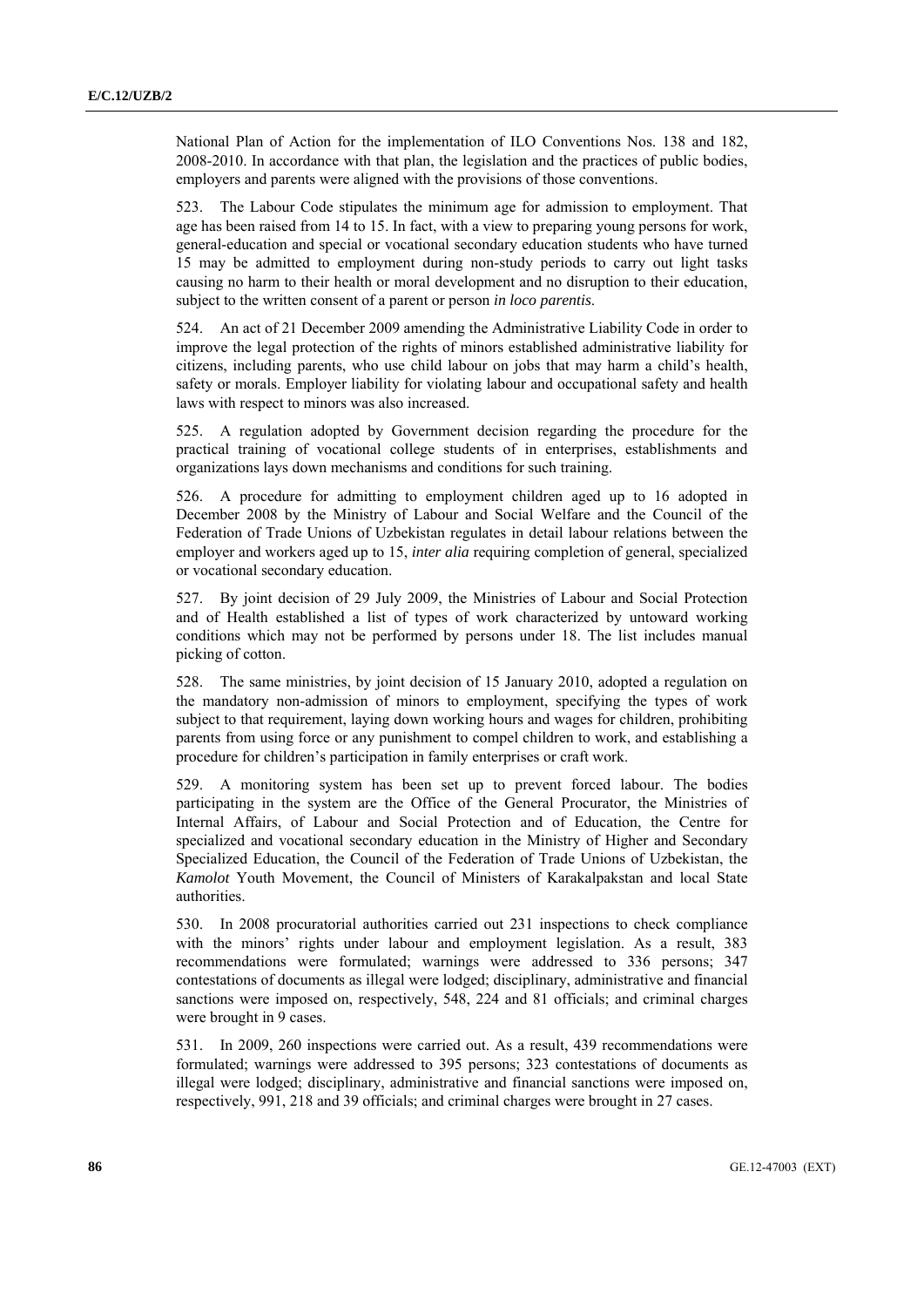National Plan of Action for the implementation of ILO Conventions Nos. 138 and 182, 2008-2010. In accordance with that plan, the legislation and the practices of public bodies, employers and parents were aligned with the provisions of those conventions.

523. The Labour Code stipulates the minimum age for admission to employment. That age has been raised from 14 to 15. In fact, with a view to preparing young persons for work, general-education and special or vocational secondary education students who have turned 15 may be admitted to employment during non-study periods to carry out light tasks causing no harm to their health or moral development and no disruption to their education, subject to the written consent of a parent or person *in loco parentis*.

524. An act of 21 December 2009 amending the Administrative Liability Code in order to improve the legal protection of the rights of minors established administrative liability for citizens, including parents, who use child labour on jobs that may harm a child's health, safety or morals. Employer liability for violating labour and occupational safety and health laws with respect to minors was also increased.

525. A regulation adopted by Government decision regarding the procedure for the practical training of vocational college students of in enterprises, establishments and organizations lays down mechanisms and conditions for such training.

526. A procedure for admitting to employment children aged up to 16 adopted in December 2008 by the Ministry of Labour and Social Welfare and the Council of the Federation of Trade Unions of Uzbekistan regulates in detail labour relations between the employer and workers aged up to 15, *inter alia* requiring completion of general, specialized or vocational secondary education.

527. By joint decision of 29 July 2009, the Ministries of Labour and Social Protection and of Health established a list of types of work characterized by untoward working conditions which may not be performed by persons under 18. The list includes manual picking of cotton.

528. The same ministries, by joint decision of 15 January 2010, adopted a regulation on the mandatory non-admission of minors to employment, specifying the types of work subject to that requirement, laying down working hours and wages for children, prohibiting parents from using force or any punishment to compel children to work, and establishing a procedure for children's participation in family enterprises or craft work.

529. A monitoring system has been set up to prevent forced labour. The bodies participating in the system are the Office of the General Procurator, the Ministries of Internal Affairs, of Labour and Social Protection and of Education, the Centre for specialized and vocational secondary education in the Ministry of Higher and Secondary Specialized Education, the Council of the Federation of Trade Unions of Uzbekistan, the *Kamolot* Youth Movement, the Council of Ministers of Karakalpakstan and local State authorities.

530. In 2008 procuratorial authorities carried out 231 inspections to check compliance with the minors' rights under labour and employment legislation. As a result, 383 recommendations were formulated; warnings were addressed to 336 persons; 347 contestations of documents as illegal were lodged; disciplinary, administrative and financial sanctions were imposed on, respectively, 548, 224 and 81 officials; and criminal charges were brought in 9 cases.

531. In 2009, 260 inspections were carried out. As a result, 439 recommendations were formulated; warnings were addressed to 395 persons; 323 contestations of documents as illegal were lodged; disciplinary, administrative and financial sanctions were imposed on, respectively, 991, 218 and 39 officials; and criminal charges were brought in 27 cases.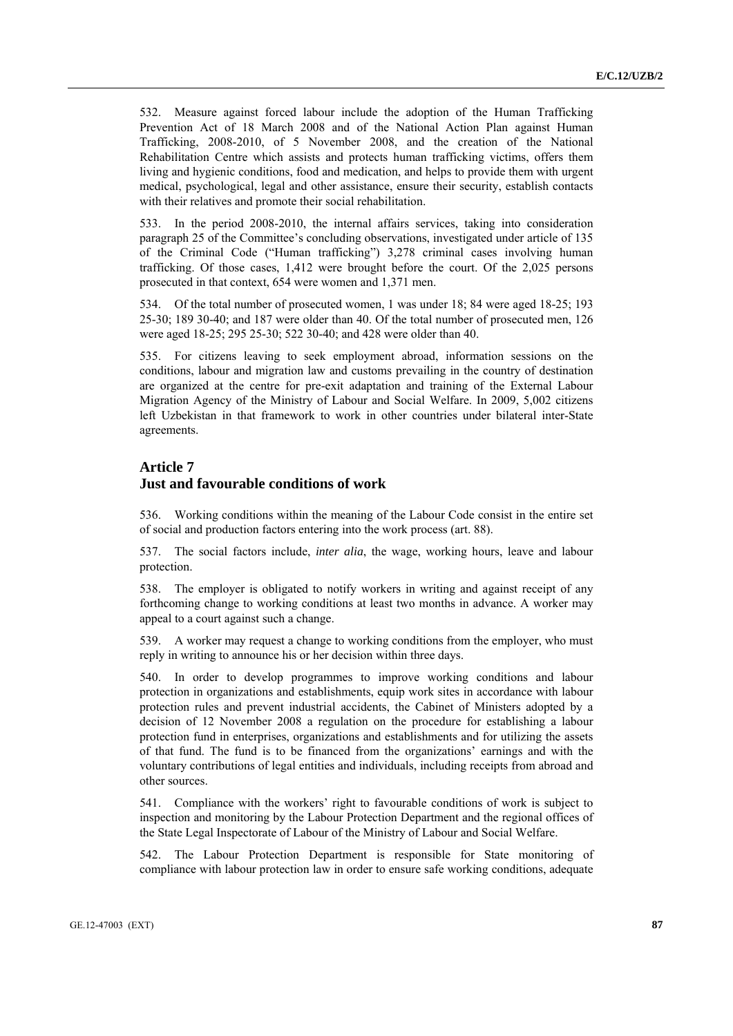532. Measure against forced labour include the adoption of the Human Trafficking Prevention Act of 18 March 2008 and of the National Action Plan against Human Trafficking, 2008-2010, of 5 November 2008, and the creation of the National Rehabilitation Centre which assists and protects human trafficking victims, offers them living and hygienic conditions, food and medication, and helps to provide them with urgent medical, psychological, legal and other assistance, ensure their security, establish contacts with their relatives and promote their social rehabilitation.

533. In the period 2008-2010, the internal affairs services, taking into consideration paragraph 25 of the Committee's concluding observations, investigated under article of 135 of the Criminal Code ("Human trafficking") 3,278 criminal cases involving human trafficking. Of those cases, 1,412 were brought before the court. Of the 2,025 persons prosecuted in that context, 654 were women and 1,371 men.

534. Of the total number of prosecuted women, 1 was under 18; 84 were aged 18-25; 193 25-30; 189 30-40; and 187 were older than 40. Of the total number of prosecuted men, 126 were aged 18-25; 295 25-30; 522 30-40; and 428 were older than 40.

535. For citizens leaving to seek employment abroad, information sessions on the conditions, labour and migration law and customs prevailing in the country of destination are organized at the centre for pre-exit adaptation and training of the External Labour Migration Agency of the Ministry of Labour and Social Welfare. In 2009, 5,002 citizens left Uzbekistan in that framework to work in other countries under bilateral inter-State agreements.

## Article 7
## Just and favourable conditions of work

536. Working conditions within the meaning of the Labour Code consist in the entire set of social and production factors entering into the work process (art. 88).

537. The social factors include, *inter alia*, the wage, working hours, leave and labour protection.

538. The employer is obligated to notify workers in writing and against receipt of any forthcoming change to working conditions at least two months in advance. A worker may appeal to a court against such a change.

539. A worker may request a change to working conditions from the employer, who must reply in writing to announce his or her decision within three days.

540. In order to develop programmes to improve working conditions and labour protection in organizations and establishments, equip work sites in accordance with labour protection rules and prevent industrial accidents, the Cabinet of Ministers adopted by a decision of 12 November 2008 a regulation on the procedure for establishing a labour protection fund in enterprises, organizations and establishments and for utilizing the assets of that fund. The fund is to be financed from the organizations' earnings and with the voluntary contributions of legal entities and individuals, including receipts from abroad and other sources.

541. Compliance with the workers' right to favourable conditions of work is subject to inspection and monitoring by the Labour Protection Department and the regional offices of the State Legal Inspectorate of Labour of the Ministry of Labour and Social Welfare.

542. The Labour Protection Department is responsible for State monitoring of compliance with labour protection law in order to ensure safe working conditions, adequate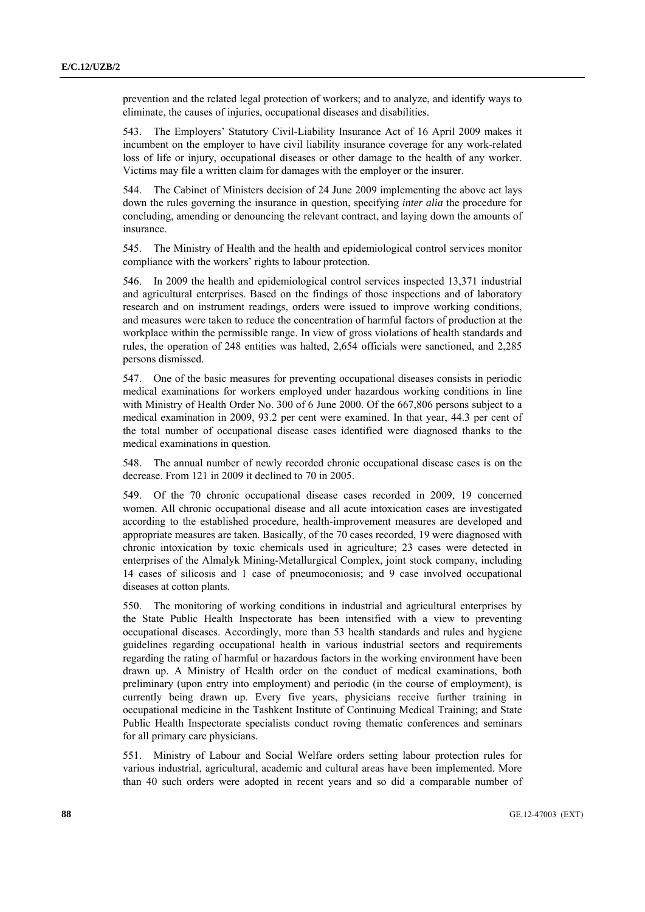prevention and the related legal protection of workers; and to analyze, and identify ways to eliminate, the causes of injuries, occupational diseases and disabilities.

543. The Employers' Statutory Civil-Liability Insurance Act of 16 April 2009 makes it incumbent on the employer to have civil liability insurance coverage for any work-related loss of life or injury, occupational diseases or other damage to the health of any worker. Victims may file a written claim for damages with the employer or the insurer.

544. The Cabinet of Ministers decision of 24 June 2009 implementing the above act lays down the rules governing the insurance in question, specifying *inter alia* the procedure for concluding, amending or denouncing the relevant contract, and laying down the amounts of insurance.

545. The Ministry of Health and the health and epidemiological control services monitor compliance with the workers' rights to labour protection.

546. In 2009 the health and epidemiological control services inspected 13,371 industrial and agricultural enterprises. Based on the findings of those inspections and of laboratory research and on instrument readings, orders were issued to improve working conditions, and measures were taken to reduce the concentration of harmful factors of production at the workplace within the permissible range. In view of gross violations of health standards and rules, the operation of 248 entities was halted, 2,654 officials were sanctioned, and 2,285 persons dismissed.

547. One of the basic measures for preventing occupational diseases consists in periodic medical examinations for workers employed under hazardous working conditions in line with Ministry of Health Order No. 300 of 6 June 2000. Of the 667,806 persons subject to a medical examination in 2009, 93.2 per cent were examined. In that year, 44.3 per cent of the total number of occupational disease cases identified were diagnosed thanks to the medical examinations in question.

548. The annual number of newly recorded chronic occupational disease cases is on the decrease. From 121 in 2009 it declined to 70 in 2005.

549. Of the 70 chronic occupational disease cases recorded in 2009, 19 concerned women. All chronic occupational disease and all acute intoxication cases are investigated according to the established procedure, health-improvement measures are developed and appropriate measures are taken. Basically, of the 70 cases recorded, 19 were diagnosed with chronic intoxication by toxic chemicals used in agriculture; 23 cases were detected in enterprises of the Almalyk Mining-Metallurgical Complex, joint stock company, including 14 cases of silicosis and 1 case of pneumoconiosis; and 9 case involved occupational diseases at cotton plants.

550. The monitoring of working conditions in industrial and agricultural enterprises by the State Public Health Inspectorate has been intensified with a view to preventing occupational diseases. Accordingly, more than 53 health standards and rules and hygiene guidelines regarding occupational health in various industrial sectors and requirements regarding the rating of harmful or hazardous factors in the working environment have been drawn up. A Ministry of Health order on the conduct of medical examinations, both preliminary (upon entry into employment) and periodic (in the course of employment), is currently being drawn up. Every five years, physicians receive further training in occupational medicine in the Tashkent Institute of Continuing Medical Training; and State Public Health Inspectorate specialists conduct roving thematic conferences and seminars for all primary care physicians.

551. Ministry of Labour and Social Welfare orders setting labour protection rules for various industrial, agricultural, academic and cultural areas have been implemented. More than 40 such orders were adopted in recent years and so did a comparable number of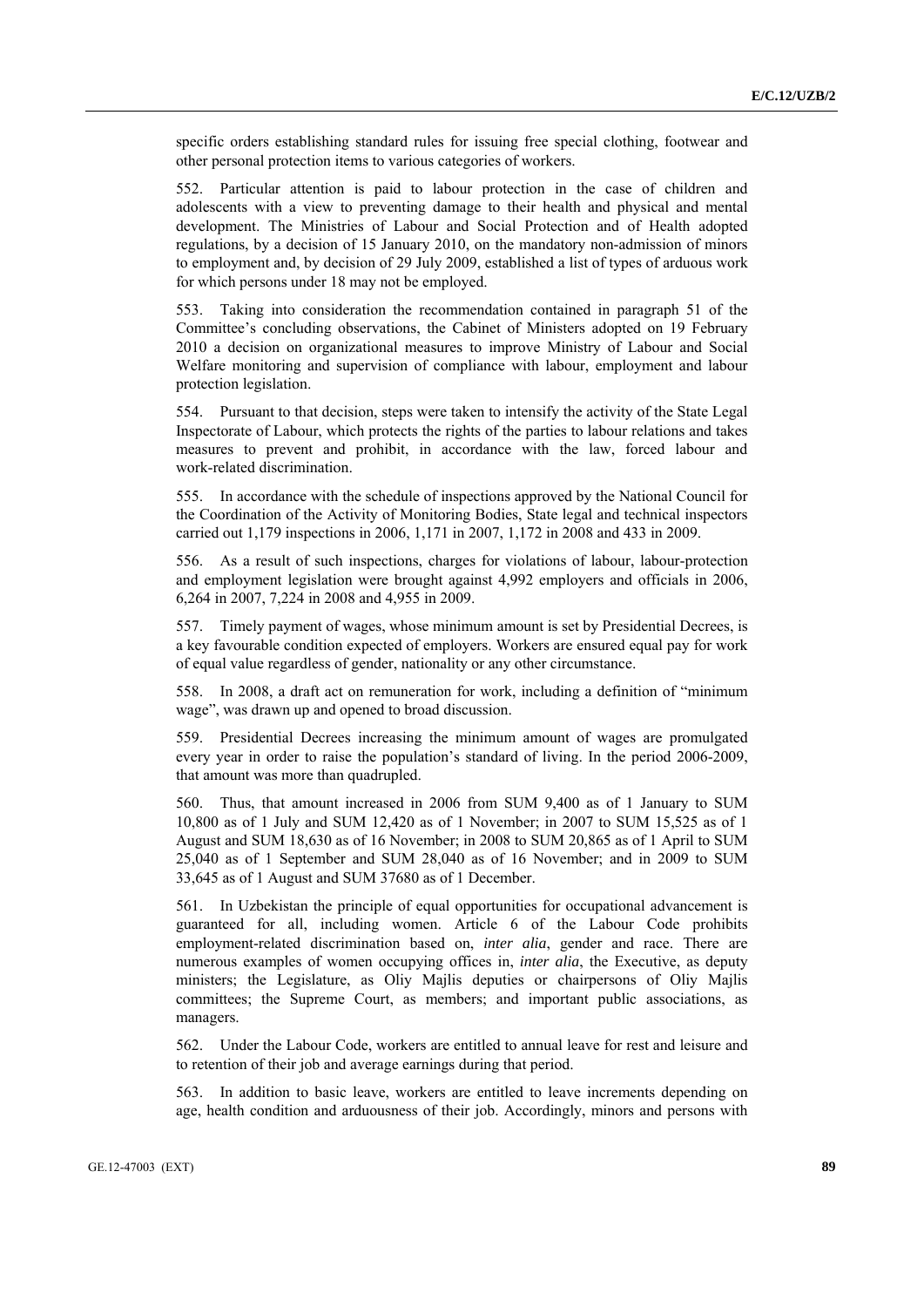specific orders establishing standard rules for issuing free special clothing, footwear and other personal protection items to various categories of workers.

552. Particular attention is paid to labour protection in the case of children and adolescents with a view to preventing damage to their health and physical and mental development. The Ministries of Labour and Social Protection and of Health adopted regulations, by a decision of 15 January 2010, on the mandatory non-admission of minors to employment and, by decision of 29 July 2009, established a list of types of arduous work for which persons under 18 may not be employed.

553. Taking into consideration the recommendation contained in paragraph 51 of the Committee's concluding observations, the Cabinet of Ministers adopted on 19 February 2010 a decision on organizational measures to improve Ministry of Labour and Social Welfare monitoring and supervision of compliance with labour, employment and labour protection legislation.

554. Pursuant to that decision, steps were taken to intensify the activity of the State Legal Inspectorate of Labour, which protects the rights of the parties to labour relations and takes measures to prevent and prohibit, in accordance with the law, forced labour and work-related discrimination.

555. In accordance with the schedule of inspections approved by the National Council for the Coordination of the Activity of Monitoring Bodies, State legal and technical inspectors carried out 1,179 inspections in 2006, 1,171 in 2007, 1,172 in 2008 and 433 in 2009.

556. As a result of such inspections, charges for violations of labour, labour-protection and employment legislation were brought against 4,992 employers and officials in 2006, 6,264 in 2007, 7,224 in 2008 and 4,955 in 2009.

557. Timely payment of wages, whose minimum amount is set by Presidential Decrees, is a key favourable condition expected of employers. Workers are ensured equal pay for work of equal value regardless of gender, nationality or any other circumstance.

558. In 2008, a draft act on remuneration for work, including a definition of "minimum wage", was drawn up and opened to broad discussion.

559. Presidential Decrees increasing the minimum amount of wages are promulgated every year in order to raise the population's standard of living. In the period 2006-2009, that amount was more than quadrupled.

560. Thus, that amount increased in 2006 from SUM 9,400 as of 1 January to SUM 10,800 as of 1 July and SUM 12,420 as of 1 November; in 2007 to SUM 15,525 as of 1 August and SUM 18,630 as of 16 November; in 2008 to SUM 20,865 as of 1 April to SUM 25,040 as of 1 September and SUM 28,040 as of 16 November; and in 2009 to SUM 33,645 as of 1 August and SUM 37680 as of 1 December.

561. In Uzbekistan the principle of equal opportunities for occupational advancement is guaranteed for all, including women. Article 6 of the Labour Code prohibits employment-related discrimination based on, *inter alia*, gender and race. There are numerous examples of women occupying offices in, *inter alia*, the Executive, as deputy ministers; the Legislature, as Oliy Majlis deputies or chairpersons of Oliy Majlis committees; the Supreme Court, as members; and important public associations, as managers.

562. Under the Labour Code, workers are entitled to annual leave for rest and leisure and to retention of their job and average earnings during that period.

563. In addition to basic leave, workers are entitled to leave increments depending on age, health condition and arduousness of their job. Accordingly, minors and persons with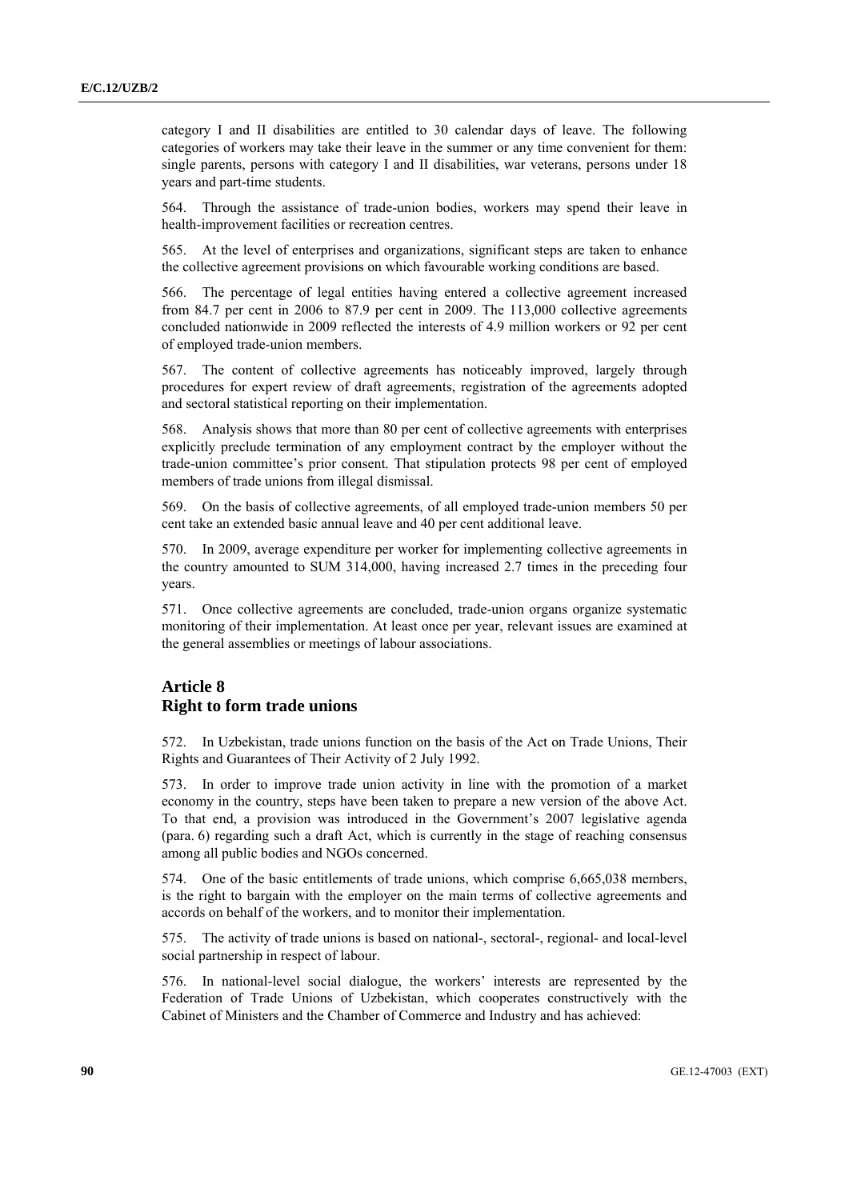category I and II disabilities are entitled to 30 calendar days of leave. The following categories of workers may take their leave in the summer or any time convenient for them: single parents, persons with category I and II disabilities, war veterans, persons under 18 years and part-time students.

564. Through the assistance of trade-union bodies, workers may spend their leave in health-improvement facilities or recreation centres.

565. At the level of enterprises and organizations, significant steps are taken to enhance the collective agreement provisions on which favourable working conditions are based.

566. The percentage of legal entities having entered a collective agreement increased from 84.7 per cent in 2006 to 87.9 per cent in 2009. The 113,000 collective agreements concluded nationwide in 2009 reflected the interests of 4.9 million workers or 92 per cent of employed trade-union members.

567. The content of collective agreements has noticeably improved, largely through procedures for expert review of draft agreements, registration of the agreements adopted and sectoral statistical reporting on their implementation.

568. Analysis shows that more than 80 per cent of collective agreements with enterprises explicitly preclude termination of any employment contract by the employer without the trade-union committee's prior consent. That stipulation protects 98 per cent of employed members of trade unions from illegal dismissal.

569. On the basis of collective agreements, of all employed trade-union members 50 per cent take an extended basic annual leave and 40 per cent additional leave.

570. In 2009, average expenditure per worker for implementing collective agreements in the country amounted to SUM 314,000, having increased 2.7 times in the preceding four years.

571. Once collective agreements are concluded, trade-union organs organize systematic monitoring of their implementation. At least once per year, relevant issues are examined at the general assemblies or meetings of labour associations.

## Article 8
## Right to form trade unions

572. In Uzbekistan, trade unions function on the basis of the Act on Trade Unions, Their Rights and Guarantees of Their Activity of 2 July 1992.

573. In order to improve trade union activity in line with the promotion of a market economy in the country, steps have been taken to prepare a new version of the above Act. To that end, a provision was introduced in the Government's 2007 legislative agenda (para. 6) regarding such a draft Act, which is currently in the stage of reaching consensus among all public bodies and NGOs concerned.

574. One of the basic entitlements of trade unions, which comprise 6,665,038 members, is the right to bargain with the employer on the main terms of collective agreements and accords on behalf of the workers, and to monitor their implementation.

575. The activity of trade unions is based on national-, sectoral-, regional- and local-level social partnership in respect of labour.

576. In national-level social dialogue, the workers' interests are represented by the Federation of Trade Unions of Uzbekistan, which cooperates constructively with the Cabinet of Ministers and the Chamber of Commerce and Industry and has achieved: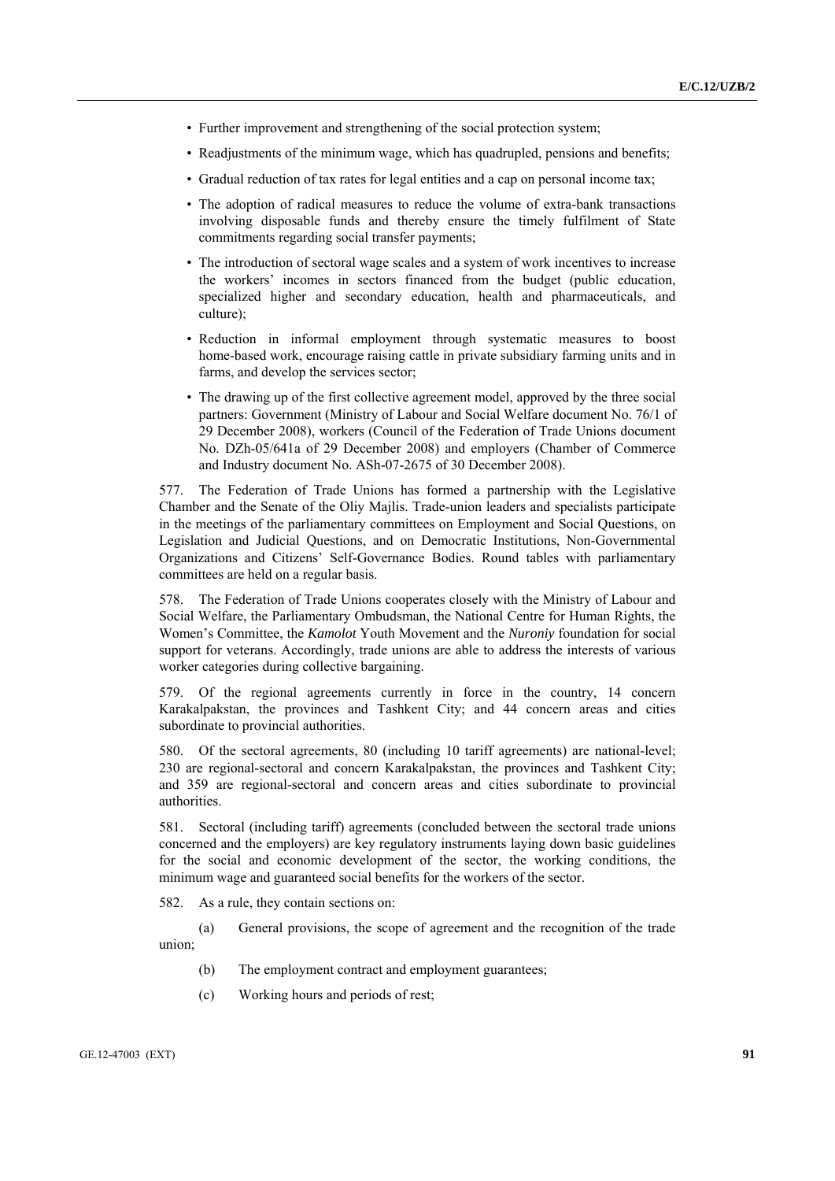- Further improvement and strengthening of the social protection system;
- Readjustments of the minimum wage, which has quadrupled, pensions and benefits;
- Gradual reduction of tax rates for legal entities and a cap on personal income tax;
- The adoption of radical measures to reduce the volume of extra-bank transactions involving disposable funds and thereby ensure the timely fulfilment of State commitments regarding social transfer payments;
- The introduction of sectoral wage scales and a system of work incentives to increase the workers' incomes in sectors financed from the budget (public education, specialized higher and secondary education, health and pharmaceuticals, and culture);
- Reduction in informal employment through systematic measures to boost home-based work, encourage raising cattle in private subsidiary farming units and in farms, and develop the services sector;
- The drawing up of the first collective agreement model, approved by the three social partners: Government (Ministry of Labour and Social Welfare document No. 76/1 of 29 December 2008), workers (Council of the Federation of Trade Unions document No. DZh-05/641a of 29 December 2008) and employers (Chamber of Commerce and Industry document No. ASh-07-2675 of 30 December 2008).

577. The Federation of Trade Unions has formed a partnership with the Legislative Chamber and the Senate of the Oliy Majlis. Trade-union leaders and specialists participate in the meetings of the parliamentary committees on Employment and Social Questions, on Legislation and Judicial Questions, and on Democratic Institutions, Non-Governmental Organizations and Citizens' Self-Governance Bodies. Round tables with parliamentary committees are held on a regular basis.

578. The Federation of Trade Unions cooperates closely with the Ministry of Labour and Social Welfare, the Parliamentary Ombudsman, the National Centre for Human Rights, the Women's Committee, the *Kamolot* Youth Movement and the *Nuroniy* foundation for social support for veterans. Accordingly, trade unions are able to address the interests of various worker categories during collective bargaining.

579. Of the regional agreements currently in force in the country, 14 concern Karakalpakstan, the provinces and Tashkent City; and 44 concern areas and cities subordinate to provincial authorities.

580. Of the sectoral agreements, 80 (including 10 tariff agreements) are national-level; 230 are regional-sectoral and concern Karakalpakstan, the provinces and Tashkent City; and 359 are regional-sectoral and concern areas and cities subordinate to provincial authorities.

581. Sectoral (including tariff) agreements (concluded between the sectoral trade unions concerned and the employers) are key regulatory instruments laying down basic guidelines for the social and economic development of the sector, the working conditions, the minimum wage and guaranteed social benefits for the workers of the sector.

582. As a rule, they contain sections on:

(a) General provisions, the scope of agreement and the recognition of the trade union;

(b) The employment contract and employment guarantees;

(c) Working hours and periods of rest;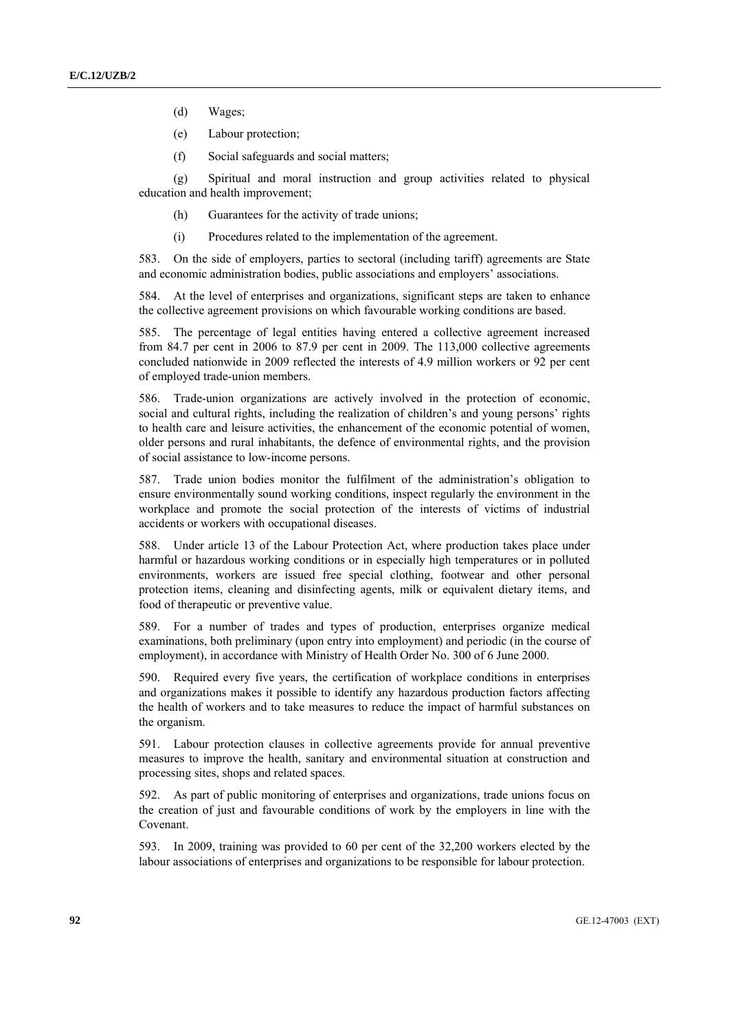(d) Wages;

(e) Labour protection;

(f) Social safeguards and social matters;

(g) Spiritual and moral instruction and group activities related to physical education and health improvement;

(h) Guarantees for the activity of trade unions;

(i) Procedures related to the implementation of the agreement.

583. On the side of employers, parties to sectoral (including tariff) agreements are State and economic administration bodies, public associations and employers' associations.

584. At the level of enterprises and organizations, significant steps are taken to enhance the collective agreement provisions on which favourable working conditions are based.

585. The percentage of legal entities having entered a collective agreement increased from 84.7 per cent in 2006 to 87.9 per cent in 2009. The 113,000 collective agreements concluded nationwide in 2009 reflected the interests of 4.9 million workers or 92 per cent of employed trade-union members.

586. Trade-union organizations are actively involved in the protection of economic, social and cultural rights, including the realization of children's and young persons' rights to health care and leisure activities, the enhancement of the economic potential of women, older persons and rural inhabitants, the defence of environmental rights, and the provision of social assistance to low-income persons.

587. Trade union bodies monitor the fulfilment of the administration's obligation to ensure environmentally sound working conditions, inspect regularly the environment in the workplace and promote the social protection of the interests of victims of industrial accidents or workers with occupational diseases.

588. Under article 13 of the Labour Protection Act, where production takes place under harmful or hazardous working conditions or in especially high temperatures or in polluted environments, workers are issued free special clothing, footwear and other personal protection items, cleaning and disinfecting agents, milk or equivalent dietary items, and food of therapeutic or preventive value.

589. For a number of trades and types of production, enterprises organize medical examinations, both preliminary (upon entry into employment) and periodic (in the course of employment), in accordance with Ministry of Health Order No. 300 of 6 June 2000.

590. Required every five years, the certification of workplace conditions in enterprises and organizations makes it possible to identify any hazardous production factors affecting the health of workers and to take measures to reduce the impact of harmful substances on the organism.

591. Labour protection clauses in collective agreements provide for annual preventive measures to improve the health, sanitary and environmental situation at construction and processing sites, shops and related spaces.

592. As part of public monitoring of enterprises and organizations, trade unions focus on the creation of just and favourable conditions of work by the employers in line with the Covenant.

593. In 2009, training was provided to 60 per cent of the 32,200 workers elected by the labour associations of enterprises and organizations to be responsible for labour protection.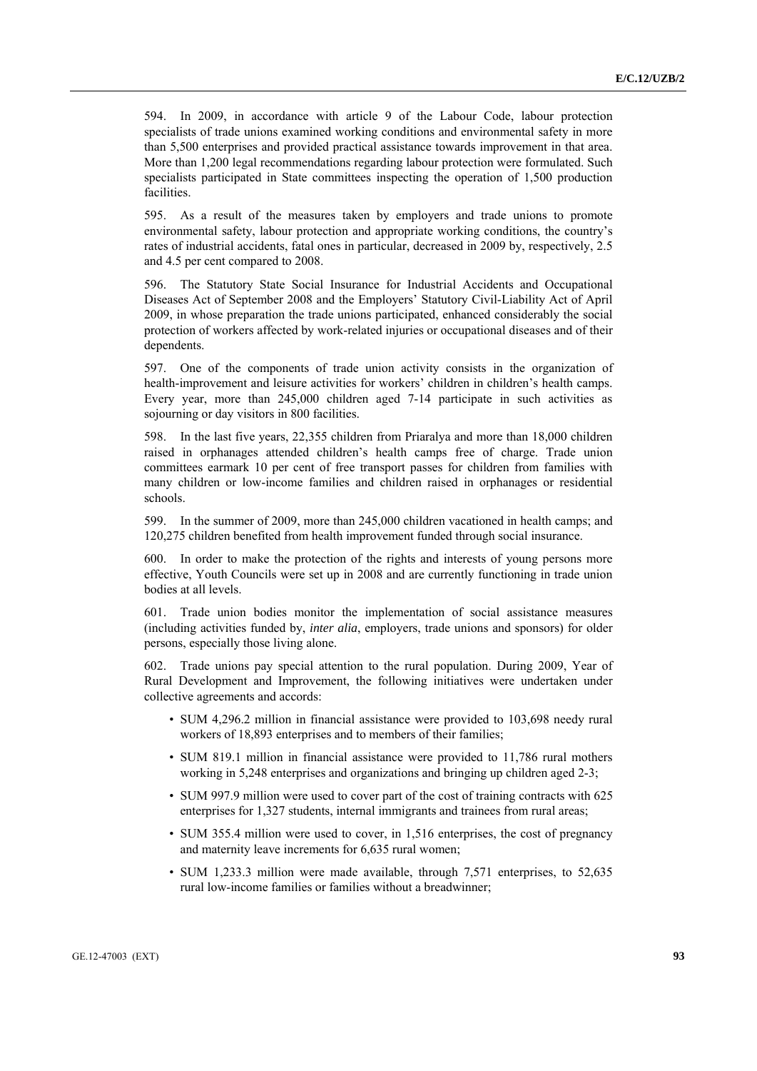594. In 2009, in accordance with article 9 of the Labour Code, labour protection specialists of trade unions examined working conditions and environmental safety in more than 5,500 enterprises and provided practical assistance towards improvement in that area. More than 1,200 legal recommendations regarding labour protection were formulated. Such specialists participated in State committees inspecting the operation of 1,500 production facilities.

595. As a result of the measures taken by employers and trade unions to promote environmental safety, labour protection and appropriate working conditions, the country's rates of industrial accidents, fatal ones in particular, decreased in 2009 by, respectively, 2.5 and 4.5 per cent compared to 2008.

596. The Statutory State Social Insurance for Industrial Accidents and Occupational Diseases Act of September 2008 and the Employers' Statutory Civil-Liability Act of April 2009, in whose preparation the trade unions participated, enhanced considerably the social protection of workers affected by work-related injuries or occupational diseases and of their dependents.

597. One of the components of trade union activity consists in the organization of health-improvement and leisure activities for workers' children in children's health camps. Every year, more than 245,000 children aged 7-14 participate in such activities as sojourning or day visitors in 800 facilities.

598. In the last five years, 22,355 children from Priaralya and more than 18,000 children raised in orphanages attended children's health camps free of charge. Trade union committees earmark 10 per cent of free transport passes for children from families with many children or low-income families and children raised in orphanages or residential schools.

599. In the summer of 2009, more than 245,000 children vacationed in health camps; and 120,275 children benefited from health improvement funded through social insurance.

600. In order to make the protection of the rights and interests of young persons more effective, Youth Councils were set up in 2008 and are currently functioning in trade union bodies at all levels.

601. Trade union bodies monitor the implementation of social assistance measures (including activities funded by, *inter alia*, employers, trade unions and sponsors) for older persons, especially those living alone.

602. Trade unions pay special attention to the rural population. During 2009, Year of Rural Development and Improvement, the following initiatives were undertaken under collective agreements and accords:

- SUM 4,296.2 million in financial assistance were provided to 103,698 needy rural workers of 18,893 enterprises and to members of their families;
- SUM 819.1 million in financial assistance were provided to 11,786 rural mothers working in 5,248 enterprises and organizations and bringing up children aged 2-3;
- SUM 997.9 million were used to cover part of the cost of training contracts with 625 enterprises for 1,327 students, internal immigrants and trainees from rural areas;
- SUM 355.4 million were used to cover, in 1,516 enterprises, the cost of pregnancy and maternity leave increments for 6,635 rural women;
- SUM 1,233.3 million were made available, through 7,571 enterprises, to 52,635 rural low-income families or families without a breadwinner;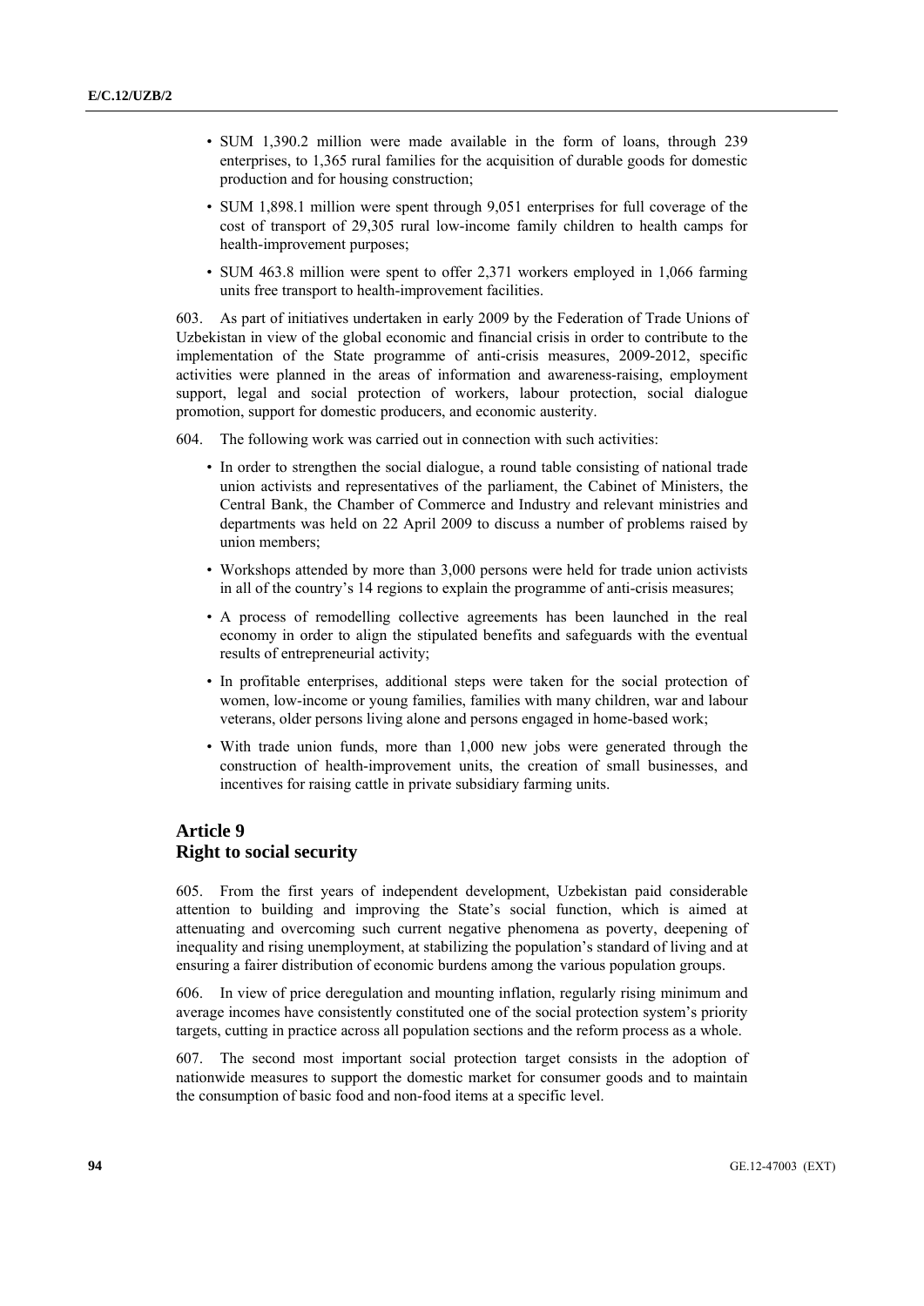- SUM 1,390.2 million were made available in the form of loans, through 239 enterprises, to 1,365 rural families for the acquisition of durable goods for domestic production and for housing construction;
- SUM 1,898.1 million were spent through 9,051 enterprises for full coverage of the cost of transport of 29,305 rural low-income family children to health camps for health-improvement purposes;
- SUM 463.8 million were spent to offer 2,371 workers employed in 1,066 farming units free transport to health-improvement facilities.

603. As part of initiatives undertaken in early 2009 by the Federation of Trade Unions of Uzbekistan in view of the global economic and financial crisis in order to contribute to the implementation of the State programme of anti-crisis measures, 2009-2012, specific activities were planned in the areas of information and awareness-raising, employment support, legal and social protection of workers, labour protection, social dialogue promotion, support for domestic producers, and economic austerity.

604. The following work was carried out in connection with such activities:

- In order to strengthen the social dialogue, a round table consisting of national trade union activists and representatives of the parliament, the Cabinet of Ministers, the Central Bank, the Chamber of Commerce and Industry and relevant ministries and departments was held on 22 April 2009 to discuss a number of problems raised by union members;
- Workshops attended by more than 3,000 persons were held for trade union activists in all of the country's 14 regions to explain the programme of anti-crisis measures;
- A process of remodelling collective agreements has been launched in the real economy in order to align the stipulated benefits and safeguards with the eventual results of entrepreneurial activity;
- In profitable enterprises, additional steps were taken for the social protection of women, low-income or young families, families with many children, war and labour veterans, older persons living alone and persons engaged in home-based work;
- With trade union funds, more than 1,000 new jobs were generated through the construction of health-improvement units, the creation of small businesses, and incentives for raising cattle in private subsidiary farming units.

## Article 9
## Right to social security

605. From the first years of independent development, Uzbekistan paid considerable attention to building and improving the State's social function, which is aimed at attenuating and overcoming such current negative phenomena as poverty, deepening of inequality and rising unemployment, at stabilizing the population's standard of living and at ensuring a fairer distribution of economic burdens among the various population groups.

606. In view of price deregulation and mounting inflation, regularly rising minimum and average incomes have consistently constituted one of the social protection system's priority targets, cutting in practice across all population sections and the reform process as a whole.

607. The second most important social protection target consists in the adoption of nationwide measures to support the domestic market for consumer goods and to maintain the consumption of basic food and non-food items at a specific level.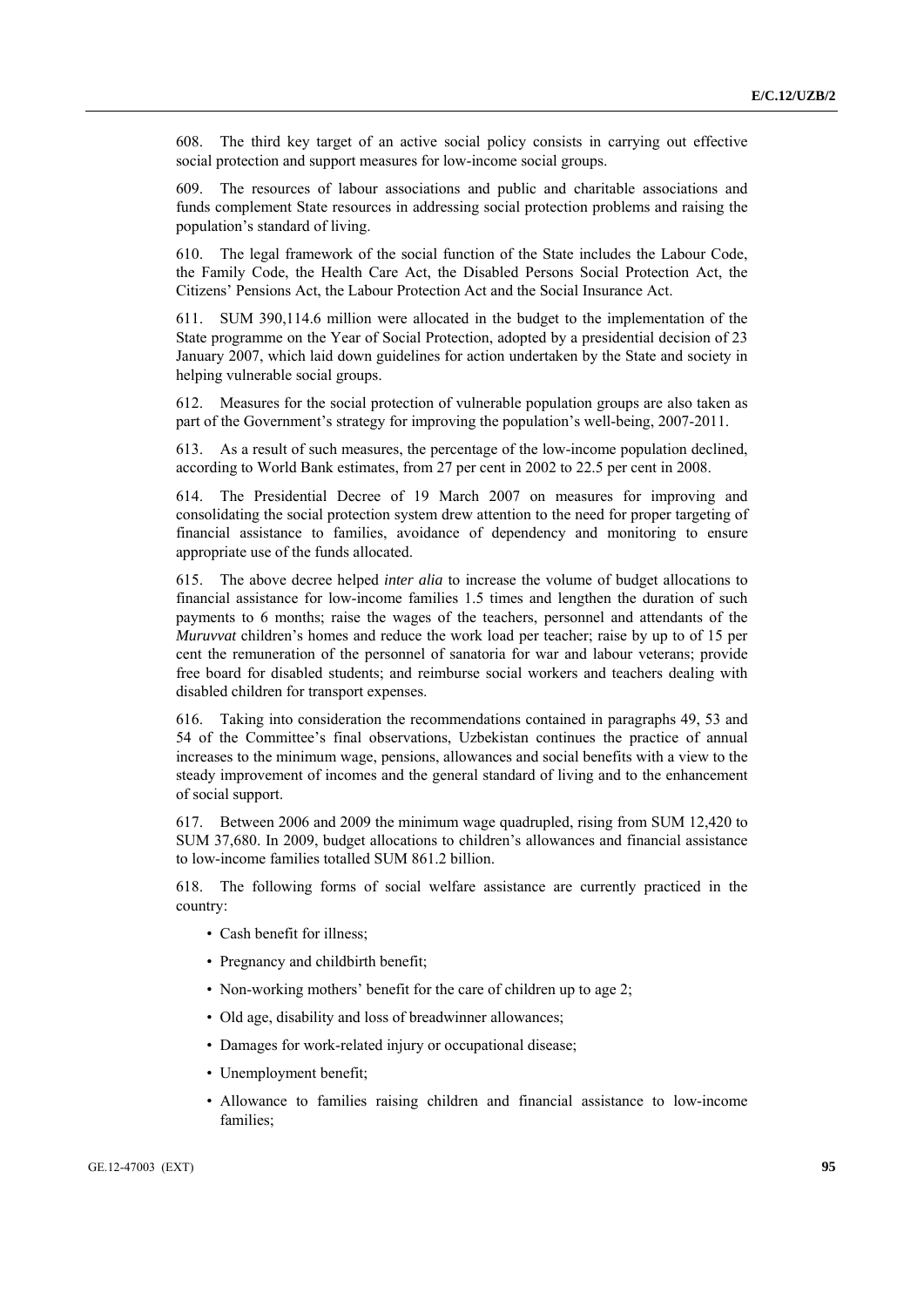608. The third key target of an active social policy consists in carrying out effective social protection and support measures for low-income social groups.

609. The resources of labour associations and public and charitable associations and funds complement State resources in addressing social protection problems and raising the population's standard of living.

610. The legal framework of the social function of the State includes the Labour Code, the Family Code, the Health Care Act, the Disabled Persons Social Protection Act, the Citizens' Pensions Act, the Labour Protection Act and the Social Insurance Act.

611. SUM 390,114.6 million were allocated in the budget to the implementation of the State programme on the Year of Social Protection, adopted by a presidential decision of 23 January 2007, which laid down guidelines for action undertaken by the State and society in helping vulnerable social groups.

612. Measures for the social protection of vulnerable population groups are also taken as part of the Government's strategy for improving the population's well-being, 2007-2011.

613. As a result of such measures, the percentage of the low-income population declined, according to World Bank estimates, from 27 per cent in 2002 to 22.5 per cent in 2008.

614. The Presidential Decree of 19 March 2007 on measures for improving and consolidating the social protection system drew attention to the need for proper targeting of financial assistance to families, avoidance of dependency and monitoring to ensure appropriate use of the funds allocated.

615. The above decree helped *inter alia* to increase the volume of budget allocations to financial assistance for low-income families 1.5 times and lengthen the duration of such payments to 6 months; raise the wages of the teachers, personnel and attendants of the *Muruvvat* children's homes and reduce the work load per teacher; raise by up to of 15 per cent the remuneration of the personnel of sanatoria for war and labour veterans; provide free board for disabled students; and reimburse social workers and teachers dealing with disabled children for transport expenses.

616. Taking into consideration the recommendations contained in paragraphs 49, 53 and 54 of the Committee's final observations, Uzbekistan continues the practice of annual increases to the minimum wage, pensions, allowances and social benefits with a view to the steady improvement of incomes and the general standard of living and to the enhancement of social support.

617. Between 2006 and 2009 the minimum wage quadrupled, rising from SUM 12,420 to SUM 37,680. In 2009, budget allocations to children's allowances and financial assistance to low-income families totalled SUM 861.2 billion.

618. The following forms of social welfare assistance are currently practiced in the country:

- Cash benefit for illness;
- Pregnancy and childbirth benefit;
- Non-working mothers' benefit for the care of children up to age 2;
- Old age, disability and loss of breadwinner allowances;
- Damages for work-related injury or occupational disease;
- Unemployment benefit;
- Allowance to families raising children and financial assistance to low-income families;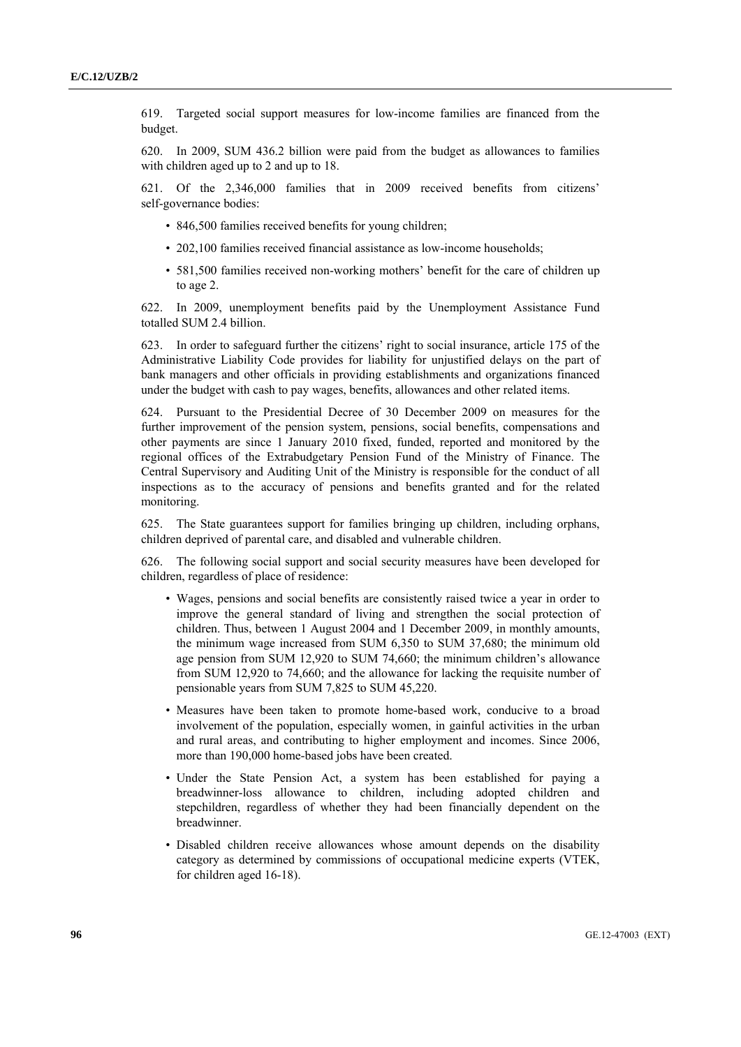619. Targeted social support measures for low-income families are financed from the budget.

620. In 2009, SUM 436.2 billion were paid from the budget as allowances to families with children aged up to 2 and up to 18.

621. Of the 2,346,000 families that in 2009 received benefits from citizens' self-governance bodies:

- 846,500 families received benefits for young children;
- 202,100 families received financial assistance as low-income households;
- 581,500 families received non-working mothers' benefit for the care of children up to age 2.

622. In 2009, unemployment benefits paid by the Unemployment Assistance Fund totalled SUM 2.4 billion.

623. In order to safeguard further the citizens' right to social insurance, article 175 of the Administrative Liability Code provides for liability for unjustified delays on the part of bank managers and other officials in providing establishments and organizations financed under the budget with cash to pay wages, benefits, allowances and other related items.

624. Pursuant to the Presidential Decree of 30 December 2009 on measures for the further improvement of the pension system, pensions, social benefits, compensations and other payments are since 1 January 2010 fixed, funded, reported and monitored by the regional offices of the Extrabudgetary Pension Fund of the Ministry of Finance. The Central Supervisory and Auditing Unit of the Ministry is responsible for the conduct of all inspections as to the accuracy of pensions and benefits granted and for the related monitoring.

625. The State guarantees support for families bringing up children, including orphans, children deprived of parental care, and disabled and vulnerable children.

626. The following social support and social security measures have been developed for children, regardless of place of residence:

- Wages, pensions and social benefits are consistently raised twice a year in order to improve the general standard of living and strengthen the social protection of children. Thus, between 1 August 2004 and 1 December 2009, in monthly amounts, the minimum wage increased from SUM 6,350 to SUM 37,680; the minimum old age pension from SUM 12,920 to SUM 74,660; the minimum children's allowance from SUM 12,920 to 74,660; and the allowance for lacking the requisite number of pensionable years from SUM 7,825 to SUM 45,220.
- Measures have been taken to promote home-based work, conducive to a broad involvement of the population, especially women, in gainful activities in the urban and rural areas, and contributing to higher employment and incomes. Since 2006, more than 190,000 home-based jobs have been created.
- Under the State Pension Act, a system has been established for paying a breadwinner-loss allowance to children, including adopted children and stepchildren, regardless of whether they had been financially dependent on the breadwinner.
- Disabled children receive allowances whose amount depends on the disability category as determined by commissions of occupational medicine experts (VTEK, for children aged 16-18).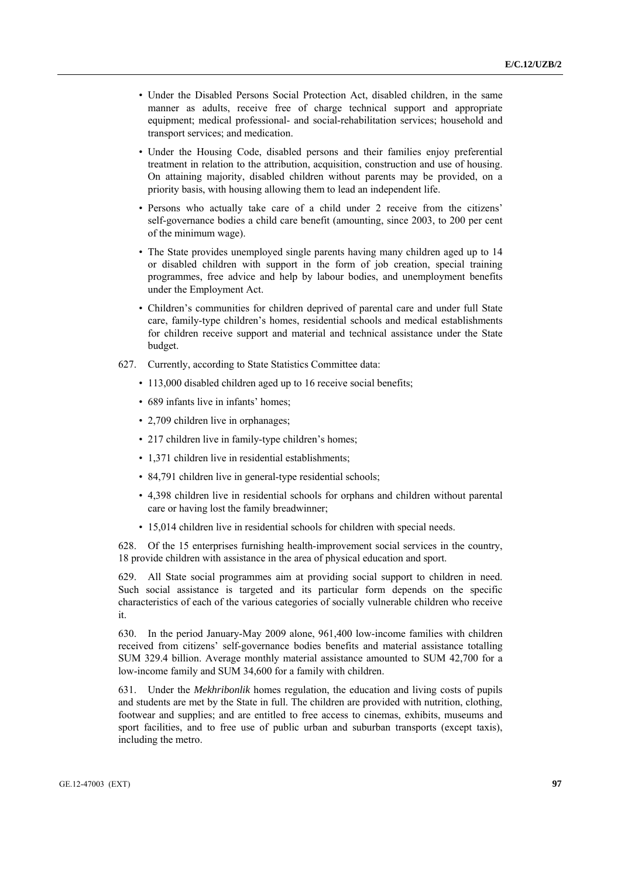- Under the Disabled Persons Social Protection Act, disabled children, in the same manner as adults, receive free of charge technical support and appropriate equipment; medical professional- and social-rehabilitation services; household and transport services; and medication.
- Under the Housing Code, disabled persons and their families enjoy preferential treatment in relation to the attribution, acquisition, construction and use of housing. On attaining majority, disabled children without parents may be provided, on a priority basis, with housing allowing them to lead an independent life.
- Persons who actually take care of a child under 2 receive from the citizens' self-governance bodies a child care benefit (amounting, since 2003, to 200 per cent of the minimum wage).
- The State provides unemployed single parents having many children aged up to 14 or disabled children with support in the form of job creation, special training programmes, free advice and help by labour bodies, and unemployment benefits under the Employment Act.
- Children's communities for children deprived of parental care and under full State care, family-type children's homes, residential schools and medical establishments for children receive support and material and technical assistance under the State budget.

627. Currently, according to State Statistics Committee data:

- 113,000 disabled children aged up to 16 receive social benefits;
- 689 infants live in infants' homes;
- 2,709 children live in orphanages;
- 217 children live in family-type children's homes;
- 1,371 children live in residential establishments;
- 84,791 children live in general-type residential schools;
- 4,398 children live in residential schools for orphans and children without parental care or having lost the family breadwinner;
- 15,014 children live in residential schools for children with special needs.

628. Of the 15 enterprises furnishing health-improvement social services in the country, 18 provide children with assistance in the area of physical education and sport.

629. All State social programmes aim at providing social support to children in need. Such social assistance is targeted and its particular form depends on the specific characteristics of each of the various categories of socially vulnerable children who receive it.

630. In the period January-May 2009 alone, 961,400 low-income families with children received from citizens' self-governance bodies benefits and material assistance totalling SUM 329.4 billion. Average monthly material assistance amounted to SUM 42,700 for a low-income family and SUM 34,600 for a family with children.

631. Under the *Mekhribonlik* homes regulation, the education and living costs of pupils and students are met by the State in full. The children are provided with nutrition, clothing, footwear and supplies; and are entitled to free access to cinemas, exhibits, museums and sport facilities, and to free use of public urban and suburban transports (except taxis), including the metro.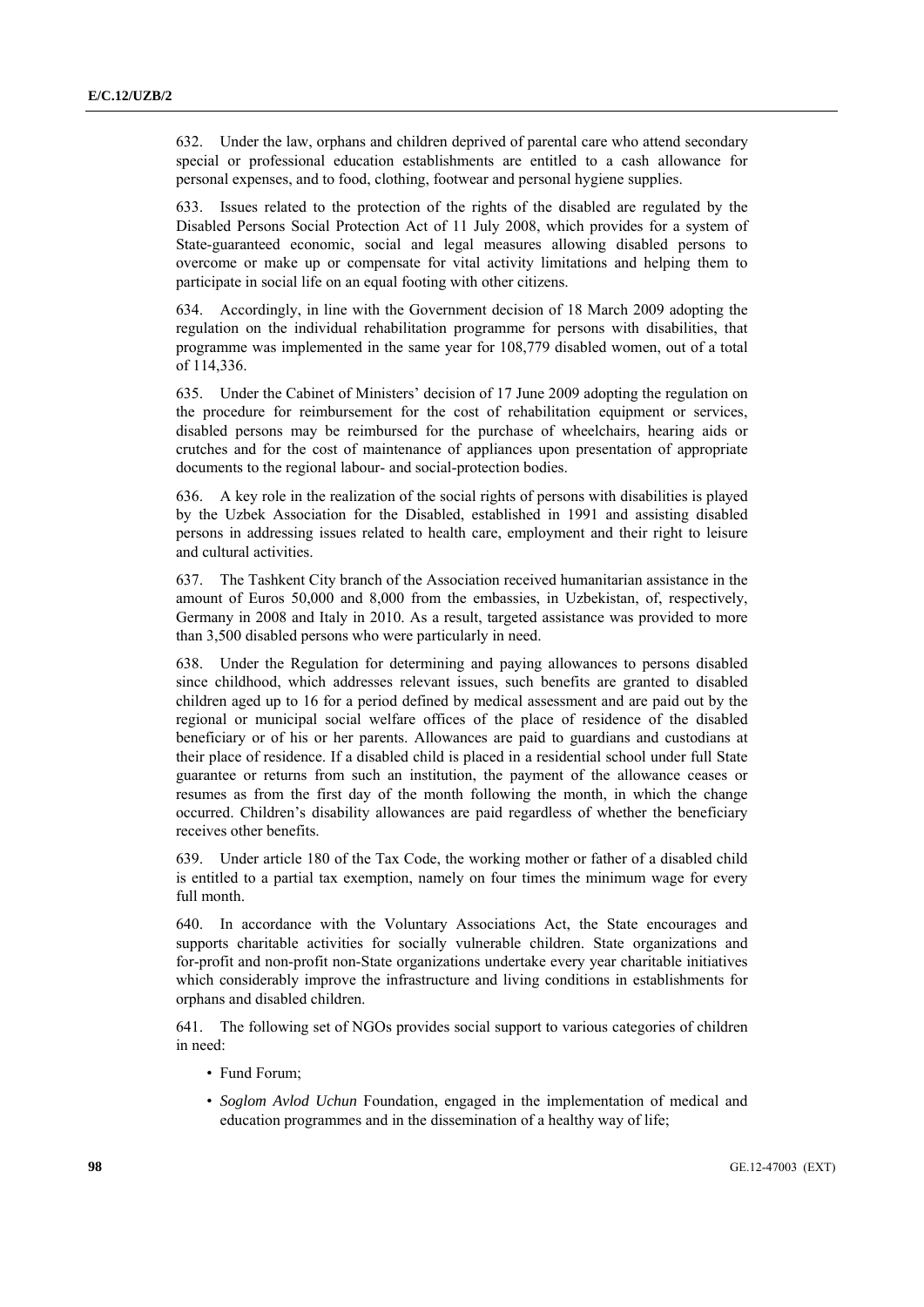632. Under the law, orphans and children deprived of parental care who attend secondary special or professional education establishments are entitled to a cash allowance for personal expenses, and to food, clothing, footwear and personal hygiene supplies.

633. Issues related to the protection of the rights of the disabled are regulated by the Disabled Persons Social Protection Act of 11 July 2008, which provides for a system of State-guaranteed economic, social and legal measures allowing disabled persons to overcome or make up or compensate for vital activity limitations and helping them to participate in social life on an equal footing with other citizens.

634. Accordingly, in line with the Government decision of 18 March 2009 adopting the regulation on the individual rehabilitation programme for persons with disabilities, that programme was implemented in the same year for 108,779 disabled women, out of a total of 114,336.

635. Under the Cabinet of Ministers' decision of 17 June 2009 adopting the regulation on the procedure for reimbursement for the cost of rehabilitation equipment or services, disabled persons may be reimbursed for the purchase of wheelchairs, hearing aids or crutches and for the cost of maintenance of appliances upon presentation of appropriate documents to the regional labour- and social-protection bodies.

636. A key role in the realization of the social rights of persons with disabilities is played by the Uzbek Association for the Disabled, established in 1991 and assisting disabled persons in addressing issues related to health care, employment and their right to leisure and cultural activities.

637. The Tashkent City branch of the Association received humanitarian assistance in the amount of Euros 50,000 and 8,000 from the embassies, in Uzbekistan, of, respectively, Germany in 2008 and Italy in 2010. As a result, targeted assistance was provided to more than 3,500 disabled persons who were particularly in need.

638. Under the Regulation for determining and paying allowances to persons disabled since childhood, which addresses relevant issues, such benefits are granted to disabled children aged up to 16 for a period defined by medical assessment and are paid out by the regional or municipal social welfare offices of the place of residence of the disabled beneficiary or of his or her parents. Allowances are paid to guardians and custodians at their place of residence. If a disabled child is placed in a residential school under full State guarantee or returns from such an institution, the payment of the allowance ceases or resumes as from the first day of the month following the month, in which the change occurred. Children's disability allowances are paid regardless of whether the beneficiary receives other benefits.

639. Under article 180 of the Tax Code, the working mother or father of a disabled child is entitled to a partial tax exemption, namely on four times the minimum wage for every full month.

640. In accordance with the Voluntary Associations Act, the State encourages and supports charitable activities for socially vulnerable children. State organizations and for-profit and non-profit non-State organizations undertake every year charitable initiatives which considerably improve the infrastructure and living conditions in establishments for orphans and disabled children.

641. The following set of NGOs provides social support to various categories of children in need:

- Fund Forum;
- *Soglom Avlod Uchun* Foundation, engaged in the implementation of medical and education programmes and in the dissemination of a healthy way of life;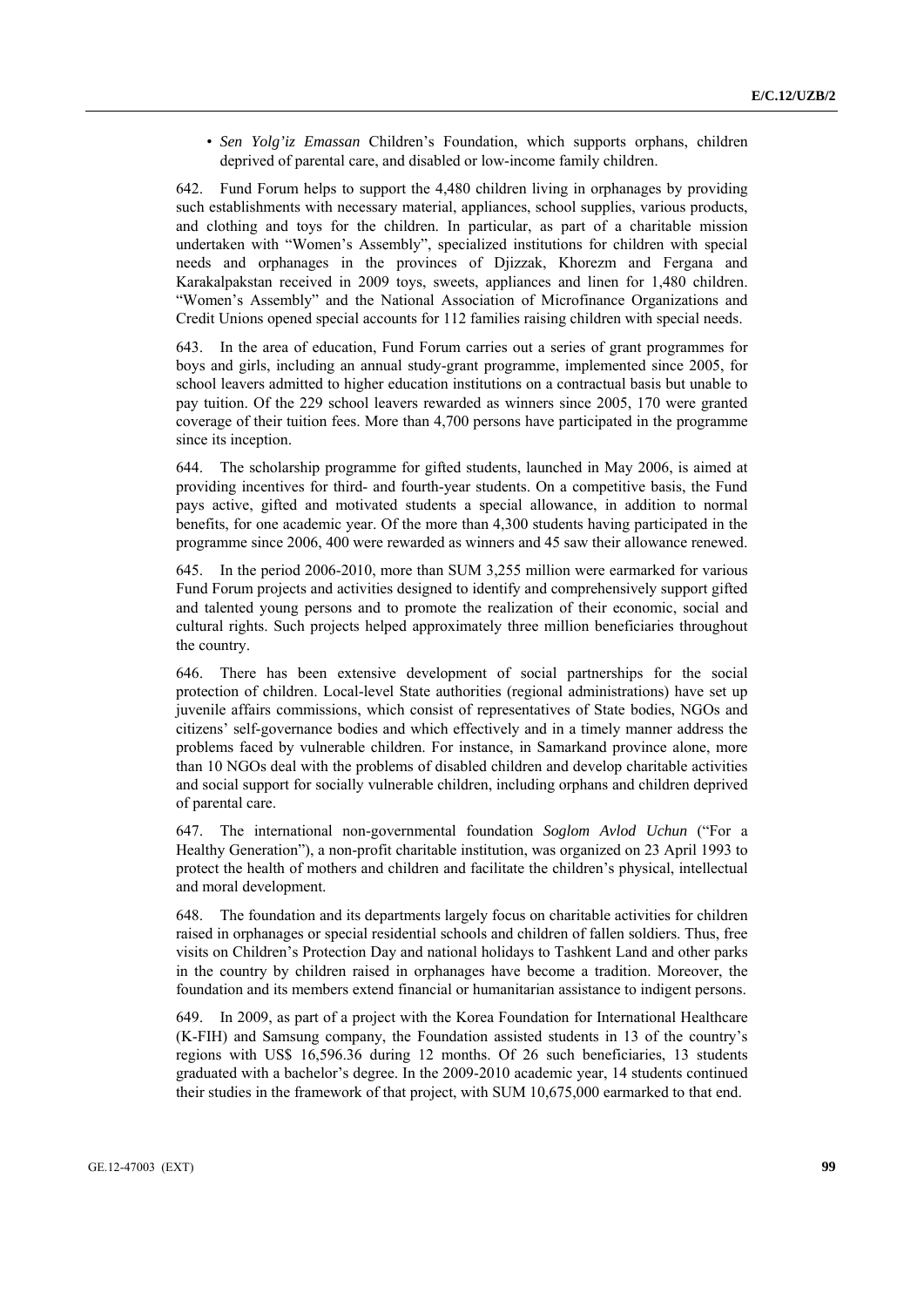- *Sen Yolg'iz Emassan* Children's Foundation, which supports orphans, children deprived of parental care, and disabled or low-income family children.

642. Fund Forum helps to support the 4,480 children living in orphanages by providing such establishments with necessary material, appliances, school supplies, various products, and clothing and toys for the children. In particular, as part of a charitable mission undertaken with "Women's Assembly", specialized institutions for children with special needs and orphanages in the provinces of Djizzak, Khorezm and Fergana and Karakalpakstan received in 2009 toys, sweets, appliances and linen for 1,480 children. "Women's Assembly" and the National Association of Microfinance Organizations and Credit Unions opened special accounts for 112 families raising children with special needs.

643. In the area of education, Fund Forum carries out a series of grant programmes for boys and girls, including an annual study-grant programme, implemented since 2005, for school leavers admitted to higher education institutions on a contractual basis but unable to pay tuition. Of the 229 school leavers rewarded as winners since 2005, 170 were granted coverage of their tuition fees. More than 4,700 persons have participated in the programme since its inception.

644. The scholarship programme for gifted students, launched in May 2006, is aimed at providing incentives for third- and fourth-year students. On a competitive basis, the Fund pays active, gifted and motivated students a special allowance, in addition to normal benefits, for one academic year. Of the more than 4,300 students having participated in the programme since 2006, 400 were rewarded as winners and 45 saw their allowance renewed.

645. In the period 2006-2010, more than SUM 3,255 million were earmarked for various Fund Forum projects and activities designed to identify and comprehensively support gifted and talented young persons and to promote the realization of their economic, social and cultural rights. Such projects helped approximately three million beneficiaries throughout the country.

646. There has been extensive development of social partnerships for the social protection of children. Local-level State authorities (regional administrations) have set up juvenile affairs commissions, which consist of representatives of State bodies, NGOs and citizens' self-governance bodies and which effectively and in a timely manner address the problems faced by vulnerable children. For instance, in Samarkand province alone, more than 10 NGOs deal with the problems of disabled children and develop charitable activities and social support for socially vulnerable children, including orphans and children deprived of parental care.

647. The international non-governmental foundation *Soglom Avlod Uchun* ("For a Healthy Generation"), a non-profit charitable institution, was organized on 23 April 1993 to protect the health of mothers and children and facilitate the children's physical, intellectual and moral development.

648. The foundation and its departments largely focus on charitable activities for children raised in orphanages or special residential schools and children of fallen soldiers. Thus, free visits on Children's Protection Day and national holidays to Tashkent Land and other parks in the country by children raised in orphanages have become a tradition. Moreover, the foundation and its members extend financial or humanitarian assistance to indigent persons.

649. In 2009, as part of a project with the Korea Foundation for International Healthcare (K-FIH) and Samsung company, the Foundation assisted students in 13 of the country's regions with US$ 16,596.36 during 12 months. Of 26 such beneficiaries, 13 students graduated with a bachelor's degree. In the 2009-2010 academic year, 14 students continued their studies in the framework of that project, with SUM 10,675,000 earmarked to that end.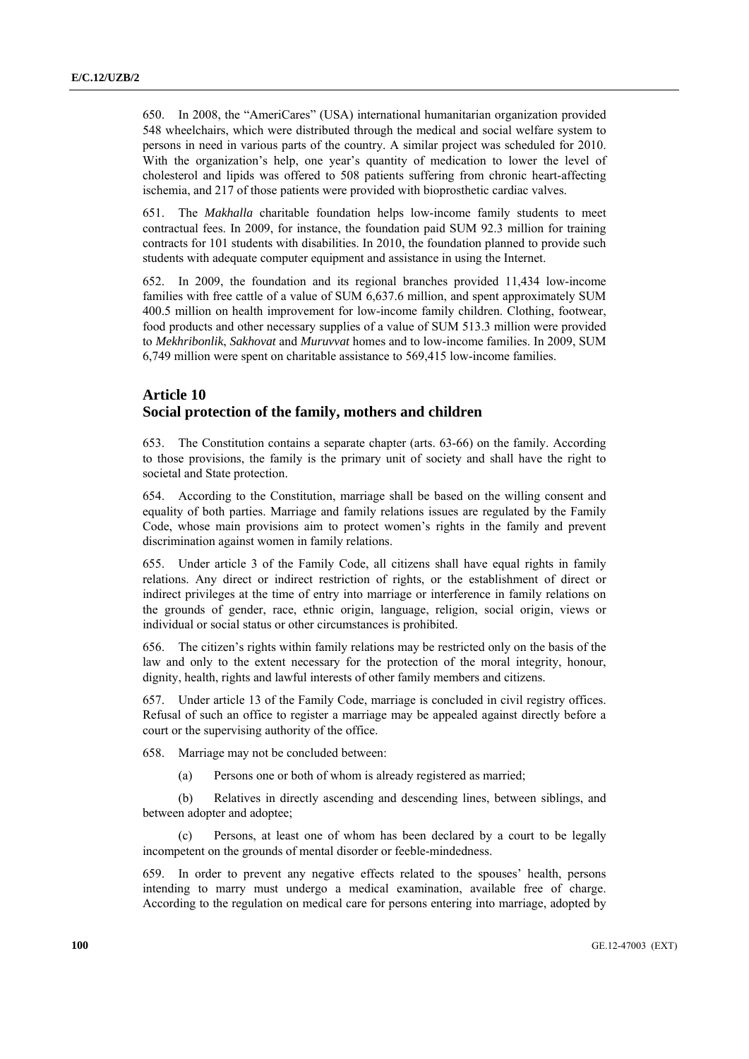650. In 2008, the "AmeriCares" (USA) international humanitarian organization provided 548 wheelchairs, which were distributed through the medical and social welfare system to persons in need in various parts of the country. A similar project was scheduled for 2010. With the organization's help, one year's quantity of medication to lower the level of cholesterol and lipids was offered to 508 patients suffering from chronic heart-affecting ischemia, and 217 of those patients were provided with bioprosthetic cardiac valves.

651. The *Makhalla* charitable foundation helps low-income family students to meet contractual fees. In 2009, for instance, the foundation paid SUM 92.3 million for training contracts for 101 students with disabilities. In 2010, the foundation planned to provide such students with adequate computer equipment and assistance in using the Internet.

652. In 2009, the foundation and its regional branches provided 11,434 low-income families with free cattle of a value of SUM 6,637.6 million, and spent approximately SUM 400.5 million on health improvement for low-income family children. Clothing, footwear, food products and other necessary supplies of a value of SUM 513.3 million were provided to *Mekhribonlik*, *Sakhovat* and *Muruvvat* homes and to low-income families. In 2009, SUM 6,749 million were spent on charitable assistance to 569,415 low-income families.

## Article 10
## Social protection of the family, mothers and children

653. The Constitution contains a separate chapter (arts. 63-66) on the family. According to those provisions, the family is the primary unit of society and shall have the right to societal and State protection.

654. According to the Constitution, marriage shall be based on the willing consent and equality of both parties. Marriage and family relations issues are regulated by the Family Code, whose main provisions aim to protect women's rights in the family and prevent discrimination against women in family relations.

655. Under article 3 of the Family Code, all citizens shall have equal rights in family relations. Any direct or indirect restriction of rights, or the establishment of direct or indirect privileges at the time of entry into marriage or interference in family relations on the grounds of gender, race, ethnic origin, language, religion, social origin, views or individual or social status or other circumstances is prohibited.

656. The citizen's rights within family relations may be restricted only on the basis of the law and only to the extent necessary for the protection of the moral integrity, honour, dignity, health, rights and lawful interests of other family members and citizens.

657. Under article 13 of the Family Code, marriage is concluded in civil registry offices. Refusal of such an office to register a marriage may be appealed against directly before a court or the supervising authority of the office.

658. Marriage may not be concluded between:

(a) Persons one or both of whom is already registered as married;

(b) Relatives in directly ascending and descending lines, between siblings, and between adopter and adoptee;

(c) Persons, at least one of whom has been declared by a court to be legally incompetent on the grounds of mental disorder or feeble-mindedness.

659. In order to prevent any negative effects related to the spouses' health, persons intending to marry must undergo a medical examination, available free of charge. According to the regulation on medical care for persons entering into marriage, adopted by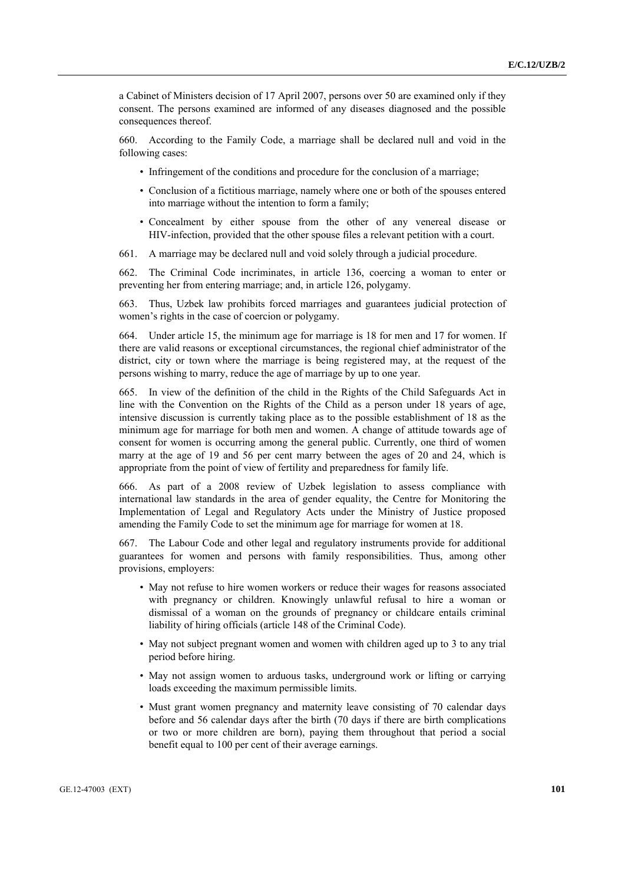a Cabinet of Ministers decision of 17 April 2007, persons over 50 are examined only if they consent. The persons examined are informed of any diseases diagnosed and the possible consequences thereof.

660. According to the Family Code, a marriage shall be declared null and void in the following cases:

- Infringement of the conditions and procedure for the conclusion of a marriage;
- Conclusion of a fictitious marriage, namely where one or both of the spouses entered into marriage without the intention to form a family;
- Concealment by either spouse from the other of any venereal disease or HIV-infection, provided that the other spouse files a relevant petition with a court.

661. A marriage may be declared null and void solely through a judicial procedure.

662. The Criminal Code incriminates, in article 136, coercing a woman to enter or preventing her from entering marriage; and, in article 126, polygamy.

663. Thus, Uzbek law prohibits forced marriages and guarantees judicial protection of women's rights in the case of coercion or polygamy.

664. Under article 15, the minimum age for marriage is 18 for men and 17 for women. If there are valid reasons or exceptional circumstances, the regional chief administrator of the district, city or town where the marriage is being registered may, at the request of the persons wishing to marry, reduce the age of marriage by up to one year.

665. In view of the definition of the child in the Rights of the Child Safeguards Act in line with the Convention on the Rights of the Child as a person under 18 years of age, intensive discussion is currently taking place as to the possible establishment of 18 as the minimum age for marriage for both men and women. A change of attitude towards age of consent for women is occurring among the general public. Currently, one third of women marry at the age of 19 and 56 per cent marry between the ages of 20 and 24, which is appropriate from the point of view of fertility and preparedness for family life.

666. As part of a 2008 review of Uzbek legislation to assess compliance with international law standards in the area of gender equality, the Centre for Monitoring the Implementation of Legal and Regulatory Acts under the Ministry of Justice proposed amending the Family Code to set the minimum age for marriage for women at 18.

667. The Labour Code and other legal and regulatory instruments provide for additional guarantees for women and persons with family responsibilities. Thus, among other provisions, employers:

- May not refuse to hire women workers or reduce their wages for reasons associated with pregnancy or children. Knowingly unlawful refusal to hire a woman or dismissal of a woman on the grounds of pregnancy or childcare entails criminal liability of hiring officials (article 148 of the Criminal Code).
- May not subject pregnant women and women with children aged up to 3 to any trial period before hiring.
- May not assign women to arduous tasks, underground work or lifting or carrying loads exceeding the maximum permissible limits.
- Must grant women pregnancy and maternity leave consisting of 70 calendar days before and 56 calendar days after the birth (70 days if there are birth complications or two or more children are born), paying them throughout that period a social benefit equal to 100 per cent of their average earnings.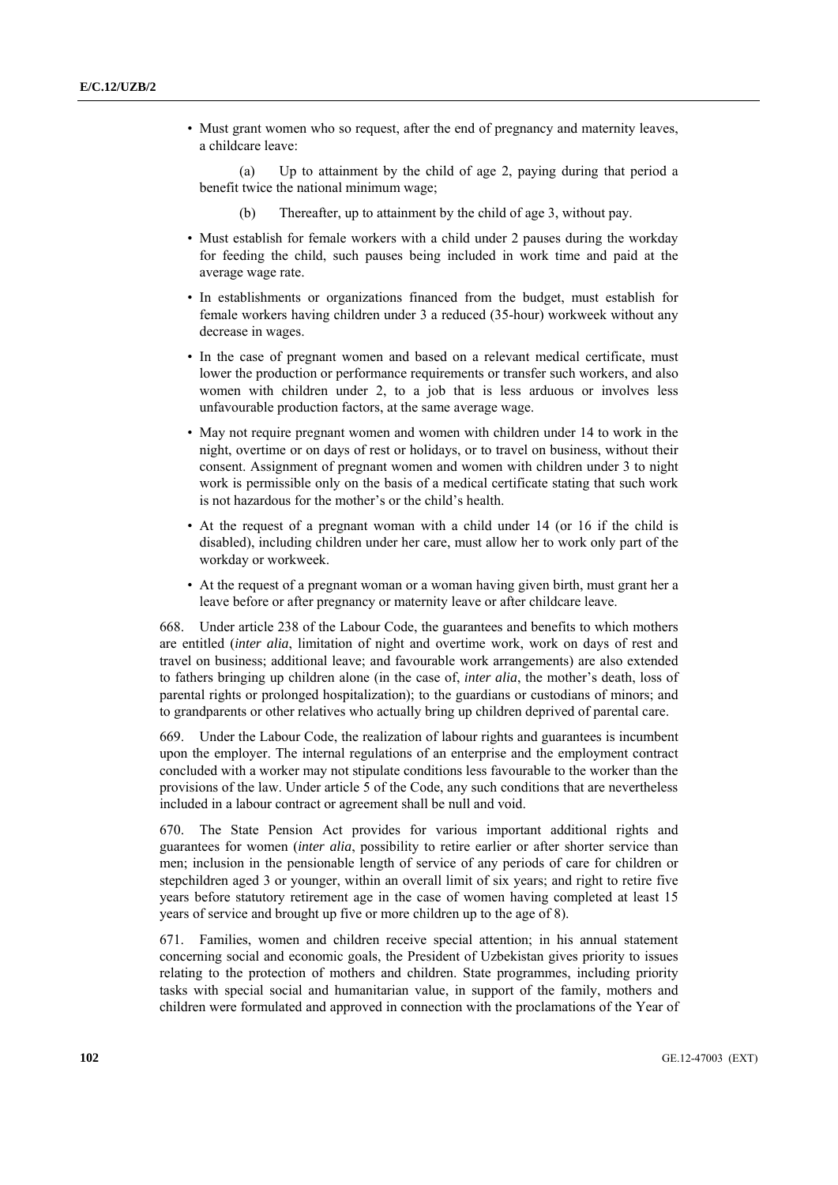- Must grant women who so request, after the end of pregnancy and maternity leaves, a childcare leave:

  (a) Up to attainment by the child of age 2, paying during that period a benefit twice the national minimum wage;

  (b) Thereafter, up to attainment by the child of age 3, without pay.

- Must establish for female workers with a child under 2 pauses during the workday for feeding the child, such pauses being included in work time and paid at the average wage rate.
- In establishments or organizations financed from the budget, must establish for female workers having children under 3 a reduced (35-hour) workweek without any decrease in wages.
- In the case of pregnant women and based on a relevant medical certificate, must lower the production or performance requirements or transfer such workers, and also women with children under 2, to a job that is less arduous or involves less unfavourable production factors, at the same average wage.
- May not require pregnant women and women with children under 14 to work in the night, overtime or on days of rest or holidays, or to travel on business, without their consent. Assignment of pregnant women and women with children under 3 to night work is permissible only on the basis of a medical certificate stating that such work is not hazardous for the mother's or the child's health.
- At the request of a pregnant woman with a child under 14 (or 16 if the child is disabled), including children under her care, must allow her to work only part of the workday or workweek.
- At the request of a pregnant woman or a woman having given birth, must grant her a leave before or after pregnancy or maternity leave or after childcare leave.

668. Under article 238 of the Labour Code, the guarantees and benefits to which mothers are entitled (*inter alia*, limitation of night and overtime work, work on days of rest and travel on business; additional leave; and favourable work arrangements) are also extended to fathers bringing up children alone (in the case of, *inter alia*, the mother's death, loss of parental rights or prolonged hospitalization); to the guardians or custodians of minors; and to grandparents or other relatives who actually bring up children deprived of parental care.

669. Under the Labour Code, the realization of labour rights and guarantees is incumbent upon the employer. The internal regulations of an enterprise and the employment contract concluded with a worker may not stipulate conditions less favourable to the worker than the provisions of the law. Under article 5 of the Code, any such conditions that are nevertheless included in a labour contract or agreement shall be null and void.

670. The State Pension Act provides for various important additional rights and guarantees for women (*inter alia*, possibility to retire earlier or after shorter service than men; inclusion in the pensionable length of service of any periods of care for children or stepchildren aged 3 or younger, within an overall limit of six years; and right to retire five years before statutory retirement age in the case of women having completed at least 15 years of service and brought up five or more children up to the age of 8).

671. Families, women and children receive special attention; in his annual statement concerning social and economic goals, the President of Uzbekistan gives priority to issues relating to the protection of mothers and children. State programmes, including priority tasks with special social and humanitarian value, in support of the family, mothers and children were formulated and approved in connection with the proclamations of the Year of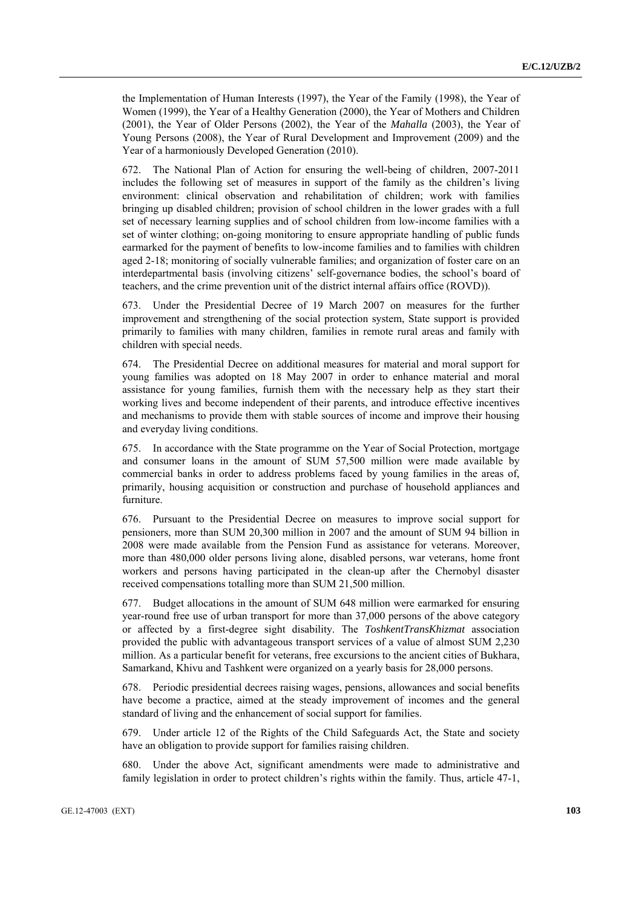the Implementation of Human Interests (1997), the Year of the Family (1998), the Year of Women (1999), the Year of a Healthy Generation (2000), the Year of Mothers and Children (2001), the Year of Older Persons (2002), the Year of the *Mahalla* (2003), the Year of Young Persons (2008), the Year of Rural Development and Improvement (2009) and the Year of a harmoniously Developed Generation (2010).

672. The National Plan of Action for ensuring the well-being of children, 2007-2011 includes the following set of measures in support of the family as the children's living environment: clinical observation and rehabilitation of children; work with families bringing up disabled children; provision of school children in the lower grades with a full set of necessary learning supplies and of school children from low-income families with a set of winter clothing; on-going monitoring to ensure appropriate handling of public funds earmarked for the payment of benefits to low-income families and to families with children aged 2-18; monitoring of socially vulnerable families; and organization of foster care on an interdepartmental basis (involving citizens' self-governance bodies, the school's board of teachers, and the crime prevention unit of the district internal affairs office (ROVD)).

673. Under the Presidential Decree of 19 March 2007 on measures for the further improvement and strengthening of the social protection system, State support is provided primarily to families with many children, families in remote rural areas and family with children with special needs.

674. The Presidential Decree on additional measures for material and moral support for young families was adopted on 18 May 2007 in order to enhance material and moral assistance for young families, furnish them with the necessary help as they start their working lives and become independent of their parents, and introduce effective incentives and mechanisms to provide them with stable sources of income and improve their housing and everyday living conditions.

675. In accordance with the State programme on the Year of Social Protection, mortgage and consumer loans in the amount of SUM 57,500 million were made available by commercial banks in order to address problems faced by young families in the areas of, primarily, housing acquisition or construction and purchase of household appliances and furniture.

676. Pursuant to the Presidential Decree on measures to improve social support for pensioners, more than SUM 20,300 million in 2007 and the amount of SUM 94 billion in 2008 were made available from the Pension Fund as assistance for veterans. Moreover, more than 480,000 older persons living alone, disabled persons, war veterans, home front workers and persons having participated in the clean-up after the Chernobyl disaster received compensations totalling more than SUM 21,500 million.

677. Budget allocations in the amount of SUM 648 million were earmarked for ensuring year-round free use of urban transport for more than 37,000 persons of the above category or affected by a first-degree sight disability. The *ToshkentTransKhizmat* association provided the public with advantageous transport services of a value of almost SUM 2,230 million. As a particular benefit for veterans, free excursions to the ancient cities of Bukhara, Samarkand, Khivu and Tashkent were organized on a yearly basis for 28,000 persons.

678. Periodic presidential decrees raising wages, pensions, allowances and social benefits have become a practice, aimed at the steady improvement of incomes and the general standard of living and the enhancement of social support for families.

679. Under article 12 of the Rights of the Child Safeguards Act, the State and society have an obligation to provide support for families raising children.

680. Under the above Act, significant amendments were made to administrative and family legislation in order to protect children's rights within the family. Thus, article 47-1,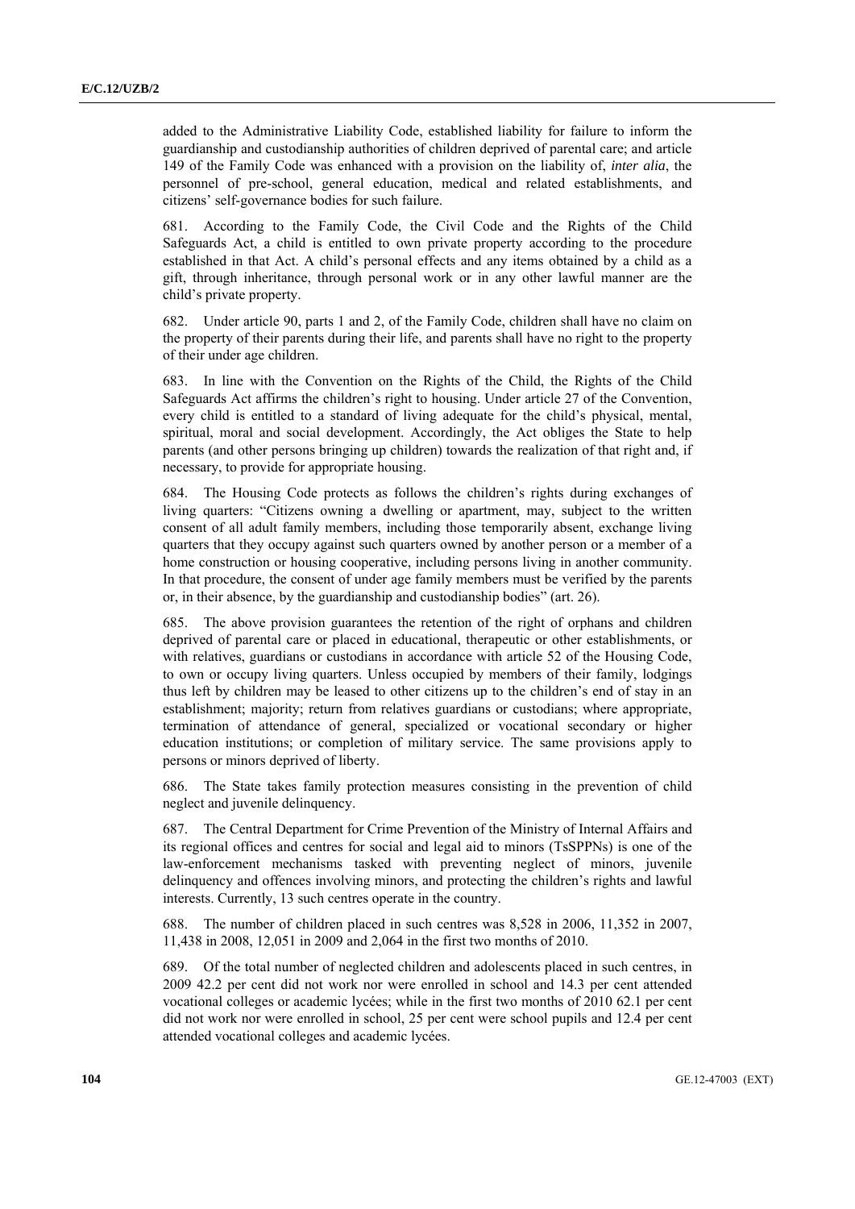added to the Administrative Liability Code, established liability for failure to inform the guardianship and custodianship authorities of children deprived of parental care; and article 149 of the Family Code was enhanced with a provision on the liability of, *inter alia*, the personnel of pre-school, general education, medical and related establishments, and citizens' self-governance bodies for such failure.

681. According to the Family Code, the Civil Code and the Rights of the Child Safeguards Act, a child is entitled to own private property according to the procedure established in that Act. A child's personal effects and any items obtained by a child as a gift, through inheritance, through personal work or in any other lawful manner are the child's private property.

682. Under article 90, parts 1 and 2, of the Family Code, children shall have no claim on the property of their parents during their life, and parents shall have no right to the property of their under age children.

683. In line with the Convention on the Rights of the Child, the Rights of the Child Safeguards Act affirms the children's right to housing. Under article 27 of the Convention, every child is entitled to a standard of living adequate for the child's physical, mental, spiritual, moral and social development. Accordingly, the Act obliges the State to help parents (and other persons bringing up children) towards the realization of that right and, if necessary, to provide for appropriate housing.

684. The Housing Code protects as follows the children's rights during exchanges of living quarters: "Citizens owning a dwelling or apartment, may, subject to the written consent of all adult family members, including those temporarily absent, exchange living quarters that they occupy against such quarters owned by another person or a member of a home construction or housing cooperative, including persons living in another community. In that procedure, the consent of under age family members must be verified by the parents or, in their absence, by the guardianship and custodianship bodies" (art. 26).

685. The above provision guarantees the retention of the right of orphans and children deprived of parental care or placed in educational, therapeutic or other establishments, or with relatives, guardians or custodians in accordance with article 52 of the Housing Code, to own or occupy living quarters. Unless occupied by members of their family, lodgings thus left by children may be leased to other citizens up to the children's end of stay in an establishment; majority; return from relatives guardians or custodians; where appropriate, termination of attendance of general, specialized or vocational secondary or higher education institutions; or completion of military service. The same provisions apply to persons or minors deprived of liberty.

686. The State takes family protection measures consisting in the prevention of child neglect and juvenile delinquency.

687. The Central Department for Crime Prevention of the Ministry of Internal Affairs and its regional offices and centres for social and legal aid to minors (TsSPPNs) is one of the law-enforcement mechanisms tasked with preventing neglect of minors, juvenile delinquency and offences involving minors, and protecting the children's rights and lawful interests. Currently, 13 such centres operate in the country.

688. The number of children placed in such centres was 8,528 in 2006, 11,352 in 2007, 11,438 in 2008, 12,051 in 2009 and 2,064 in the first two months of 2010.

689. Of the total number of neglected children and adolescents placed in such centres, in 2009 42.2 per cent did not work nor were enrolled in school and 14.3 per cent attended vocational colleges or academic lycées; while in the first two months of 2010 62.1 per cent did not work nor were enrolled in school, 25 per cent were school pupils and 12.4 per cent attended vocational colleges and academic lycées.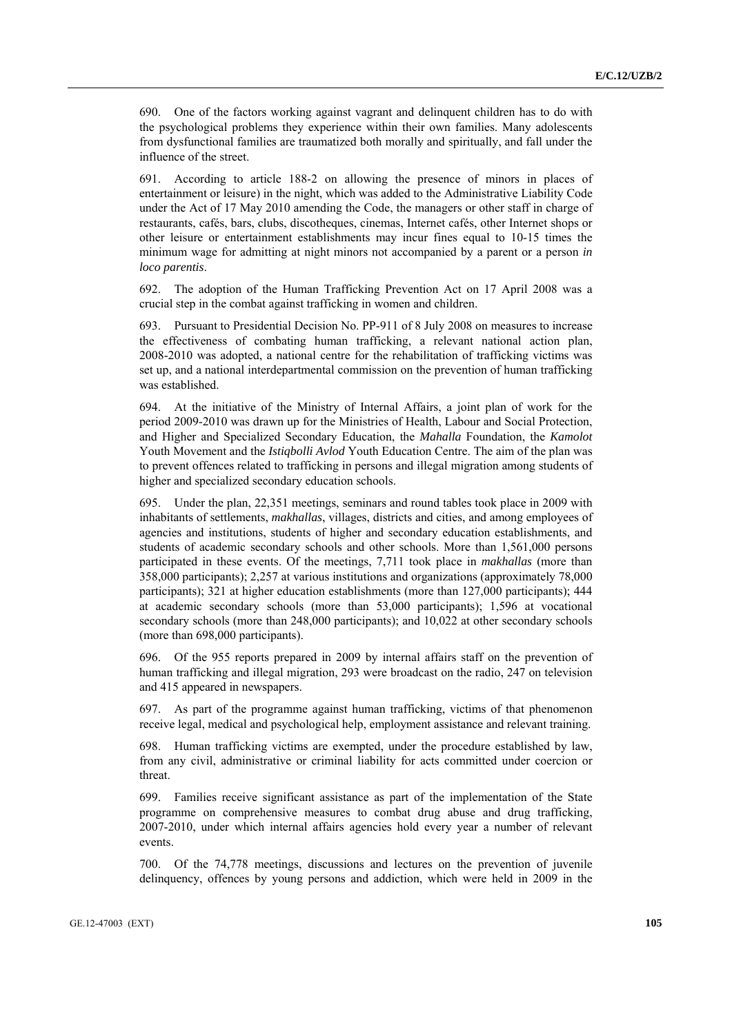690. One of the factors working against vagrant and delinquent children has to do with the psychological problems they experience within their own families. Many adolescents from dysfunctional families are traumatized both morally and spiritually, and fall under the influence of the street.

691. According to article 188-2 on allowing the presence of minors in places of entertainment or leisure) in the night, which was added to the Administrative Liability Code under the Act of 17 May 2010 amending the Code, the managers or other staff in charge of restaurants, cafés, bars, clubs, discotheques, cinemas, Internet cafés, other Internet shops or other leisure or entertainment establishments may incur fines equal to 10-15 times the minimum wage for admitting at night minors not accompanied by a parent or a person *in loco parentis*.

692. The adoption of the Human Trafficking Prevention Act on 17 April 2008 was a crucial step in the combat against trafficking in women and children.

693. Pursuant to Presidential Decision No. PP-911 of 8 July 2008 on measures to increase the effectiveness of combating human trafficking, a relevant national action plan, 2008-2010 was adopted, a national centre for the rehabilitation of trafficking victims was set up, and a national interdepartmental commission on the prevention of human trafficking was established.

694. At the initiative of the Ministry of Internal Affairs, a joint plan of work for the period 2009-2010 was drawn up for the Ministries of Health, Labour and Social Protection, and Higher and Specialized Secondary Education, the *Mahalla* Foundation, the *Kamolot* Youth Movement and the *Istiqbolli Avlod* Youth Education Centre. The aim of the plan was to prevent offences related to trafficking in persons and illegal migration among students of higher and specialized secondary education schools.

695. Under the plan, 22,351 meetings, seminars and round tables took place in 2009 with inhabitants of settlements, *makhallas*, villages, districts and cities, and among employees of agencies and institutions, students of higher and secondary education establishments, and students of academic secondary schools and other schools. More than 1,561,000 persons participated in these events. Of the meetings, 7,711 took place in *makhallas* (more than 358,000 participants); 2,257 at various institutions and organizations (approximately 78,000 participants); 321 at higher education establishments (more than 127,000 participants); 444 at academic secondary schools (more than 53,000 participants); 1,596 at vocational secondary schools (more than 248,000 participants); and 10,022 at other secondary schools (more than 698,000 participants).

696. Of the 955 reports prepared in 2009 by internal affairs staff on the prevention of human trafficking and illegal migration, 293 were broadcast on the radio, 247 on television and 415 appeared in newspapers.

697. As part of the programme against human trafficking, victims of that phenomenon receive legal, medical and psychological help, employment assistance and relevant training.

698. Human trafficking victims are exempted, under the procedure established by law, from any civil, administrative or criminal liability for acts committed under coercion or threat.

699. Families receive significant assistance as part of the implementation of the State programme on comprehensive measures to combat drug abuse and drug trafficking, 2007-2010, under which internal affairs agencies hold every year a number of relevant events.

700. Of the 74,778 meetings, discussions and lectures on the prevention of juvenile delinquency, offences by young persons and addiction, which were held in 2009 in the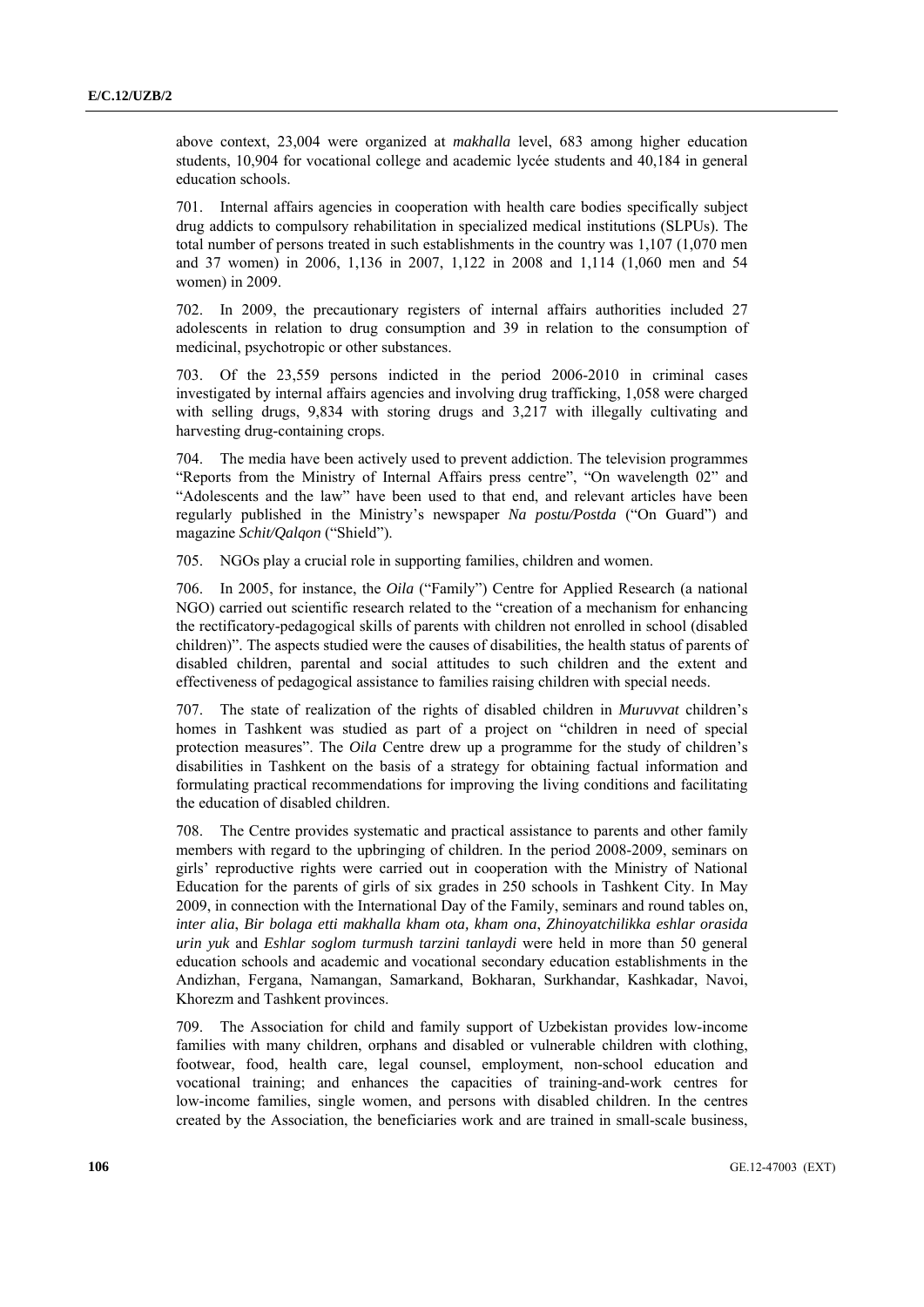above context, 23,004 were organized at *makhalla* level, 683 among higher education students, 10,904 for vocational college and academic lycée students and 40,184 in general education schools.

701. Internal affairs agencies in cooperation with health care bodies specifically subject drug addicts to compulsory rehabilitation in specialized medical institutions (SLPUs). The total number of persons treated in such establishments in the country was 1,107 (1,070 men and 37 women) in 2006, 1,136 in 2007, 1,122 in 2008 and 1,114 (1,060 men and 54 women) in 2009.

702. In 2009, the precautionary registers of internal affairs authorities included 27 adolescents in relation to drug consumption and 39 in relation to the consumption of medicinal, psychotropic or other substances.

703. Of the 23,559 persons indicted in the period 2006-2010 in criminal cases investigated by internal affairs agencies and involving drug trafficking, 1,058 were charged with selling drugs, 9,834 with storing drugs and 3,217 with illegally cultivating and harvesting drug-containing crops.

704. The media have been actively used to prevent addiction. The television programmes "Reports from the Ministry of Internal Affairs press centre", "On wavelength 02" and "Adolescents and the law" have been used to that end, and relevant articles have been regularly published in the Ministry's newspaper *Na postu/Postda* ("On Guard") and magazine *Schit/Qalqon* ("Shield").

705. NGOs play a crucial role in supporting families, children and women.

706. In 2005, for instance, the *Oila* ("Family") Centre for Applied Research (a national NGO) carried out scientific research related to the "creation of a mechanism for enhancing the rectificatory-pedagogical skills of parents with children not enrolled in school (disabled children)". The aspects studied were the causes of disabilities, the health status of parents of disabled children, parental and social attitudes to such children and the extent and effectiveness of pedagogical assistance to families raising children with special needs.

707. The state of realization of the rights of disabled children in *Muruvvat* children's homes in Tashkent was studied as part of a project on "children in need of special protection measures". The *Oila* Centre drew up a programme for the study of children's disabilities in Tashkent on the basis of a strategy for obtaining factual information and formulating practical recommendations for improving the living conditions and facilitating the education of disabled children.

708. The Centre provides systematic and practical assistance to parents and other family members with regard to the upbringing of children. In the period 2008-2009, seminars on girls' reproductive rights were carried out in cooperation with the Ministry of National Education for the parents of girls of six grades in 250 schools in Tashkent City. In May 2009, in connection with the International Day of the Family, seminars and round tables on, *inter alia*, *Bir bolaga etti makhalla kham ota, kham ona*, *Zhinoyatchilikka eshlar orasida urin yuk* and *Eshlar soglom turmush tarzini tanlaydi* were held in more than 50 general education schools and academic and vocational secondary education establishments in the Andizhan, Fergana, Namangan, Samarkand, Bokharan, Surkhandar, Kashkadar, Navoi, Khorezm and Tashkent provinces.

709. The Association for child and family support of Uzbekistan provides low-income families with many children, orphans and disabled or vulnerable children with clothing, footwear, food, health care, legal counsel, employment, non-school education and vocational training; and enhances the capacities of training-and-work centres for low-income families, single women, and persons with disabled children. In the centres created by the Association, the beneficiaries work and are trained in small-scale business,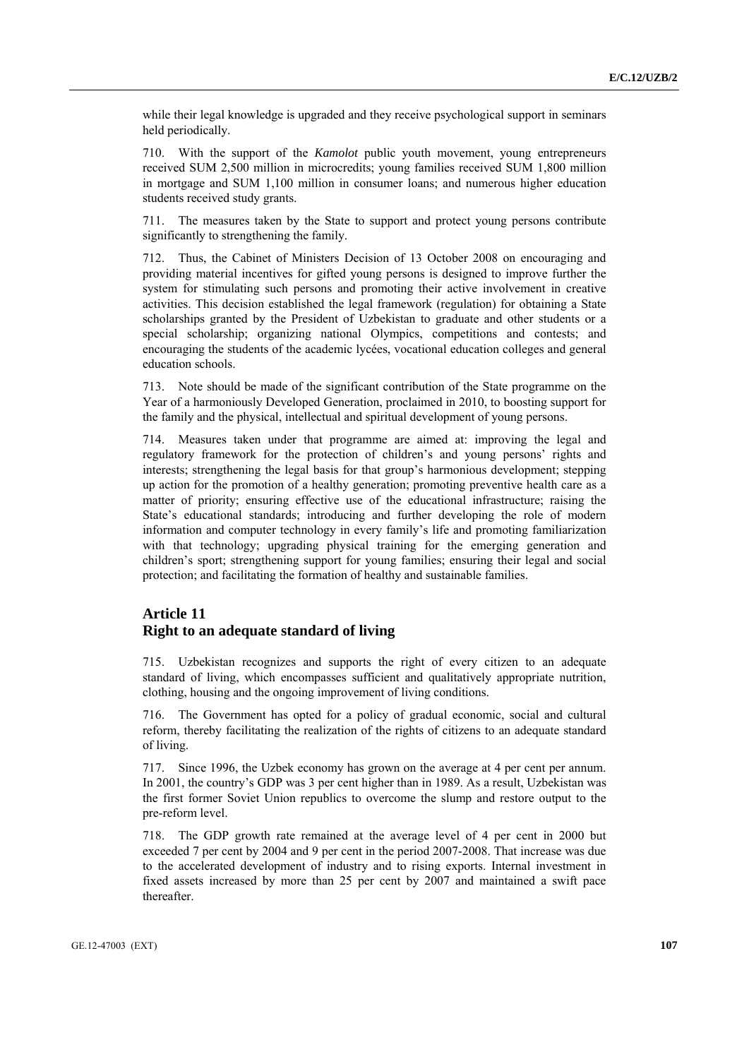while their legal knowledge is upgraded and they receive psychological support in seminars held periodically.

710. With the support of the *Kamolot* public youth movement, young entrepreneurs received SUM 2,500 million in microcredits; young families received SUM 1,800 million in mortgage and SUM 1,100 million in consumer loans; and numerous higher education students received study grants.

711. The measures taken by the State to support and protect young persons contribute significantly to strengthening the family.

712. Thus, the Cabinet of Ministers Decision of 13 October 2008 on encouraging and providing material incentives for gifted young persons is designed to improve further the system for stimulating such persons and promoting their active involvement in creative activities. This decision established the legal framework (regulation) for obtaining a State scholarships granted by the President of Uzbekistan to graduate and other students or a special scholarship; organizing national Olympics, competitions and contests; and encouraging the students of the academic lycées, vocational education colleges and general education schools.

713. Note should be made of the significant contribution of the State programme on the Year of a harmoniously Developed Generation, proclaimed in 2010, to boosting support for the family and the physical, intellectual and spiritual development of young persons.

714. Measures taken under that programme are aimed at: improving the legal and regulatory framework for the protection of children's and young persons' rights and interests; strengthening the legal basis for that group's harmonious development; stepping up action for the promotion of a healthy generation; promoting preventive health care as a matter of priority; ensuring effective use of the educational infrastructure; raising the State's educational standards; introducing and further developing the role of modern information and computer technology in every family's life and promoting familiarization with that technology; upgrading physical training for the emerging generation and children's sport; strengthening support for young families; ensuring their legal and social protection; and facilitating the formation of healthy and sustainable families.

## Article 11
## Right to an adequate standard of living

715. Uzbekistan recognizes and supports the right of every citizen to an adequate standard of living, which encompasses sufficient and qualitatively appropriate nutrition, clothing, housing and the ongoing improvement of living conditions.

716. The Government has opted for a policy of gradual economic, social and cultural reform, thereby facilitating the realization of the rights of citizens to an adequate standard of living.

717. Since 1996, the Uzbek economy has grown on the average at 4 per cent per annum. In 2001, the country's GDP was 3 per cent higher than in 1989. As a result, Uzbekistan was the first former Soviet Union republics to overcome the slump and restore output to the pre-reform level.

718. The GDP growth rate remained at the average level of 4 per cent in 2000 but exceeded 7 per cent by 2004 and 9 per cent in the period 2007-2008. That increase was due to the accelerated development of industry and to rising exports. Internal investment in fixed assets increased by more than 25 per cent by 2007 and maintained a swift pace thereafter.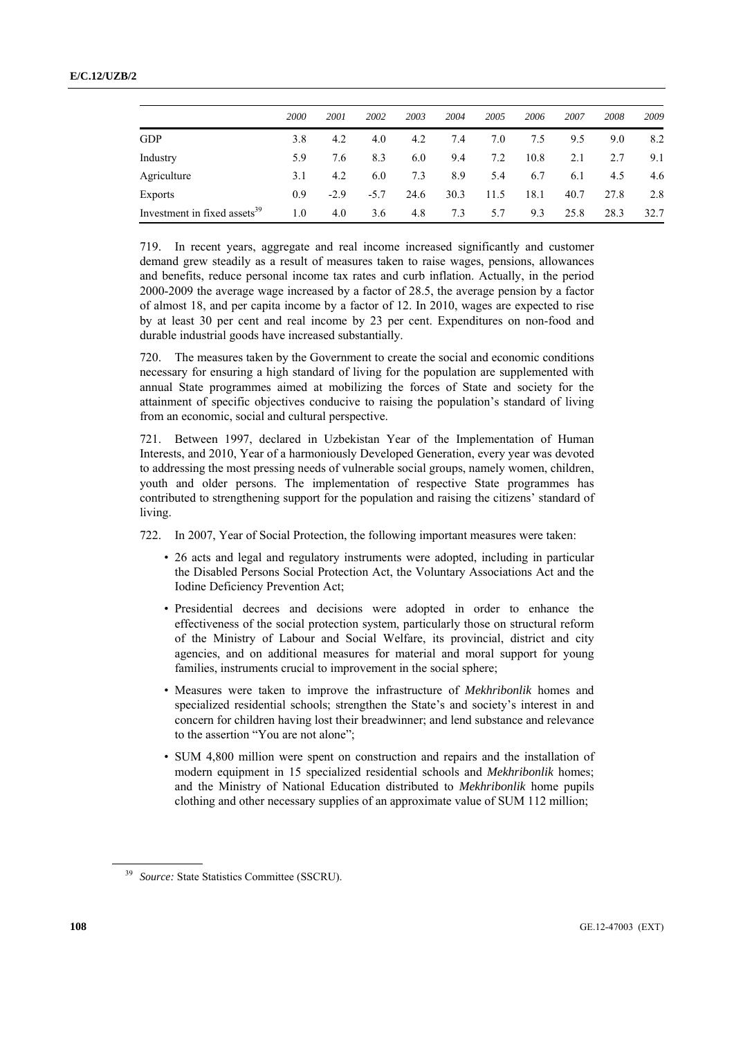| | *2000* | *2001* | *2002* | *2003* | *2004* | *2005* | *2006* | *2007* | *2008* | *2009* |
|---|---|---|---|---|---|---|---|---|---|---|
| GDP | 3.8 | 4.2 | 4.0 | 4.2 | 7.4 | 7.0 | 7.5 | 9.5 | 9.0 | 8.2 |
| Industry | 5.9 | 7.6 | 8.3 | 6.0 | 9.4 | 7.2 | 10.8 | 2.1 | 2.7 | 9.1 |
| Agriculture | 3.1 | 4.2 | 6.0 | 7.3 | 8.9 | 5.4 | 6.7 | 6.1 | 4.5 | 4.6 |
| Exports | 0.9 | -2.9 | -5.7 | 24.6 | 30.3 | 11.5 | 18.1 | 40.7 | 27.8 | 2.8 |
| Investment in fixed assets[39] | 1.0 | 4.0 | 3.6 | 4.8 | 7.3 | 5.7 | 9.3 | 25.8 | 28.3 | 32.7 |

719. In recent years, aggregate and real income increased significantly and customer demand grew steadily as a result of measures taken to raise wages, pensions, allowances and benefits, reduce personal income tax rates and curb inflation. Actually, in the period 2000-2009 the average wage increased by a factor of 28.5, the average pension by a factor of almost 18, and per capita income by a factor of 12. In 2010, wages are expected to rise by at least 30 per cent and real income by 23 per cent. Expenditures on non-food and durable industrial goods have increased substantially.

720. The measures taken by the Government to create the social and economic conditions necessary for ensuring a high standard of living for the population are supplemented with annual State programmes aimed at mobilizing the forces of State and society for the attainment of specific objectives conducive to raising the population's standard of living from an economic, social and cultural perspective.

721. Between 1997, declared in Uzbekistan Year of the Implementation of Human Interests, and 2010, Year of a harmoniously Developed Generation, every year was devoted to addressing the most pressing needs of vulnerable social groups, namely women, children, youth and older persons. The implementation of respective State programmes has contributed to strengthening support for the population and raising the citizens' standard of living.

722. In 2007, Year of Social Protection, the following important measures were taken:

- 26 acts and legal and regulatory instruments were adopted, including in particular the Disabled Persons Social Protection Act, the Voluntary Associations Act and the Iodine Deficiency Prevention Act;
- Presidential decrees and decisions were adopted in order to enhance the effectiveness of the social protection system, particularly those on structural reform of the Ministry of Labour and Social Welfare, its provincial, district and city agencies, and on additional measures for material and moral support for young families, instruments crucial to improvement in the social sphere;
- Measures were taken to improve the infrastructure of *Mekhribonlik* homes and specialized residential schools; strengthen the State's and society's interest in and concern for children having lost their breadwinner; and lend substance and relevance to the assertion "You are not alone";
- SUM 4,800 million were spent on construction and repairs and the installation of modern equipment in 15 specialized residential schools and *Mekhribonlik* homes; and the Ministry of National Education distributed to *Mekhribonlik* home pupils clothing and other necessary supplies of an approximate value of SUM 112 million;

[39] *Source:* State Statistics Committee (SSCRU).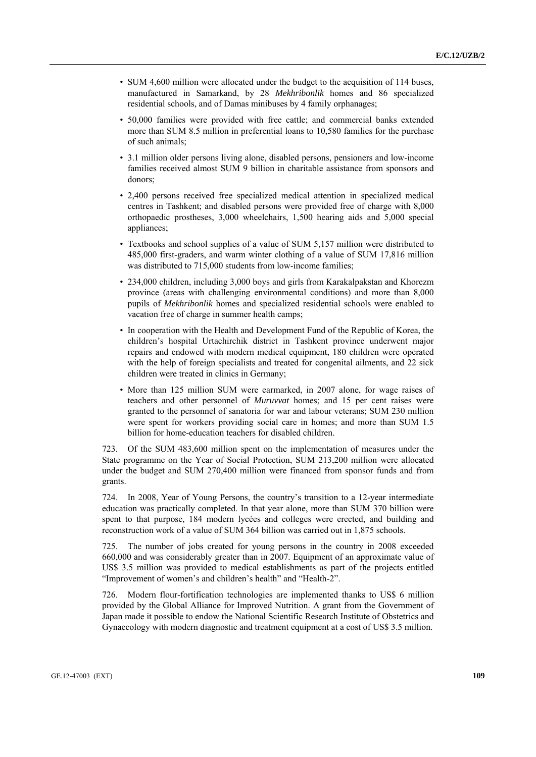- SUM 4,600 million were allocated under the budget to the acquisition of 114 buses, manufactured in Samarkand, by 28 *Mekhribonlik* homes and 86 specialized residential schools, and of Damas minibuses by 4 family orphanages;
- 50,000 families were provided with free cattle; and commercial banks extended more than SUM 8.5 million in preferential loans to 10,580 families for the purchase of such animals;
- 3.1 million older persons living alone, disabled persons, pensioners and low-income families received almost SUM 9 billion in charitable assistance from sponsors and donors;
- 2,400 persons received free specialized medical attention in specialized medical centres in Tashkent; and disabled persons were provided free of charge with 8,000 orthopaedic prostheses, 3,000 wheelchairs, 1,500 hearing aids and 5,000 special appliances;
- Textbooks and school supplies of a value of SUM 5,157 million were distributed to 485,000 first-graders, and warm winter clothing of a value of SUM 17,816 million was distributed to 715,000 students from low-income families;
- 234,000 children, including 3,000 boys and girls from Karakalpakstan and Khorezm province (areas with challenging environmental conditions) and more than 8,000 pupils of *Mekhribonlik* homes and specialized residential schools were enabled to vacation free of charge in summer health camps;
- In cooperation with the Health and Development Fund of the Republic of Korea, the children's hospital Urtachirchik district in Tashkent province underwent major repairs and endowed with modern medical equipment, 180 children were operated with the help of foreign specialists and treated for congenital ailments, and 22 sick children were treated in clinics in Germany;
- More than 125 million SUM were earmarked, in 2007 alone, for wage raises of teachers and other personnel of *Muruvvat* homes; and 15 per cent raises were granted to the personnel of sanatoria for war and labour veterans; SUM 230 million were spent for workers providing social care in homes; and more than SUM 1.5 billion for home-education teachers for disabled children.

723. Of the SUM 483,600 million spent on the implementation of measures under the State programme on the Year of Social Protection, SUM 213,200 million were allocated under the budget and SUM 270,400 million were financed from sponsor funds and from grants.

724. In 2008, Year of Young Persons, the country's transition to a 12-year intermediate education was practically completed. In that year alone, more than SUM 370 billion were spent to that purpose, 184 modern lycées and colleges were erected, and building and reconstruction work of a value of SUM 364 billion was carried out in 1,875 schools.

725. The number of jobs created for young persons in the country in 2008 exceeded 660,000 and was considerably greater than in 2007. Equipment of an approximate value of US$ 3.5 million was provided to medical establishments as part of the projects entitled "Improvement of women's and children's health" and "Health-2".

726. Modern flour-fortification technologies are implemented thanks to US$ 6 million provided by the Global Alliance for Improved Nutrition. A grant from the Government of Japan made it possible to endow the National Scientific Research Institute of Obstetrics and Gynaecology with modern diagnostic and treatment equipment at a cost of US$ 3.5 million.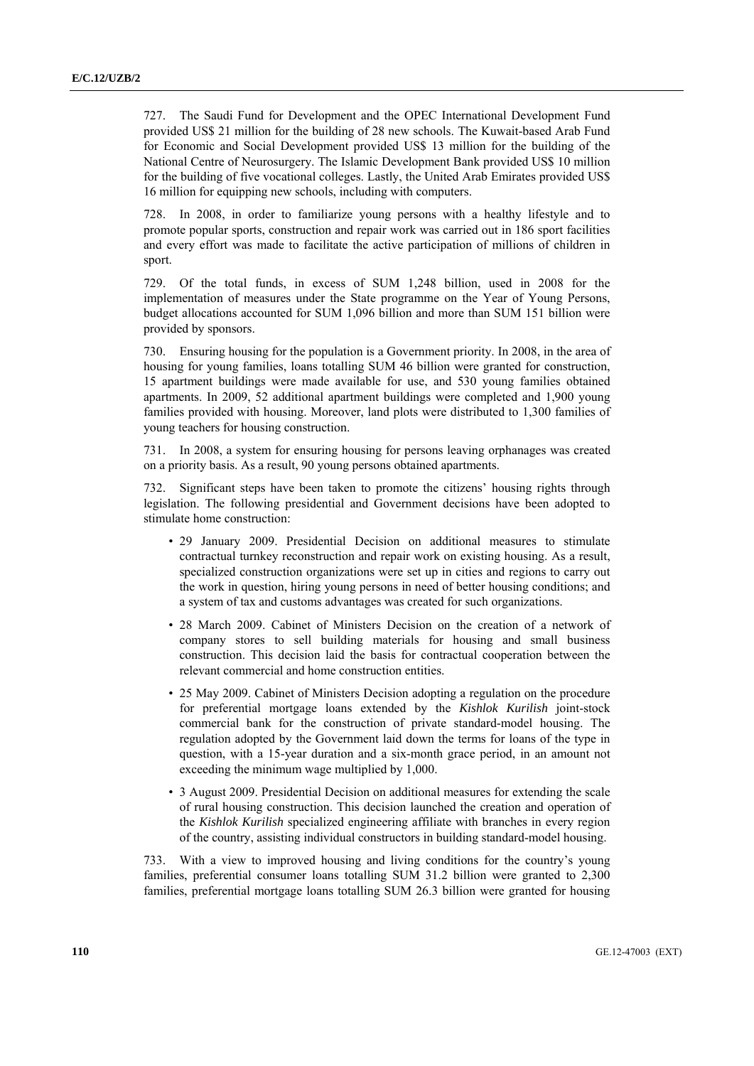727. The Saudi Fund for Development and the OPEC International Development Fund provided US$ 21 million for the building of 28 new schools. The Kuwait-based Arab Fund for Economic and Social Development provided US$ 13 million for the building of the National Centre of Neurosurgery. The Islamic Development Bank provided US$ 10 million for the building of five vocational colleges. Lastly, the United Arab Emirates provided US$ 16 million for equipping new schools, including with computers.

728. In 2008, in order to familiarize young persons with a healthy lifestyle and to promote popular sports, construction and repair work was carried out in 186 sport facilities and every effort was made to facilitate the active participation of millions of children in sport.

729. Of the total funds, in excess of SUM 1,248 billion, used in 2008 for the implementation of measures under the State programme on the Year of Young Persons, budget allocations accounted for SUM 1,096 billion and more than SUM 151 billion were provided by sponsors.

730. Ensuring housing for the population is a Government priority. In 2008, in the area of housing for young families, loans totalling SUM 46 billion were granted for construction, 15 apartment buildings were made available for use, and 530 young families obtained apartments. In 2009, 52 additional apartment buildings were completed and 1,900 young families provided with housing. Moreover, land plots were distributed to 1,300 families of young teachers for housing construction.

731. In 2008, a system for ensuring housing for persons leaving orphanages was created on a priority basis. As a result, 90 young persons obtained apartments.

732. Significant steps have been taken to promote the citizens' housing rights through legislation. The following presidential and Government decisions have been adopted to stimulate home construction:

- 29 January 2009. Presidential Decision on additional measures to stimulate contractual turnkey reconstruction and repair work on existing housing. As a result, specialized construction organizations were set up in cities and regions to carry out the work in question, hiring young persons in need of better housing conditions; and a system of tax and customs advantages was created for such organizations.
- 28 March 2009. Cabinet of Ministers Decision on the creation of a network of company stores to sell building materials for housing and small business construction. This decision laid the basis for contractual cooperation between the relevant commercial and home construction entities.
- 25 May 2009. Cabinet of Ministers Decision adopting a regulation on the procedure for preferential mortgage loans extended by the *Kishlok Kurilish* joint-stock commercial bank for the construction of private standard-model housing. The regulation adopted by the Government laid down the terms for loans of the type in question, with a 15-year duration and a six-month grace period, in an amount not exceeding the minimum wage multiplied by 1,000.
- 3 August 2009. Presidential Decision on additional measures for extending the scale of rural housing construction. This decision launched the creation and operation of the *Kishlok Kurilish* specialized engineering affiliate with branches in every region of the country, assisting individual constructors in building standard-model housing.

733. With a view to improved housing and living conditions for the country's young families, preferential consumer loans totalling SUM 31.2 billion were granted to 2,300 families, preferential mortgage loans totalling SUM 26.3 billion were granted for housing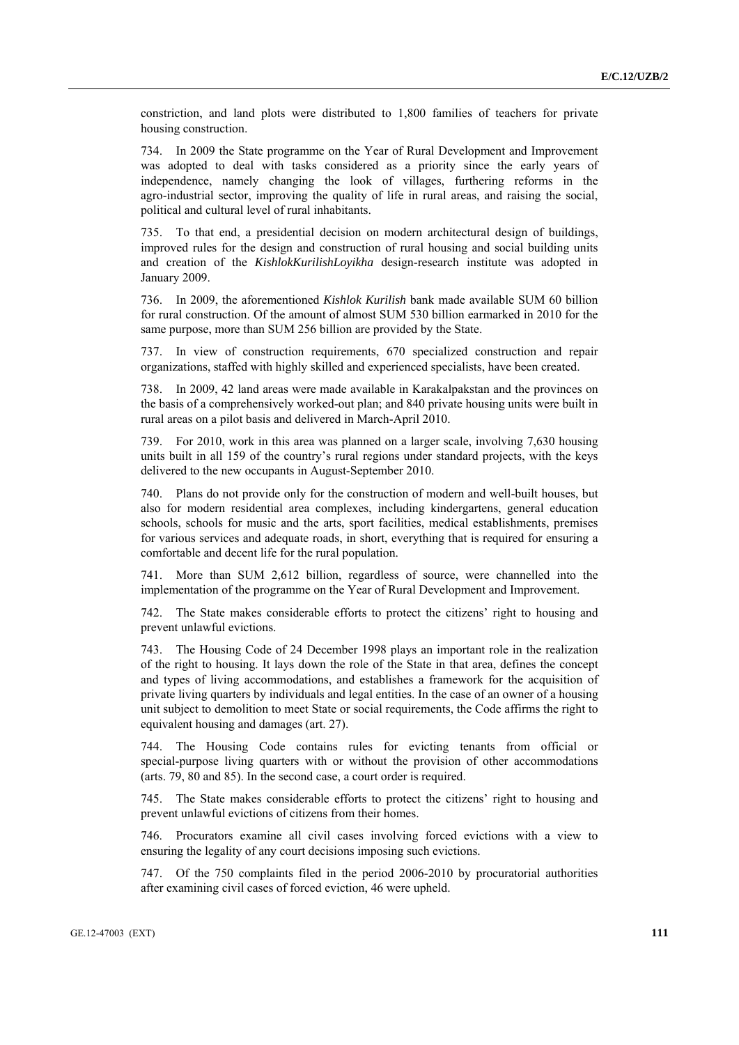constriction, and land plots were distributed to 1,800 families of teachers for private housing construction.

734. In 2009 the State programme on the Year of Rural Development and Improvement was adopted to deal with tasks considered as a priority since the early years of independence, namely changing the look of villages, furthering reforms in the agro-industrial sector, improving the quality of life in rural areas, and raising the social, political and cultural level of rural inhabitants.

735. To that end, a presidential decision on modern architectural design of buildings, improved rules for the design and construction of rural housing and social building units and creation of the *KishlokKurilishLoyikha* design-research institute was adopted in January 2009.

736. In 2009, the aforementioned *Kishlok Kurilish* bank made available SUM 60 billion for rural construction. Of the amount of almost SUM 530 billion earmarked in 2010 for the same purpose, more than SUM 256 billion are provided by the State.

737. In view of construction requirements, 670 specialized construction and repair organizations, staffed with highly skilled and experienced specialists, have been created.

738. In 2009, 42 land areas were made available in Karakalpakstan and the provinces on the basis of a comprehensively worked-out plan; and 840 private housing units were built in rural areas on a pilot basis and delivered in March-April 2010.

739. For 2010, work in this area was planned on a larger scale, involving 7,630 housing units built in all 159 of the country's rural regions under standard projects, with the keys delivered to the new occupants in August-September 2010.

740. Plans do not provide only for the construction of modern and well-built houses, but also for modern residential area complexes, including kindergartens, general education schools, schools for music and the arts, sport facilities, medical establishments, premises for various services and adequate roads, in short, everything that is required for ensuring a comfortable and decent life for the rural population.

741. More than SUM 2,612 billion, regardless of source, were channelled into the implementation of the programme on the Year of Rural Development and Improvement.

742. The State makes considerable efforts to protect the citizens' right to housing and prevent unlawful evictions.

743. The Housing Code of 24 December 1998 plays an important role in the realization of the right to housing. It lays down the role of the State in that area, defines the concept and types of living accommodations, and establishes a framework for the acquisition of private living quarters by individuals and legal entities. In the case of an owner of a housing unit subject to demolition to meet State or social requirements, the Code affirms the right to equivalent housing and damages (art. 27).

744. The Housing Code contains rules for evicting tenants from official or special-purpose living quarters with or without the provision of other accommodations (arts. 79, 80 and 85). In the second case, a court order is required.

745. The State makes considerable efforts to protect the citizens' right to housing and prevent unlawful evictions of citizens from their homes.

746. Procurators examine all civil cases involving forced evictions with a view to ensuring the legality of any court decisions imposing such evictions.

747. Of the 750 complaints filed in the period 2006-2010 by procuratorial authorities after examining civil cases of forced eviction, 46 were upheld.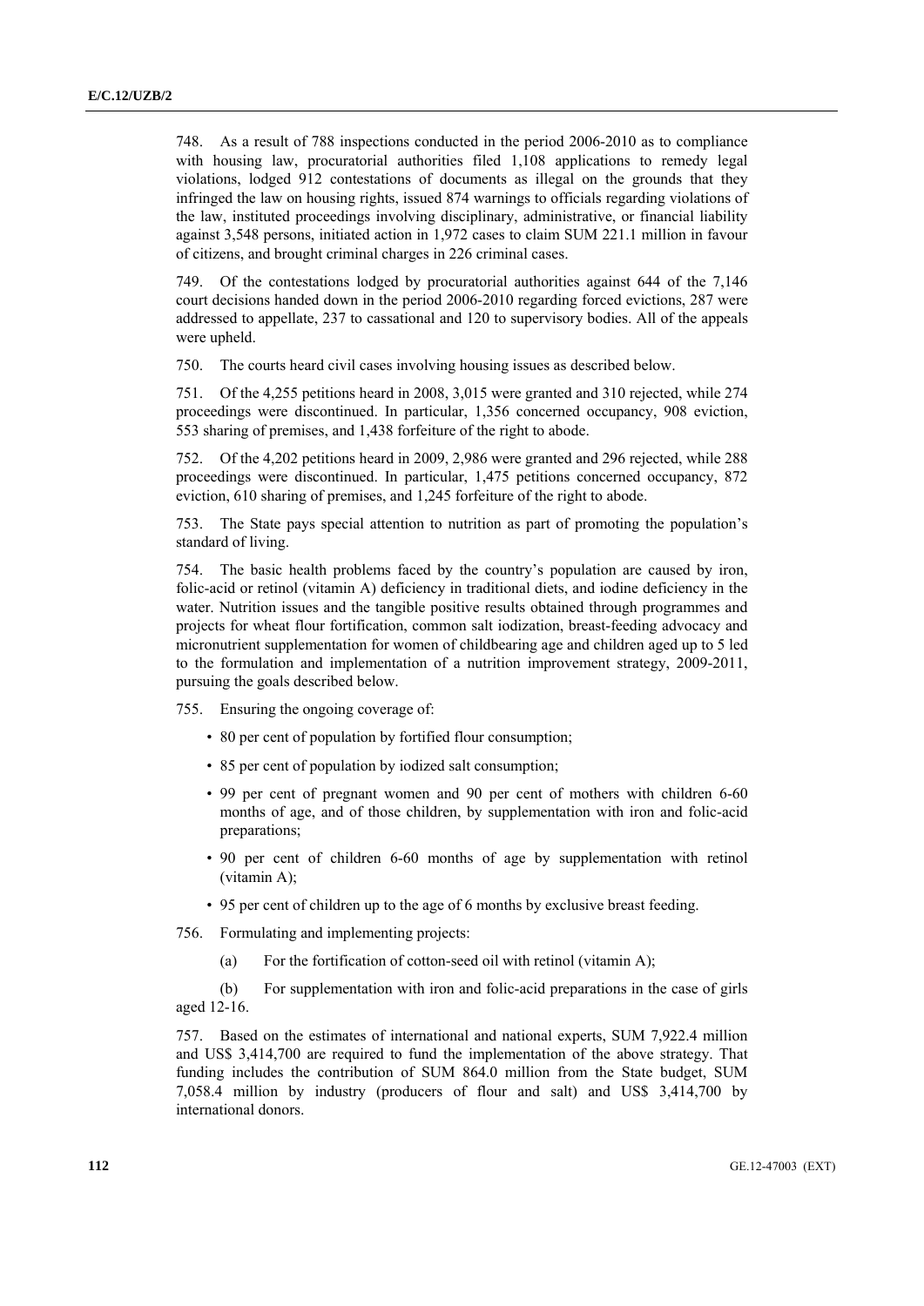748. As a result of 788 inspections conducted in the period 2006-2010 as to compliance with housing law, procuratorial authorities filed 1,108 applications to remedy legal violations, lodged 912 contestations of documents as illegal on the grounds that they infringed the law on housing rights, issued 874 warnings to officials regarding violations of the law, instituted proceedings involving disciplinary, administrative, or financial liability against 3,548 persons, initiated action in 1,972 cases to claim SUM 221.1 million in favour of citizens, and brought criminal charges in 226 criminal cases.

749. Of the contestations lodged by procuratorial authorities against 644 of the 7,146 court decisions handed down in the period 2006-2010 regarding forced evictions, 287 were addressed to appellate, 237 to cassational and 120 to supervisory bodies. All of the appeals were upheld.

750. The courts heard civil cases involving housing issues as described below.

751. Of the 4,255 petitions heard in 2008, 3,015 were granted and 310 rejected, while 274 proceedings were discontinued. In particular, 1,356 concerned occupancy, 908 eviction, 553 sharing of premises, and 1,438 forfeiture of the right to abode.

752. Of the 4,202 petitions heard in 2009, 2,986 were granted and 296 rejected, while 288 proceedings were discontinued. In particular, 1,475 petitions concerned occupancy, 872 eviction, 610 sharing of premises, and 1,245 forfeiture of the right to abode.

753. The State pays special attention to nutrition as part of promoting the population's standard of living.

754. The basic health problems faced by the country's population are caused by iron, folic-acid or retinol (vitamin A) deficiency in traditional diets, and iodine deficiency in the water. Nutrition issues and the tangible positive results obtained through programmes and projects for wheat flour fortification, common salt iodization, breast-feeding advocacy and micronutrient supplementation for women of childbearing age and children aged up to 5 led to the formulation and implementation of a nutrition improvement strategy, 2009-2011, pursuing the goals described below.

755. Ensuring the ongoing coverage of:

- 80 per cent of population by fortified flour consumption;
- 85 per cent of population by iodized salt consumption;
- 99 per cent of pregnant women and 90 per cent of mothers with children 6-60 months of age, and of those children, by supplementation with iron and folic-acid preparations;
- 90 per cent of children 6-60 months of age by supplementation with retinol (vitamin A);
- 95 per cent of children up to the age of 6 months by exclusive breast feeding.

756. Formulating and implementing projects:

(a) For the fortification of cotton-seed oil with retinol (vitamin A);

(b) For supplementation with iron and folic-acid preparations in the case of girls aged 12-16.

757. Based on the estimates of international and national experts, SUM 7,922.4 million and US$ 3,414,700 are required to fund the implementation of the above strategy. That funding includes the contribution of SUM 864.0 million from the State budget, SUM 7,058.4 million by industry (producers of flour and salt) and US$ 3,414,700 by international donors.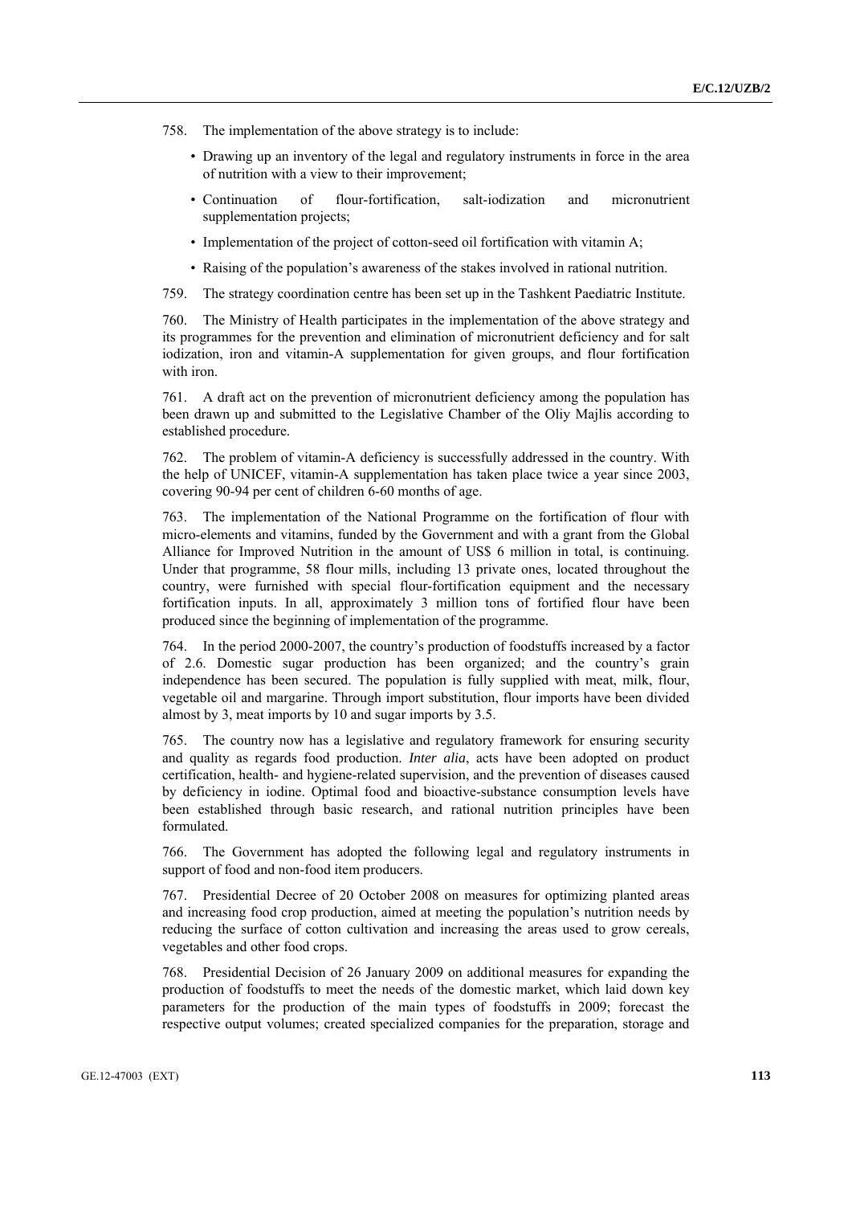758. The implementation of the above strategy is to include:

- Drawing up an inventory of the legal and regulatory instruments in force in the area of nutrition with a view to their improvement;
- Continuation of flour-fortification, salt-iodization and micronutrient supplementation projects;
- Implementation of the project of cotton-seed oil fortification with vitamin A;
- Raising of the population's awareness of the stakes involved in rational nutrition.

759. The strategy coordination centre has been set up in the Tashkent Paediatric Institute.

760. The Ministry of Health participates in the implementation of the above strategy and its programmes for the prevention and elimination of micronutrient deficiency and for salt iodization, iron and vitamin-A supplementation for given groups, and flour fortification with iron.

761. A draft act on the prevention of micronutrient deficiency among the population has been drawn up and submitted to the Legislative Chamber of the Oliy Majlis according to established procedure.

762. The problem of vitamin-A deficiency is successfully addressed in the country. With the help of UNICEF, vitamin-A supplementation has taken place twice a year since 2003, covering 90-94 per cent of children 6-60 months of age.

763. The implementation of the National Programme on the fortification of flour with micro-elements and vitamins, funded by the Government and with a grant from the Global Alliance for Improved Nutrition in the amount of US$ 6 million in total, is continuing. Under that programme, 58 flour mills, including 13 private ones, located throughout the country, were furnished with special flour-fortification equipment and the necessary fortification inputs. In all, approximately 3 million tons of fortified flour have been produced since the beginning of implementation of the programme.

764. In the period 2000-2007, the country's production of foodstuffs increased by a factor of 2.6. Domestic sugar production has been organized; and the country's grain independence has been secured. The population is fully supplied with meat, milk, flour, vegetable oil and margarine. Through import substitution, flour imports have been divided almost by 3, meat imports by 10 and sugar imports by 3.5.

765. The country now has a legislative and regulatory framework for ensuring security and quality as regards food production. *Inter alia*, acts have been adopted on product certification, health- and hygiene-related supervision, and the prevention of diseases caused by deficiency in iodine. Optimal food and bioactive-substance consumption levels have been established through basic research, and rational nutrition principles have been formulated.

766. The Government has adopted the following legal and regulatory instruments in support of food and non-food item producers.

767. Presidential Decree of 20 October 2008 on measures for optimizing planted areas and increasing food crop production, aimed at meeting the population's nutrition needs by reducing the surface of cotton cultivation and increasing the areas used to grow cereals, vegetables and other food crops.

768. Presidential Decision of 26 January 2009 on additional measures for expanding the production of foodstuffs to meet the needs of the domestic market, which laid down key parameters for the production of the main types of foodstuffs in 2009; forecast the respective output volumes; created specialized companies for the preparation, storage and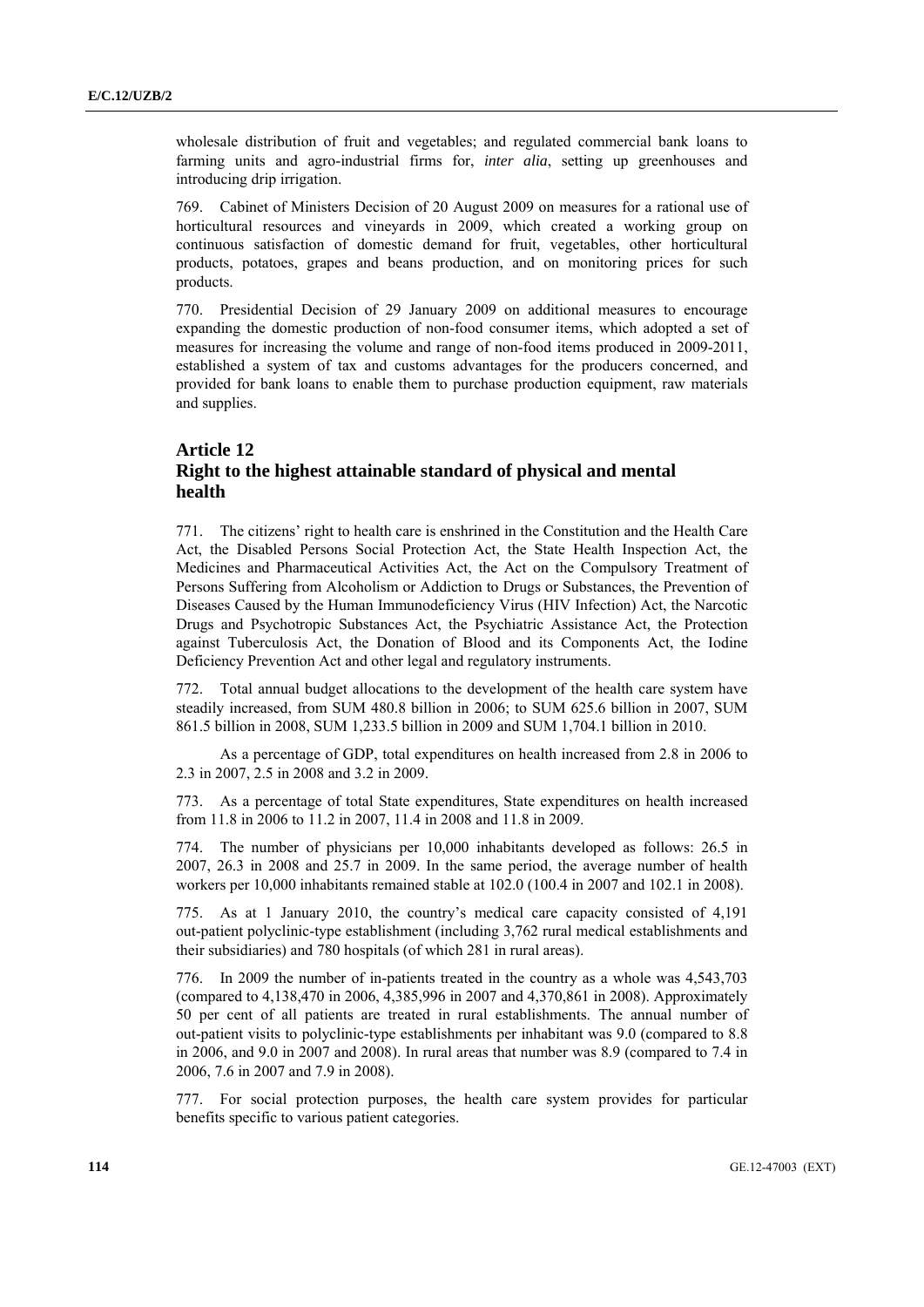wholesale distribution of fruit and vegetables; and regulated commercial bank loans to farming units and agro-industrial firms for, *inter alia*, setting up greenhouses and introducing drip irrigation.

769. Cabinet of Ministers Decision of 20 August 2009 on measures for a rational use of horticultural resources and vineyards in 2009, which created a working group on continuous satisfaction of domestic demand for fruit, vegetables, other horticultural products, potatoes, grapes and beans production, and on monitoring prices for such products.

770. Presidential Decision of 29 January 2009 on additional measures to encourage expanding the domestic production of non-food consumer items, which adopted a set of measures for increasing the volume and range of non-food items produced in 2009-2011, established a system of tax and customs advantages for the producers concerned, and provided for bank loans to enable them to purchase production equipment, raw materials and supplies.

## Article 12
## Right to the highest attainable standard of physical and mental health

771. The citizens' right to health care is enshrined in the Constitution and the Health Care Act, the Disabled Persons Social Protection Act, the State Health Inspection Act, the Medicines and Pharmaceutical Activities Act, the Act on the Compulsory Treatment of Persons Suffering from Alcoholism or Addiction to Drugs or Substances, the Prevention of Diseases Caused by the Human Immunodeficiency Virus (HIV Infection) Act, the Narcotic Drugs and Psychotropic Substances Act, the Psychiatric Assistance Act, the Protection against Tuberculosis Act, the Donation of Blood and its Components Act, the Iodine Deficiency Prevention Act and other legal and regulatory instruments.

772. Total annual budget allocations to the development of the health care system have steadily increased, from SUM 480.8 billion in 2006; to SUM 625.6 billion in 2007, SUM 861.5 billion in 2008, SUM 1,233.5 billion in 2009 and SUM 1,704.1 billion in 2010.

As a percentage of GDP, total expenditures on health increased from 2.8 in 2006 to 2.3 in 2007, 2.5 in 2008 and 3.2 in 2009.

773. As a percentage of total State expenditures, State expenditures on health increased from 11.8 in 2006 to 11.2 in 2007, 11.4 in 2008 and 11.8 in 2009.

774. The number of physicians per 10,000 inhabitants developed as follows: 26.5 in 2007, 26.3 in 2008 and 25.7 in 2009. In the same period, the average number of health workers per 10,000 inhabitants remained stable at 102.0 (100.4 in 2007 and 102.1 in 2008).

775. As at 1 January 2010, the country's medical care capacity consisted of 4,191 out-patient polyclinic-type establishment (including 3,762 rural medical establishments and their subsidiaries) and 780 hospitals (of which 281 in rural areas).

776. In 2009 the number of in-patients treated in the country as a whole was 4,543,703 (compared to 4,138,470 in 2006, 4,385,996 in 2007 and 4,370,861 in 2008). Approximately 50 per cent of all patients are treated in rural establishments. The annual number of out-patient visits to polyclinic-type establishments per inhabitant was 9.0 (compared to 8.8 in 2006, and 9.0 in 2007 and 2008). In rural areas that number was 8.9 (compared to 7.4 in 2006, 7.6 in 2007 and 7.9 in 2008).

777. For social protection purposes, the health care system provides for particular benefits specific to various patient categories.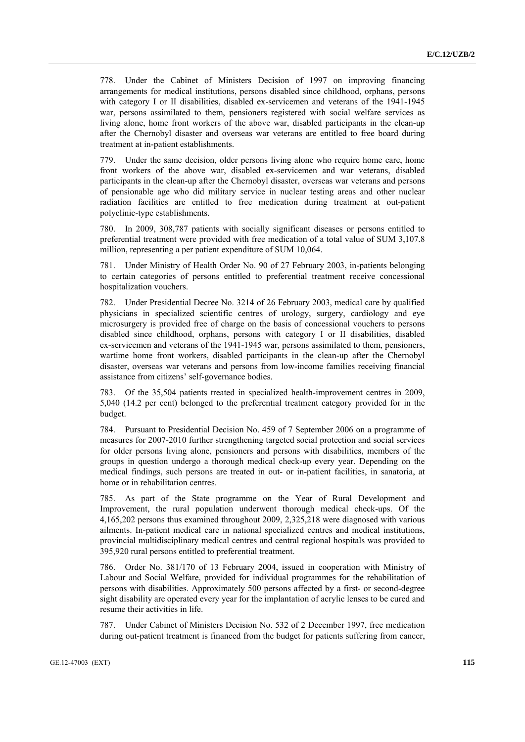778. Under the Cabinet of Ministers Decision of 1997 on improving financing arrangements for medical institutions, persons disabled since childhood, orphans, persons with category I or II disabilities, disabled ex-servicemen and veterans of the 1941-1945 war, persons assimilated to them, pensioners registered with social welfare services as living alone, home front workers of the above war, disabled participants in the clean-up after the Chernobyl disaster and overseas war veterans are entitled to free board during treatment at in-patient establishments.

779. Under the same decision, older persons living alone who require home care, home front workers of the above war, disabled ex-servicemen and war veterans, disabled participants in the clean-up after the Chernobyl disaster, overseas war veterans and persons of pensionable age who did military service in nuclear testing areas and other nuclear radiation facilities are entitled to free medication during treatment at out-patient polyclinic-type establishments.

780. In 2009, 308,787 patients with socially significant diseases or persons entitled to preferential treatment were provided with free medication of a total value of SUM 3,107.8 million, representing a per patient expenditure of SUM 10,064.

781. Under Ministry of Health Order No. 90 of 27 February 2003, in-patients belonging to certain categories of persons entitled to preferential treatment receive concessional hospitalization vouchers.

782. Under Presidential Decree No. 3214 of 26 February 2003, medical care by qualified physicians in specialized scientific centres of urology, surgery, cardiology and eye microsurgery is provided free of charge on the basis of concessional vouchers to persons disabled since childhood, orphans, persons with category I or II disabilities, disabled ex-servicemen and veterans of the 1941-1945 war, persons assimilated to them, pensioners, wartime home front workers, disabled participants in the clean-up after the Chernobyl disaster, overseas war veterans and persons from low-income families receiving financial assistance from citizens' self-governance bodies.

783. Of the 35,504 patients treated in specialized health-improvement centres in 2009, 5,040 (14.2 per cent) belonged to the preferential treatment category provided for in the budget.

784. Pursuant to Presidential Decision No. 459 of 7 September 2006 on a programme of measures for 2007-2010 further strengthening targeted social protection and social services for older persons living alone, pensioners and persons with disabilities, members of the groups in question undergo a thorough medical check-up every year. Depending on the medical findings, such persons are treated in out- or in-patient facilities, in sanatoria, at home or in rehabilitation centres.

785. As part of the State programme on the Year of Rural Development and Improvement, the rural population underwent thorough medical check-ups. Of the 4,165,202 persons thus examined throughout 2009, 2,325,218 were diagnosed with various ailments. In-patient medical care in national specialized centres and medical institutions, provincial multidisciplinary medical centres and central regional hospitals was provided to 395,920 rural persons entitled to preferential treatment.

786. Order No. 381/170 of 13 February 2004, issued in cooperation with Ministry of Labour and Social Welfare, provided for individual programmes for the rehabilitation of persons with disabilities. Approximately 500 persons affected by a first- or second-degree sight disability are operated every year for the implantation of acrylic lenses to be cured and resume their activities in life.

787. Under Cabinet of Ministers Decision No. 532 of 2 December 1997, free medication during out-patient treatment is financed from the budget for patients suffering from cancer,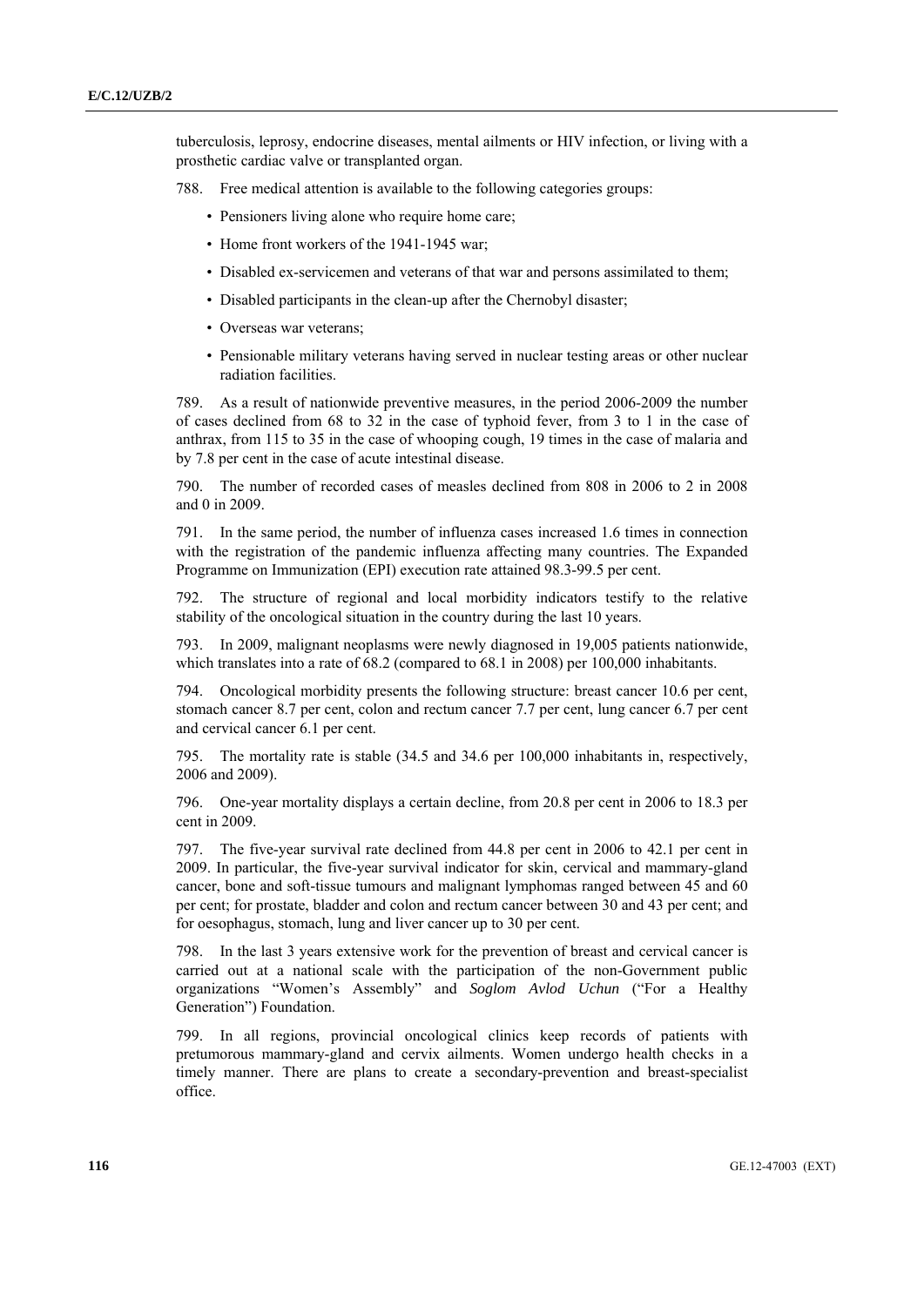tuberculosis, leprosy, endocrine diseases, mental ailments or HIV infection, or living with a prosthetic cardiac valve or transplanted organ.

788. Free medical attention is available to the following categories groups:

- Pensioners living alone who require home care;
- Home front workers of the 1941-1945 war;
- Disabled ex-servicemen and veterans of that war and persons assimilated to them;
- Disabled participants in the clean-up after the Chernobyl disaster;
- Overseas war veterans;
- Pensionable military veterans having served in nuclear testing areas or other nuclear radiation facilities.

789. As a result of nationwide preventive measures, in the period 2006-2009 the number of cases declined from 68 to 32 in the case of typhoid fever, from 3 to 1 in the case of anthrax, from 115 to 35 in the case of whooping cough, 19 times in the case of malaria and by 7.8 per cent in the case of acute intestinal disease.

790. The number of recorded cases of measles declined from 808 in 2006 to 2 in 2008 and 0 in 2009.

791. In the same period, the number of influenza cases increased 1.6 times in connection with the registration of the pandemic influenza affecting many countries. The Expanded Programme on Immunization (EPI) execution rate attained 98.3-99.5 per cent.

792. The structure of regional and local morbidity indicators testify to the relative stability of the oncological situation in the country during the last 10 years.

793. In 2009, malignant neoplasms were newly diagnosed in 19,005 patients nationwide, which translates into a rate of 68.2 (compared to 68.1 in 2008) per 100,000 inhabitants.

794. Oncological morbidity presents the following structure: breast cancer 10.6 per cent, stomach cancer 8.7 per cent, colon and rectum cancer 7.7 per cent, lung cancer 6.7 per cent and cervical cancer 6.1 per cent.

795. The mortality rate is stable (34.5 and 34.6 per 100,000 inhabitants in, respectively, 2006 and 2009).

796. One-year mortality displays a certain decline, from 20.8 per cent in 2006 to 18.3 per cent in 2009.

797. The five-year survival rate declined from 44.8 per cent in 2006 to 42.1 per cent in 2009. In particular, the five-year survival indicator for skin, cervical and mammary-gland cancer, bone and soft-tissue tumours and malignant lymphomas ranged between 45 and 60 per cent; for prostate, bladder and colon and rectum cancer between 30 and 43 per cent; and for oesophagus, stomach, lung and liver cancer up to 30 per cent.

798. In the last 3 years extensive work for the prevention of breast and cervical cancer is carried out at a national scale with the participation of the non-Government public organizations "Women's Assembly" and *Soglom Avlod Uchun* ("For a Healthy Generation") Foundation.

799. In all regions, provincial oncological clinics keep records of patients with pretumorous mammary-gland and cervix ailments. Women undergo health checks in a timely manner. There are plans to create a secondary-prevention and breast-specialist office.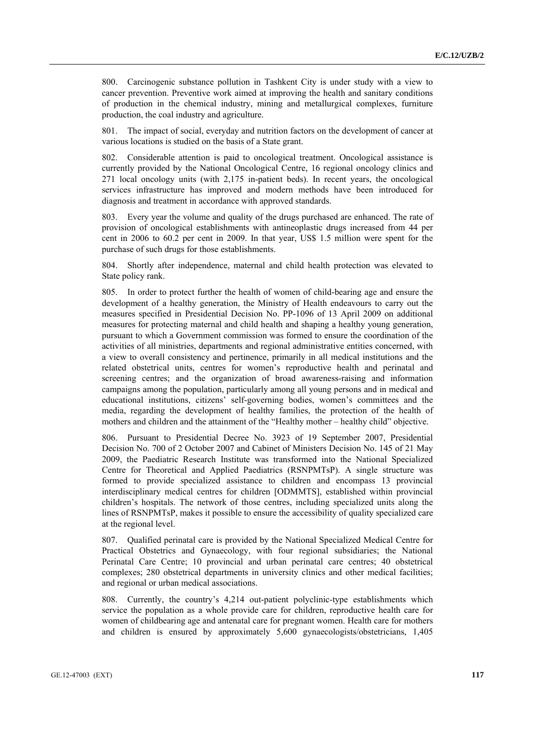800. Carcinogenic substance pollution in Tashkent City is under study with a view to cancer prevention. Preventive work aimed at improving the health and sanitary conditions of production in the chemical industry, mining and metallurgical complexes, furniture production, the coal industry and agriculture.

801. The impact of social, everyday and nutrition factors on the development of cancer at various locations is studied on the basis of a State grant.

802. Considerable attention is paid to oncological treatment. Oncological assistance is currently provided by the National Oncological Centre, 16 regional oncology clinics and 271 local oncology units (with 2,175 in-patient beds). In recent years, the oncological services infrastructure has improved and modern methods have been introduced for diagnosis and treatment in accordance with approved standards.

803. Every year the volume and quality of the drugs purchased are enhanced. The rate of provision of oncological establishments with antineoplastic drugs increased from 44 per cent in 2006 to 60.2 per cent in 2009. In that year, US$ 1.5 million were spent for the purchase of such drugs for those establishments.

804. Shortly after independence, maternal and child health protection was elevated to State policy rank.

805. In order to protect further the health of women of child-bearing age and ensure the development of a healthy generation, the Ministry of Health endeavours to carry out the measures specified in Presidential Decision No. PP-1096 of 13 April 2009 on additional measures for protecting maternal and child health and shaping a healthy young generation, pursuant to which a Government commission was formed to ensure the coordination of the activities of all ministries, departments and regional administrative entities concerned, with a view to overall consistency and pertinence, primarily in all medical institutions and the related obstetrical units, centres for women's reproductive health and perinatal and screening centres; and the organization of broad awareness-raising and information campaigns among the population, particularly among all young persons and in medical and educational institutions, citizens' self-governing bodies, women's committees and the media, regarding the development of healthy families, the protection of the health of mothers and children and the attainment of the "Healthy mother – healthy child" objective.

806. Pursuant to Presidential Decree No. 3923 of 19 September 2007, Presidential Decision No. 700 of 2 October 2007 and Cabinet of Ministers Decision No. 145 of 21 May 2009, the Paediatric Research Institute was transformed into the National Specialized Centre for Theoretical and Applied Paediatrics (RSNPMTsP). A single structure was formed to provide specialized assistance to children and encompass 13 provincial interdisciplinary medical centres for children [ODMMTS], established within provincial children's hospitals. The network of those centres, including specialized units along the lines of RSNPMTsP, makes it possible to ensure the accessibility of quality specialized care at the regional level.

807. Qualified perinatal care is provided by the National Specialized Medical Centre for Practical Obstetrics and Gynaecology, with four regional subsidiaries; the National Perinatal Care Centre; 10 provincial and urban perinatal care centres; 40 obstetrical complexes; 280 obstetrical departments in university clinics and other medical facilities; and regional or urban medical associations.

808. Currently, the country's 4,214 out-patient polyclinic-type establishments which service the population as a whole provide care for children, reproductive health care for women of childbearing age and antenatal care for pregnant women. Health care for mothers and children is ensured by approximately 5,600 gynaecologists/obstetricians, 1,405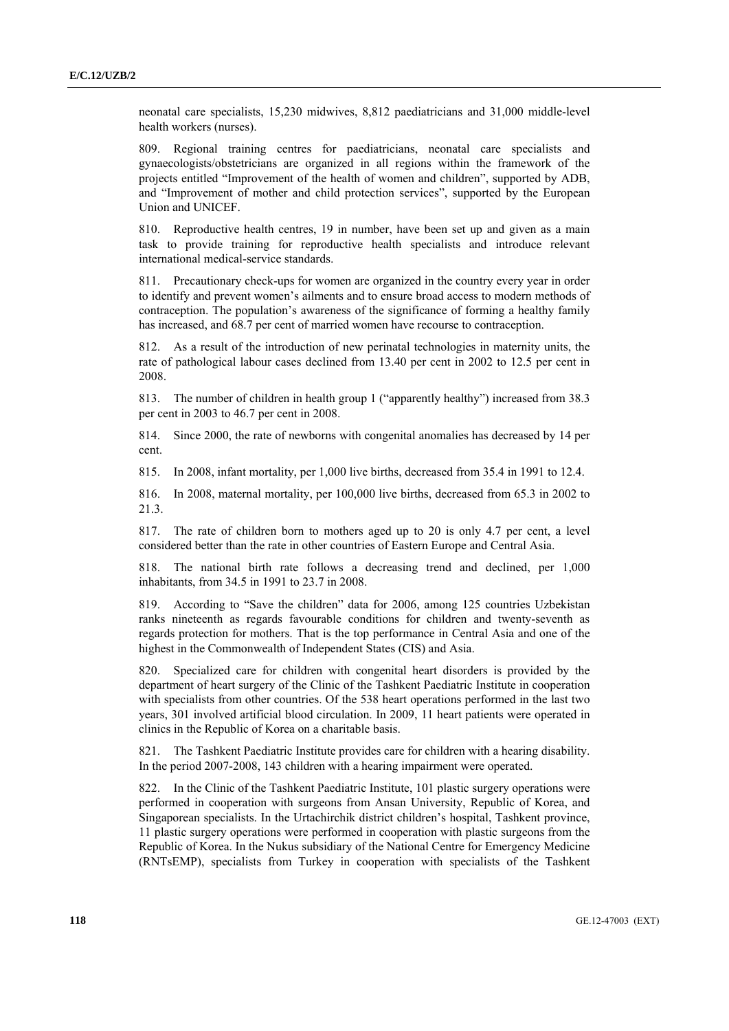neonatal care specialists, 15,230 midwives, 8,812 paediatricians and 31,000 middle-level health workers (nurses).

809. Regional training centres for paediatricians, neonatal care specialists and gynaecologists/obstetricians are organized in all regions within the framework of the projects entitled "Improvement of the health of women and children", supported by ADB, and "Improvement of mother and child protection services", supported by the European Union and UNICEF.

810. Reproductive health centres, 19 in number, have been set up and given as a main task to provide training for reproductive health specialists and introduce relevant international medical-service standards.

811. Precautionary check-ups for women are organized in the country every year in order to identify and prevent women's ailments and to ensure broad access to modern methods of contraception. The population's awareness of the significance of forming a healthy family has increased, and 68.7 per cent of married women have recourse to contraception.

812. As a result of the introduction of new perinatal technologies in maternity units, the rate of pathological labour cases declined from 13.40 per cent in 2002 to 12.5 per cent in 2008.

813. The number of children in health group 1 ("apparently healthy") increased from 38.3 per cent in 2003 to 46.7 per cent in 2008.

814. Since 2000, the rate of newborns with congenital anomalies has decreased by 14 per cent.

815. In 2008, infant mortality, per 1,000 live births, decreased from 35.4 in 1991 to 12.4.

816. In 2008, maternal mortality, per 100,000 live births, decreased from 65.3 in 2002 to 21.3.

817. The rate of children born to mothers aged up to 20 is only 4.7 per cent, a level considered better than the rate in other countries of Eastern Europe and Central Asia.

818. The national birth rate follows a decreasing trend and declined, per 1,000 inhabitants, from 34.5 in 1991 to 23.7 in 2008.

819. According to "Save the children" data for 2006, among 125 countries Uzbekistan ranks nineteenth as regards favourable conditions for children and twenty-seventh as regards protection for mothers. That is the top performance in Central Asia and one of the highest in the Commonwealth of Independent States (CIS) and Asia.

820. Specialized care for children with congenital heart disorders is provided by the department of heart surgery of the Clinic of the Tashkent Paediatric Institute in cooperation with specialists from other countries. Of the 538 heart operations performed in the last two years, 301 involved artificial blood circulation. In 2009, 11 heart patients were operated in clinics in the Republic of Korea on a charitable basis.

821. The Tashkent Paediatric Institute provides care for children with a hearing disability. In the period 2007-2008, 143 children with a hearing impairment were operated.

822. In the Clinic of the Tashkent Paediatric Institute, 101 plastic surgery operations were performed in cooperation with surgeons from Ansan University, Republic of Korea, and Singaporean specialists. In the Urtachirchik district children's hospital, Tashkent province, 11 plastic surgery operations were performed in cooperation with plastic surgeons from the Republic of Korea. In the Nukus subsidiary of the National Centre for Emergency Medicine (RNTsEMP), specialists from Turkey in cooperation with specialists of the Tashkent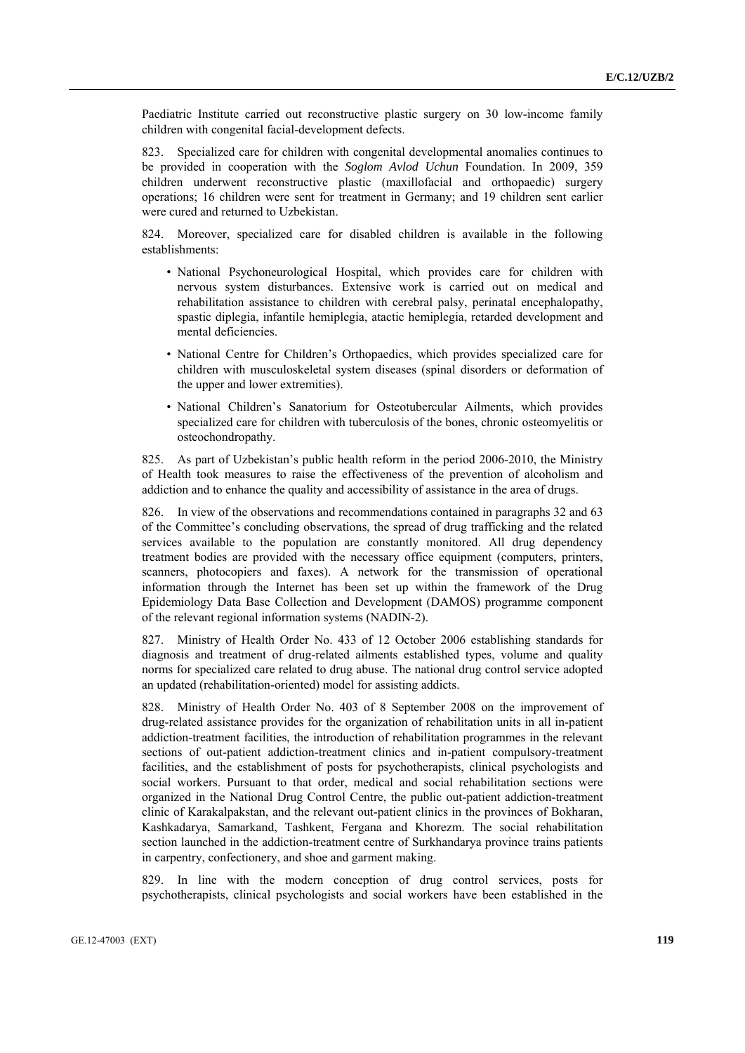Paediatric Institute carried out reconstructive plastic surgery on 30 low-income family children with congenital facial-development defects.

823. Specialized care for children with congenital developmental anomalies continues to be provided in cooperation with the *Soglom Avlod Uchun* Foundation. In 2009, 359 children underwent reconstructive plastic (maxillofacial and orthopaedic) surgery operations; 16 children were sent for treatment in Germany; and 19 children sent earlier were cured and returned to Uzbekistan.

824. Moreover, specialized care for disabled children is available in the following establishments:

- National Psychoneurological Hospital, which provides care for children with nervous system disturbances. Extensive work is carried out on medical and rehabilitation assistance to children with cerebral palsy, perinatal encephalopathy, spastic diplegia, infantile hemiplegia, atactic hemiplegia, retarded development and mental deficiencies.
- National Centre for Children's Orthopaedics, which provides specialized care for children with musculoskeletal system diseases (spinal disorders or deformation of the upper and lower extremities).
- National Children's Sanatorium for Osteotubercular Ailments, which provides specialized care for children with tuberculosis of the bones, chronic osteomyelitis or osteochondropathy.

825. As part of Uzbekistan's public health reform in the period 2006-2010, the Ministry of Health took measures to raise the effectiveness of the prevention of alcoholism and addiction and to enhance the quality and accessibility of assistance in the area of drugs.

826. In view of the observations and recommendations contained in paragraphs 32 and 63 of the Committee's concluding observations, the spread of drug trafficking and the related services available to the population are constantly monitored. All drug dependency treatment bodies are provided with the necessary office equipment (computers, printers, scanners, photocopiers and faxes). A network for the transmission of operational information through the Internet has been set up within the framework of the Drug Epidemiology Data Base Collection and Development (DAMOS) programme component of the relevant regional information systems (NADIN-2).

827. Ministry of Health Order No. 433 of 12 October 2006 establishing standards for diagnosis and treatment of drug-related ailments established types, volume and quality norms for specialized care related to drug abuse. The national drug control service adopted an updated (rehabilitation-oriented) model for assisting addicts.

828. Ministry of Health Order No. 403 of 8 September 2008 on the improvement of drug-related assistance provides for the organization of rehabilitation units in all in-patient addiction-treatment facilities, the introduction of rehabilitation programmes in the relevant sections of out-patient addiction-treatment clinics and in-patient compulsory-treatment facilities, and the establishment of posts for psychotherapists, clinical psychologists and social workers. Pursuant to that order, medical and social rehabilitation sections were organized in the National Drug Control Centre, the public out-patient addiction-treatment clinic of Karakalpakstan, and the relevant out-patient clinics in the provinces of Bokharan, Kashkadarya, Samarkand, Tashkent, Fergana and Khorezm. The social rehabilitation section launched in the addiction-treatment centre of Surkhandarya province trains patients in carpentry, confectionery, and shoe and garment making.

829. In line with the modern conception of drug control services, posts for psychotherapists, clinical psychologists and social workers have been established in the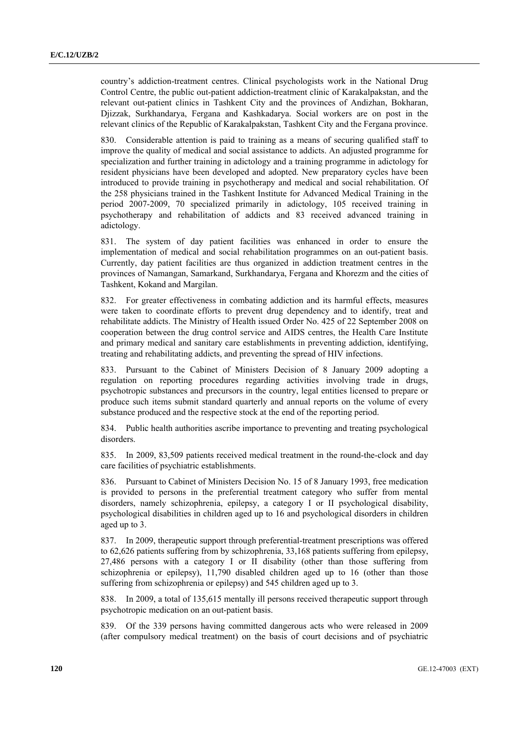country's addiction-treatment centres. Clinical psychologists work in the National Drug Control Centre, the public out-patient addiction-treatment clinic of Karakalpakstan, and the relevant out-patient clinics in Tashkent City and the provinces of Andizhan, Bokharan, Djizzak, Surkhandarya, Fergana and Kashkadarya. Social workers are on post in the relevant clinics of the Republic of Karakalpakstan, Tashkent City and the Fergana province.

830. Considerable attention is paid to training as a means of securing qualified staff to improve the quality of medical and social assistance to addicts. An adjusted programme for specialization and further training in adictology and a training programme in adictology for resident physicians have been developed and adopted. New preparatory cycles have been introduced to provide training in psychotherapy and medical and social rehabilitation. Of the 258 physicians trained in the Tashkent Institute for Advanced Medical Training in the period 2007-2009, 70 specialized primarily in adictology, 105 received training in psychotherapy and rehabilitation of addicts and 83 received advanced training in adictology.

831. The system of day patient facilities was enhanced in order to ensure the implementation of medical and social rehabilitation programmes on an out-patient basis. Currently, day patient facilities are thus organized in addiction treatment centres in the provinces of Namangan, Samarkand, Surkhandarya, Fergana and Khorezm and the cities of Tashkent, Kokand and Margilan.

832. For greater effectiveness in combating addiction and its harmful effects, measures were taken to coordinate efforts to prevent drug dependency and to identify, treat and rehabilitate addicts. The Ministry of Health issued Order No. 425 of 22 September 2008 on cooperation between the drug control service and AIDS centres, the Health Care Institute and primary medical and sanitary care establishments in preventing addiction, identifying, treating and rehabilitating addicts, and preventing the spread of HIV infections.

833. Pursuant to the Cabinet of Ministers Decision of 8 January 2009 adopting a regulation on reporting procedures regarding activities involving trade in drugs, psychotropic substances and precursors in the country, legal entities licensed to prepare or produce such items submit standard quarterly and annual reports on the volume of every substance produced and the respective stock at the end of the reporting period.

834. Public health authorities ascribe importance to preventing and treating psychological disorders.

835. In 2009, 83,509 patients received medical treatment in the round-the-clock and day care facilities of psychiatric establishments.

836. Pursuant to Cabinet of Ministers Decision No. 15 of 8 January 1993, free medication is provided to persons in the preferential treatment category who suffer from mental disorders, namely schizophrenia, epilepsy, a category I or II psychological disability, psychological disabilities in children aged up to 16 and psychological disorders in children aged up to 3.

837. In 2009, therapeutic support through preferential-treatment prescriptions was offered to 62,626 patients suffering from by schizophrenia, 33,168 patients suffering from epilepsy, 27,486 persons with a category I or II disability (other than those suffering from schizophrenia or epilepsy), 11,790 disabled children aged up to 16 (other than those suffering from schizophrenia or epilepsy) and 545 children aged up to 3.

838. In 2009, a total of 135,615 mentally ill persons received therapeutic support through psychotropic medication on an out-patient basis.

839. Of the 339 persons having committed dangerous acts who were released in 2009 (after compulsory medical treatment) on the basis of court decisions and of psychiatric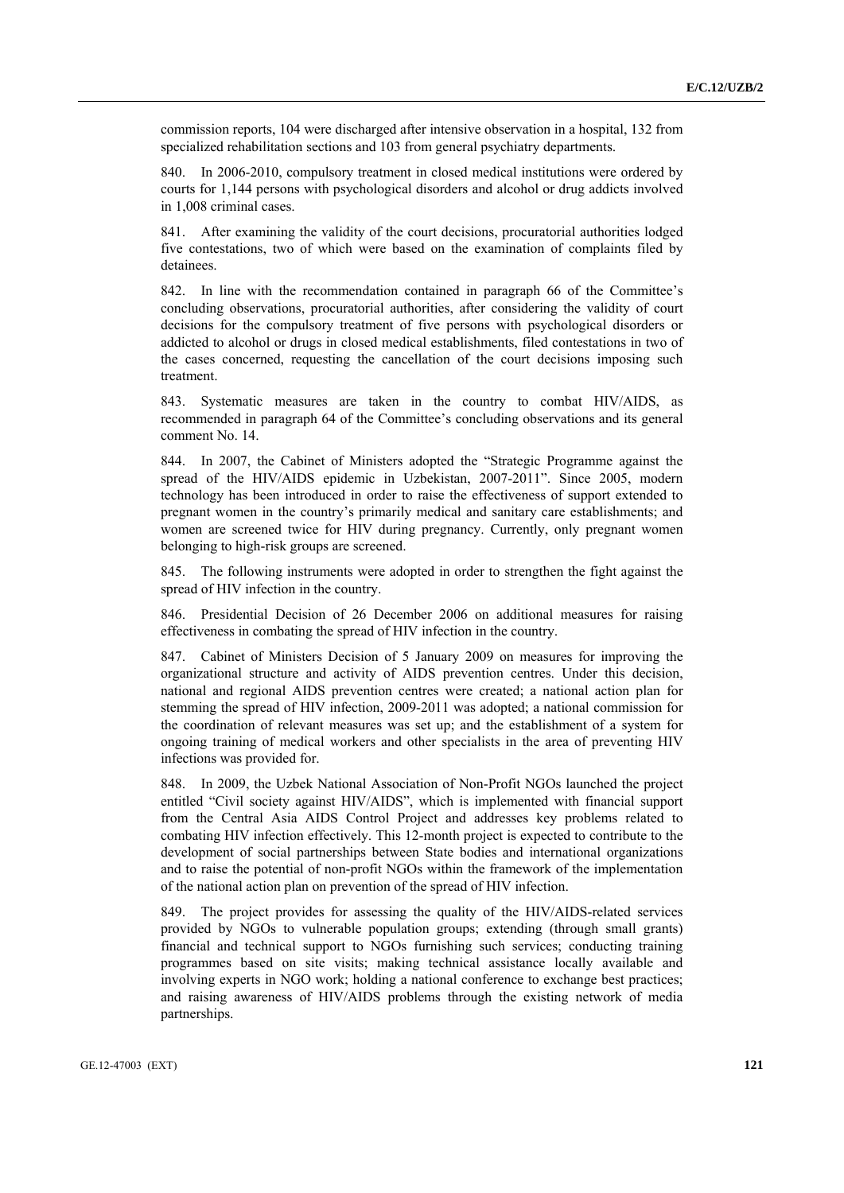commission reports, 104 were discharged after intensive observation in a hospital, 132 from specialized rehabilitation sections and 103 from general psychiatry departments.

840. In 2006-2010, compulsory treatment in closed medical institutions were ordered by courts for 1,144 persons with psychological disorders and alcohol or drug addicts involved in 1,008 criminal cases.

841. After examining the validity of the court decisions, procuratorial authorities lodged five contestations, two of which were based on the examination of complaints filed by detainees.

842. In line with the recommendation contained in paragraph 66 of the Committee's concluding observations, procuratorial authorities, after considering the validity of court decisions for the compulsory treatment of five persons with psychological disorders or addicted to alcohol or drugs in closed medical establishments, filed contestations in two of the cases concerned, requesting the cancellation of the court decisions imposing such treatment.

843. Systematic measures are taken in the country to combat HIV/AIDS, as recommended in paragraph 64 of the Committee's concluding observations and its general comment No. 14.

844. In 2007, the Cabinet of Ministers adopted the "Strategic Programme against the spread of the HIV/AIDS epidemic in Uzbekistan, 2007-2011". Since 2005, modern technology has been introduced in order to raise the effectiveness of support extended to pregnant women in the country's primarily medical and sanitary care establishments; and women are screened twice for HIV during pregnancy. Currently, only pregnant women belonging to high-risk groups are screened.

845. The following instruments were adopted in order to strengthen the fight against the spread of HIV infection in the country.

846. Presidential Decision of 26 December 2006 on additional measures for raising effectiveness in combating the spread of HIV infection in the country.

847. Cabinet of Ministers Decision of 5 January 2009 on measures for improving the organizational structure and activity of AIDS prevention centres. Under this decision, national and regional AIDS prevention centres were created; a national action plan for stemming the spread of HIV infection, 2009-2011 was adopted; a national commission for the coordination of relevant measures was set up; and the establishment of a system for ongoing training of medical workers and other specialists in the area of preventing HIV infections was provided for.

848. In 2009, the Uzbek National Association of Non-Profit NGOs launched the project entitled "Civil society against HIV/AIDS", which is implemented with financial support from the Central Asia AIDS Control Project and addresses key problems related to combating HIV infection effectively. This 12-month project is expected to contribute to the development of social partnerships between State bodies and international organizations and to raise the potential of non-profit NGOs within the framework of the implementation of the national action plan on prevention of the spread of HIV infection.

849. The project provides for assessing the quality of the HIV/AIDS-related services provided by NGOs to vulnerable population groups; extending (through small grants) financial and technical support to NGOs furnishing such services; conducting training programmes based on site visits; making technical assistance locally available and involving experts in NGO work; holding a national conference to exchange best practices; and raising awareness of HIV/AIDS problems through the existing network of media partnerships.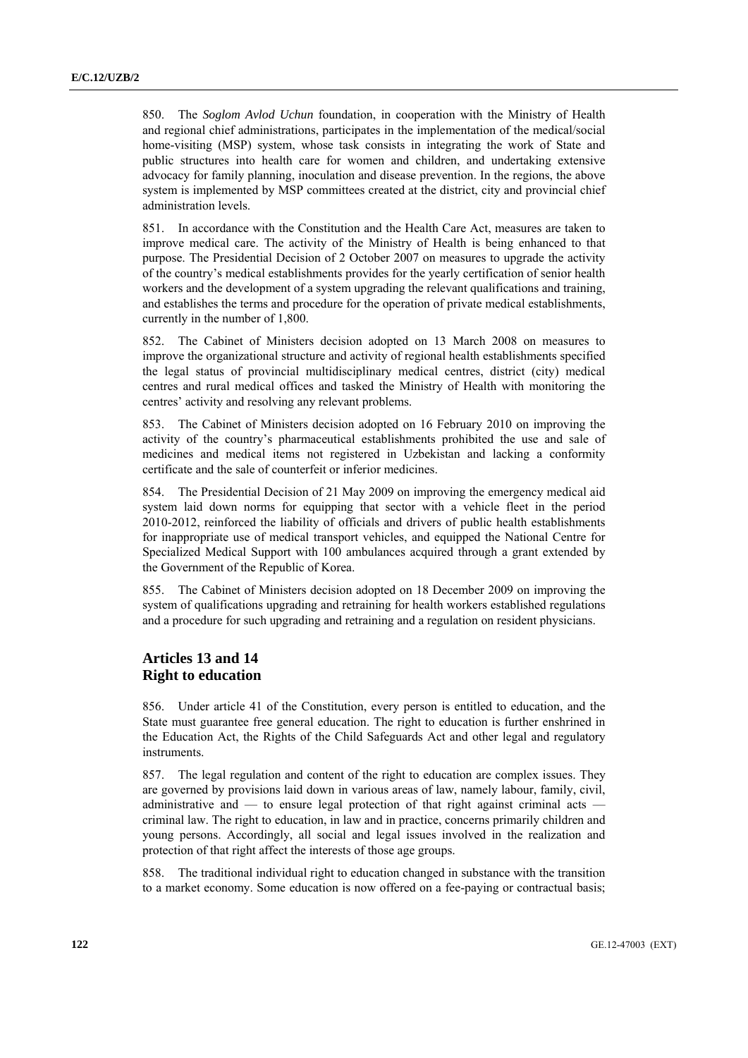850. The *Soglom Avlod Uchun* foundation, in cooperation with the Ministry of Health and regional chief administrations, participates in the implementation of the medical/social home-visiting (MSP) system, whose task consists in integrating the work of State and public structures into health care for women and children, and undertaking extensive advocacy for family planning, inoculation and disease prevention. In the regions, the above system is implemented by MSP committees created at the district, city and provincial chief administration levels.

851. In accordance with the Constitution and the Health Care Act, measures are taken to improve medical care. The activity of the Ministry of Health is being enhanced to that purpose. The Presidential Decision of 2 October 2007 on measures to upgrade the activity of the country's medical establishments provides for the yearly certification of senior health workers and the development of a system upgrading the relevant qualifications and training, and establishes the terms and procedure for the operation of private medical establishments, currently in the number of 1,800.

852. The Cabinet of Ministers decision adopted on 13 March 2008 on measures to improve the organizational structure and activity of regional health establishments specified the legal status of provincial multidisciplinary medical centres, district (city) medical centres and rural medical offices and tasked the Ministry of Health with monitoring the centres' activity and resolving any relevant problems.

853. The Cabinet of Ministers decision adopted on 16 February 2010 on improving the activity of the country's pharmaceutical establishments prohibited the use and sale of medicines and medical items not registered in Uzbekistan and lacking a conformity certificate and the sale of counterfeit or inferior medicines.

854. The Presidential Decision of 21 May 2009 on improving the emergency medical aid system laid down norms for equipping that sector with a vehicle fleet in the period 2010-2012, reinforced the liability of officials and drivers of public health establishments for inappropriate use of medical transport vehicles, and equipped the National Centre for Specialized Medical Support with 100 ambulances acquired through a grant extended by the Government of the Republic of Korea.

855. The Cabinet of Ministers decision adopted on 18 December 2009 on improving the system of qualifications upgrading and retraining for health workers established regulations and a procedure for such upgrading and retraining and a regulation on resident physicians.

## Articles 13 and 14
## Right to education

856. Under article 41 of the Constitution, every person is entitled to education, and the State must guarantee free general education. The right to education is further enshrined in the Education Act, the Rights of the Child Safeguards Act and other legal and regulatory instruments.

857. The legal regulation and content of the right to education are complex issues. They are governed by provisions laid down in various areas of law, namely labour, family, civil, administrative and — to ensure legal protection of that right against criminal acts — criminal law. The right to education, in law and in practice, concerns primarily children and young persons. Accordingly, all social and legal issues involved in the realization and protection of that right affect the interests of those age groups.

858. The traditional individual right to education changed in substance with the transition to a market economy. Some education is now offered on a fee-paying or contractual basis;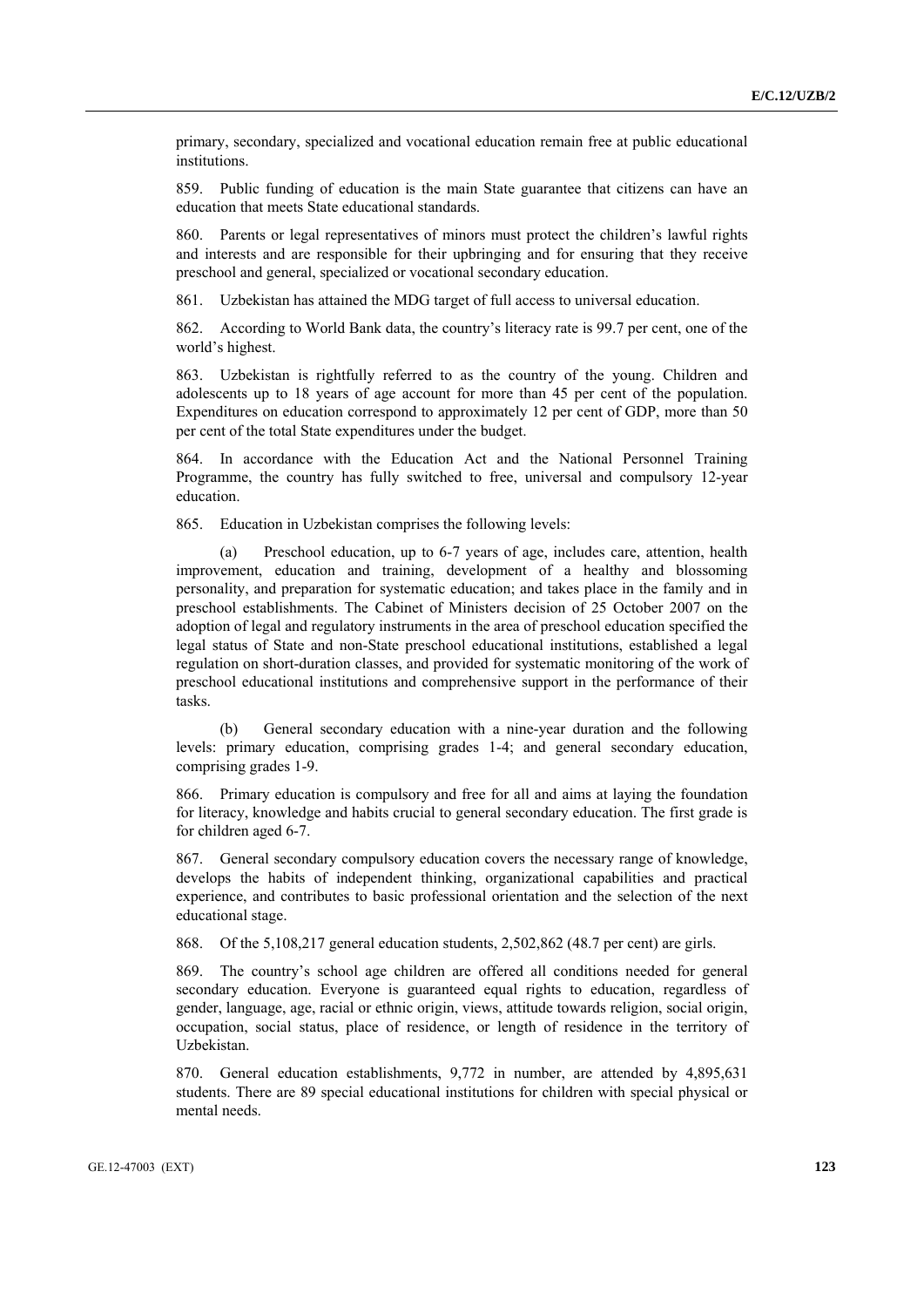primary, secondary, specialized and vocational education remain free at public educational institutions.

859. Public funding of education is the main State guarantee that citizens can have an education that meets State educational standards.

860. Parents or legal representatives of minors must protect the children's lawful rights and interests and are responsible for their upbringing and for ensuring that they receive preschool and general, specialized or vocational secondary education.

861. Uzbekistan has attained the MDG target of full access to universal education.

862. According to World Bank data, the country's literacy rate is 99.7 per cent, one of the world's highest.

863. Uzbekistan is rightfully referred to as the country of the young. Children and adolescents up to 18 years of age account for more than 45 per cent of the population. Expenditures on education correspond to approximately 12 per cent of GDP, more than 50 per cent of the total State expenditures under the budget.

864. In accordance with the Education Act and the National Personnel Training Programme, the country has fully switched to free, universal and compulsory 12-year education.

865. Education in Uzbekistan comprises the following levels:

(a) Preschool education, up to 6-7 years of age, includes care, attention, health improvement, education and training, development of a healthy and blossoming personality, and preparation for systematic education; and takes place in the family and in preschool establishments. The Cabinet of Ministers decision of 25 October 2007 on the adoption of legal and regulatory instruments in the area of preschool education specified the legal status of State and non-State preschool educational institutions, established a legal regulation on short-duration classes, and provided for systematic monitoring of the work of preschool educational institutions and comprehensive support in the performance of their tasks.

(b) General secondary education with a nine-year duration and the following levels: primary education, comprising grades 1-4; and general secondary education, comprising grades 1-9.

866. Primary education is compulsory and free for all and aims at laying the foundation for literacy, knowledge and habits crucial to general secondary education. The first grade is for children aged 6-7.

867. General secondary compulsory education covers the necessary range of knowledge, develops the habits of independent thinking, organizational capabilities and practical experience, and contributes to basic professional orientation and the selection of the next educational stage.

868. Of the 5,108,217 general education students, 2,502,862 (48.7 per cent) are girls.

869. The country's school age children are offered all conditions needed for general secondary education. Everyone is guaranteed equal rights to education, regardless of gender, language, age, racial or ethnic origin, views, attitude towards religion, social origin, occupation, social status, place of residence, or length of residence in the territory of Uzbekistan.

870. General education establishments, 9,772 in number, are attended by 4,895,631 students. There are 89 special educational institutions for children with special physical or mental needs.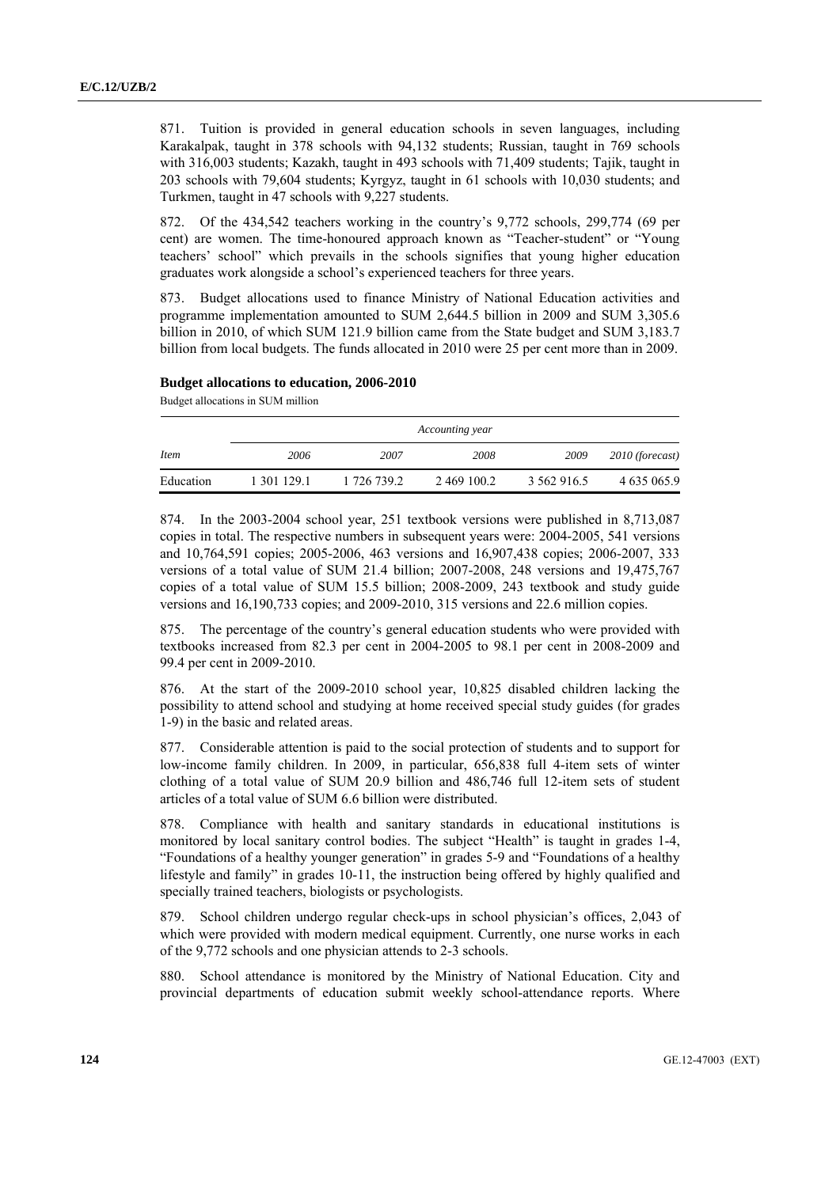871. Tuition is provided in general education schools in seven languages, including Karakalpak, taught in 378 schools with 94,132 students; Russian, taught in 769 schools with 316,003 students; Kazakh, taught in 493 schools with 71,409 students; Tajik, taught in 203 schools with 79,604 students; Kyrgyz, taught in 61 schools with 10,030 students; and Turkmen, taught in 47 schools with 9,227 students.

872. Of the 434,542 teachers working in the country's 9,772 schools, 299,774 (69 per cent) are women. The time-honoured approach known as "Teacher-student" or "Young teachers' school" which prevails in the schools signifies that young higher education graduates work alongside a school's experienced teachers for three years.

873. Budget allocations used to finance Ministry of National Education activities and programme implementation amounted to SUM 2,644.5 billion in 2009 and SUM 3,305.6 billion in 2010, of which SUM 121.9 billion came from the State budget and SUM 3,183.7 billion from local budgets. The funds allocated in 2010 were 25 per cent more than in 2009.

**Budget allocations to education, 2006-2010**

Budget allocations in SUM million

| *Item* | *Accounting year* | | | | |
|---|---|---|---|---|---|
| | *2006* | *2007* | *2008* | *2009* | *2010 (forecast)* |
| Education | 1 301 129.1 | 1 726 739.2 | 2 469 100.2 | 3 562 916.5 | 4 635 065.9 |

874. In the 2003-2004 school year, 251 textbook versions were published in 8,713,087 copies in total. The respective numbers in subsequent years were: 2004-2005, 541 versions and 10,764,591 copies; 2005-2006, 463 versions and 16,907,438 copies; 2006-2007, 333 versions of a total value of SUM 21.4 billion; 2007-2008, 248 versions and 19,475,767 copies of a total value of SUM 15.5 billion; 2008-2009, 243 textbook and study guide versions and 16,190,733 copies; and 2009-2010, 315 versions and 22.6 million copies.

875. The percentage of the country's general education students who were provided with textbooks increased from 82.3 per cent in 2004-2005 to 98.1 per cent in 2008-2009 and 99.4 per cent in 2009-2010.

876. At the start of the 2009-2010 school year, 10,825 disabled children lacking the possibility to attend school and studying at home received special study guides (for grades 1-9) in the basic and related areas.

877. Considerable attention is paid to the social protection of students and to support for low-income family children. In 2009, in particular, 656,838 full 4-item sets of winter clothing of a total value of SUM 20.9 billion and 486,746 full 12-item sets of student articles of a total value of SUM 6.6 billion were distributed.

878. Compliance with health and sanitary standards in educational institutions is monitored by local sanitary control bodies. The subject "Health" is taught in grades 1-4, "Foundations of a healthy younger generation" in grades 5-9 and "Foundations of a healthy lifestyle and family" in grades 10-11, the instruction being offered by highly qualified and specially trained teachers, biologists or psychologists.

879. School children undergo regular check-ups in school physician's offices, 2,043 of which were provided with modern medical equipment. Currently, one nurse works in each of the 9,772 schools and one physician attends to 2-3 schools.

880. School attendance is monitored by the Ministry of National Education. City and provincial departments of education submit weekly school-attendance reports. Where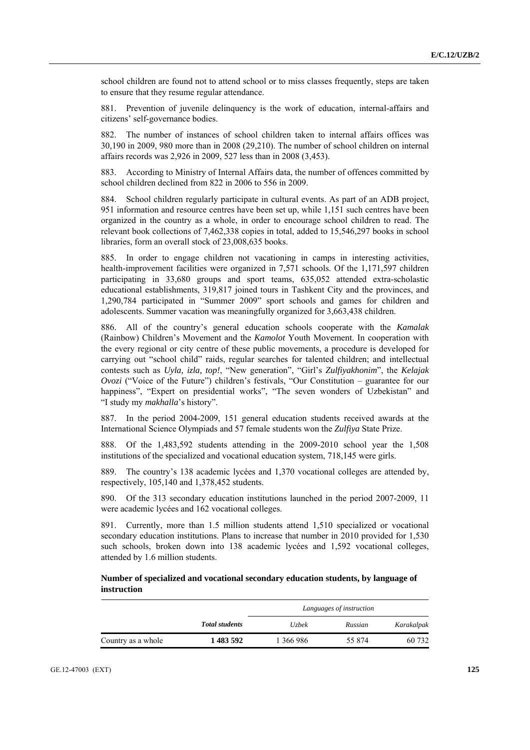school children are found not to attend school or to miss classes frequently, steps are taken to ensure that they resume regular attendance.

881. Prevention of juvenile delinquency is the work of education, internal-affairs and citizens' self-governance bodies.

882. The number of instances of school children taken to internal affairs offices was 30,190 in 2009, 980 more than in 2008 (29,210). The number of school children on internal affairs records was 2,926 in 2009, 527 less than in 2008 (3,453).

883. According to Ministry of Internal Affairs data, the number of offences committed by school children declined from 822 in 2006 to 556 in 2009.

884. School children regularly participate in cultural events. As part of an ADB project, 951 information and resource centres have been set up, while 1,151 such centres have been organized in the country as a whole, in order to encourage school children to read. The relevant book collections of 7,462,338 copies in total, added to 15,546,297 books in school libraries, form an overall stock of 23,008,635 books.

885. In order to engage children not vacationing in camps in interesting activities, health-improvement facilities were organized in 7,571 schools. Of the 1,171,597 children participating in 33,680 groups and sport teams, 635,052 attended extra-scholastic educational establishments, 319,817 joined tours in Tashkent City and the provinces, and 1,290,784 participated in "Summer 2009" sport schools and games for children and adolescents. Summer vacation was meaningfully organized for 3,663,438 children.

886. All of the country's general education schools cooperate with the *Kamalak* (Rainbow) Children's Movement and the *Kamolot* Youth Movement. In cooperation with the every regional or city centre of these public movements, a procedure is developed for carrying out "school child" raids, regular searches for talented children; and intellectual contests such as *Uyla, izla, top!*, "New generation", "Girl's *Zulfiyakhonim*", the *Kelajak Ovozi* ("Voice of the Future") children's festivals, "Our Constitution – guarantee for our happiness", "Expert on presidential works", "The seven wonders of Uzbekistan" and "I study my *makhalla*'s history".

887. In the period 2004-2009, 151 general education students received awards at the International Science Olympiads and 57 female students won the *Zulfiya* State Prize.

888. Of the 1,483,592 students attending in the 2009-2010 school year the 1,508 institutions of the specialized and vocational education system, 718,145 were girls.

889. The country's 138 academic lycées and 1,370 vocational colleges are attended by, respectively, 105,140 and 1,378,452 students.

890. Of the 313 secondary education institutions launched in the period 2007-2009, 11 were academic lycées and 162 vocational colleges.

891. Currently, more than 1.5 million students attend 1,510 specialized or vocational secondary education institutions. Plans to increase that number in 2010 provided for 1,530 such schools, broken down into 138 academic lycées and 1,592 vocational colleges, attended by 1.6 million students.

**Number of specialized and vocational secondary education students, by language of instruction**

| | | *Languages of instruction* | | |
|---|---|---|---|---|
| | ***Total students*** | *Uzbek* | *Russian* | *Karakalpak* |
| Country as a whole | **1 483 592** | 1 366 986 | 55 874 | 60 732 |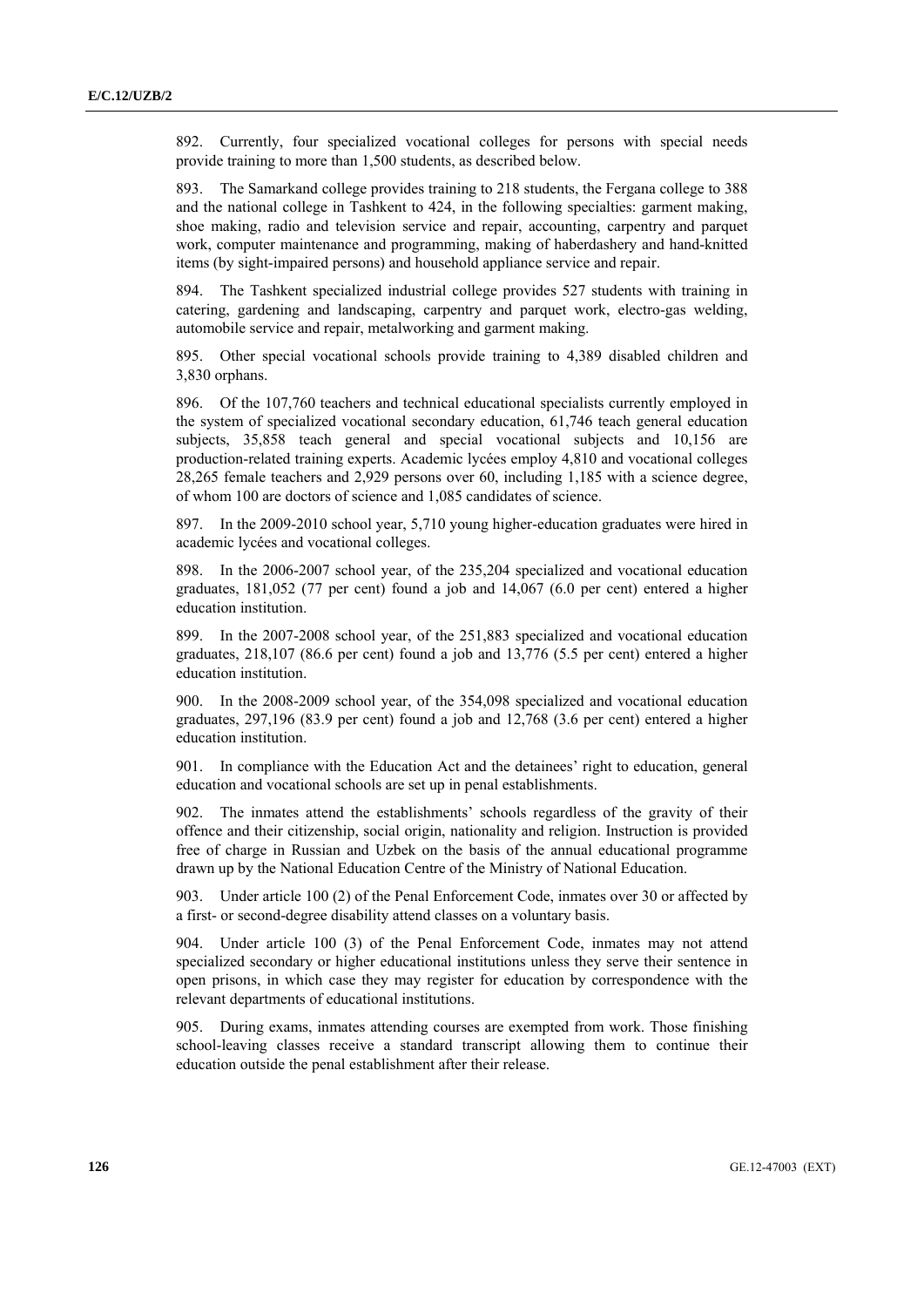892. Currently, four specialized vocational colleges for persons with special needs provide training to more than 1,500 students, as described below.

893. The Samarkand college provides training to 218 students, the Fergana college to 388 and the national college in Tashkent to 424, in the following specialties: garment making, shoe making, radio and television service and repair, accounting, carpentry and parquet work, computer maintenance and programming, making of haberdashery and hand-knitted items (by sight-impaired persons) and household appliance service and repair.

894. The Tashkent specialized industrial college provides 527 students with training in catering, gardening and landscaping, carpentry and parquet work, electro-gas welding, automobile service and repair, metalworking and garment making.

895. Other special vocational schools provide training to 4,389 disabled children and 3,830 orphans.

896. Of the 107,760 teachers and technical educational specialists currently employed in the system of specialized vocational secondary education, 61,746 teach general education subjects, 35,858 teach general and special vocational subjects and 10,156 are production-related training experts. Academic lycées employ 4,810 and vocational colleges 28,265 female teachers and 2,929 persons over 60, including 1,185 with a science degree, of whom 100 are doctors of science and 1,085 candidates of science.

897. In the 2009-2010 school year, 5,710 young higher-education graduates were hired in academic lycées and vocational colleges.

898. In the 2006-2007 school year, of the 235,204 specialized and vocational education graduates, 181,052 (77 per cent) found a job and 14,067 (6.0 per cent) entered a higher education institution.

899. In the 2007-2008 school year, of the 251,883 specialized and vocational education graduates, 218,107 (86.6 per cent) found a job and 13,776 (5.5 per cent) entered a higher education institution.

900. In the 2008-2009 school year, of the 354,098 specialized and vocational education graduates, 297,196 (83.9 per cent) found a job and 12,768 (3.6 per cent) entered a higher education institution.

901. In compliance with the Education Act and the detainees' right to education, general education and vocational schools are set up in penal establishments.

902. The inmates attend the establishments' schools regardless of the gravity of their offence and their citizenship, social origin, nationality and religion. Instruction is provided free of charge in Russian and Uzbek on the basis of the annual educational programme drawn up by the National Education Centre of the Ministry of National Education.

903. Under article 100 (2) of the Penal Enforcement Code, inmates over 30 or affected by a first- or second-degree disability attend classes on a voluntary basis.

904. Under article 100 (3) of the Penal Enforcement Code, inmates may not attend specialized secondary or higher educational institutions unless they serve their sentence in open prisons, in which case they may register for education by correspondence with the relevant departments of educational institutions.

905. During exams, inmates attending courses are exempted from work. Those finishing school-leaving classes receive a standard transcript allowing them to continue their education outside the penal establishment after their release.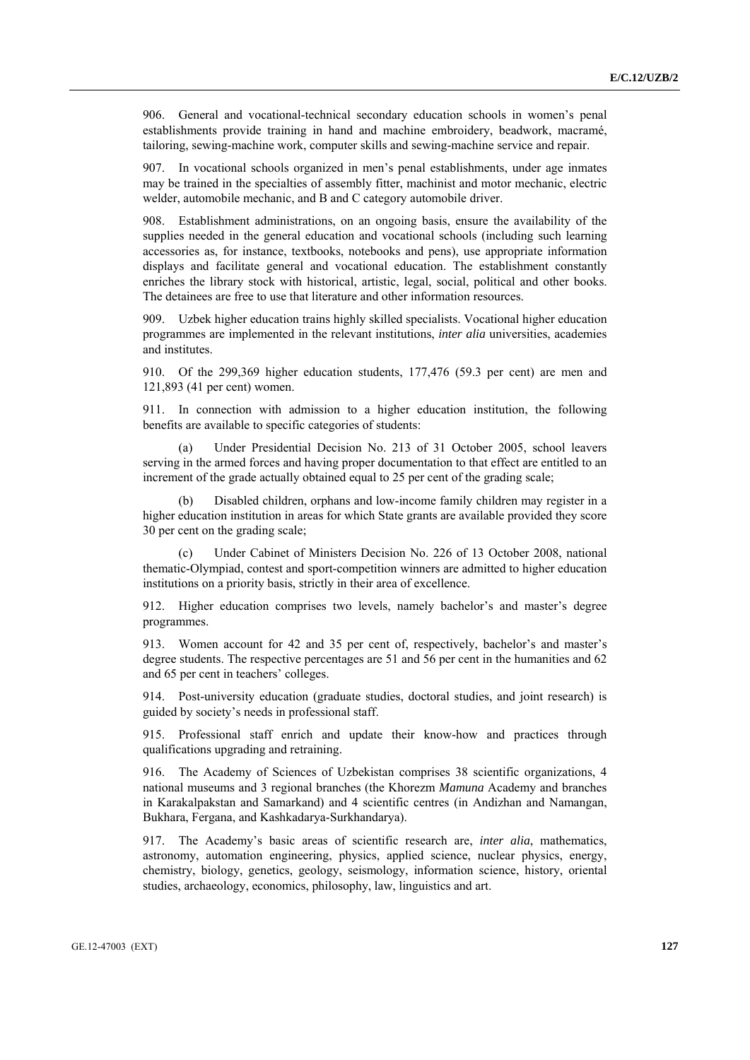906. General and vocational-technical secondary education schools in women's penal establishments provide training in hand and machine embroidery, beadwork, macramé, tailoring, sewing-machine work, computer skills and sewing-machine service and repair.

907. In vocational schools organized in men's penal establishments, under age inmates may be trained in the specialties of assembly fitter, machinist and motor mechanic, electric welder, automobile mechanic, and B and C category automobile driver.

908. Establishment administrations, on an ongoing basis, ensure the availability of the supplies needed in the general education and vocational schools (including such learning accessories as, for instance, textbooks, notebooks and pens), use appropriate information displays and facilitate general and vocational education. The establishment constantly enriches the library stock with historical, artistic, legal, social, political and other books. The detainees are free to use that literature and other information resources.

909. Uzbek higher education trains highly skilled specialists. Vocational higher education programmes are implemented in the relevant institutions, *inter alia* universities, academies and institutes.

910. Of the 299,369 higher education students, 177,476 (59.3 per cent) are men and 121,893 (41 per cent) women.

911. In connection with admission to a higher education institution, the following benefits are available to specific categories of students:

(a) Under Presidential Decision No. 213 of 31 October 2005, school leavers serving in the armed forces and having proper documentation to that effect are entitled to an increment of the grade actually obtained equal to 25 per cent of the grading scale;

(b) Disabled children, orphans and low-income family children may register in a higher education institution in areas for which State grants are available provided they score 30 per cent on the grading scale;

(c) Under Cabinet of Ministers Decision No. 226 of 13 October 2008, national thematic-Olympiad, contest and sport-competition winners are admitted to higher education institutions on a priority basis, strictly in their area of excellence.

912. Higher education comprises two levels, namely bachelor's and master's degree programmes.

913. Women account for 42 and 35 per cent of, respectively, bachelor's and master's degree students. The respective percentages are 51 and 56 per cent in the humanities and 62 and 65 per cent in teachers' colleges.

914. Post-university education (graduate studies, doctoral studies, and joint research) is guided by society's needs in professional staff.

915. Professional staff enrich and update their know-how and practices through qualifications upgrading and retraining.

916. The Academy of Sciences of Uzbekistan comprises 38 scientific organizations, 4 national museums and 3 regional branches (the Khorezm *Mamuna* Academy and branches in Karakalpakstan and Samarkand) and 4 scientific centres (in Andizhan and Namangan, Bukhara, Fergana, and Kashkadarya-Surkhandarya).

917. The Academy's basic areas of scientific research are, *inter alia*, mathematics, astronomy, automation engineering, physics, applied science, nuclear physics, energy, chemistry, biology, genetics, geology, seismology, information science, history, oriental studies, archaeology, economics, philosophy, law, linguistics and art.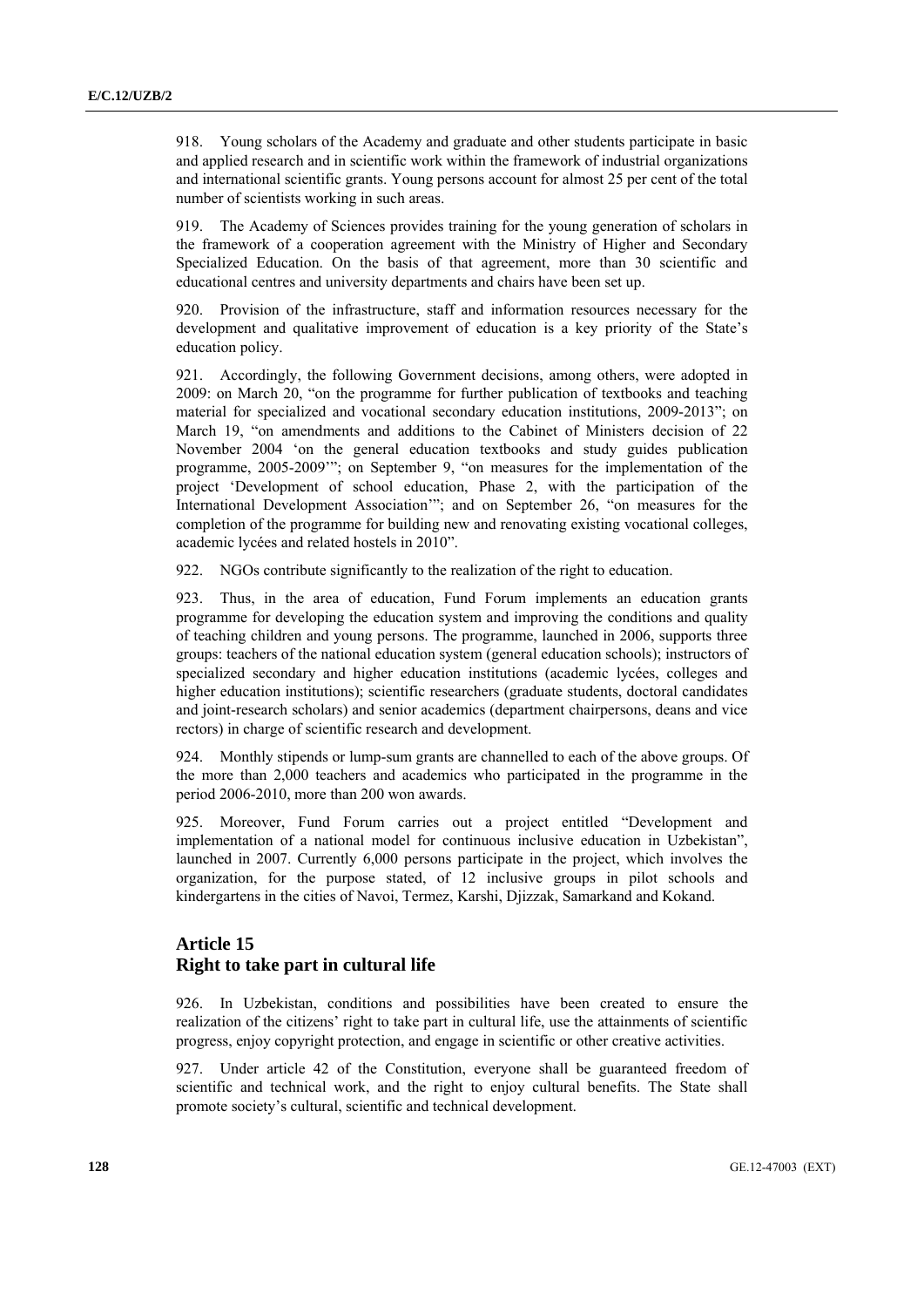918. Young scholars of the Academy and graduate and other students participate in basic and applied research and in scientific work within the framework of industrial organizations and international scientific grants. Young persons account for almost 25 per cent of the total number of scientists working in such areas.

919. The Academy of Sciences provides training for the young generation of scholars in the framework of a cooperation agreement with the Ministry of Higher and Secondary Specialized Education. On the basis of that agreement, more than 30 scientific and educational centres and university departments and chairs have been set up.

920. Provision of the infrastructure, staff and information resources necessary for the development and qualitative improvement of education is a key priority of the State's education policy.

921. Accordingly, the following Government decisions, among others, were adopted in 2009: on March 20, "on the programme for further publication of textbooks and teaching material for specialized and vocational secondary education institutions, 2009-2013"; on March 19, "on amendments and additions to the Cabinet of Ministers decision of 22 November 2004 'on the general education textbooks and study guides publication programme, 2005-2009'"; on September 9, "on measures for the implementation of the project 'Development of school education, Phase 2, with the participation of the International Development Association'"; and on September 26, "on measures for the completion of the programme for building new and renovating existing vocational colleges, academic lycées and related hostels in 2010".

922. NGOs contribute significantly to the realization of the right to education.

923. Thus, in the area of education, Fund Forum implements an education grants programme for developing the education system and improving the conditions and quality of teaching children and young persons. The programme, launched in 2006, supports three groups: teachers of the national education system (general education schools); instructors of specialized secondary and higher education institutions (academic lycées, colleges and higher education institutions); scientific researchers (graduate students, doctoral candidates and joint-research scholars) and senior academics (department chairpersons, deans and vice rectors) in charge of scientific research and development.

924. Monthly stipends or lump-sum grants are channelled to each of the above groups. Of the more than 2,000 teachers and academics who participated in the programme in the period 2006-2010, more than 200 won awards.

925. Moreover, Fund Forum carries out a project entitled "Development and implementation of a national model for continuous inclusive education in Uzbekistan", launched in 2007. Currently 6,000 persons participate in the project, which involves the organization, for the purpose stated, of 12 inclusive groups in pilot schools and kindergartens in the cities of Navoi, Termez, Karshi, Djizzak, Samarkand and Kokand.

## Article 15
## Right to take part in cultural life

926. In Uzbekistan, conditions and possibilities have been created to ensure the realization of the citizens' right to take part in cultural life, use the attainments of scientific progress, enjoy copyright protection, and engage in scientific or other creative activities.

927. Under article 42 of the Constitution, everyone shall be guaranteed freedom of scientific and technical work, and the right to enjoy cultural benefits. The State shall promote society's cultural, scientific and technical development.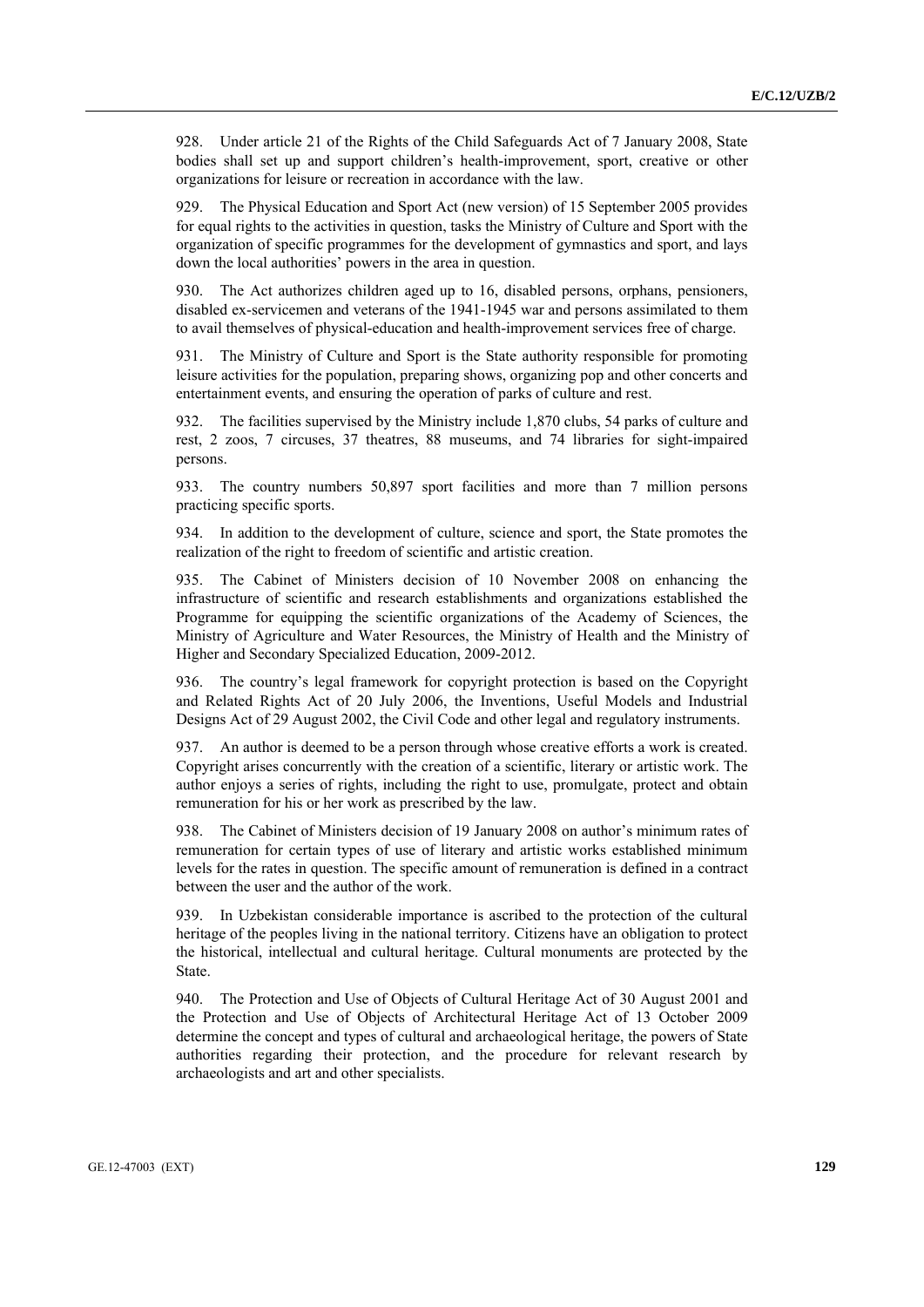928. Under article 21 of the Rights of the Child Safeguards Act of 7 January 2008, State bodies shall set up and support children's health-improvement, sport, creative or other organizations for leisure or recreation in accordance with the law.

929. The Physical Education and Sport Act (new version) of 15 September 2005 provides for equal rights to the activities in question, tasks the Ministry of Culture and Sport with the organization of specific programmes for the development of gymnastics and sport, and lays down the local authorities' powers in the area in question.

930. The Act authorizes children aged up to 16, disabled persons, orphans, pensioners, disabled ex-servicemen and veterans of the 1941-1945 war and persons assimilated to them to avail themselves of physical-education and health-improvement services free of charge.

931. The Ministry of Culture and Sport is the State authority responsible for promoting leisure activities for the population, preparing shows, organizing pop and other concerts and entertainment events, and ensuring the operation of parks of culture and rest.

932. The facilities supervised by the Ministry include 1,870 clubs, 54 parks of culture and rest, 2 zoos, 7 circuses, 37 theatres, 88 museums, and 74 libraries for sight-impaired persons.

933. The country numbers 50,897 sport facilities and more than 7 million persons practicing specific sports.

934. In addition to the development of culture, science and sport, the State promotes the realization of the right to freedom of scientific and artistic creation.

935. The Cabinet of Ministers decision of 10 November 2008 on enhancing the infrastructure of scientific and research establishments and organizations established the Programme for equipping the scientific organizations of the Academy of Sciences, the Ministry of Agriculture and Water Resources, the Ministry of Health and the Ministry of Higher and Secondary Specialized Education, 2009-2012.

936. The country's legal framework for copyright protection is based on the Copyright and Related Rights Act of 20 July 2006, the Inventions, Useful Models and Industrial Designs Act of 29 August 2002, the Civil Code and other legal and regulatory instruments.

937. An author is deemed to be a person through whose creative efforts a work is created. Copyright arises concurrently with the creation of a scientific, literary or artistic work. The author enjoys a series of rights, including the right to use, promulgate, protect and obtain remuneration for his or her work as prescribed by the law.

938. The Cabinet of Ministers decision of 19 January 2008 on author's minimum rates of remuneration for certain types of use of literary and artistic works established minimum levels for the rates in question. The specific amount of remuneration is defined in a contract between the user and the author of the work.

939. In Uzbekistan considerable importance is ascribed to the protection of the cultural heritage of the peoples living in the national territory. Citizens have an obligation to protect the historical, intellectual and cultural heritage. Cultural monuments are protected by the State.

940. The Protection and Use of Objects of Cultural Heritage Act of 30 August 2001 and the Protection and Use of Objects of Architectural Heritage Act of 13 October 2009 determine the concept and types of cultural and archaeological heritage, the powers of State authorities regarding their protection, and the procedure for relevant research by archaeologists and art and other specialists.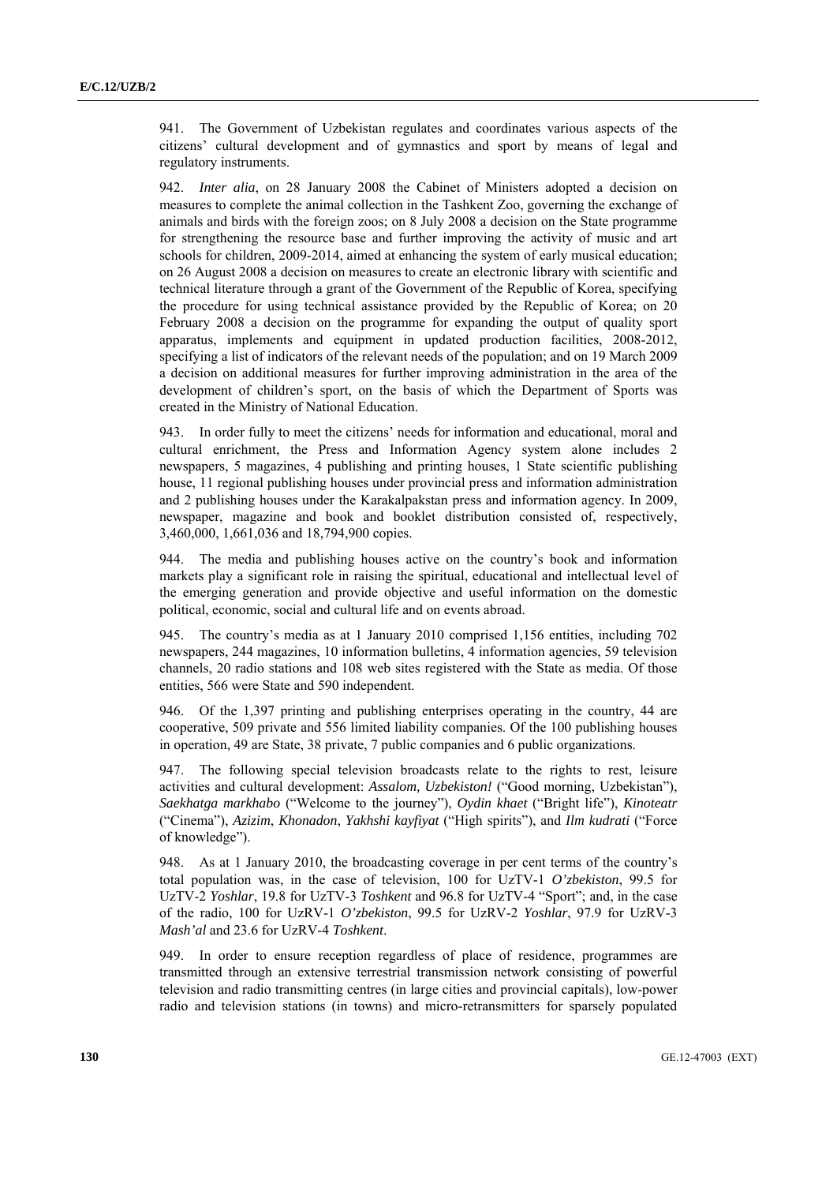941. The Government of Uzbekistan regulates and coordinates various aspects of the citizens' cultural development and of gymnastics and sport by means of legal and regulatory instruments.

942. *Inter alia*, on 28 January 2008 the Cabinet of Ministers adopted a decision on measures to complete the animal collection in the Tashkent Zoo, governing the exchange of animals and birds with the foreign zoos; on 8 July 2008 a decision on the State programme for strengthening the resource base and further improving the activity of music and art schools for children, 2009-2014, aimed at enhancing the system of early musical education; on 26 August 2008 a decision on measures to create an electronic library with scientific and technical literature through a grant of the Government of the Republic of Korea, specifying the procedure for using technical assistance provided by the Republic of Korea; on 20 February 2008 a decision on the programme for expanding the output of quality sport apparatus, implements and equipment in updated production facilities, 2008-2012, specifying a list of indicators of the relevant needs of the population; and on 19 March 2009 a decision on additional measures for further improving administration in the area of the development of children's sport, on the basis of which the Department of Sports was created in the Ministry of National Education.

943. In order fully to meet the citizens' needs for information and educational, moral and cultural enrichment, the Press and Information Agency system alone includes 2 newspapers, 5 magazines, 4 publishing and printing houses, 1 State scientific publishing house, 11 regional publishing houses under provincial press and information administration and 2 publishing houses under the Karakalpakstan press and information agency. In 2009, newspaper, magazine and book and booklet distribution consisted of, respectively, 3,460,000, 1,661,036 and 18,794,900 copies.

944. The media and publishing houses active on the country's book and information markets play a significant role in raising the spiritual, educational and intellectual level of the emerging generation and provide objective and useful information on the domestic political, economic, social and cultural life and on events abroad.

945. The country's media as at 1 January 2010 comprised 1,156 entities, including 702 newspapers, 244 magazines, 10 information bulletins, 4 information agencies, 59 television channels, 20 radio stations and 108 web sites registered with the State as media. Of those entities, 566 were State and 590 independent.

946. Of the 1,397 printing and publishing enterprises operating in the country, 44 are cooperative, 509 private and 556 limited liability companies. Of the 100 publishing houses in operation, 49 are State, 38 private, 7 public companies and 6 public organizations.

947. The following special television broadcasts relate to the rights to rest, leisure activities and cultural development: *Assalom, Uzbekiston!* ("Good morning, Uzbekistan"), *Saekhatga markhabo* ("Welcome to the journey"), *Oydin khaet* ("Bright life"), *Kinoteatr* ("Cinema"), *Azizim*, *Khonadon*, *Yakhshi kayfiyat* ("High spirits"), and *Ilm kudrati* ("Force of knowledge").

948. As at 1 January 2010, the broadcasting coverage in per cent terms of the country's total population was, in the case of television, 100 for UzTV-1 *O'zbekiston*, 99.5 for UzTV-2 *Yoshlar*, 19.8 for UzTV-3 *Toshkent* and 96.8 for UzTV-4 "Sport"; and, in the case of the radio, 100 for UzRV-1 *O'zbekiston*, 99.5 for UzRV-2 *Yoshlar*, 97.9 for UzRV-3 *Mash'al* and 23.6 for UzRV-4 *Toshkent*.

949. In order to ensure reception regardless of place of residence, programmes are transmitted through an extensive terrestrial transmission network consisting of powerful television and radio transmitting centres (in large cities and provincial capitals), low-power radio and television stations (in towns) and micro-retransmitters for sparsely populated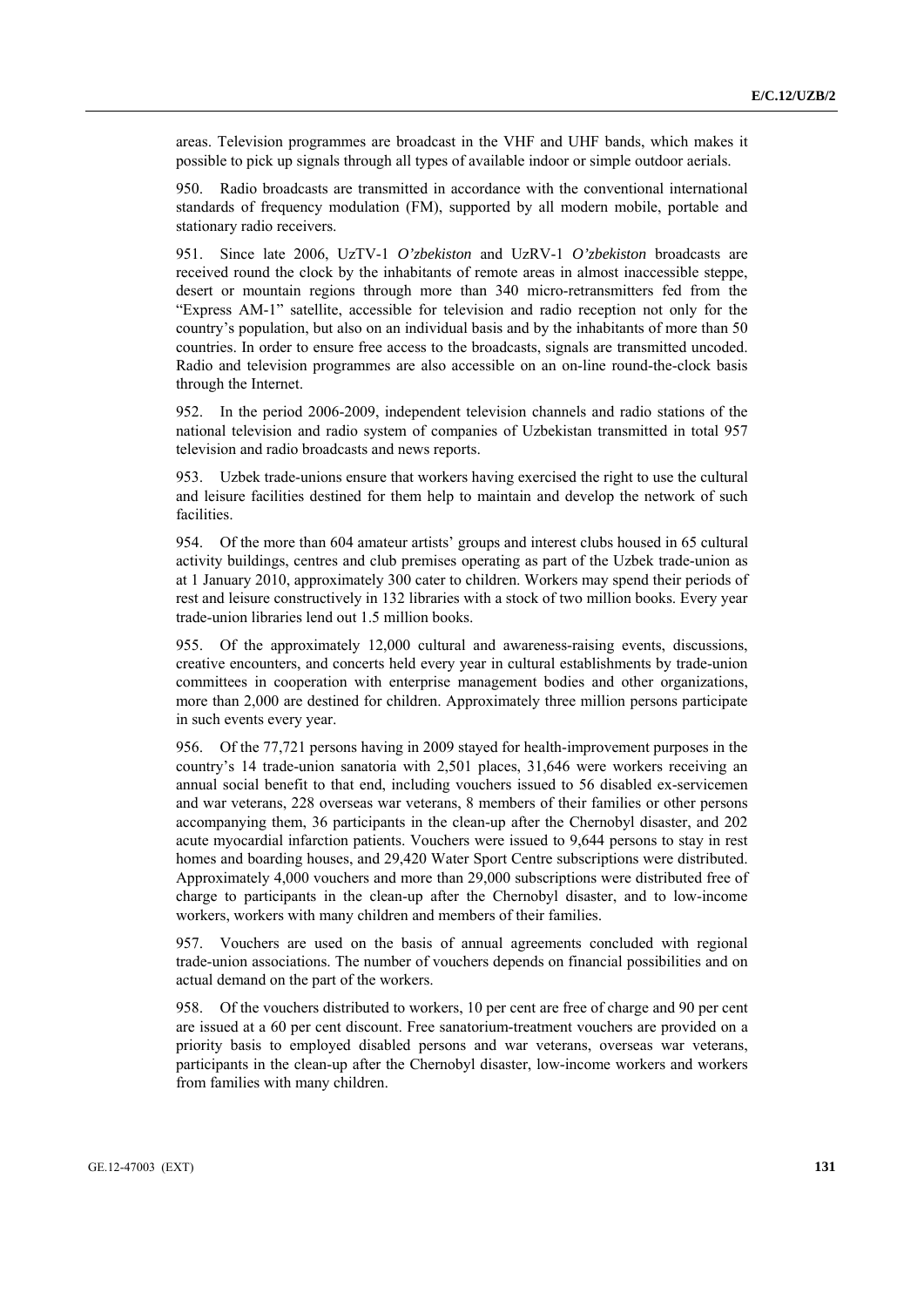areas. Television programmes are broadcast in the VHF and UHF bands, which makes it possible to pick up signals through all types of available indoor or simple outdoor aerials.

950. Radio broadcasts are transmitted in accordance with the conventional international standards of frequency modulation (FM), supported by all modern mobile, portable and stationary radio receivers.

951. Since late 2006, UzTV-1 *O'zbekiston* and UzRV-1 *O'zbekiston* broadcasts are received round the clock by the inhabitants of remote areas in almost inaccessible steppe, desert or mountain regions through more than 340 micro-retransmitters fed from the "Express AM-1" satellite, accessible for television and radio reception not only for the country's population, but also on an individual basis and by the inhabitants of more than 50 countries. In order to ensure free access to the broadcasts, signals are transmitted uncoded. Radio and television programmes are also accessible on an on-line round-the-clock basis through the Internet.

952. In the period 2006-2009, independent television channels and radio stations of the national television and radio system of companies of Uzbekistan transmitted in total 957 television and radio broadcasts and news reports.

953. Uzbek trade-unions ensure that workers having exercised the right to use the cultural and leisure facilities destined for them help to maintain and develop the network of such facilities.

954. Of the more than 604 amateur artists' groups and interest clubs housed in 65 cultural activity buildings, centres and club premises operating as part of the Uzbek trade-union as at 1 January 2010, approximately 300 cater to children. Workers may spend their periods of rest and leisure constructively in 132 libraries with a stock of two million books. Every year trade-union libraries lend out 1.5 million books.

955. Of the approximately 12,000 cultural and awareness-raising events, discussions, creative encounters, and concerts held every year in cultural establishments by trade-union committees in cooperation with enterprise management bodies and other organizations, more than 2,000 are destined for children. Approximately three million persons participate in such events every year.

956. Of the 77,721 persons having in 2009 stayed for health-improvement purposes in the country's 14 trade-union sanatoria with 2,501 places, 31,646 were workers receiving an annual social benefit to that end, including vouchers issued to 56 disabled ex-servicemen and war veterans, 228 overseas war veterans, 8 members of their families or other persons accompanying them, 36 participants in the clean-up after the Chernobyl disaster, and 202 acute myocardial infarction patients. Vouchers were issued to 9,644 persons to stay in rest homes and boarding houses, and 29,420 Water Sport Centre subscriptions were distributed. Approximately 4,000 vouchers and more than 29,000 subscriptions were distributed free of charge to participants in the clean-up after the Chernobyl disaster, and to low-income workers, workers with many children and members of their families.

957. Vouchers are used on the basis of annual agreements concluded with regional trade-union associations. The number of vouchers depends on financial possibilities and on actual demand on the part of the workers.

958. Of the vouchers distributed to workers, 10 per cent are free of charge and 90 per cent are issued at a 60 per cent discount. Free sanatorium-treatment vouchers are provided on a priority basis to employed disabled persons and war veterans, overseas war veterans, participants in the clean-up after the Chernobyl disaster, low-income workers and workers from families with many children.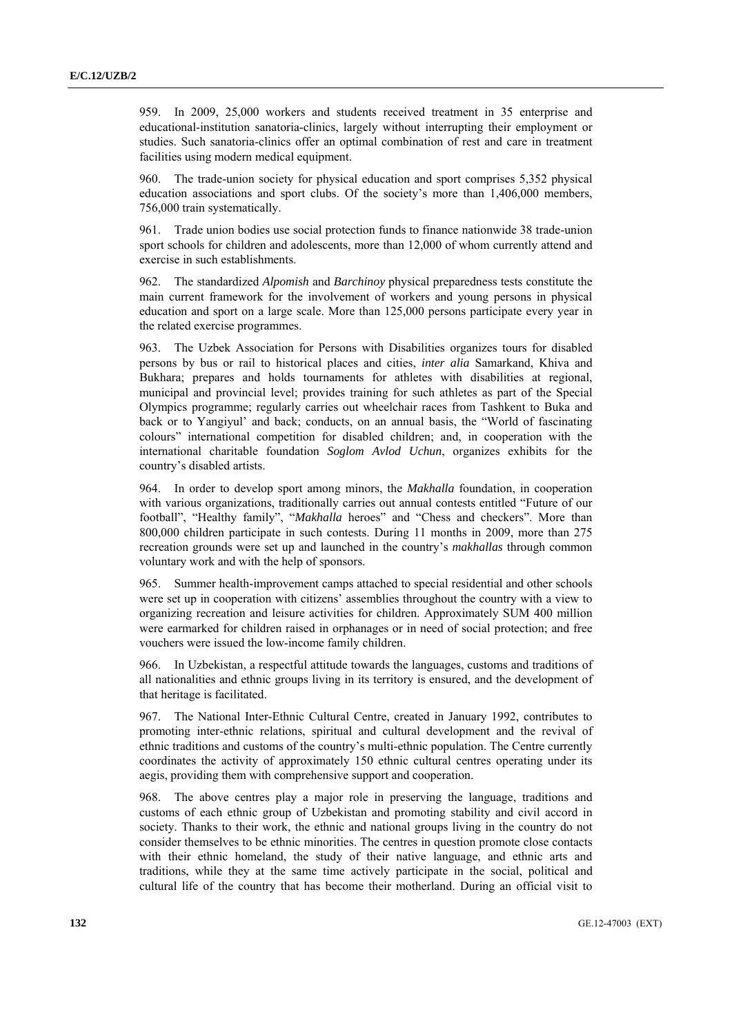959. In 2009, 25,000 workers and students received treatment in 35 enterprise and educational-institution sanatoria-clinics, largely without interrupting their employment or studies. Such sanatoria-clinics offer an optimal combination of rest and care in treatment facilities using modern medical equipment.

960. The trade-union society for physical education and sport comprises 5,352 physical education associations and sport clubs. Of the society's more than 1,406,000 members, 756,000 train systematically.

961. Trade union bodies use social protection funds to finance nationwide 38 trade-union sport schools for children and adolescents, more than 12,000 of whom currently attend and exercise in such establishments.

962. The standardized *Alpomish* and *Barchinoy* physical preparedness tests constitute the main current framework for the involvement of workers and young persons in physical education and sport on a large scale. More than 125,000 persons participate every year in the related exercise programmes.

963. The Uzbek Association for Persons with Disabilities organizes tours for disabled persons by bus or rail to historical places and cities, *inter alia* Samarkand, Khiva and Bukhara; prepares and holds tournaments for athletes with disabilities at regional, municipal and provincial level; provides training for such athletes as part of the Special Olympics programme; regularly carries out wheelchair races from Tashkent to Buka and back or to Yangiyul' and back; conducts, on an annual basis, the "World of fascinating colours" international competition for disabled children; and, in cooperation with the international charitable foundation *Soglom Avlod Uchun*, organizes exhibits for the country's disabled artists.

964. In order to develop sport among minors, the *Makhalla* foundation, in cooperation with various organizations, traditionally carries out annual contests entitled "Future of our football", "Healthy family", "*Makhalla* heroes" and "Chess and checkers". More than 800,000 children participate in such contests. During 11 months in 2009, more than 275 recreation grounds were set up and launched in the country's *makhallas* through common voluntary work and with the help of sponsors.

965. Summer health-improvement camps attached to special residential and other schools were set up in cooperation with citizens' assemblies throughout the country with a view to organizing recreation and leisure activities for children. Approximately SUM 400 million were earmarked for children raised in orphanages or in need of social protection; and free vouchers were issued the low-income family children.

966. In Uzbekistan, a respectful attitude towards the languages, customs and traditions of all nationalities and ethnic groups living in its territory is ensured, and the development of that heritage is facilitated.

967. The National Inter-Ethnic Cultural Centre, created in January 1992, contributes to promoting inter-ethnic relations, spiritual and cultural development and the revival of ethnic traditions and customs of the country's multi-ethnic population. The Centre currently coordinates the activity of approximately 150 ethnic cultural centres operating under its aegis, providing them with comprehensive support and cooperation.

968. The above centres play a major role in preserving the language, traditions and customs of each ethnic group of Uzbekistan and promoting stability and civil accord in society. Thanks to their work, the ethnic and national groups living in the country do not consider themselves to be ethnic minorities. The centres in question promote close contacts with their ethnic homeland, the study of their native language, and ethnic arts and traditions, while they at the same time actively participate in the social, political and cultural life of the country that has become their motherland. During an official visit to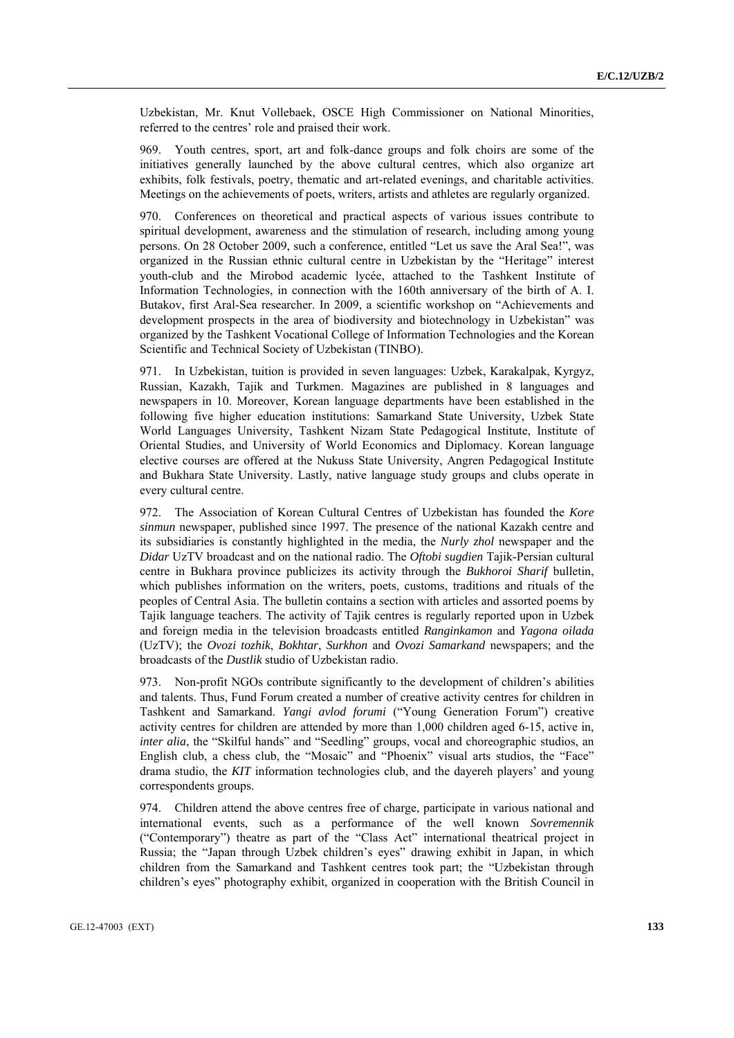Uzbekistan, Mr. Knut Vollebaek, OSCE High Commissioner on National Minorities, referred to the centres' role and praised their work.

969. Youth centres, sport, art and folk-dance groups and folk choirs are some of the initiatives generally launched by the above cultural centres, which also organize art exhibits, folk festivals, poetry, thematic and art-related evenings, and charitable activities. Meetings on the achievements of poets, writers, artists and athletes are regularly organized.

970. Conferences on theoretical and practical aspects of various issues contribute to spiritual development, awareness and the stimulation of research, including among young persons. On 28 October 2009, such a conference, entitled "Let us save the Aral Sea!", was organized in the Russian ethnic cultural centre in Uzbekistan by the "Heritage" interest youth-club and the Mirobod academic lycée, attached to the Tashkent Institute of Information Technologies, in connection with the 160th anniversary of the birth of A. I. Butakov, first Aral-Sea researcher. In 2009, a scientific workshop on "Achievements and development prospects in the area of biodiversity and biotechnology in Uzbekistan" was organized by the Tashkent Vocational College of Information Technologies and the Korean Scientific and Technical Society of Uzbekistan (TINBO).

971. In Uzbekistan, tuition is provided in seven languages: Uzbek, Karakalpak, Kyrgyz, Russian, Kazakh, Tajik and Turkmen. Magazines are published in 8 languages and newspapers in 10. Moreover, Korean language departments have been established in the following five higher education institutions: Samarkand State University, Uzbek State World Languages University, Tashkent Nizam State Pedagogical Institute, Institute of Oriental Studies, and University of World Economics and Diplomacy. Korean language elective courses are offered at the Nukuss State University, Angren Pedagogical Institute and Bukhara State University. Lastly, native language study groups and clubs operate in every cultural centre.

972. The Association of Korean Cultural Centres of Uzbekistan has founded the *Kore sinmun* newspaper, published since 1997. The presence of the national Kazakh centre and its subsidiaries is constantly highlighted in the media, the *Nurly zhol* newspaper and the *Didar* UzTV broadcast and on the national radio. The *Oftobi sugdien* Tajik-Persian cultural centre in Bukhara province publicizes its activity through the *Bukhoroi Sharif* bulletin, which publishes information on the writers, poets, customs, traditions and rituals of the peoples of Central Asia. The bulletin contains a section with articles and assorted poems by Tajik language teachers. The activity of Tajik centres is regularly reported upon in Uzbek and foreign media in the television broadcasts entitled *Ranginkamon* and *Yagona oilada* (UzTV); the *Ovozi tozhik*, *Bokhtar*, *Surkhon* and *Ovozi Samarkand* newspapers; and the broadcasts of the *Dustlik* studio of Uzbekistan radio.

973. Non-profit NGOs contribute significantly to the development of children's abilities and talents. Thus, Fund Forum created a number of creative activity centres for children in Tashkent and Samarkand. *Yangi avlod forumi* ("Young Generation Forum") creative activity centres for children are attended by more than 1,000 children aged 6-15, active in, *inter alia*, the "Skilful hands" and "Seedling" groups, vocal and choreographic studios, an English club, a chess club, the "Mosaic" and "Phoenix" visual arts studios, the "Face" drama studio, the *KIT* information technologies club, and the dayereh players' and young correspondents groups.

974. Children attend the above centres free of charge, participate in various national and international events, such as a performance of the well known *Sovremennik* ("Contemporary") theatre as part of the "Class Act" international theatrical project in Russia; the "Japan through Uzbek children's eyes" drawing exhibit in Japan, in which children from the Samarkand and Tashkent centres took part; the "Uzbekistan through children's eyes" photography exhibit, organized in cooperation with the British Council in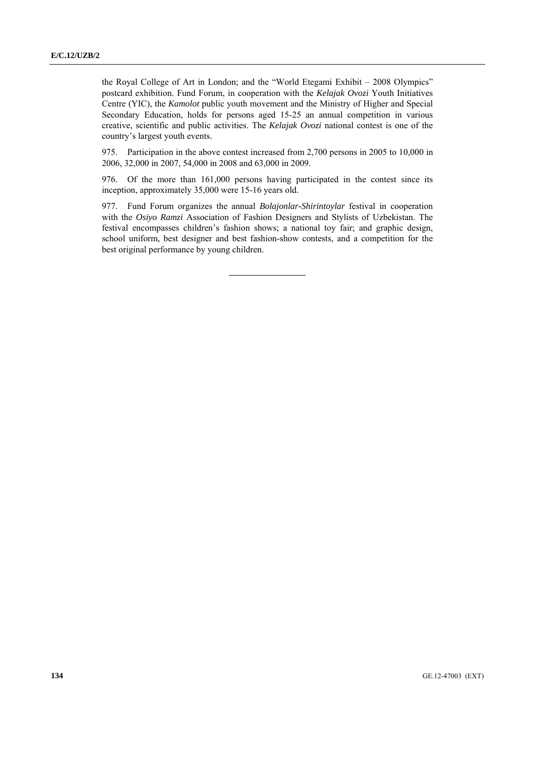the Royal College of Art in London; and the "World Etegami Exhibit – 2008 Olympics" postcard exhibition. Fund Forum, in cooperation with the *Kelajak Ovozi* Youth Initiatives Centre (YIC), the *Kamolot* public youth movement and the Ministry of Higher and Special Secondary Education, holds for persons aged 15-25 an annual competition in various creative, scientific and public activities. The *Kelajak Ovozi* national contest is one of the country's largest youth events.

975. Participation in the above contest increased from 2,700 persons in 2005 to 10,000 in 2006, 32,000 in 2007, 54,000 in 2008 and 63,000 in 2009.

976. Of the more than 161,000 persons having participated in the contest since its inception, approximately 35,000 were 15-16 years old.

977. Fund Forum organizes the annual *Bolajonlar-Shirintoylar* festival in cooperation with the *Osiyo Ramzi* Association of Fashion Designers and Stylists of Uzbekistan. The festival encompasses children's fashion shows; a national toy fair; and graphic design, school uniform, best designer and best fashion-show contests, and a competition for the best original performance by young children.